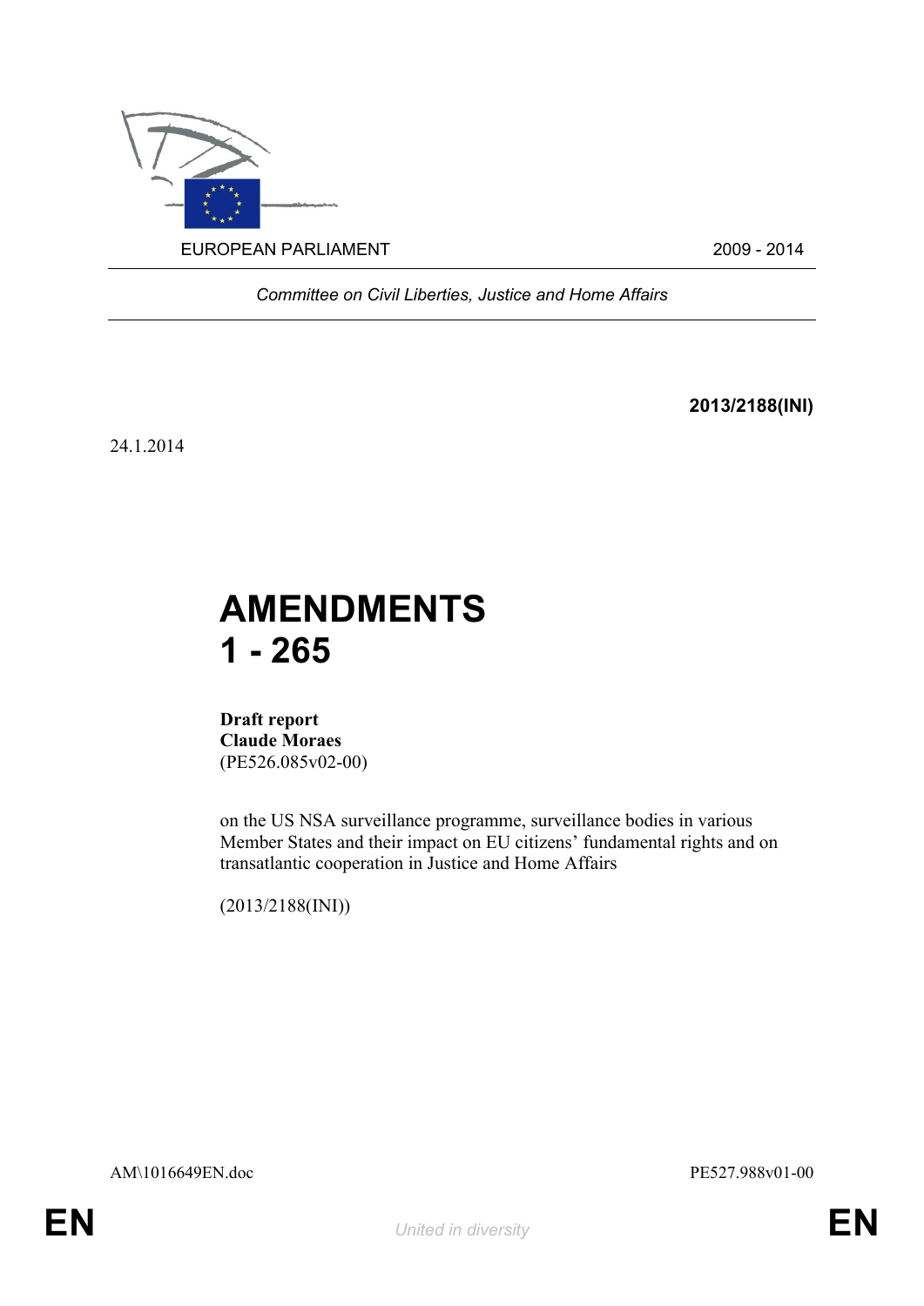EUROPEAN PARLIAMENT 2009 - 2014

*Committee on Civil Liberties, Justice and Home Affairs*

**2013/2188(INI)**

24.1.2014

# AMENDMENTS
# 1 - 265

**Draft report**
**Claude Moraes**
(PE526.085v02-00)

on the US NSA surveillance programme, surveillance bodies in various Member States and their impact on EU citizens' fundamental rights and on transatlantic cooperation in Justice and Home Affairs

(2013/2188(INI))

AM\1016649EN.doc PE527.988v01-00

EN *United in diversity* EN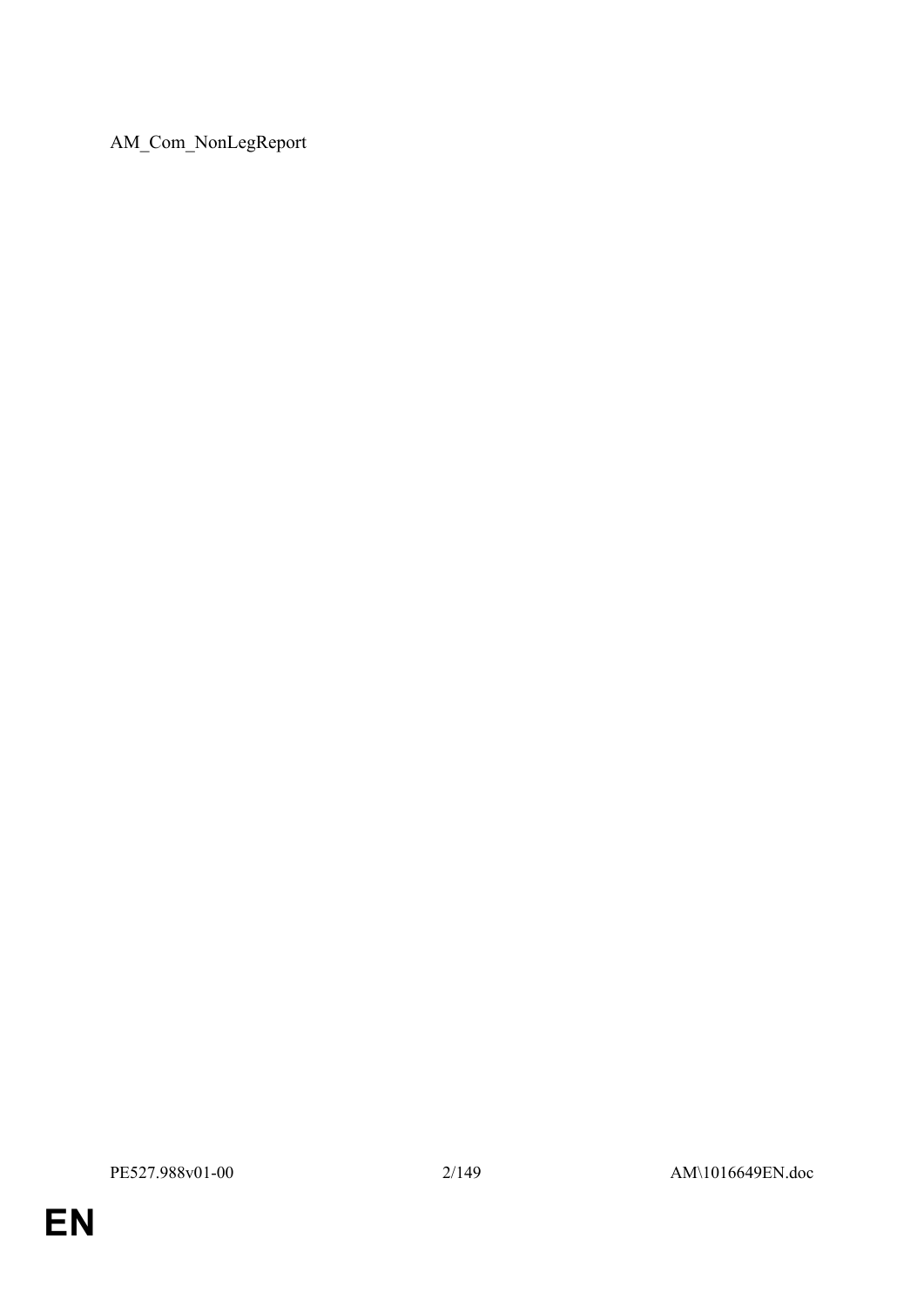AM_Com_NonLegReport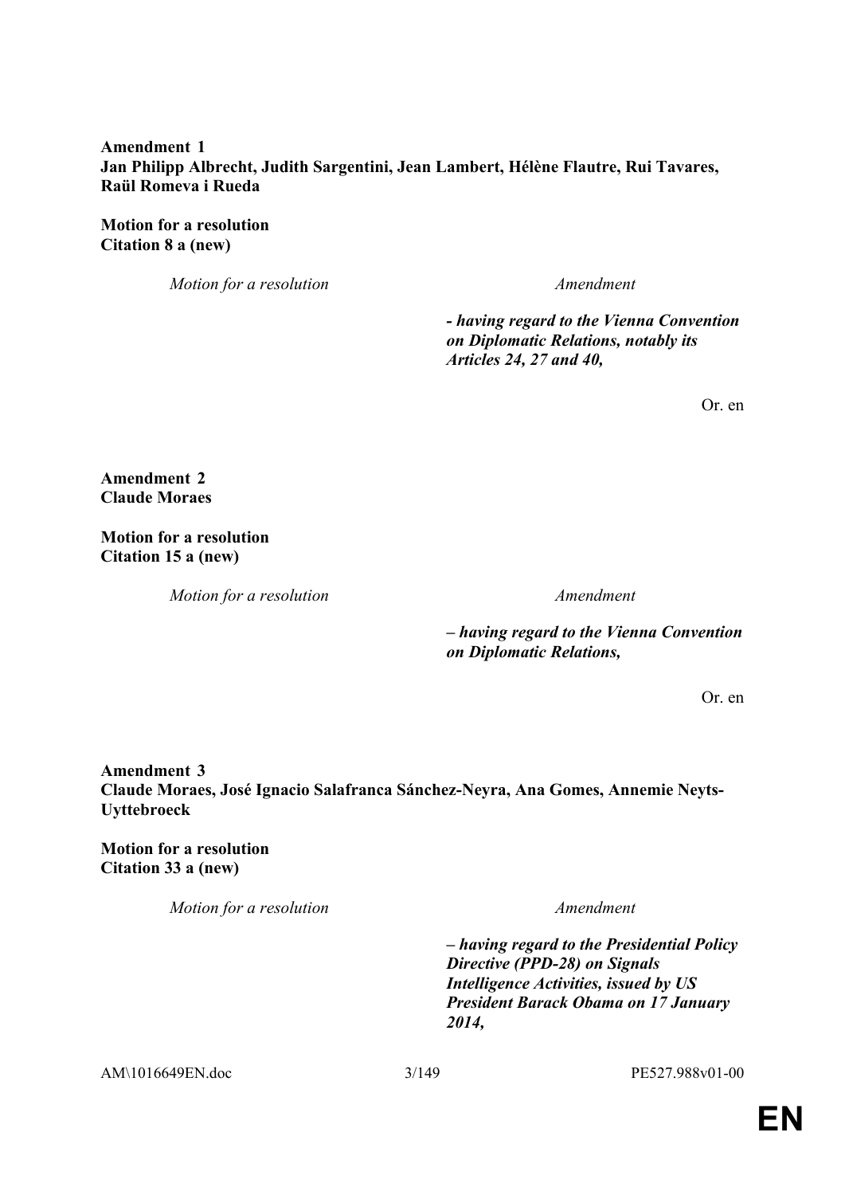**Amendment 1**
**Jan Philipp Albrecht, Judith Sargentini, Jean Lambert, Hélène Flautre, Rui Tavares, Raül Romeva i Rueda**

**Motion for a resolution**
**Citation 8 a (new)**

| *Motion for a resolution* | *Amendment* |
|---|---|
| | ***- having regard to the Vienna Convention on Diplomatic Relations, notably its Articles 24, 27 and 40,*** |

Or. en

**Amendment 2**
**Claude Moraes**

**Motion for a resolution**
**Citation 15 a (new)**

| *Motion for a resolution* | *Amendment* |
|---|---|
| | ***– having regard to the Vienna Convention on Diplomatic Relations,*** |

Or. en

**Amendment 3**
**Claude Moraes, José Ignacio Salafranca Sánchez-Neyra, Ana Gomes, Annemie Neyts-Uyttebroeck**

**Motion for a resolution**
**Citation 33 a (new)**

| *Motion for a resolution* | *Amendment* |
|---|---|
| | ***– having regard to the Presidential Policy Directive (PPD-28) on Signals Intelligence Activities, issued by US President Barack Obama on 17 January 2014,*** |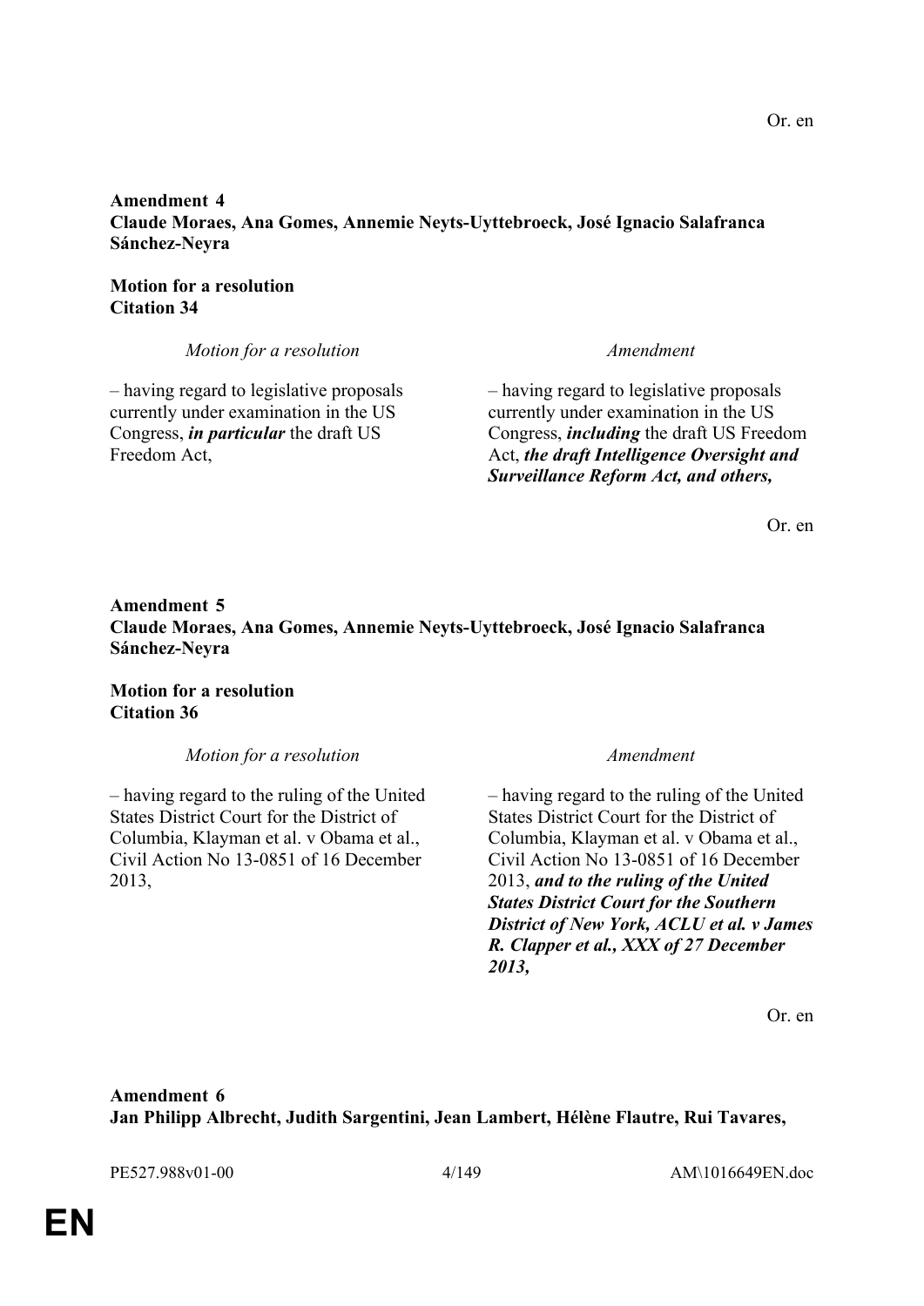Or. en

**Amendment 4**
**Claude Moraes, Ana Gomes, Annemie Neyts-Uyttebroeck, José Ignacio Salafranca Sánchez-Neyra**

**Motion for a resolution**
**Citation 34**

| *Motion for a resolution* | *Amendment* |
| --- | --- |
| – having regard to legislative proposals currently under examination in the US Congress, ***in particular*** the draft US Freedom Act, | – having regard to legislative proposals currently under examination in the US Congress, ***including*** the draft US Freedom Act, ***the draft Intelligence Oversight and Surveillance Reform Act, and others,*** |

Or. en

**Amendment 5**
**Claude Moraes, Ana Gomes, Annemie Neyts-Uyttebroeck, José Ignacio Salafranca Sánchez-Neyra**

**Motion for a resolution**
**Citation 36**

| *Motion for a resolution* | *Amendment* |
| --- | --- |
| – having regard to the ruling of the United States District Court for the District of Columbia, Klayman et al. v Obama et al., Civil Action No 13-0851 of 16 December 2013, | – having regard to the ruling of the United States District Court for the District of Columbia, Klayman et al. v Obama et al., Civil Action No 13-0851 of 16 December 2013, ***and to the ruling of the United States District Court for the Southern District of New York, ACLU et al. v James R. Clapper et al., XXX of 27 December 2013,*** |

Or. en

**Amendment 6**
**Jan Philipp Albrecht, Judith Sargentini, Jean Lambert, Hélène Flautre, Rui Tavares,**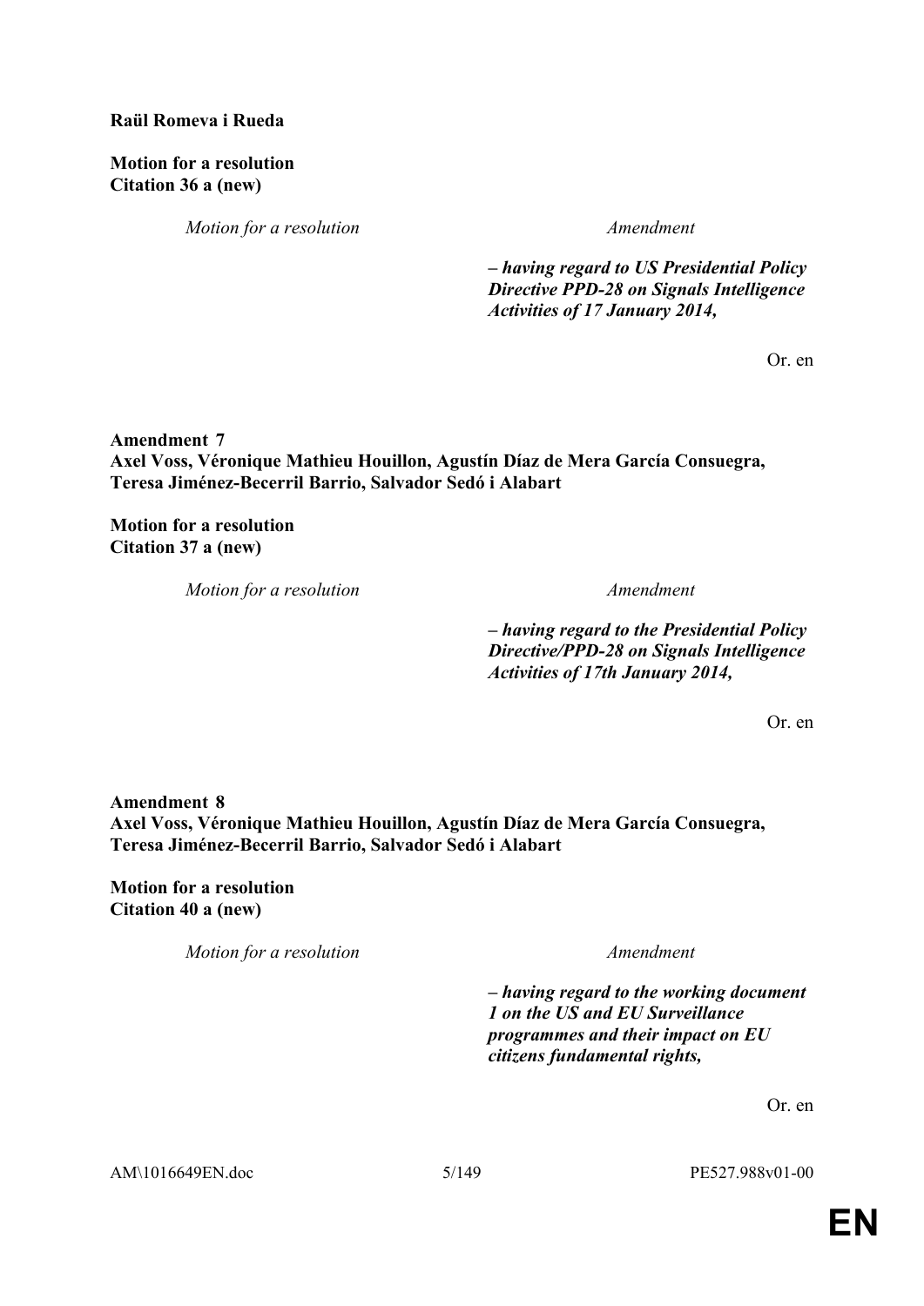**Raül Romeva i Rueda**

**Motion for a resolution**
**Citation 36 a (new)**

| *Motion for a resolution* | *Amendment* |
|---|---|
| | ***– having regard to US Presidential Policy Directive PPD-28 on Signals Intelligence Activities of 17 January 2014,*** |

Or. en

**Amendment 7**
**Axel Voss, Véronique Mathieu Houillon, Agustín Díaz de Mera García Consuegra, Teresa Jiménez-Becerril Barrio, Salvador Sedó i Alabart**

**Motion for a resolution**
**Citation 37 a (new)**

| *Motion for a resolution* | *Amendment* |
|---|---|
| | ***– having regard to the Presidential Policy Directive/PPD-28 on Signals Intelligence Activities of 17th January 2014,*** |

Or. en

**Amendment 8**
**Axel Voss, Véronique Mathieu Houillon, Agustín Díaz de Mera García Consuegra, Teresa Jiménez-Becerril Barrio, Salvador Sedó i Alabart**

**Motion for a resolution**
**Citation 40 a (new)**

| *Motion for a resolution* | *Amendment* |
|---|---|
| | ***– having regard to the working document 1 on the US and EU Surveillance programmes and their impact on EU citizens fundamental rights,*** |

Or. en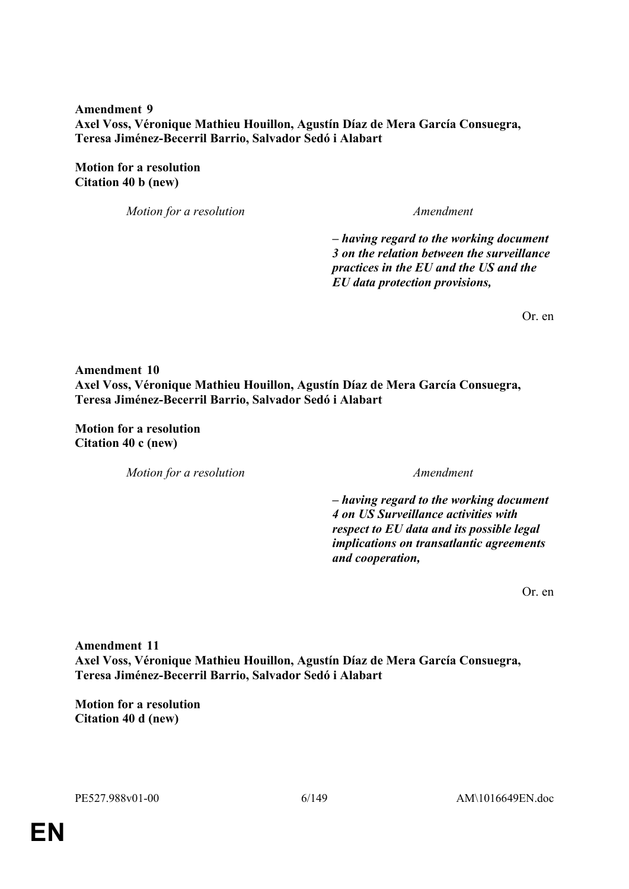**Amendment 9**
**Axel Voss, Véronique Mathieu Houillon, Agustín Díaz de Mera García Consuegra, Teresa Jiménez-Becerril Barrio, Salvador Sedó i Alabart**

**Motion for a resolution**
**Citation 40 b (new)**

| *Motion for a resolution* | *Amendment* |
|---|---|
| | ***– having regard to the working document 3 on the relation between the surveillance practices in the EU and the US and the EU data protection provisions,*** |

Or. en

**Amendment 10**
**Axel Voss, Véronique Mathieu Houillon, Agustín Díaz de Mera García Consuegra, Teresa Jiménez-Becerril Barrio, Salvador Sedó i Alabart**

**Motion for a resolution**
**Citation 40 c (new)**

| *Motion for a resolution* | *Amendment* |
|---|---|
| | ***– having regard to the working document 4 on US Surveillance activities with respect to EU data and its possible legal implications on transatlantic agreements and cooperation,*** |

Or. en

**Amendment 11**
**Axel Voss, Véronique Mathieu Houillon, Agustín Díaz de Mera García Consuegra, Teresa Jiménez-Becerril Barrio, Salvador Sedó i Alabart**

**Motion for a resolution**
**Citation 40 d (new)**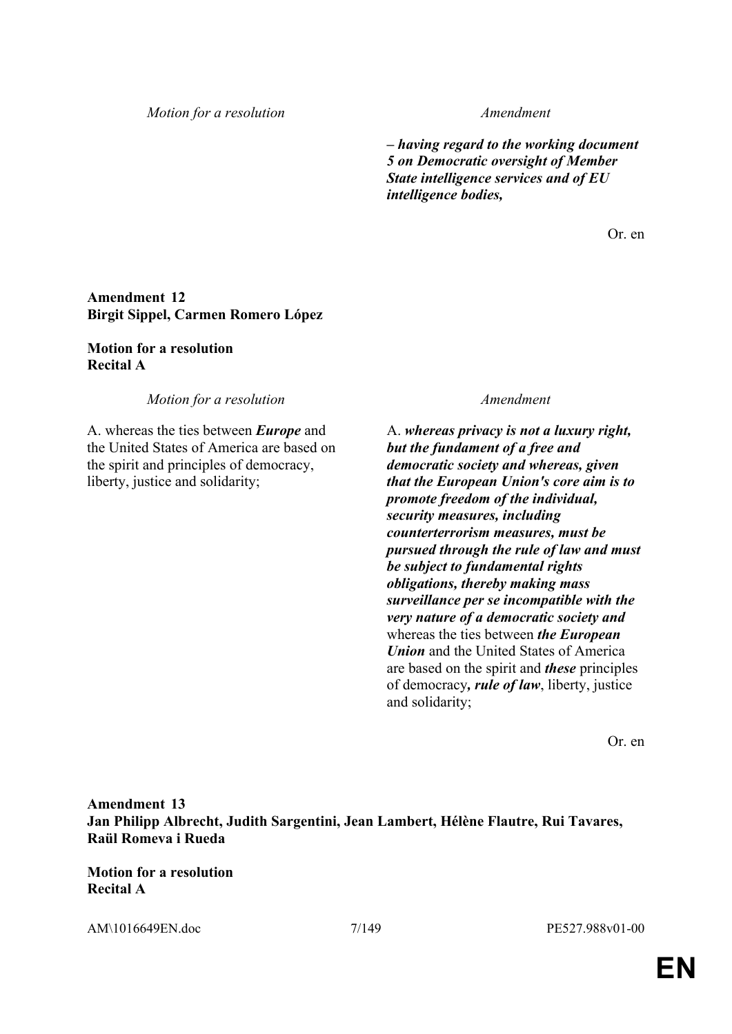| *Motion for a resolution* | *Amendment* |
|---|---|
| | ***– having regard to the working document 5 on Democratic oversight of Member State intelligence services and of EU intelligence bodies,*** |

Or. en

**Amendment 12**
**Birgit Sippel, Carmen Romero López**

**Motion for a resolution**
**Recital A**

| *Motion for a resolution* | *Amendment* |
|---|---|
| A. whereas the ties between ***Europe*** and the United States of America are based on the spirit and principles of democracy, liberty, justice and solidarity; | A. ***whereas privacy is not a luxury right, but the fundament of a free and democratic society and whereas, given that the European Union's core aim is to promote freedom of the individual, security measures, including counterterrorism measures, must be pursued through the rule of law and must be subject to fundamental rights obligations, thereby making mass surveillance per se incompatible with the very nature of a democratic society and*** whereas the ties between ***the European Union*** and the United States of America are based on the spirit and ***these*** principles of democracy***, rule of law***, liberty, justice and solidarity; |

Or. en

**Amendment 13**
**Jan Philipp Albrecht, Judith Sargentini, Jean Lambert, Hélène Flautre, Rui Tavares, Raül Romeva i Rueda**

**Motion for a resolution**
**Recital A**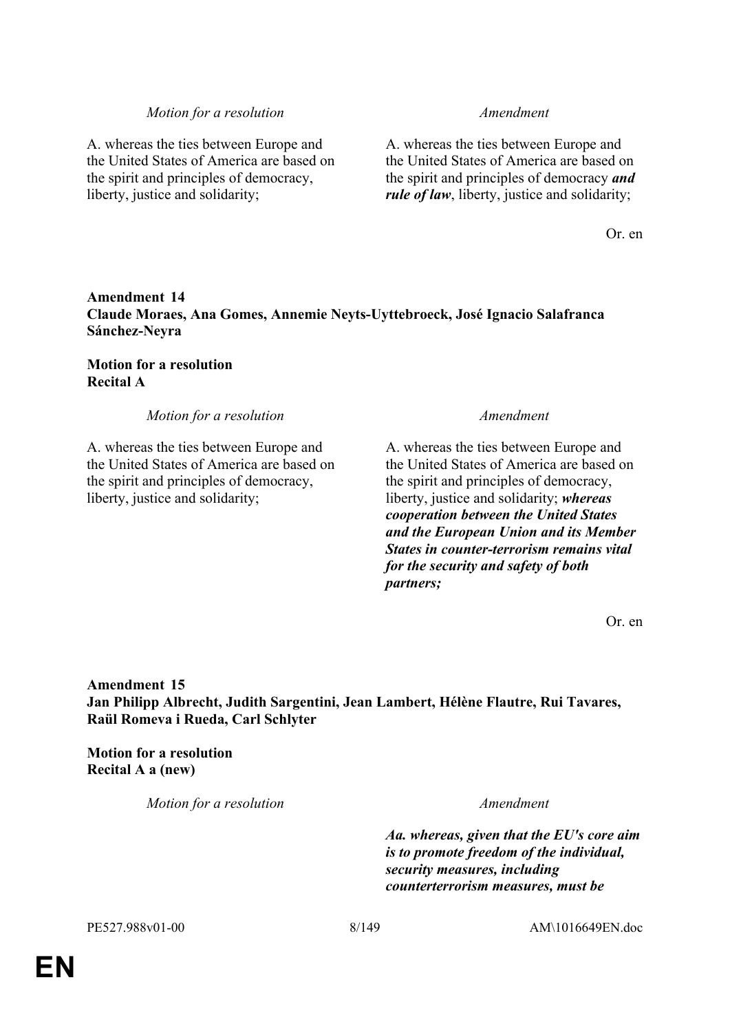| Motion for a resolution | Amendment |
| --- | --- |
| A. whereas the ties between Europe and the United States of America are based on the spirit and principles of democracy, liberty, justice and solidarity; | A. whereas the ties between Europe and the United States of America are based on the spirit and principles of democracy ***and rule of law***, liberty, justice and solidarity; |

Or. en

**Amendment 14**
**Claude Moraes, Ana Gomes, Annemie Neyts-Uyttebroeck, José Ignacio Salafranca Sánchez-Neyra**

**Motion for a resolution**
**Recital A**

| Motion for a resolution | Amendment |
| --- | --- |
| A. whereas the ties between Europe and the United States of America are based on the spirit and principles of democracy, liberty, justice and solidarity; | A. whereas the ties between Europe and the United States of America are based on the spirit and principles of democracy, liberty, justice and solidarity; ***whereas cooperation between the United States and the European Union and its Member States in counter-terrorism remains vital for the security and safety of both partners;*** |

Or. en

**Amendment 15**
**Jan Philipp Albrecht, Judith Sargentini, Jean Lambert, Hélène Flautre, Rui Tavares, Raül Romeva i Rueda, Carl Schlyter**

**Motion for a resolution**
**Recital A a (new)**

| Motion for a resolution | Amendment |
| --- | --- |
| | ***Aa. whereas, given that the EU's core aim is to promote freedom of the individual, security measures, including counterterrorism measures, must be*** |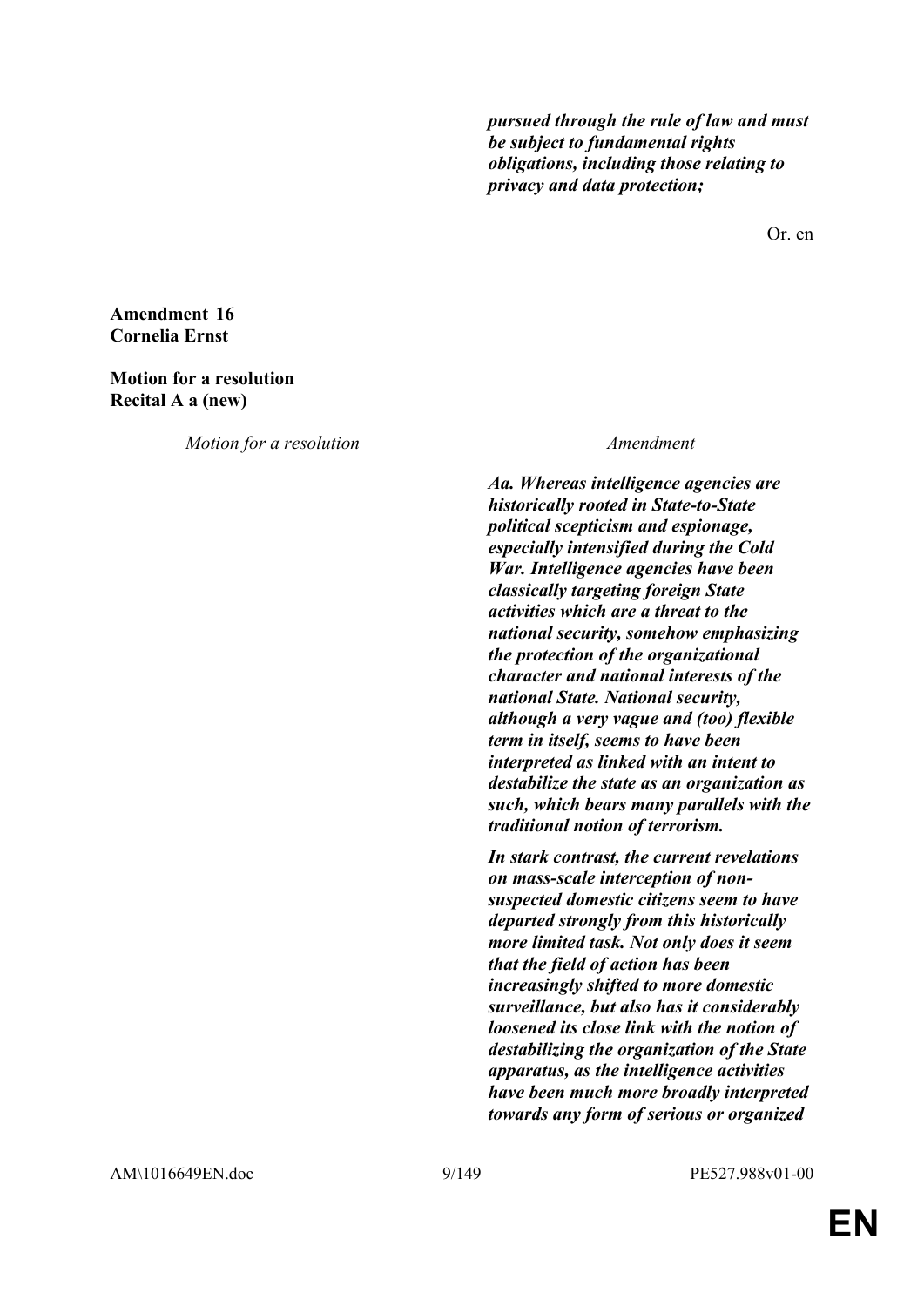***pursued through the rule of law and must be subject to fundamental rights obligations, including those relating to privacy and data protection;***

Or. en

**Amendment 16**
**Cornelia Ernst**

**Motion for a resolution**
**Recital A a (new)**

| *Motion for a resolution* | *Amendment* |
|---|---|
| | ***Aa. Whereas intelligence agencies are historically rooted in State-to-State political scepticism and espionage, especially intensified during the Cold War. Intelligence agencies have been classically targeting foreign State activities which are a threat to the national security, somehow emphasizing the protection of the organizational character and national interests of the national State. National security, although a very vague and (too) flexible term in itself, seems to have been interpreted as linked with an intent to destabilize the state as an organization as such, which bears many parallels with the traditional notion of terrorism.*** |
| | ***In stark contrast, the current revelations on mass-scale interception of non-suspected domestic citizens seem to have departed strongly from this historically more limited task. Not only does it seem that the field of action has been increasingly shifted to more domestic surveillance, but also has it considerably loosened its close link with the notion of destabilizing the organization of the State apparatus, as the intelligence activities have been much more broadly interpreted towards any form of serious or organized*** |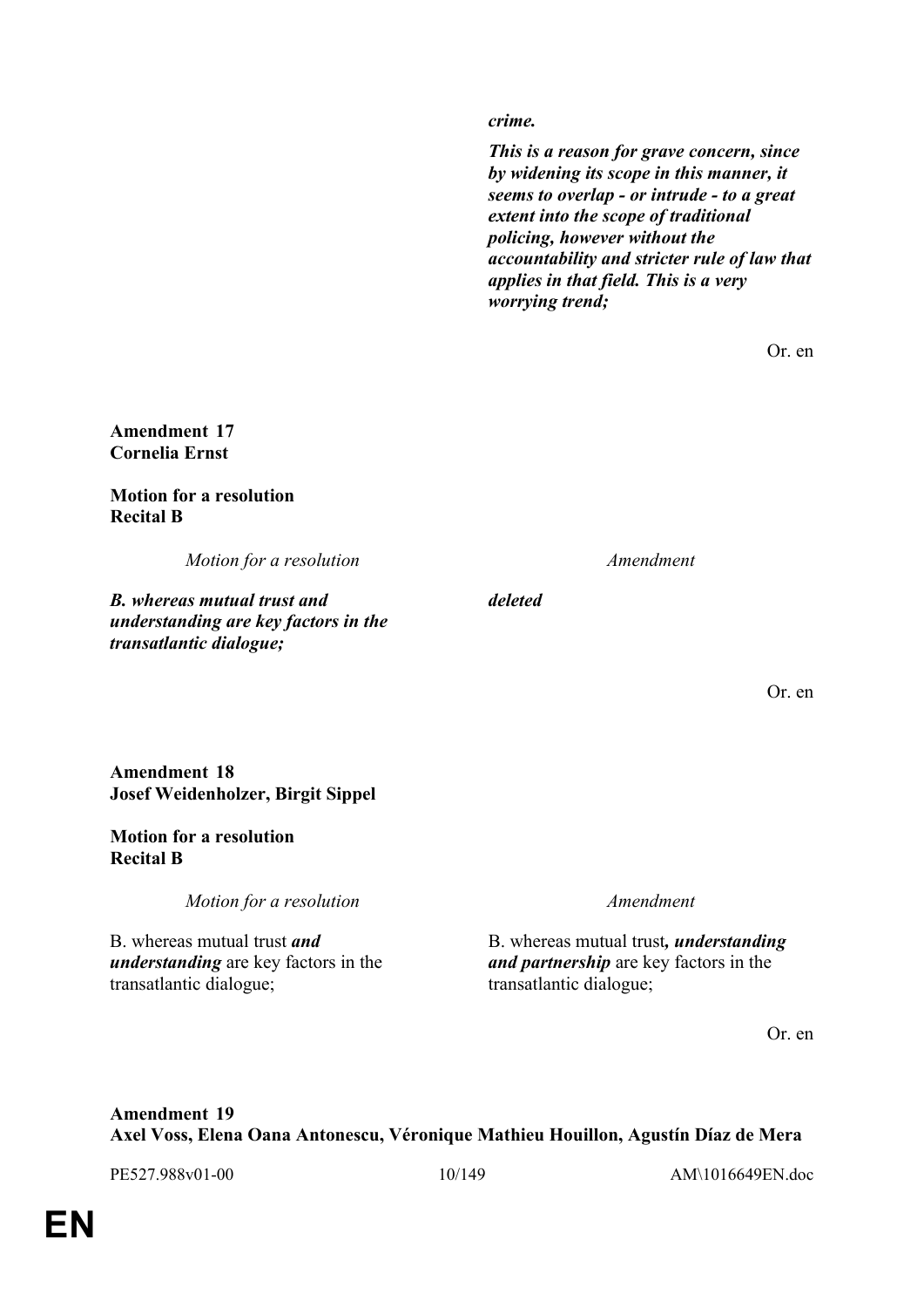***crime.***

***This is a reason for grave concern, since by widening its scope in this manner, it seems to overlap - or intrude - to a great extent into the scope of traditional policing, however without the accountability and stricter rule of law that applies in that field. This is a very worrying trend;***

Or. en

**Amendment 17**
**Cornelia Ernst**

**Motion for a resolution**
**Recital B**

| *Motion for a resolution* | *Amendment* |
|---|---|
| ***B. whereas mutual trust and understanding are key factors in the transatlantic dialogue;*** | ***deleted*** |

Or. en

**Amendment 18**
**Josef Weidenholzer, Birgit Sippel**

**Motion for a resolution**
**Recital B**

| *Motion for a resolution* | *Amendment* |
|---|---|
| B. whereas mutual trust ***and understanding*** are key factors in the transatlantic dialogue; | B. whereas mutual trust***, understanding and partnership*** are key factors in the transatlantic dialogue; |

Or. en

**Amendment 19**
**Axel Voss, Elena Oana Antonescu, Véronique Mathieu Houillon, Agustín Díaz de Mera**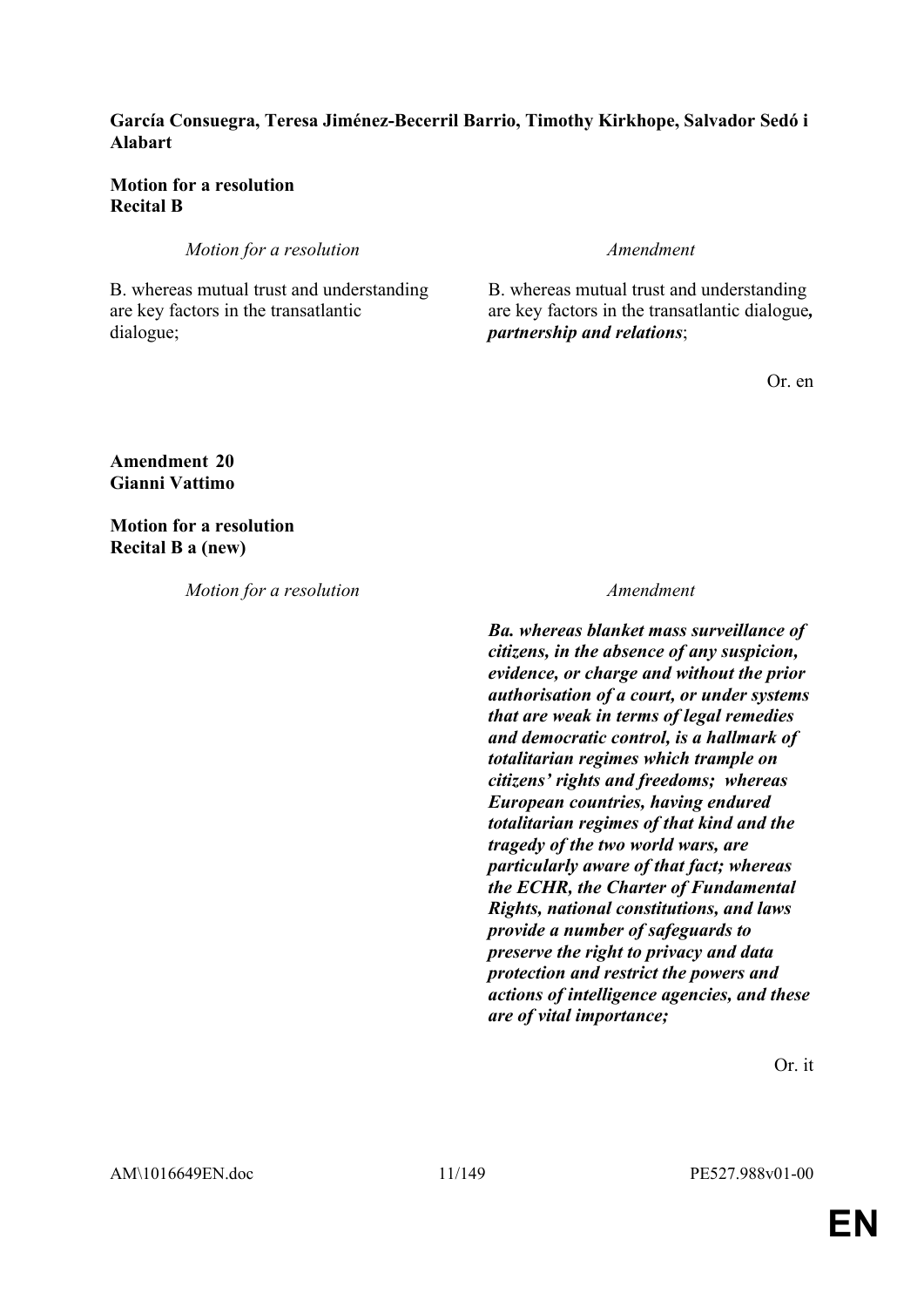**García Consuegra, Teresa Jiménez-Becerril Barrio, Timothy Kirkhope, Salvador Sedó i Alabart**

**Motion for a resolution**
**Recital B**

| *Motion for a resolution* | *Amendment* |
| --- | --- |
| B. whereas mutual trust and understanding are key factors in the transatlantic dialogue; | B. whereas mutual trust and understanding are key factors in the transatlantic dialogue***, partnership and relations***; |

Or. en

**Amendment 20**
**Gianni Vattimo**

**Motion for a resolution**
**Recital B a (new)**

| *Motion for a resolution* | *Amendment* |
| --- | --- |
| | ***Ba. whereas blanket mass surveillance of citizens, in the absence of any suspicion, evidence, or charge and without the prior authorisation of a court, or under systems that are weak in terms of legal remedies and democratic control, is a hallmark of totalitarian regimes which trample on citizens' rights and freedoms; whereas European countries, having endured totalitarian regimes of that kind and the tragedy of the two world wars, are particularly aware of that fact; whereas the ECHR, the Charter of Fundamental Rights, national constitutions, and laws provide a number of safeguards to preserve the right to privacy and data protection and restrict the powers and actions of intelligence agencies, and these are of vital importance;*** |

Or. it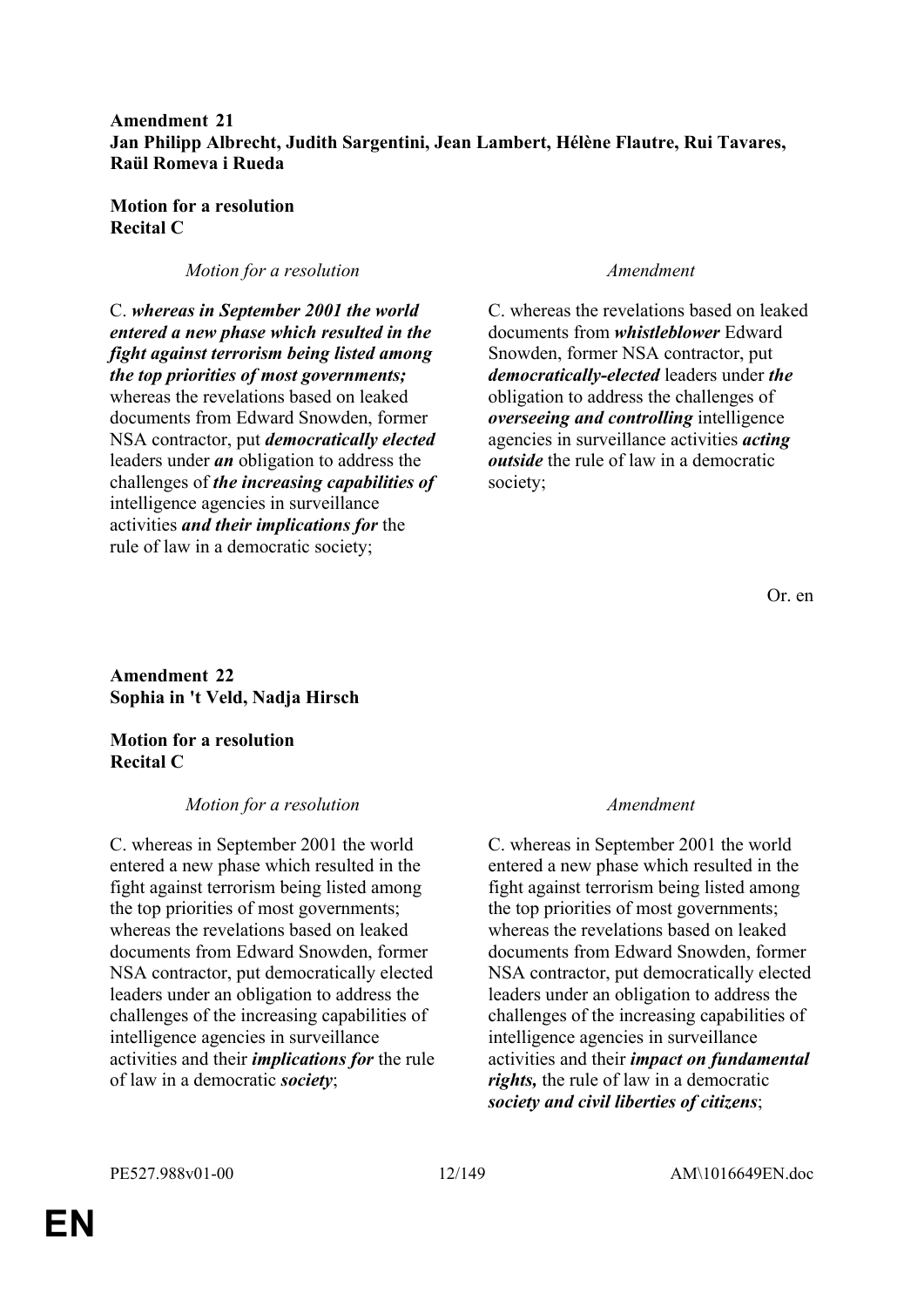**Amendment 21**
**Jan Philipp Albrecht, Judith Sargentini, Jean Lambert, Hélène Flautre, Rui Tavares, Raül Romeva i Rueda**

**Motion for a resolution**
**Recital C**

| *Motion for a resolution* | *Amendment* |
|---|---|
| C. ***whereas in September 2001 the world entered a new phase which resulted in the fight against terrorism being listed among the top priorities of most governments;*** whereas the revelations based on leaked documents from Edward Snowden, former NSA contractor, put ***democratically elected*** leaders under ***an*** obligation to address the challenges of ***the increasing capabilities of*** intelligence agencies in surveillance activities ***and their implications for*** the rule of law in a democratic society; | C. whereas the revelations based on leaked documents from ***whistleblower*** Edward Snowden, former NSA contractor, put ***democratically-elected*** leaders under ***the*** obligation to address the challenges of ***overseeing and controlling*** intelligence agencies in surveillance activities ***acting outside*** the rule of law in a democratic society; |

Or. en

**Amendment 22**
**Sophia in 't Veld, Nadja Hirsch**

**Motion for a resolution**
**Recital C**

| *Motion for a resolution* | *Amendment* |
|---|---|
| C. whereas in September 2001 the world entered a new phase which resulted in the fight against terrorism being listed among the top priorities of most governments; whereas the revelations based on leaked documents from Edward Snowden, former NSA contractor, put democratically elected leaders under an obligation to address the challenges of the increasing capabilities of intelligence agencies in surveillance activities and their ***implications for*** the rule of law in a democratic ***society***; | C. whereas in September 2001 the world entered a new phase which resulted in the fight against terrorism being listed among the top priorities of most governments; whereas the revelations based on leaked documents from Edward Snowden, former NSA contractor, put democratically elected leaders under an obligation to address the challenges of the increasing capabilities of intelligence agencies in surveillance activities and their ***impact on fundamental rights,*** the rule of law in a democratic ***society and civil liberties of citizens***; |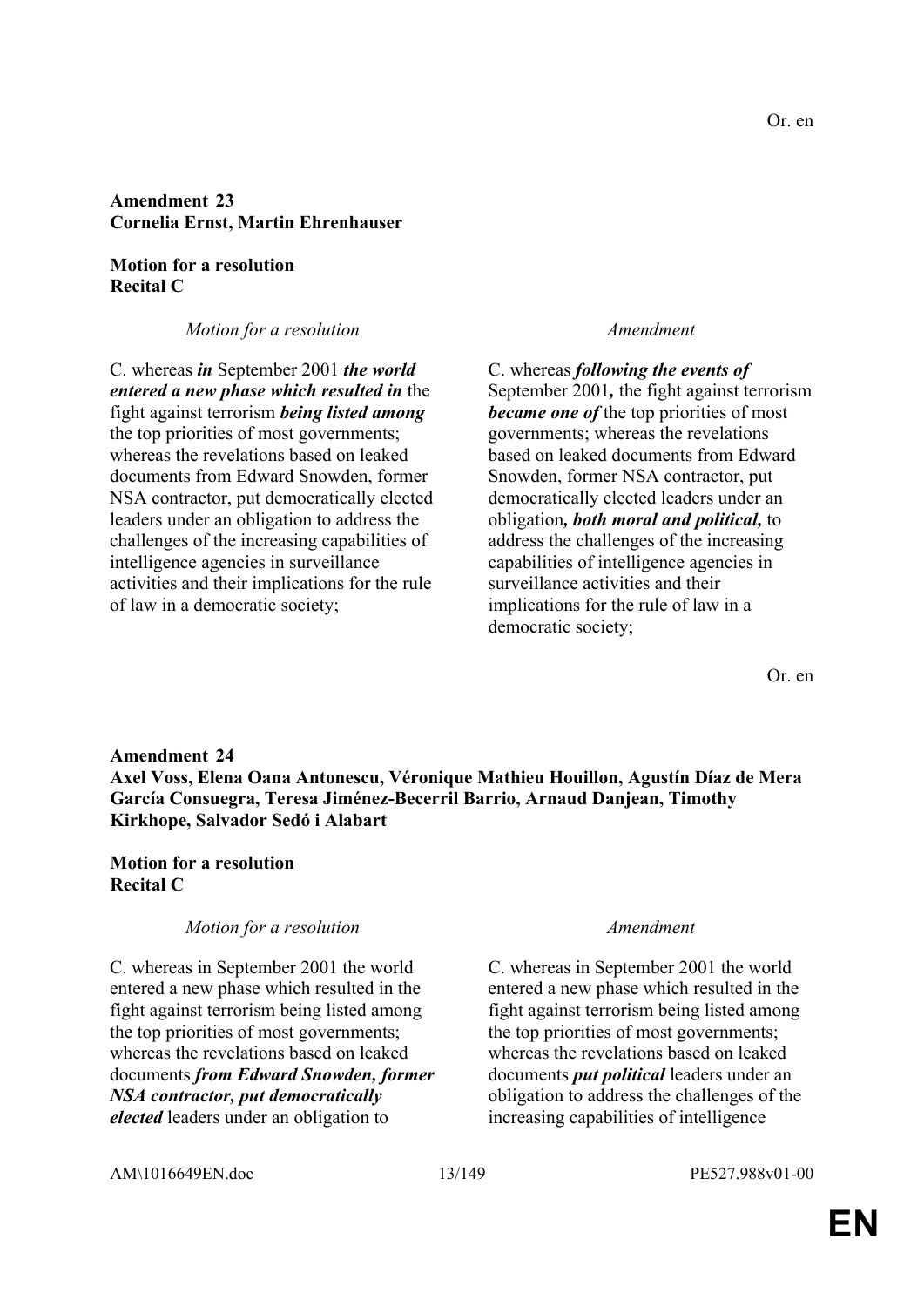Or. en

**Amendment 23**
**Cornelia Ernst, Martin Ehrenhauser**

**Motion for a resolution**
**Recital C**

| *Motion for a resolution* | *Amendment* |
| --- | --- |
| C. whereas ***in*** September 2001 ***the world entered a new phase which resulted in*** the fight against terrorism ***being listed among*** the top priorities of most governments; whereas the revelations based on leaked documents from Edward Snowden, former NSA contractor, put democratically elected leaders under an obligation to address the challenges of the increasing capabilities of intelligence agencies in surveillance activities and their implications for the rule of law in a democratic society; | C. whereas ***following the events of*** September 2001***,*** the fight against terrorism ***became one of*** the top priorities of most governments; whereas the revelations based on leaked documents from Edward Snowden, former NSA contractor, put democratically elected leaders under an obligation***, both moral and political,*** to address the challenges of the increasing capabilities of intelligence agencies in surveillance activities and their implications for the rule of law in a democratic society; |

Or. en

**Amendment 24**
**Axel Voss, Elena Oana Antonescu, Véronique Mathieu Houillon, Agustín Díaz de Mera García Consuegra, Teresa Jiménez-Becerril Barrio, Arnaud Danjean, Timothy Kirkhope, Salvador Sedó i Alabart**

**Motion for a resolution**
**Recital C**

| *Motion for a resolution* | *Amendment* |
| --- | --- |
| C. whereas in September 2001 the world entered a new phase which resulted in the fight against terrorism being listed among the top priorities of most governments; whereas the revelations based on leaked documents ***from Edward Snowden, former NSA contractor, put democratically elected*** leaders under an obligation to | C. whereas in September 2001 the world entered a new phase which resulted in the fight against terrorism being listed among the top priorities of most governments; whereas the revelations based on leaked documents ***put political*** leaders under an obligation to address the challenges of the increasing capabilities of intelligence |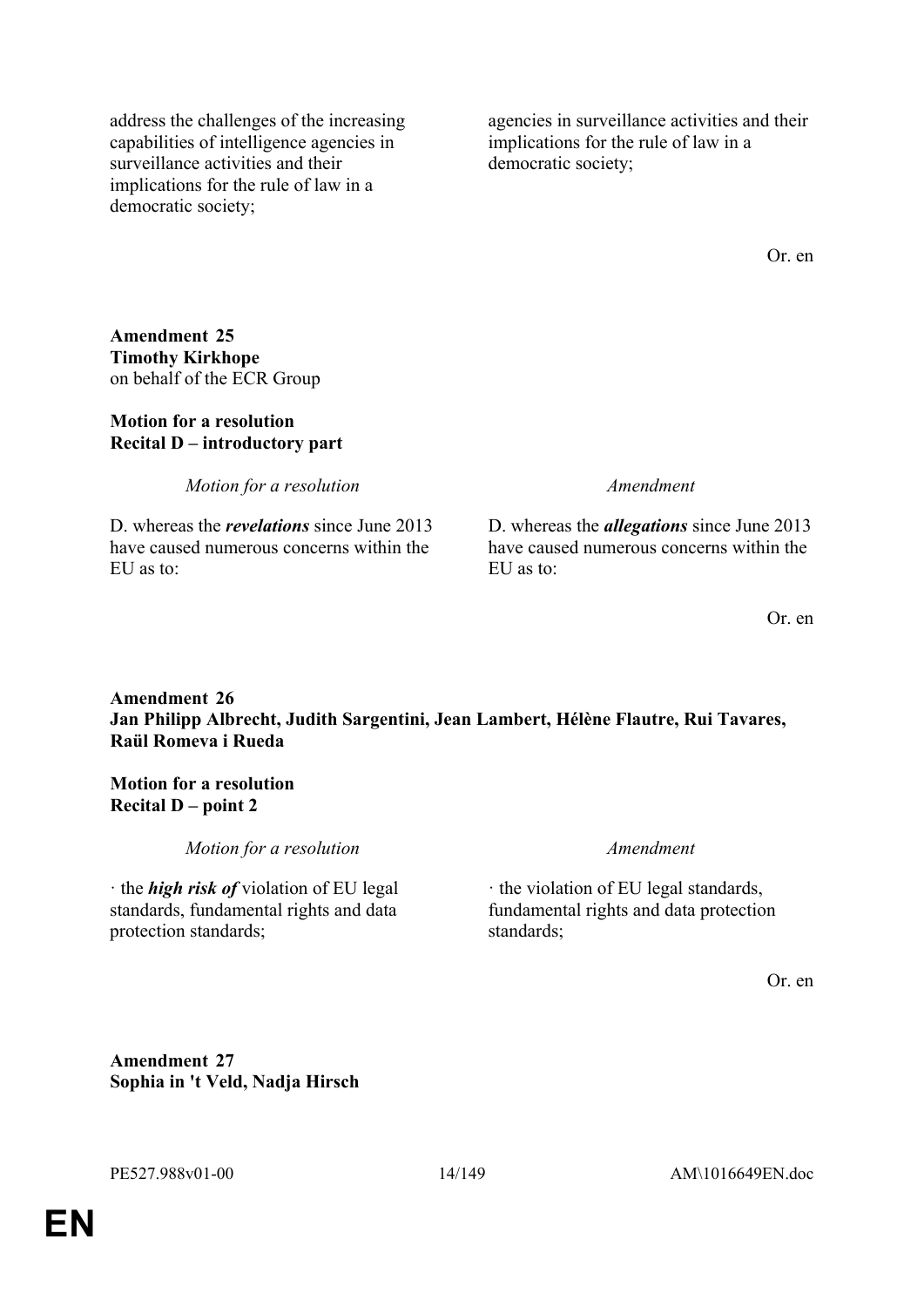| | |
|---|---|
| address the challenges of the increasing capabilities of intelligence agencies in surveillance activities and their implications for the rule of law in a democratic society; | agencies in surveillance activities and their implications for the rule of law in a democratic society; |

Or. en

**Amendment 25**
**Timothy Kirkhope**
on behalf of the ECR Group

**Motion for a resolution**
**Recital D – introductory part**

| *Motion for a resolution* | *Amendment* |
|---|---|
| D. whereas the ***revelations*** since June 2013 have caused numerous concerns within the EU as to: | D. whereas the ***allegations*** since June 2013 have caused numerous concerns within the EU as to: |

Or. en

**Amendment 26**
**Jan Philipp Albrecht, Judith Sargentini, Jean Lambert, Hélène Flautre, Rui Tavares, Raül Romeva i Rueda**

**Motion for a resolution**
**Recital D – point 2**

| *Motion for a resolution* | *Amendment* |
|---|---|
| · the ***high risk of*** violation of EU legal standards, fundamental rights and data protection standards; | · the violation of EU legal standards, fundamental rights and data protection standards; |

Or. en

**Amendment 27**
**Sophia in 't Veld, Nadja Hirsch**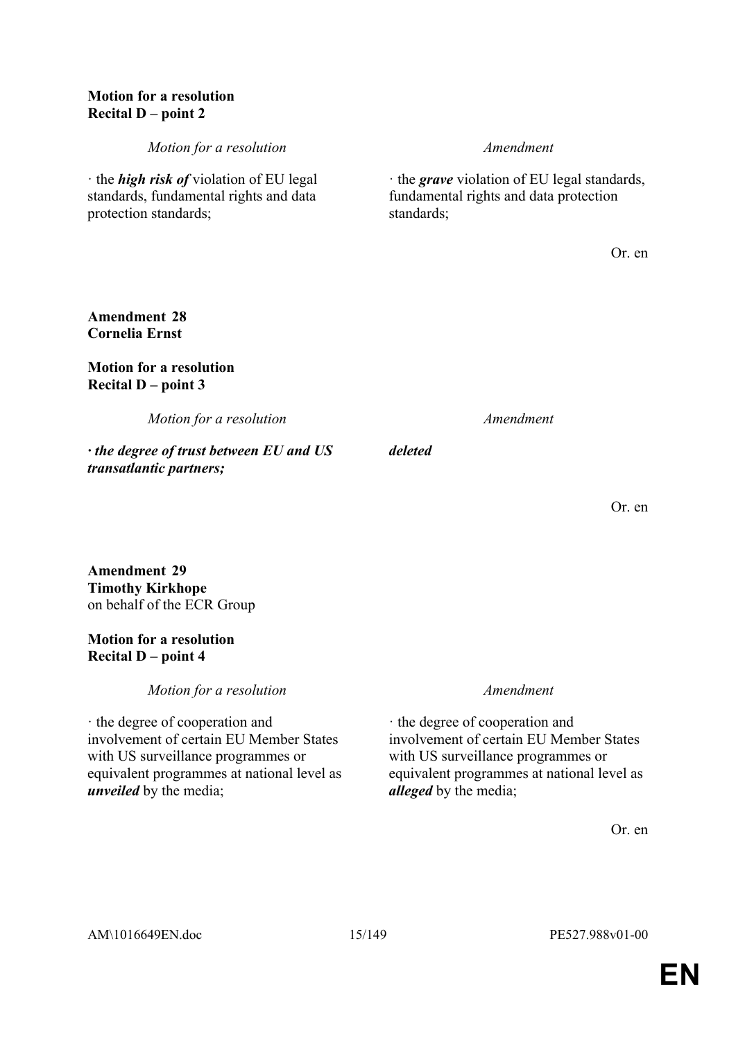**Motion for a resolution**
**Recital D – point 2**

| *Motion for a resolution* | *Amendment* |
|---|---|
| · the ***high risk of*** violation of EU legal standards, fundamental rights and data protection standards; | · the ***grave*** violation of EU legal standards, fundamental rights and data protection standards; |

Or. en

**Amendment 28**
**Cornelia Ernst**

**Motion for a resolution**
**Recital D – point 3**

| *Motion for a resolution* | *Amendment* |
|---|---|
| ***· the degree of trust between EU and US transatlantic partners;*** | ***deleted*** |

Or. en

**Amendment 29**
**Timothy Kirkhope**
on behalf of the ECR Group

**Motion for a resolution**
**Recital D – point 4**

| *Motion for a resolution* | *Amendment* |
|---|---|
| · the degree of cooperation and involvement of certain EU Member States with US surveillance programmes or equivalent programmes at national level as ***unveiled*** by the media; | · the degree of cooperation and involvement of certain EU Member States with US surveillance programmes or equivalent programmes at national level as ***alleged*** by the media; |

Or. en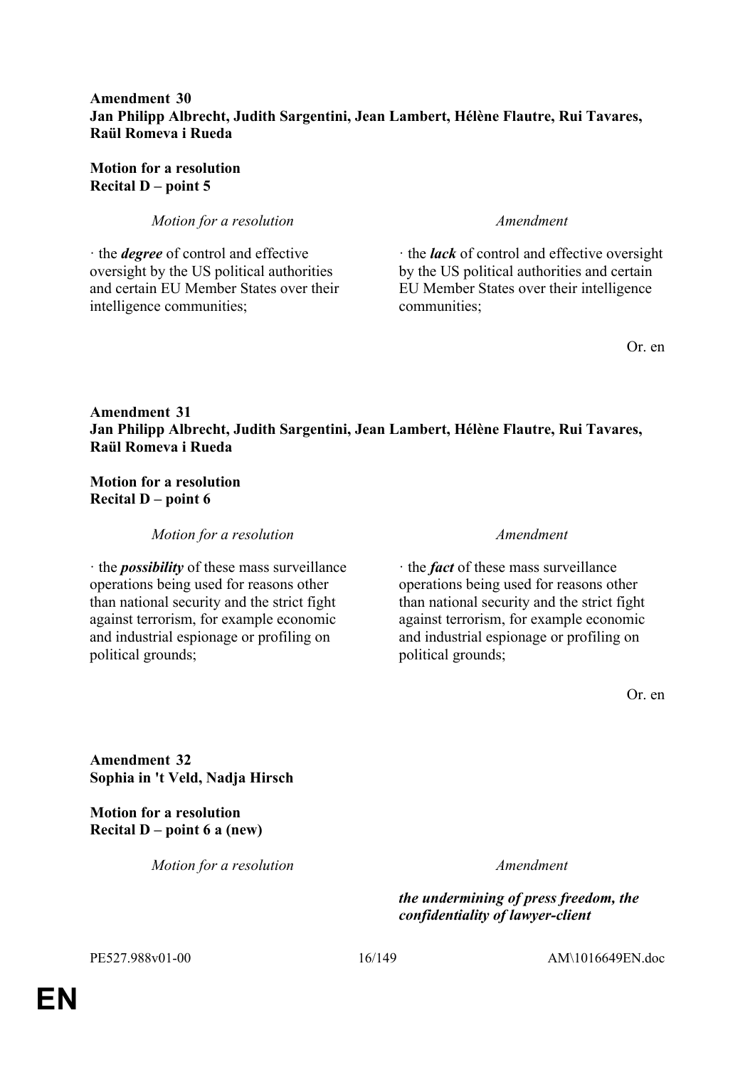**Amendment 30**
**Jan Philipp Albrecht, Judith Sargentini, Jean Lambert, Hélène Flautre, Rui Tavares, Raül Romeva i Rueda**

**Motion for a resolution**
**Recital D – point 5**

| *Motion for a resolution* | *Amendment* |
|---|---|
| · the ***degree*** of control and effective oversight by the US political authorities and certain EU Member States over their intelligence communities; | · the ***lack*** of control and effective oversight by the US political authorities and certain EU Member States over their intelligence communities; |

Or. en

**Amendment 31**
**Jan Philipp Albrecht, Judith Sargentini, Jean Lambert, Hélène Flautre, Rui Tavares, Raül Romeva i Rueda**

**Motion for a resolution**
**Recital D – point 6**

| *Motion for a resolution* | *Amendment* |
|---|---|
| · the ***possibility*** of these mass surveillance operations being used for reasons other than national security and the strict fight against terrorism, for example economic and industrial espionage or profiling on political grounds; | · the ***fact*** of these mass surveillance operations being used for reasons other than national security and the strict fight against terrorism, for example economic and industrial espionage or profiling on political grounds; |

Or. en

**Amendment 32**
**Sophia in 't Veld, Nadja Hirsch**

**Motion for a resolution**
**Recital D – point 6 a (new)**

| *Motion for a resolution* | *Amendment* |
|---|---|
| | ***the undermining of press freedom, the confidentiality of lawyer-client*** |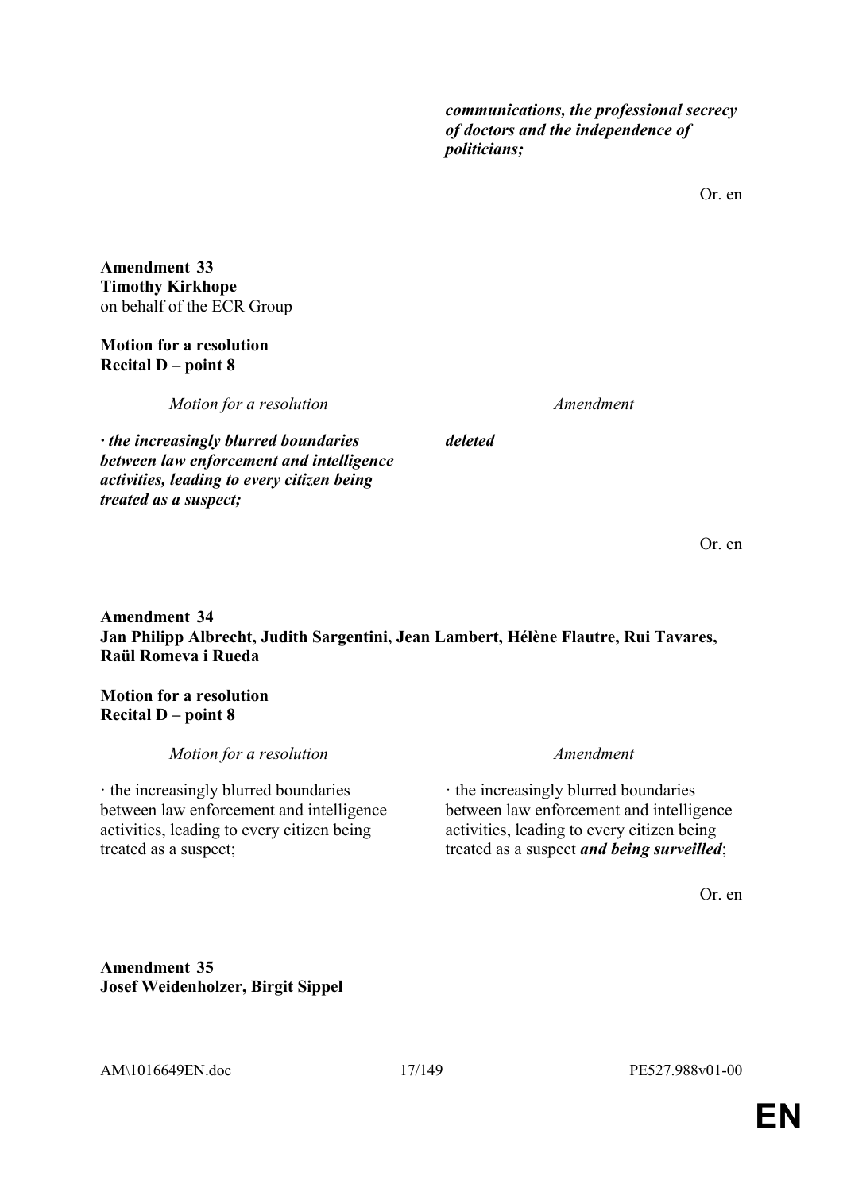| | |
|---|---|
| | ***communications, the professional secrecy of doctors and the independence of politicians;*** |

Or. en

**Amendment 33**
**Timothy Kirkhope**
on behalf of the ECR Group

**Motion for a resolution**
**Recital D – point 8**

| *Motion for a resolution* | *Amendment* |
|---|---|
| ***· the increasingly blurred boundaries between law enforcement and intelligence activities, leading to every citizen being treated as a suspect;*** | ***deleted*** |

Or. en

**Amendment 34**
**Jan Philipp Albrecht, Judith Sargentini, Jean Lambert, Hélène Flautre, Rui Tavares, Raül Romeva i Rueda**

**Motion for a resolution**
**Recital D – point 8**

| *Motion for a resolution* | *Amendment* |
|---|---|
| · the increasingly blurred boundaries between law enforcement and intelligence activities, leading to every citizen being treated as a suspect; | · the increasingly blurred boundaries between law enforcement and intelligence activities, leading to every citizen being treated as a suspect ***and being surveilled***; |

Or. en

**Amendment 35**
**Josef Weidenholzer, Birgit Sippel**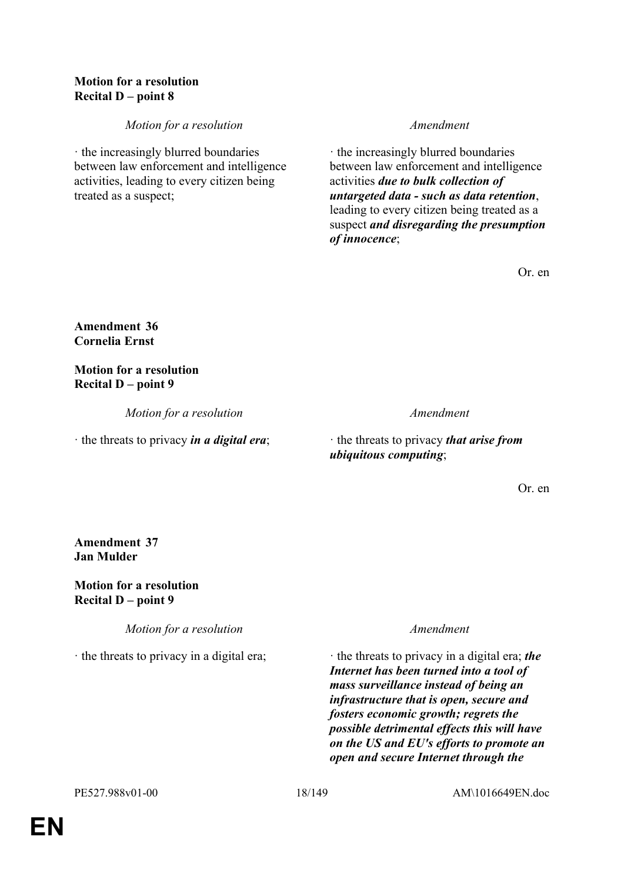**Motion for a resolution**
**Recital D – point 8**

| *Motion for a resolution* | *Amendment* |
|---|---|
| · the increasingly blurred boundaries between law enforcement and intelligence activities, leading to every citizen being treated as a suspect; | · the increasingly blurred boundaries between law enforcement and intelligence activities ***due to bulk collection of untargeted data - such as data retention***, leading to every citizen being treated as a suspect ***and disregarding the presumption of innocence***; |

Or. en

**Amendment 36**
**Cornelia Ernst**

**Motion for a resolution**
**Recital D – point 9**

| *Motion for a resolution* | *Amendment* |
|---|---|
| · the threats to privacy ***in a digital era***; | · the threats to privacy ***that arise from ubiquitous computing***; |

Or. en

**Amendment 37**
**Jan Mulder**

**Motion for a resolution**
**Recital D – point 9**

| *Motion for a resolution* | *Amendment* |
|---|---|
| · the threats to privacy in a digital era; | · the threats to privacy in a digital era; ***the Internet has been turned into a tool of mass surveillance instead of being an infrastructure that is open, secure and fosters economic growth; regrets the possible detrimental effects this will have on the US and EU's efforts to promote an open and secure Internet through the*** |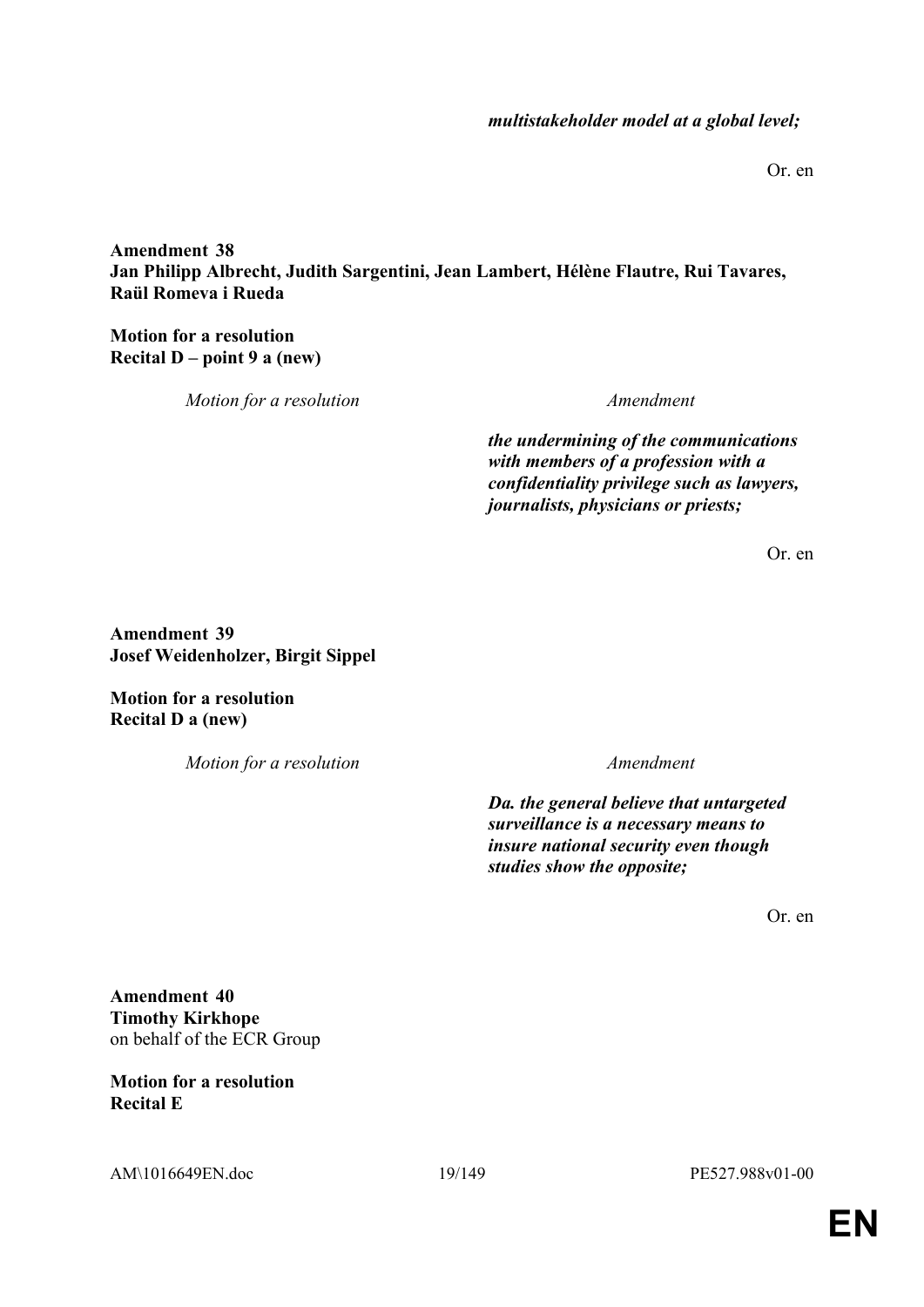| | |
|---|---|
| | ***multistakeholder model at a global level;*** |

Or. en

**Amendment 38**
**Jan Philipp Albrecht, Judith Sargentini, Jean Lambert, Hélène Flautre, Rui Tavares, Raül Romeva i Rueda**

**Motion for a resolution**
**Recital D – point 9 a (new)**

| *Motion for a resolution* | *Amendment* |
|---|---|
| | ***the undermining of the communications with members of a profession with a confidentiality privilege such as lawyers, journalists, physicians or priests;*** |

Or. en

**Amendment 39**
**Josef Weidenholzer, Birgit Sippel**

**Motion for a resolution**
**Recital D a (new)**

| *Motion for a resolution* | *Amendment* |
|---|---|
| | ***Da. the general believe that untargeted surveillance is a necessary means to insure national security even though studies show the opposite;*** |

Or. en

**Amendment 40**
**Timothy Kirkhope**
on behalf of the ECR Group

**Motion for a resolution**
**Recital E**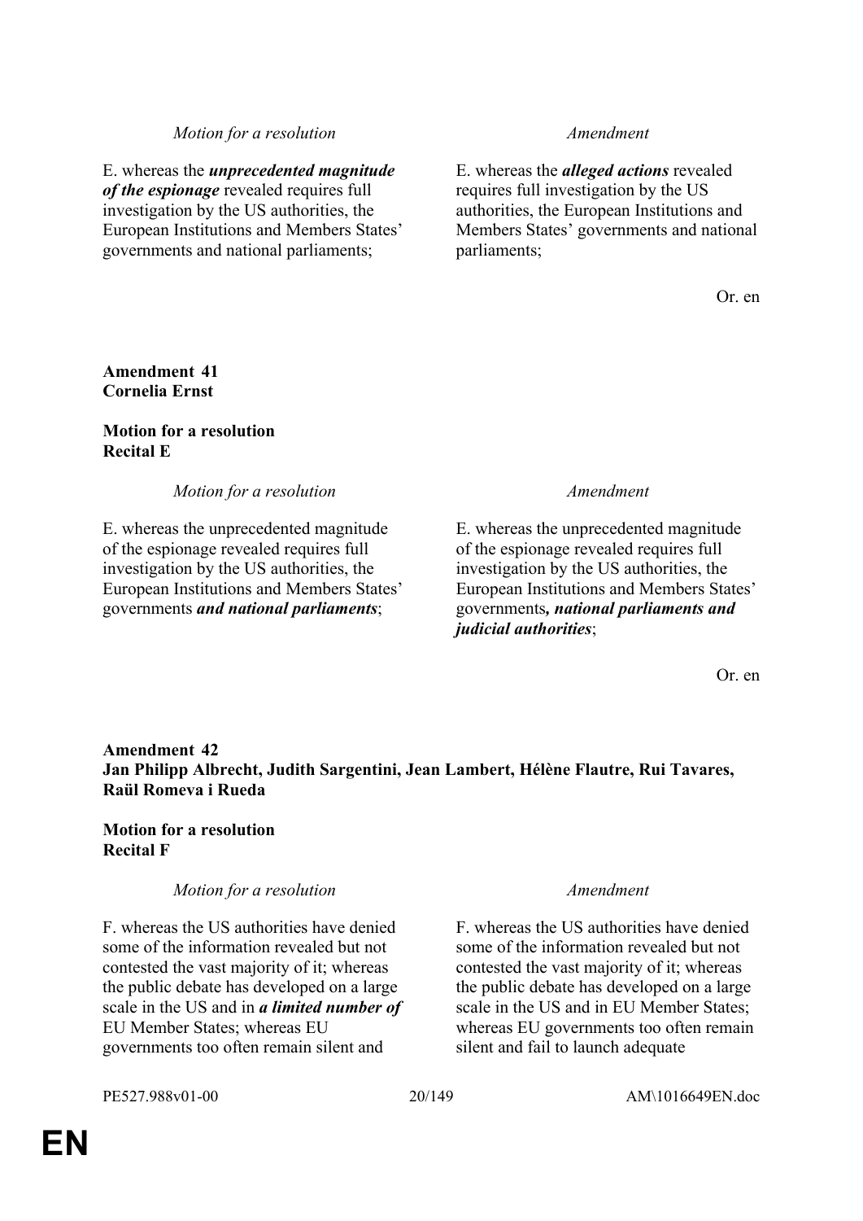| *Motion for a resolution* | *Amendment* |
| --- | --- |
| E. whereas the ***unprecedented magnitude of the espionage*** revealed requires full investigation by the US authorities, the European Institutions and Members States' governments and national parliaments; | E. whereas the ***alleged actions*** revealed requires full investigation by the US authorities, the European Institutions and Members States' governments and national parliaments; |

Or. en

**Amendment 41**
**Cornelia Ernst**

**Motion for a resolution**
**Recital E**

| *Motion for a resolution* | *Amendment* |
| --- | --- |
| E. whereas the unprecedented magnitude of the espionage revealed requires full investigation by the US authorities, the European Institutions and Members States' governments ***and national parliaments***; | E. whereas the unprecedented magnitude of the espionage revealed requires full investigation by the US authorities, the European Institutions and Members States' governments***, national parliaments and judicial authorities***; |

Or. en

**Amendment 42**
**Jan Philipp Albrecht, Judith Sargentini, Jean Lambert, Hélène Flautre, Rui Tavares, Raül Romeva i Rueda**

**Motion for a resolution**
**Recital F**

| *Motion for a resolution* | *Amendment* |
| --- | --- |
| F. whereas the US authorities have denied some of the information revealed but not contested the vast majority of it; whereas the public debate has developed on a large scale in the US and in ***a limited number of*** EU Member States; whereas EU governments too often remain silent and | F. whereas the US authorities have denied some of the information revealed but not contested the vast majority of it; whereas the public debate has developed on a large scale in the US and in EU Member States; whereas EU governments too often remain silent and fail to launch adequate |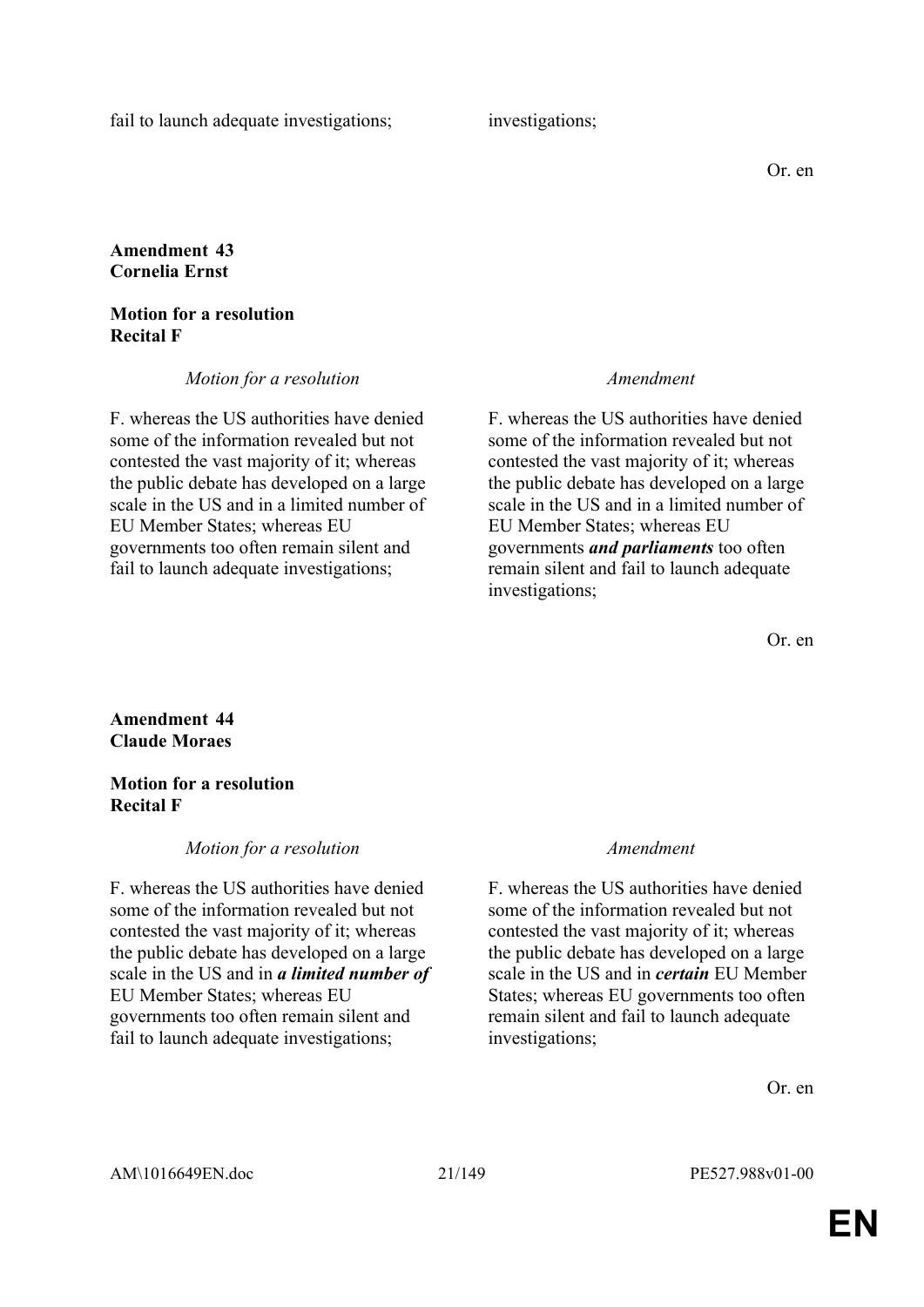| | |
|---|---|
| fail to launch adequate investigations; | investigations; |

Or. en

**Amendment 43**
**Cornelia Ernst**

**Motion for a resolution**
**Recital F**

| *Motion for a resolution* | *Amendment* |
|---|---|
| F. whereas the US authorities have denied some of the information revealed but not contested the vast majority of it; whereas the public debate has developed on a large scale in the US and in a limited number of EU Member States; whereas EU governments too often remain silent and fail to launch adequate investigations; | F. whereas the US authorities have denied some of the information revealed but not contested the vast majority of it; whereas the public debate has developed on a large scale in the US and in a limited number of EU Member States; whereas EU governments ***and parliaments*** too often remain silent and fail to launch adequate investigations; |

Or. en

**Amendment 44**
**Claude Moraes**

**Motion for a resolution**
**Recital F**

| *Motion for a resolution* | *Amendment* |
|---|---|
| F. whereas the US authorities have denied some of the information revealed but not contested the vast majority of it; whereas the public debate has developed on a large scale in the US and in ***a limited number of*** EU Member States; whereas EU governments too often remain silent and fail to launch adequate investigations; | F. whereas the US authorities have denied some of the information revealed but not contested the vast majority of it; whereas the public debate has developed on a large scale in the US and in ***certain*** EU Member States; whereas EU governments too often remain silent and fail to launch adequate investigations; |

Or. en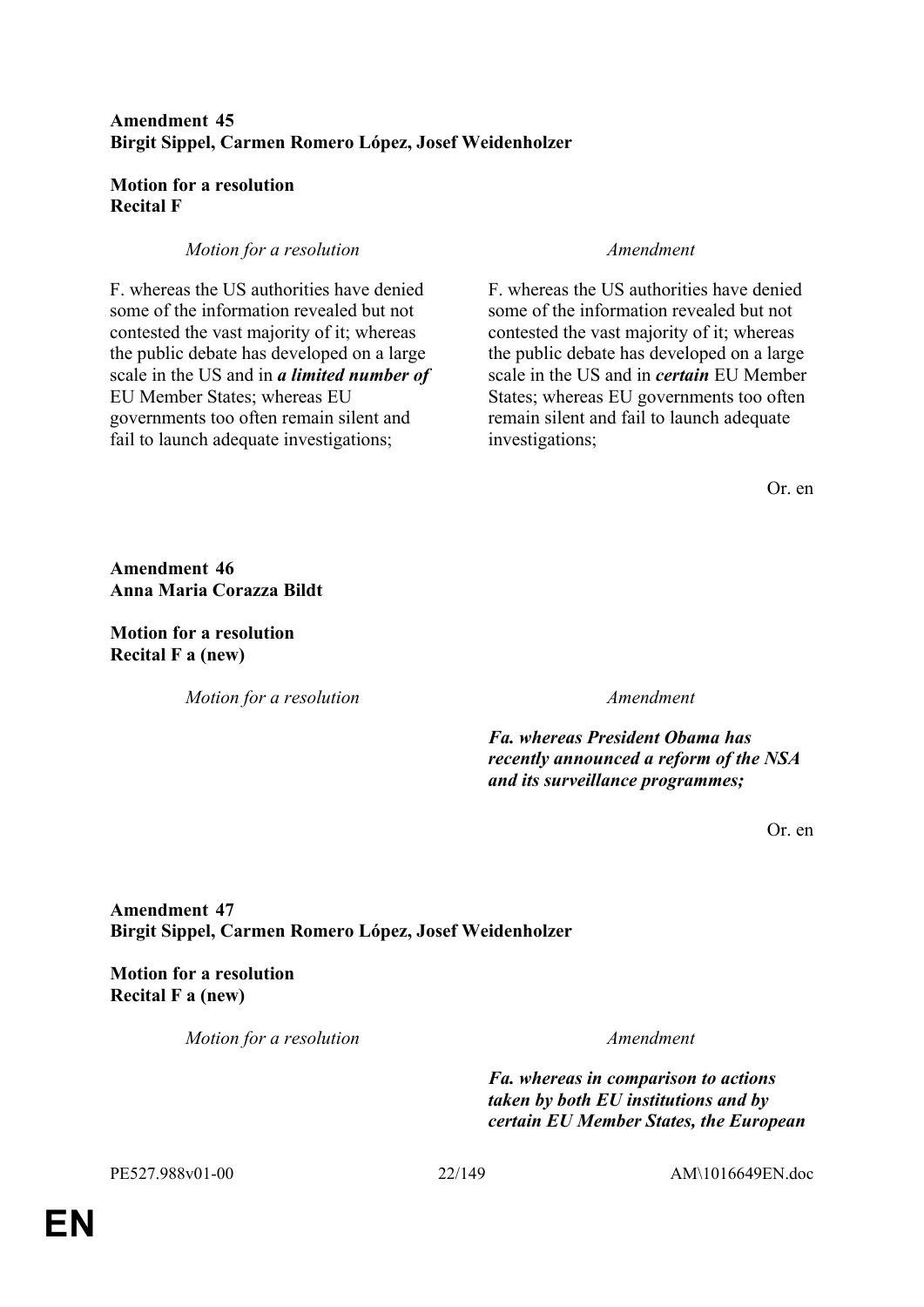**Amendment 45**
**Birgit Sippel, Carmen Romero López, Josef Weidenholzer**

**Motion for a resolution**
**Recital F**

| *Motion for a resolution* | *Amendment* |
|---|---|
| F. whereas the US authorities have denied some of the information revealed but not contested the vast majority of it; whereas the public debate has developed on a large scale in the US and in ***a limited number of*** EU Member States; whereas EU governments too often remain silent and fail to launch adequate investigations; | F. whereas the US authorities have denied some of the information revealed but not contested the vast majority of it; whereas the public debate has developed on a large scale in the US and in ***certain*** EU Member States; whereas EU governments too often remain silent and fail to launch adequate investigations; |

Or. en

**Amendment 46**
**Anna Maria Corazza Bildt**

**Motion for a resolution**
**Recital F a (new)**

| *Motion for a resolution* | *Amendment* |
|---|---|
| | ***Fa. whereas President Obama has recently announced a reform of the NSA and its surveillance programmes;*** |

Or. en

**Amendment 47**
**Birgit Sippel, Carmen Romero López, Josef Weidenholzer**

**Motion for a resolution**
**Recital F a (new)**

| *Motion for a resolution* | *Amendment* |
|---|---|
| | ***Fa. whereas in comparison to actions taken by both EU institutions and by certain EU Member States, the European*** |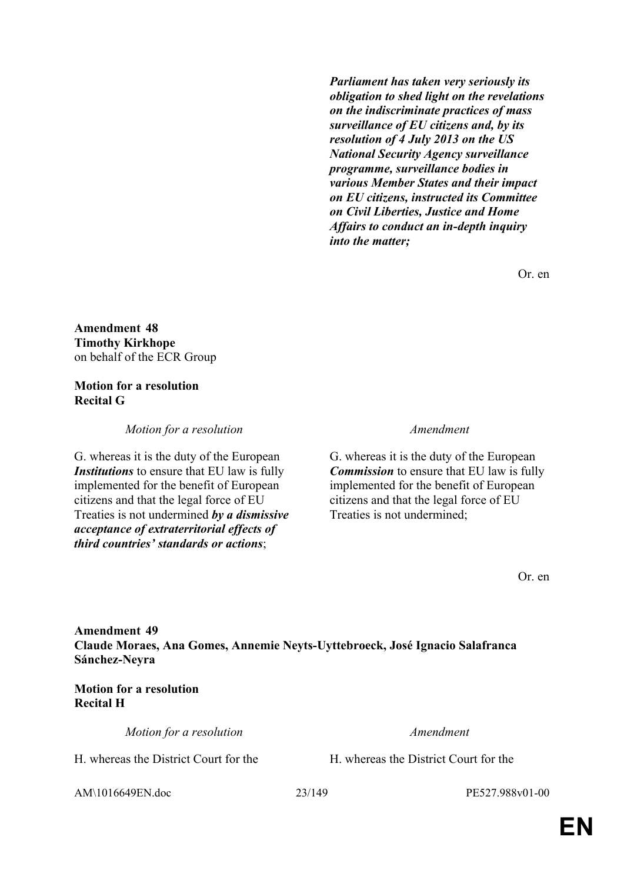***Parliament has taken very seriously its obligation to shed light on the revelations on the indiscriminate practices of mass surveillance of EU citizens and, by its resolution of 4 July 2013 on the US National Security Agency surveillance programme, surveillance bodies in various Member States and their impact on EU citizens, instructed its Committee on Civil Liberties, Justice and Home Affairs to conduct an in-depth inquiry into the matter;***

Or. en

**Amendment 48**
**Timothy Kirkhope**
on behalf of the ECR Group

**Motion for a resolution**
**Recital G**

| *Motion for a resolution* | *Amendment* |
|---|---|
| G. whereas it is the duty of the European ***Institutions*** to ensure that EU law is fully implemented for the benefit of European citizens and that the legal force of EU Treaties is not undermined ***by a dismissive acceptance of extraterritorial effects of third countries' standards or actions***; | G. whereas it is the duty of the European ***Commission*** to ensure that EU law is fully implemented for the benefit of European citizens and that the legal force of EU Treaties is not undermined; |

Or. en

**Amendment 49**
**Claude Moraes, Ana Gomes, Annemie Neyts-Uyttebroeck, José Ignacio Salafranca Sánchez-Neyra**

**Motion for a resolution**
**Recital H**

| *Motion for a resolution* | *Amendment* |
|---|---|
| H. whereas the District Court for the | H. whereas the District Court for the |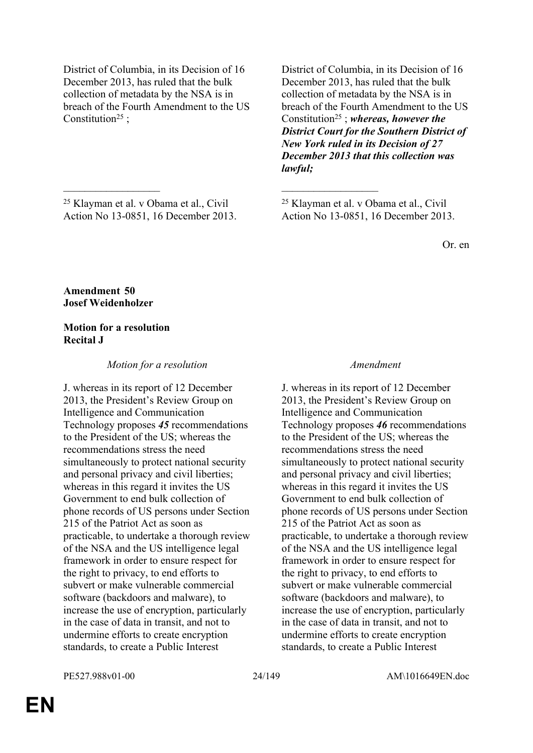| | |
|---|---|
| District of Columbia, in its Decision of 16 December 2013, has ruled that the bulk collection of metadata by the NSA is in breach of the Fourth Amendment to the US Constitution[25] ; | District of Columbia, in its Decision of 16 December 2013, has ruled that the bulk collection of metadata by the NSA is in breach of the Fourth Amendment to the US Constitution[25] ; ***whereas, however the District Court for the Southern District of New York ruled in its Decision of 27 December 2013 that this collection was lawful;*** |
| __________________ | __________________ |
| [25] Klayman et al. v Obama et al., Civil Action No 13-0851, 16 December 2013. | [25] Klayman et al. v Obama et al., Civil Action No 13-0851, 16 December 2013. |

Or. en

**Amendment 50**
**Josef Weidenholzer**

**Motion for a resolution**
**Recital J**

| *Motion for a resolution* | *Amendment* |
|---|---|
| J. whereas in its report of 12 December 2013, the President's Review Group on Intelligence and Communication Technology proposes ***45*** recommendations to the President of the US; whereas the recommendations stress the need simultaneously to protect national security and personal privacy and civil liberties; whereas in this regard it invites the US Government to end bulk collection of phone records of US persons under Section 215 of the Patriot Act as soon as practicable, to undertake a thorough review of the NSA and the US intelligence legal framework in order to ensure respect for the right to privacy, to end efforts to subvert or make vulnerable commercial software (backdoors and malware), to increase the use of encryption, particularly in the case of data in transit, and not to undermine efforts to create encryption standards, to create a Public Interest | J. whereas in its report of 12 December 2013, the President's Review Group on Intelligence and Communication Technology proposes ***46*** recommendations to the President of the US; whereas the recommendations stress the need simultaneously to protect national security and personal privacy and civil liberties; whereas in this regard it invites the US Government to end bulk collection of phone records of US persons under Section 215 of the Patriot Act as soon as practicable, to undertake a thorough review of the NSA and the US intelligence legal framework in order to ensure respect for the right to privacy, to end efforts to subvert or make vulnerable commercial software (backdoors and malware), to increase the use of encryption, particularly in the case of data in transit, and not to undermine efforts to create encryption standards, to create a Public Interest |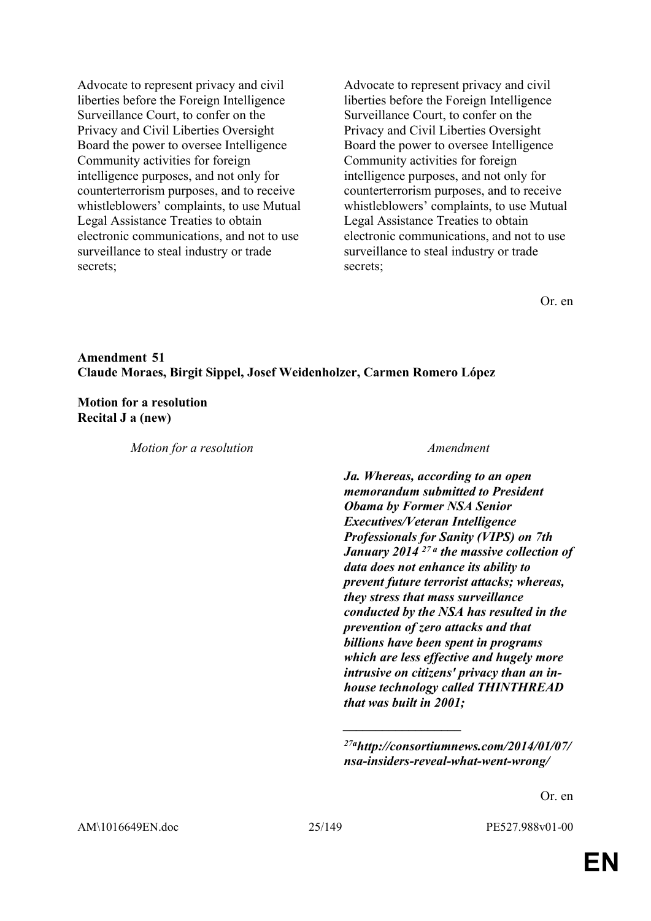| | |
|---|---|
| Advocate to represent privacy and civil liberties before the Foreign Intelligence Surveillance Court, to confer on the Privacy and Civil Liberties Oversight Board the power to oversee Intelligence Community activities for foreign intelligence purposes, and not only for counterterrorism purposes, and to receive whistleblowers' complaints, to use Mutual Legal Assistance Treaties to obtain electronic communications, and not to use surveillance to steal industry or trade secrets; | Advocate to represent privacy and civil liberties before the Foreign Intelligence Surveillance Court, to confer on the Privacy and Civil Liberties Oversight Board the power to oversee Intelligence Community activities for foreign intelligence purposes, and not only for counterterrorism purposes, and to receive whistleblowers' complaints, to use Mutual Legal Assistance Treaties to obtain electronic communications, and not to use surveillance to steal industry or trade secrets; |

Or. en

**Amendment 51**
**Claude Moraes, Birgit Sippel, Josef Weidenholzer, Carmen Romero López**

**Motion for a resolution**
**Recital J a (new)**

| *Motion for a resolution* | *Amendment* |
|---|---|
| | ***Ja. Whereas, according to an open memorandum submitted to President Obama by Former NSA Senior Executives/Veteran Intelligence Professionals for Sanity (VIPS) on 7th January 2014*** [27a] ***the massive collection of data does not enhance its ability to prevent future terrorist attacks; whereas, they stress that mass surveillance conducted by the NSA has resulted in the prevention of zero attacks and that billions have been spent in programs which are less effective and hugely more intrusive on citizens' privacy than an in-house technology called THINTHREAD that was built in 2001;*** |

[27a] ***http://consortiumnews.com/2014/01/07/nsa-insiders-reveal-what-went-wrong/***

Or. en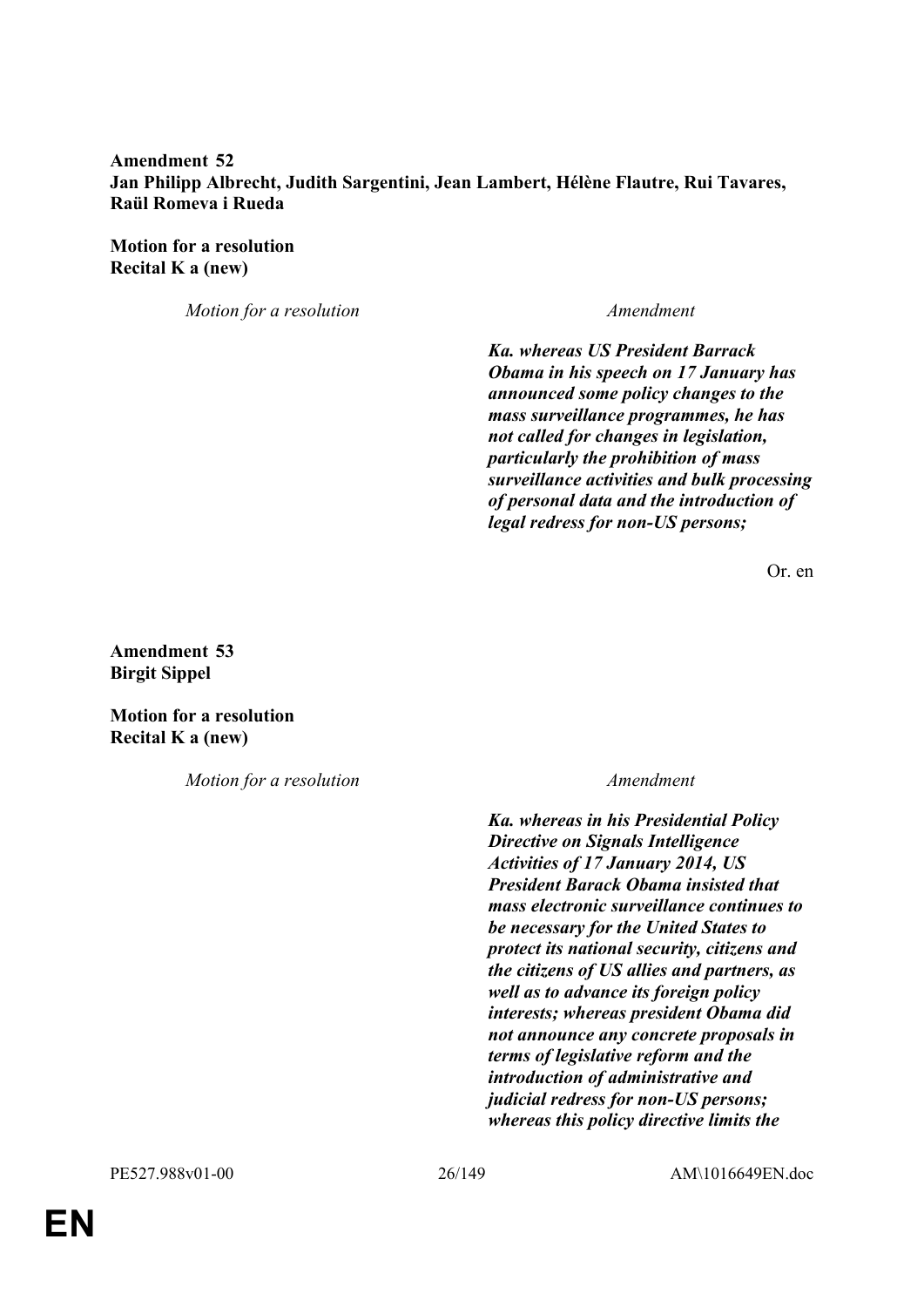**Amendment 52**
**Jan Philipp Albrecht, Judith Sargentini, Jean Lambert, Hélène Flautre, Rui Tavares, Raül Romeva i Rueda**

**Motion for a resolution**
**Recital K a (new)**

| *Motion for a resolution* | *Amendment* |
| --- | --- |
| | ***Ka. whereas US President Barrack Obama in his speech on 17 January has announced some policy changes to the mass surveillance programmes, he has not called for changes in legislation, particularly the prohibition of mass surveillance activities and bulk processing of personal data and the introduction of legal redress for non-US persons;*** |

Or. en

**Amendment 53**
**Birgit Sippel**

**Motion for a resolution**
**Recital K a (new)**

| *Motion for a resolution* | *Amendment* |
| --- | --- |
| | ***Ka. whereas in his Presidential Policy Directive on Signals Intelligence Activities of 17 January 2014, US President Barack Obama insisted that mass electronic surveillance continues to be necessary for the United States to protect its national security, citizens and the citizens of US allies and partners, as well as to advance its foreign policy interests; whereas president Obama did not announce any concrete proposals in terms of legislative reform and the introduction of administrative and judicial redress for non-US persons; whereas this policy directive limits the*** |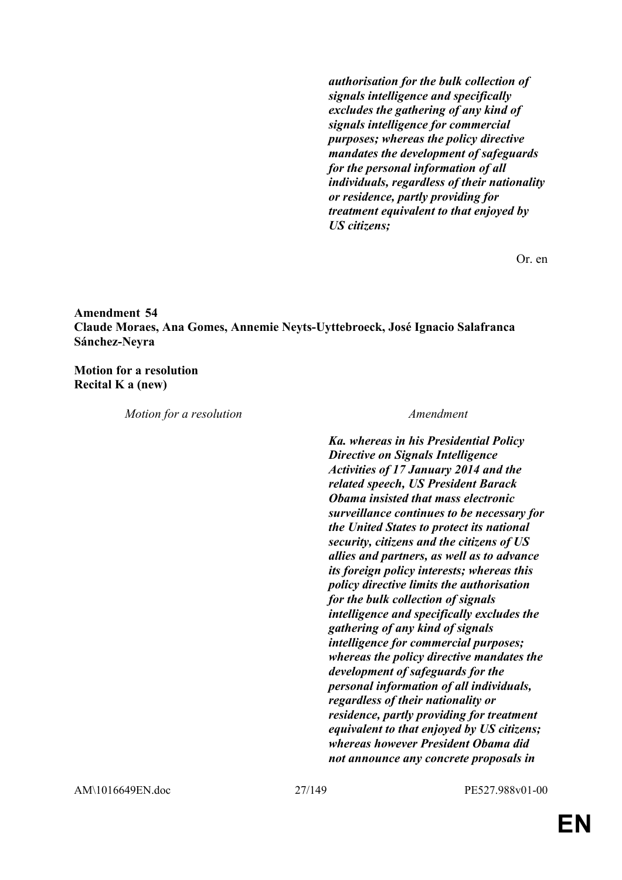***authorisation for the bulk collection of signals intelligence and specifically excludes the gathering of any kind of signals intelligence for commercial purposes; whereas the policy directive mandates the development of safeguards for the personal information of all individuals, regardless of their nationality or residence, partly providing for treatment equivalent to that enjoyed by US citizens;***

Or. en

**Amendment 54**
**Claude Moraes, Ana Gomes, Annemie Neyts-Uyttebroeck, José Ignacio Salafranca Sánchez-Neyra**

**Motion for a resolution**
**Recital K a (new)**

| *Motion for a resolution* | *Amendment* |
| --- | --- |
| | ***Ka. whereas in his Presidential Policy Directive on Signals Intelligence Activities of 17 January 2014 and the related speech, US President Barack Obama insisted that mass electronic surveillance continues to be necessary for the United States to protect its national security, citizens and the citizens of US allies and partners, as well as to advance its foreign policy interests; whereas this policy directive limits the authorisation for the bulk collection of signals intelligence and specifically excludes the gathering of any kind of signals intelligence for commercial purposes; whereas the policy directive mandates the development of safeguards for the personal information of all individuals, regardless of their nationality or residence, partly providing for treatment equivalent to that enjoyed by US citizens; whereas however President Obama did not announce any concrete proposals in*** |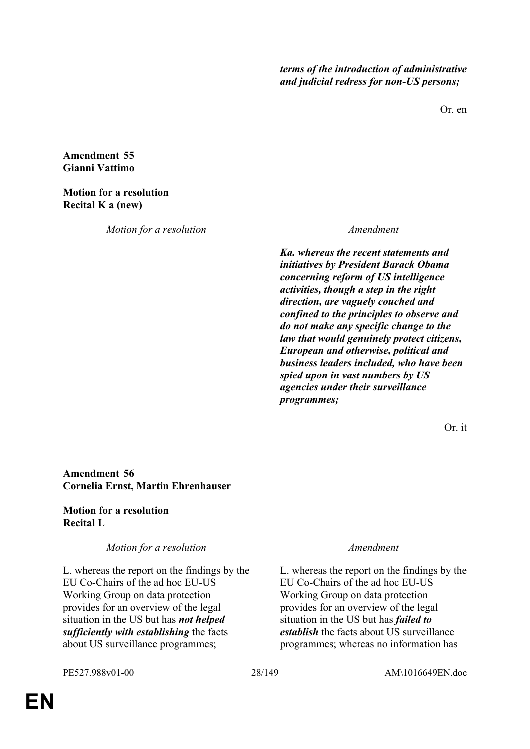| | |
|---|---|
| | ***terms of the introduction of administrative and judicial redress for non-US persons;*** |

Or. en

**Amendment 55**
**Gianni Vattimo**

**Motion for a resolution**
**Recital K a (new)**

| *Motion for a resolution* | *Amendment* |
|---|---|
| | ***Ka. whereas the recent statements and initiatives by President Barack Obama concerning reform of US intelligence activities, though a step in the right direction, are vaguely couched and confined to the principles to observe and do not make any specific change to the law that would genuinely protect citizens, European and otherwise, political and business leaders included, who have been spied upon in vast numbers by US agencies under their surveillance programmes;*** |

Or. it

**Amendment 56**
**Cornelia Ernst, Martin Ehrenhauser**

**Motion for a resolution**
**Recital L**

| *Motion for a resolution* | *Amendment* |
|---|---|
| L. whereas the report on the findings by the EU Co-Chairs of the ad hoc EU-US Working Group on data protection provides for an overview of the legal situation in the US but has ***not helped sufficiently with establishing*** the facts about US surveillance programmes; | L. whereas the report on the findings by the EU Co-Chairs of the ad hoc EU-US Working Group on data protection provides for an overview of the legal situation in the US but has ***failed to establish*** the facts about US surveillance programmes; whereas no information has |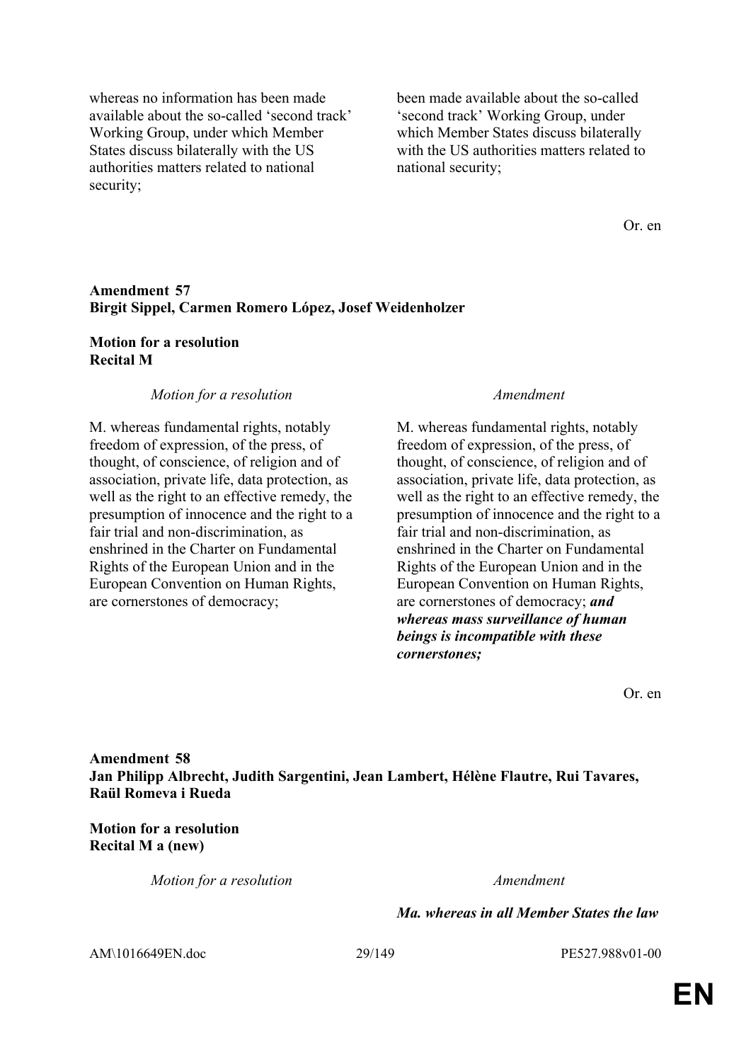| | |
|---|---|
| whereas no information has been made available about the so-called 'second track' Working Group, under which Member States discuss bilaterally with the US authorities matters related to national security; | been made available about the so-called 'second track' Working Group, under which Member States discuss bilaterally with the US authorities matters related to national security; |

Or. en

**Amendment 57**
**Birgit Sippel, Carmen Romero López, Josef Weidenholzer**

**Motion for a resolution**
**Recital M**

| *Motion for a resolution* | *Amendment* |
|---|---|
| M. whereas fundamental rights, notably freedom of expression, of the press, of thought, of conscience, of religion and of association, private life, data protection, as well as the right to an effective remedy, the presumption of innocence and the right to a fair trial and non-discrimination, as enshrined in the Charter on Fundamental Rights of the European Union and in the European Convention on Human Rights, are cornerstones of democracy; | M. whereas fundamental rights, notably freedom of expression, of the press, of thought, of conscience, of religion and of association, private life, data protection, as well as the right to an effective remedy, the presumption of innocence and the right to a fair trial and non-discrimination, as enshrined in the Charter on Fundamental Rights of the European Union and in the European Convention on Human Rights, are cornerstones of democracy; ***and whereas mass surveillance of human beings is incompatible with these cornerstones;*** |

Or. en

**Amendment 58**
**Jan Philipp Albrecht, Judith Sargentini, Jean Lambert, Hélène Flautre, Rui Tavares, Raül Romeva i Rueda**

**Motion for a resolution**
**Recital M a (new)**

| *Motion for a resolution* | *Amendment* |
|---|---|
| | ***Ma. whereas in all Member States the law*** |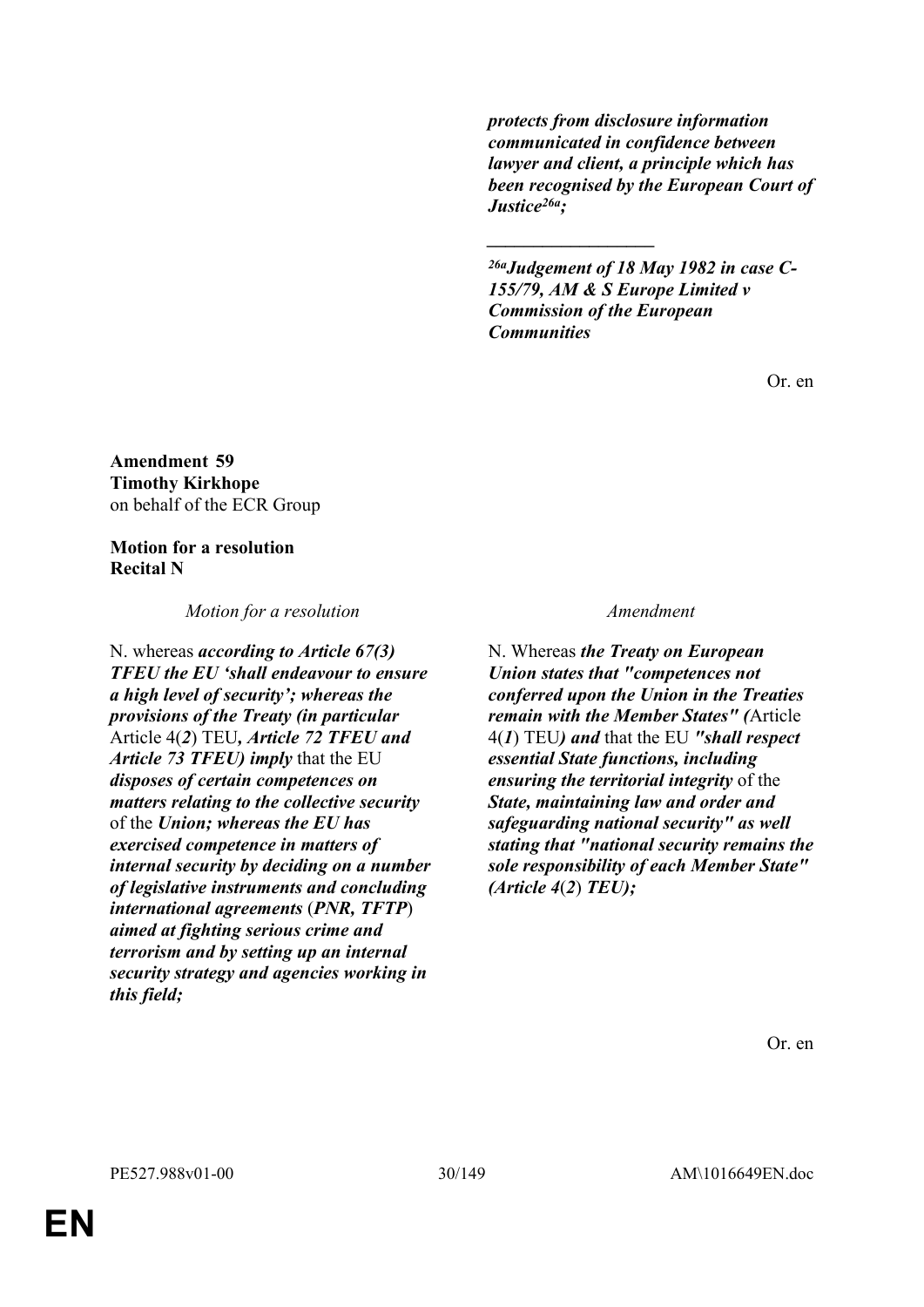***protects from disclosure information communicated in confidence between lawyer and client, a principle which has been recognised by the European Court of Justice[26a];***

__________________

***[26a]Judgement of 18 May 1982 in case C-155/79, AM & S Europe Limited v Commission of the European Communities***

Or. en

**Amendment 59**
**Timothy Kirkhope**
on behalf of the ECR Group

**Motion for a resolution**
**Recital N**

| *Motion for a resolution* | *Amendment* |
|---|---|
| N. whereas ***according to Article 67(3) TFEU the EU 'shall endeavour to ensure a high level of security'; whereas the provisions of the Treaty (in particular*** Article 4(***2***) TEU***, Article 72 TFEU and Article 73 TFEU) imply*** that the EU ***disposes of certain competences on matters relating to the collective security*** of the ***Union; whereas the EU has exercised competence in matters of internal security by deciding on a number of legislative instruments and concluding international agreements*** (***PNR, TFTP***) ***aimed at fighting serious crime and terrorism and by setting up an internal security strategy and agencies working in this field;*** | N. Whereas ***the Treaty on European Union states that "competences not conferred upon the Union in the Treaties remain with the Member States" (***Article 4(***1***) TEU***) and*** that the EU ***"shall respect essential State functions, including ensuring the territorial integrity*** of the ***State, maintaining law and order and safeguarding national security" as well stating that "national security remains the sole responsibility of each Member State" (Article 4***(***2***) ***TEU);*** |

Or. en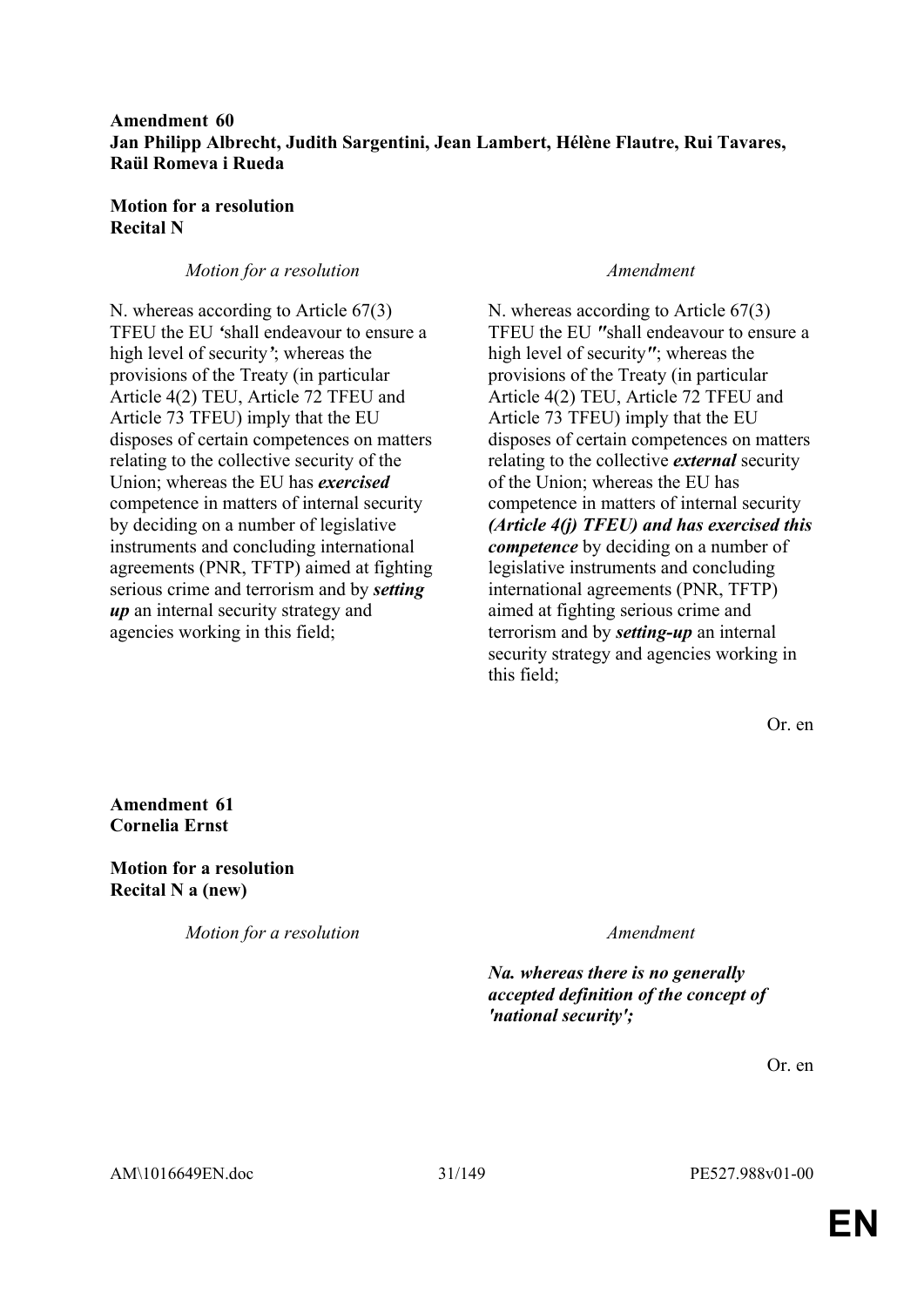**Amendment 60**
**Jan Philipp Albrecht, Judith Sargentini, Jean Lambert, Hélène Flautre, Rui Tavares, Raül Romeva i Rueda**

**Motion for a resolution**
**Recital N**

| *Motion for a resolution* | *Amendment* |
| --- | --- |
| N. whereas according to Article 67(3) TFEU the EU *‘*shall endeavour to ensure a high level of security*’*; whereas the provisions of the Treaty (in particular Article 4(2) TEU, Article 72 TFEU and Article 73 TFEU) imply that the EU disposes of certain competences on matters relating to the collective security of the Union; whereas the EU has ***exercised*** competence in matters of internal security by deciding on a number of legislative instruments and concluding international agreements (PNR, TFTP) aimed at fighting serious crime and terrorism and by ***setting up*** an internal security strategy and agencies working in this field; | N. whereas according to Article 67(3) TFEU the EU *"*shall endeavour to ensure a high level of security*"*; whereas the provisions of the Treaty (in particular Article 4(2) TEU, Article 72 TFEU and Article 73 TFEU) imply that the EU disposes of certain competences on matters relating to the collective ***external*** security of the Union; whereas the EU has competence in matters of internal security ***(Article 4(j) TFEU) and has exercised this competence*** by deciding on a number of legislative instruments and concluding international agreements (PNR, TFTP) aimed at fighting serious crime and terrorism and by ***setting-up*** an internal security strategy and agencies working in this field; |

Or. en

**Amendment 61**
**Cornelia Ernst**

**Motion for a resolution**
**Recital N a (new)**

| *Motion for a resolution* | *Amendment* |
| --- | --- |
| | ***Na. whereas there is no generally accepted definition of the concept of 'national security';*** |

Or. en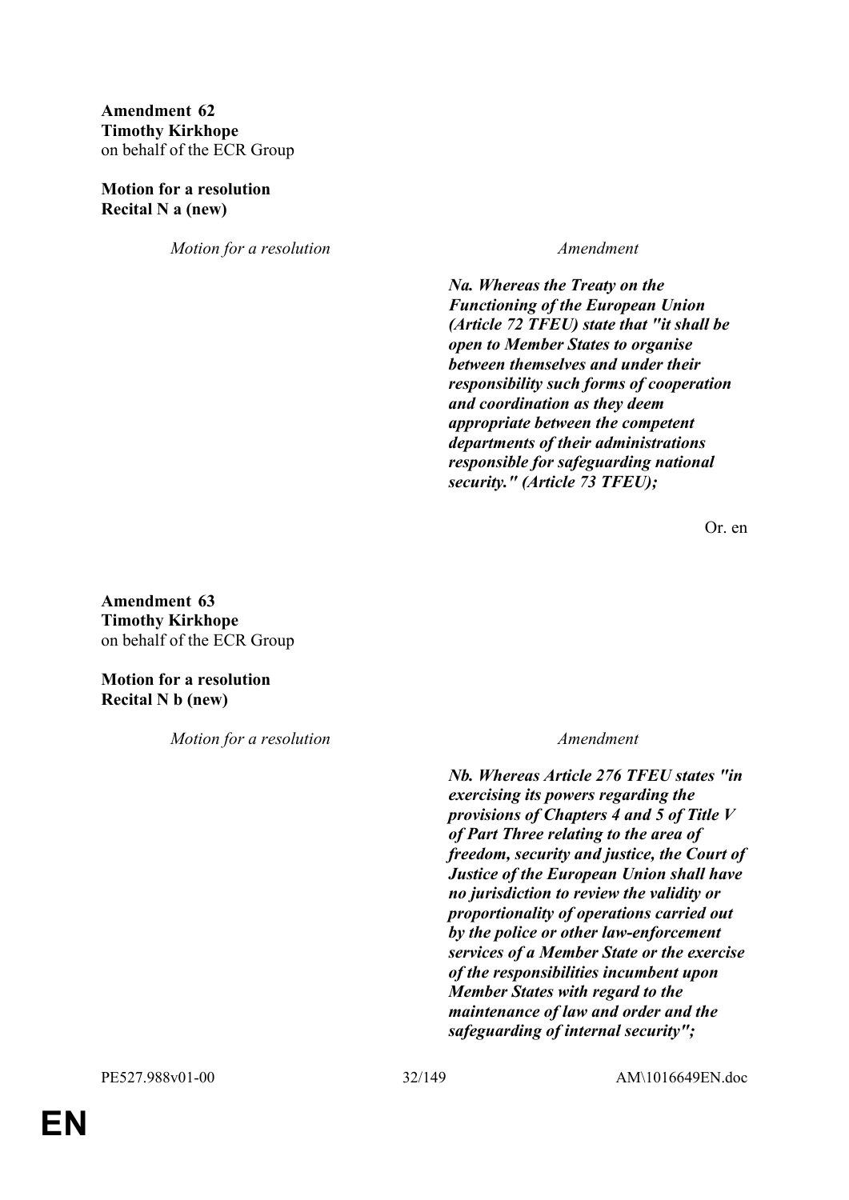**Amendment 62**
**Timothy Kirkhope**
on behalf of the ECR Group

**Motion for a resolution**
**Recital N a (new)**

| *Motion for a resolution* | *Amendment* |
|---|---|
| | ***Na. Whereas the Treaty on the Functioning of the European Union (Article 72 TFEU) state that "it shall be open to Member States to organise between themselves and under their responsibility such forms of cooperation and coordination as they deem appropriate between the competent departments of their administrations responsible for safeguarding national security." (Article 73 TFEU);*** |

Or. en

**Amendment 63**
**Timothy Kirkhope**
on behalf of the ECR Group

**Motion for a resolution**
**Recital N b (new)**

| *Motion for a resolution* | *Amendment* |
|---|---|
| | ***Nb. Whereas Article 276 TFEU states "in exercising its powers regarding the provisions of Chapters 4 and 5 of Title V of Part Three relating to the area of freedom, security and justice, the Court of Justice of the European Union shall have no jurisdiction to review the validity or proportionality of operations carried out by the police or other law-enforcement services of a Member State or the exercise of the responsibilities incumbent upon Member States with regard to the maintenance of law and order and the safeguarding of internal security";*** |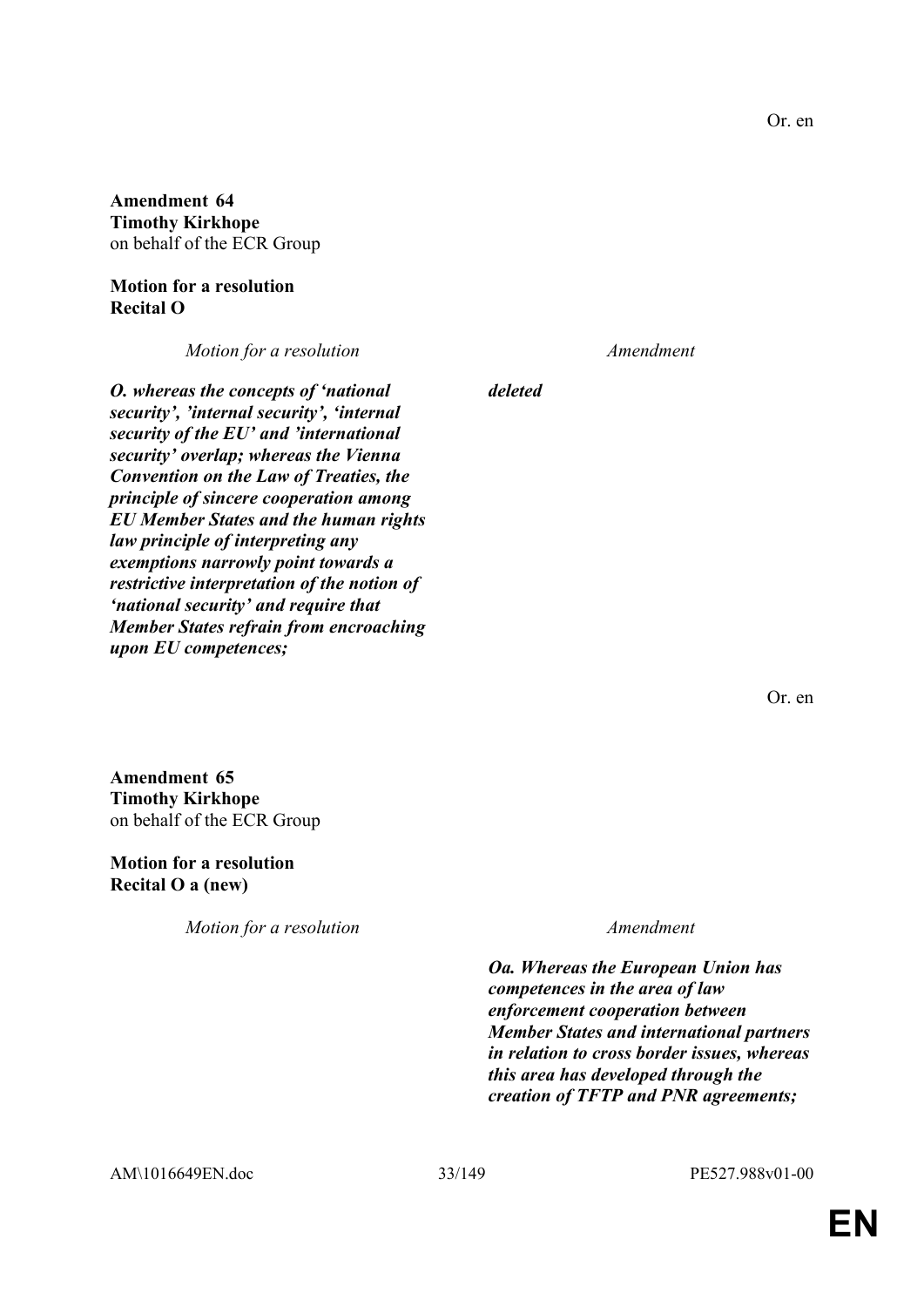Or. en

**Amendment 64**
**Timothy Kirkhope**
on behalf of the ECR Group

**Motion for a resolution**
**Recital O**

| *Motion for a resolution* | *Amendment* |
| --- | --- |
| ***O. whereas the concepts of 'national security', 'internal security', 'internal security of the EU' and 'international security' overlap; whereas the Vienna Convention on the Law of Treaties, the principle of sincere cooperation among EU Member States and the human rights law principle of interpreting any exemptions narrowly point towards a restrictive interpretation of the notion of 'national security' and require that Member States refrain from encroaching upon EU competences;*** | ***deleted*** |

Or. en

**Amendment 65**
**Timothy Kirkhope**
on behalf of the ECR Group

**Motion for a resolution**
**Recital O a (new)**

| *Motion for a resolution* | *Amendment* |
| --- | --- |
| | ***Oa. Whereas the European Union has competences in the area of law enforcement cooperation between Member States and international partners in relation to cross border issues, whereas this area has developed through the creation of TFTP and PNR agreements;*** |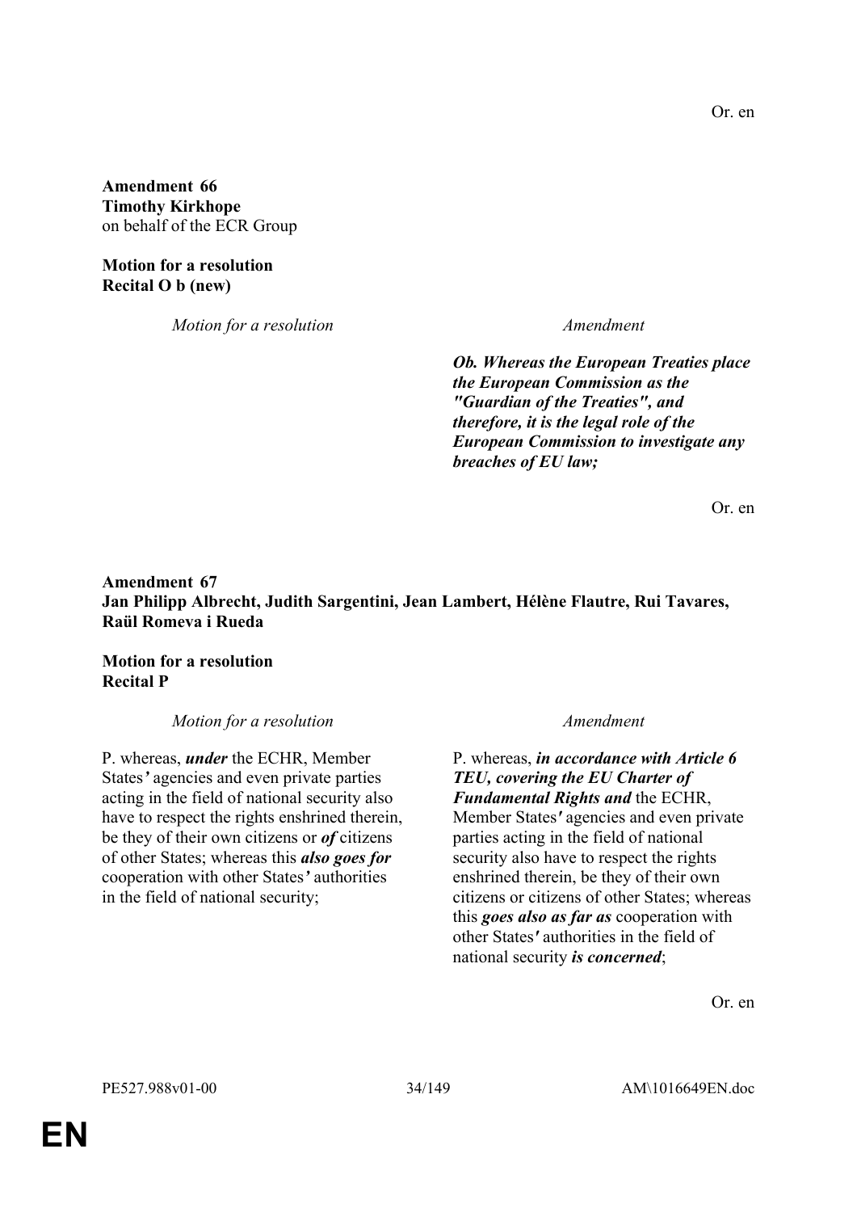Or. en

**Amendment 66**
**Timothy Kirkhope**
on behalf of the ECR Group

**Motion for a resolution**
**Recital O b (new)**

| *Motion for a resolution* | *Amendment* |
| --- | --- |
| | ***Ob. Whereas the European Treaties place the European Commission as the "Guardian of the Treaties", and therefore, it is the legal role of the European Commission to investigate any breaches of EU law;*** |

Or. en

**Amendment 67**
**Jan Philipp Albrecht, Judith Sargentini, Jean Lambert, Hélène Flautre, Rui Tavares, Raül Romeva i Rueda**

**Motion for a resolution**
**Recital P**

| *Motion for a resolution* | *Amendment* |
| --- | --- |
| P. whereas, ***under*** the ECHR, Member States' agencies and even private parties acting in the field of national security also have to respect the rights enshrined therein, be they of their own citizens or ***of*** citizens of other States; whereas this ***also goes for*** cooperation with other States' authorities in the field of national security; | P. whereas, ***in accordance with Article 6 TEU, covering the EU Charter of Fundamental Rights and*** the ECHR, Member States' agencies and even private parties acting in the field of national security also have to respect the rights enshrined therein, be they of their own citizens or citizens of other States; whereas this ***goes also as far as*** cooperation with other States' authorities in the field of national security ***is concerned***; |

Or. en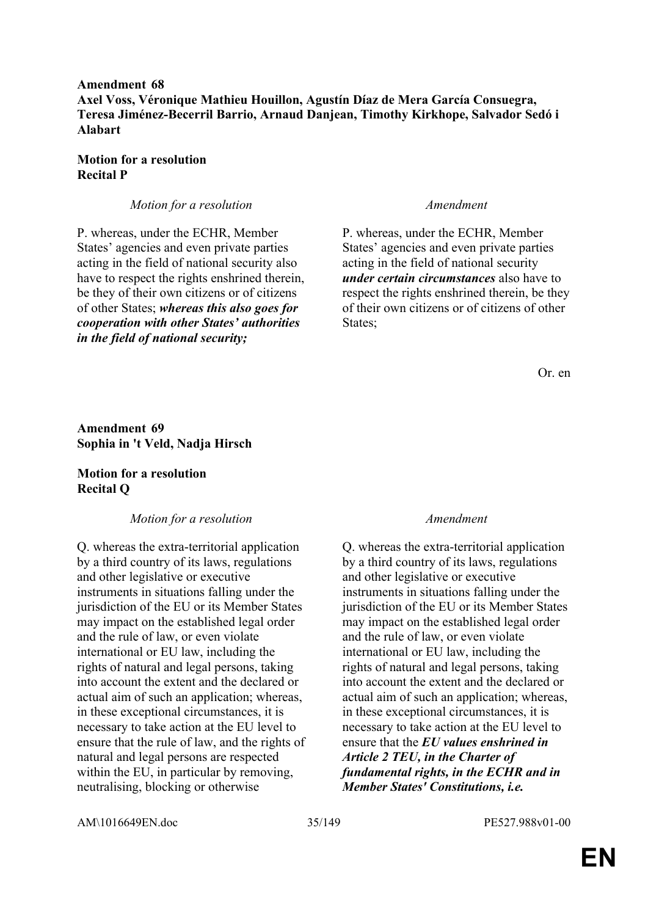**Amendment 68**
**Axel Voss, Véronique Mathieu Houillon, Agustín Díaz de Mera García Consuegra, Teresa Jiménez-Becerril Barrio, Arnaud Danjean, Timothy Kirkhope, Salvador Sedó i Alabart**

**Motion for a resolution**
**Recital P**

| *Motion for a resolution* | *Amendment* |
| --- | --- |
| P. whereas, under the ECHR, Member States' agencies and even private parties acting in the field of national security also have to respect the rights enshrined therein, be they of their own citizens or of citizens of other States; ***whereas this also goes for cooperation with other States' authorities in the field of national security;*** | P. whereas, under the ECHR, Member States' agencies and even private parties acting in the field of national security ***under certain circumstances*** also have to respect the rights enshrined therein, be they of their own citizens or of citizens of other States; |

Or. en

**Amendment 69**
**Sophia in 't Veld, Nadja Hirsch**

**Motion for a resolution**
**Recital Q**

| *Motion for a resolution* | *Amendment* |
| --- | --- |
| Q. whereas the extra-territorial application by a third country of its laws, regulations and other legislative or executive instruments in situations falling under the jurisdiction of the EU or its Member States may impact on the established legal order and the rule of law, or even violate international or EU law, including the rights of natural and legal persons, taking into account the extent and the declared or actual aim of such an application; whereas, in these exceptional circumstances, it is necessary to take action at the EU level to ensure that the rule of law, and the rights of natural and legal persons are respected within the EU, in particular by removing, neutralising, blocking or otherwise | Q. whereas the extra-territorial application by a third country of its laws, regulations and other legislative or executive instruments in situations falling under the jurisdiction of the EU or its Member States may impact on the established legal order and the rule of law, or even violate international or EU law, including the rights of natural and legal persons, taking into account the extent and the declared or actual aim of such an application; whereas, in these exceptional circumstances, it is necessary to take action at the EU level to ensure that the ***EU values enshrined in Article 2 TEU, in the Charter of fundamental rights, in the ECHR and in Member States' Constitutions, i.e.*** |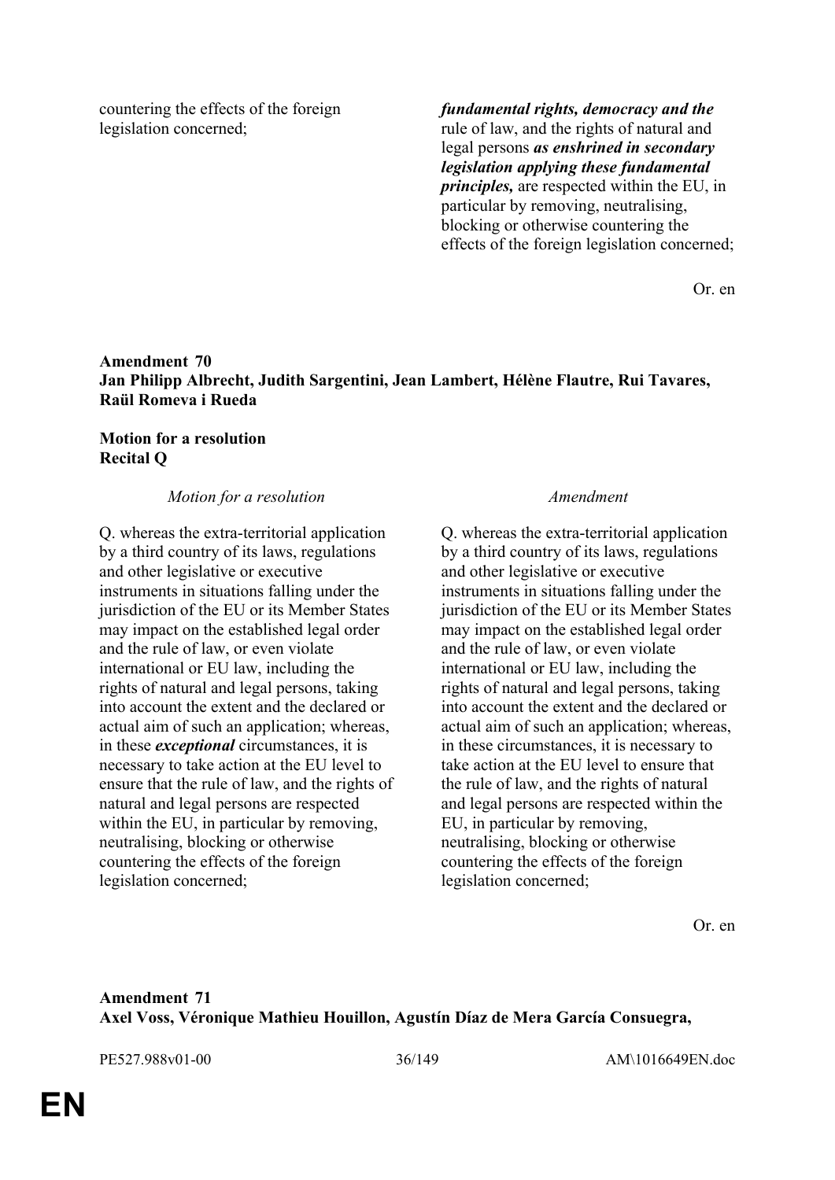| | |
|---|---|
| countering the effects of the foreign legislation concerned; | ***fundamental rights, democracy and the*** rule of law, and the rights of natural and legal persons ***as enshrined in secondary legislation applying these fundamental principles,*** are respected within the EU, in particular by removing, neutralising, blocking or otherwise countering the effects of the foreign legislation concerned; |

Or. en

**Amendment 70**
**Jan Philipp Albrecht, Judith Sargentini, Jean Lambert, Hélène Flautre, Rui Tavares, Raül Romeva i Rueda**

**Motion for a resolution**
**Recital Q**

| *Motion for a resolution* | *Amendment* |
|---|---|
| Q. whereas the extra-territorial application by a third country of its laws, regulations and other legislative or executive instruments in situations falling under the jurisdiction of the EU or its Member States may impact on the established legal order and the rule of law, or even violate international or EU law, including the rights of natural and legal persons, taking into account the extent and the declared or actual aim of such an application; whereas, in these ***exceptional*** circumstances, it is necessary to take action at the EU level to ensure that the rule of law, and the rights of natural and legal persons are respected within the EU, in particular by removing, neutralising, blocking or otherwise countering the effects of the foreign legislation concerned; | Q. whereas the extra-territorial application by a third country of its laws, regulations and other legislative or executive instruments in situations falling under the jurisdiction of the EU or its Member States may impact on the established legal order and the rule of law, or even violate international or EU law, including the rights of natural and legal persons, taking into account the extent and the declared or actual aim of such an application; whereas, in these circumstances, it is necessary to take action at the EU level to ensure that the rule of law, and the rights of natural and legal persons are respected within the EU, in particular by removing, neutralising, blocking or otherwise countering the effects of the foreign legislation concerned; |

Or. en

**Amendment 71**
**Axel Voss, Véronique Mathieu Houillon, Agustín Díaz de Mera García Consuegra,**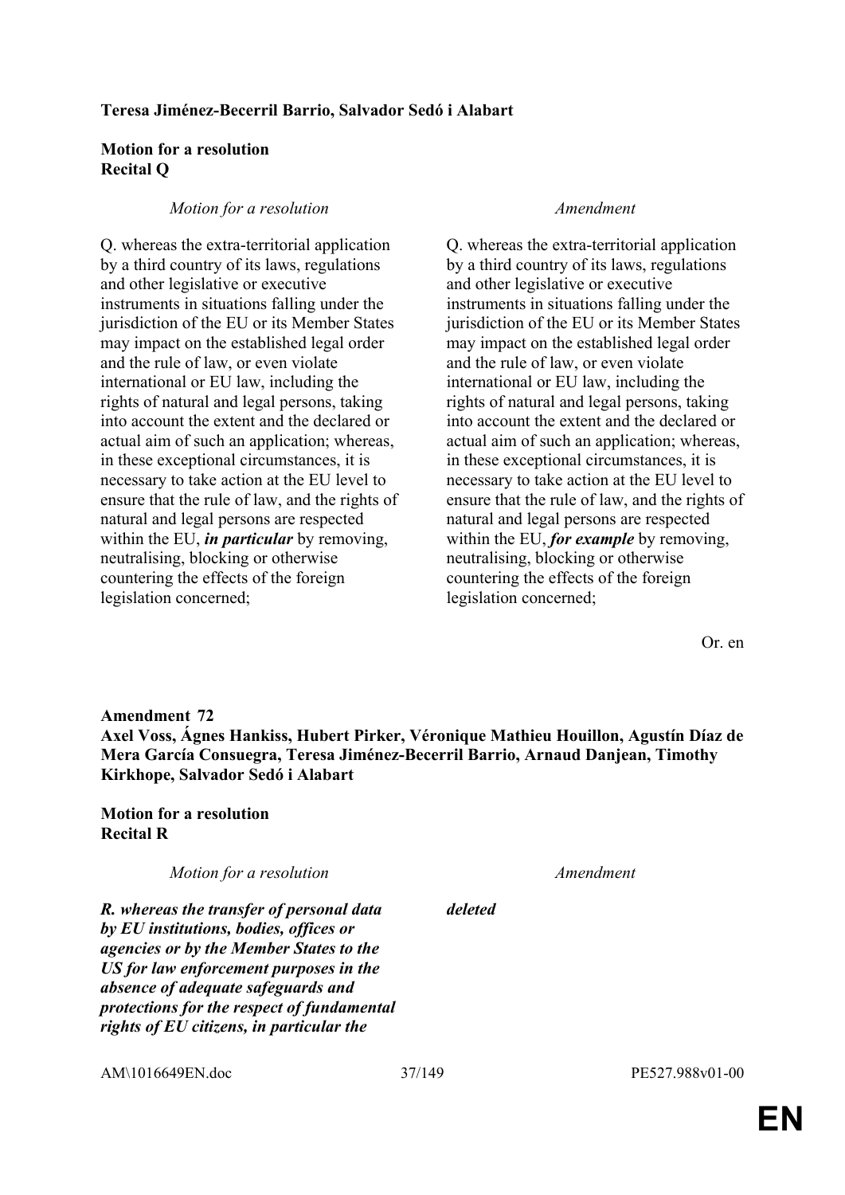**Teresa Jiménez-Becerril Barrio, Salvador Sedó i Alabart**

**Motion for a resolution**
**Recital Q**

| *Motion for a resolution* | *Amendment* |
|---|---|
| Q. whereas the extra-territorial application by a third country of its laws, regulations and other legislative or executive instruments in situations falling under the jurisdiction of the EU or its Member States may impact on the established legal order and the rule of law, or even violate international or EU law, including the rights of natural and legal persons, taking into account the extent and the declared or actual aim of such an application; whereas, in these exceptional circumstances, it is necessary to take action at the EU level to ensure that the rule of law, and the rights of natural and legal persons are respected within the EU, ***in particular*** by removing, neutralising, blocking or otherwise countering the effects of the foreign legislation concerned; | Q. whereas the extra-territorial application by a third country of its laws, regulations and other legislative or executive instruments in situations falling under the jurisdiction of the EU or its Member States may impact on the established legal order and the rule of law, or even violate international or EU law, including the rights of natural and legal persons, taking into account the extent and the declared or actual aim of such an application; whereas, in these exceptional circumstances, it is necessary to take action at the EU level to ensure that the rule of law, and the rights of natural and legal persons are respected within the EU, ***for example*** by removing, neutralising, blocking or otherwise countering the effects of the foreign legislation concerned; |

Or. en

**Amendment 72**
**Axel Voss, Ágnes Hankiss, Hubert Pirker, Véronique Mathieu Houillon, Agustín Díaz de Mera García Consuegra, Teresa Jiménez-Becerril Barrio, Arnaud Danjean, Timothy Kirkhope, Salvador Sedó i Alabart**

**Motion for a resolution**
**Recital R**

| *Motion for a resolution* | *Amendment* |
|---|---|
| ***R. whereas the transfer of personal data by EU institutions, bodies, offices or agencies or by the Member States to the US for law enforcement purposes in the absence of adequate safeguards and protections for the respect of fundamental rights of EU citizens, in particular the*** | ***deleted*** |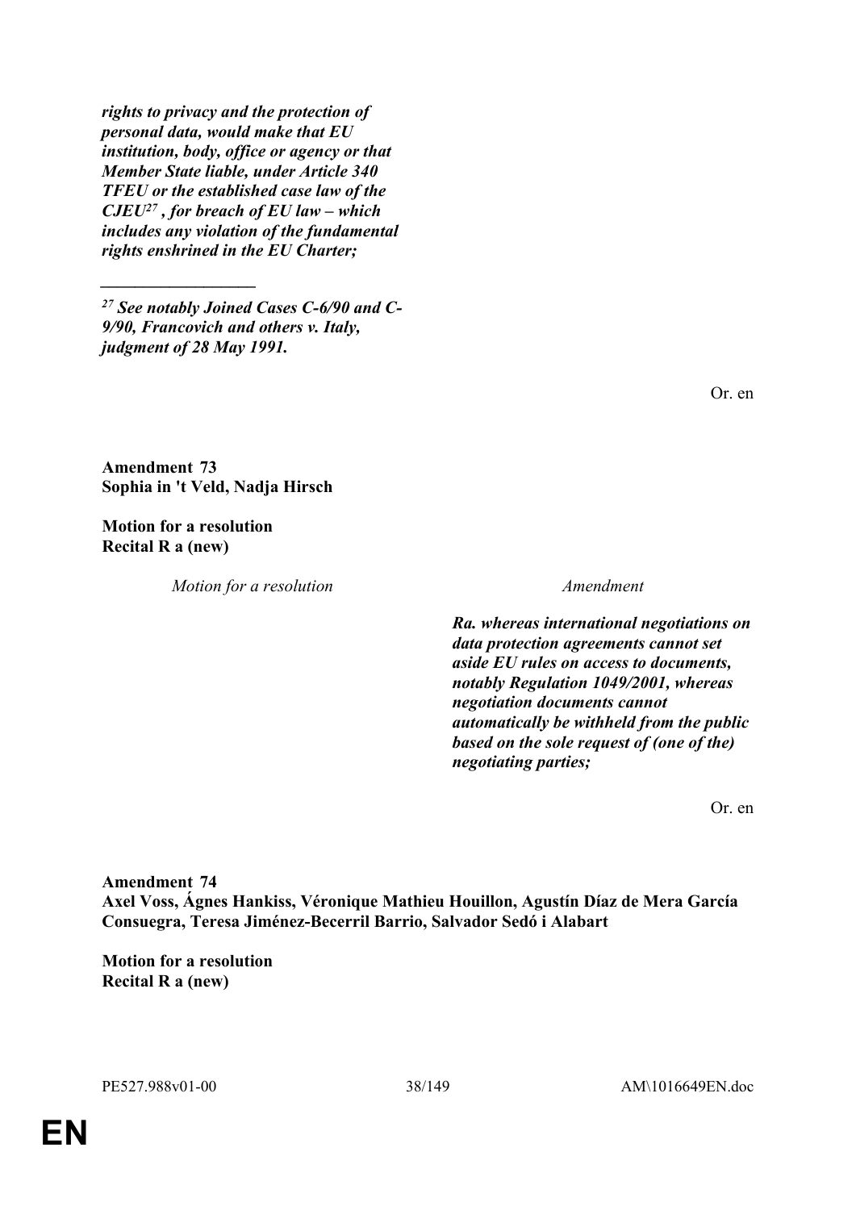***rights to privacy and the protection of personal data, would make that EU institution, body, office or agency or that Member State liable, under Article 340 TFEU or the established case law of the CJEU[27] , for breach of EU law – which includes any violation of the fundamental rights enshrined in the EU Charter;***

_________________

***[27] See notably Joined Cases C-6/90 and C-9/90, Francovich and others v. Italy, judgment of 28 May 1991.***

Or. en

**Amendment 73**
**Sophia in 't Veld, Nadja Hirsch**

**Motion for a resolution**
**Recital R a (new)**

| *Motion for a resolution* | *Amendment* |
| --- | --- |
| | ***Ra. whereas international negotiations on data protection agreements cannot set aside EU rules on access to documents, notably Regulation 1049/2001, whereas negotiation documents cannot automatically be withheld from the public based on the sole request of (one of the) negotiating parties;*** |

Or. en

**Amendment 74**
**Axel Voss, Ágnes Hankiss, Véronique Mathieu Houillon, Agustín Díaz de Mera García Consuegra, Teresa Jiménez-Becerril Barrio, Salvador Sedó i Alabart**

**Motion for a resolution**
**Recital R a (new)**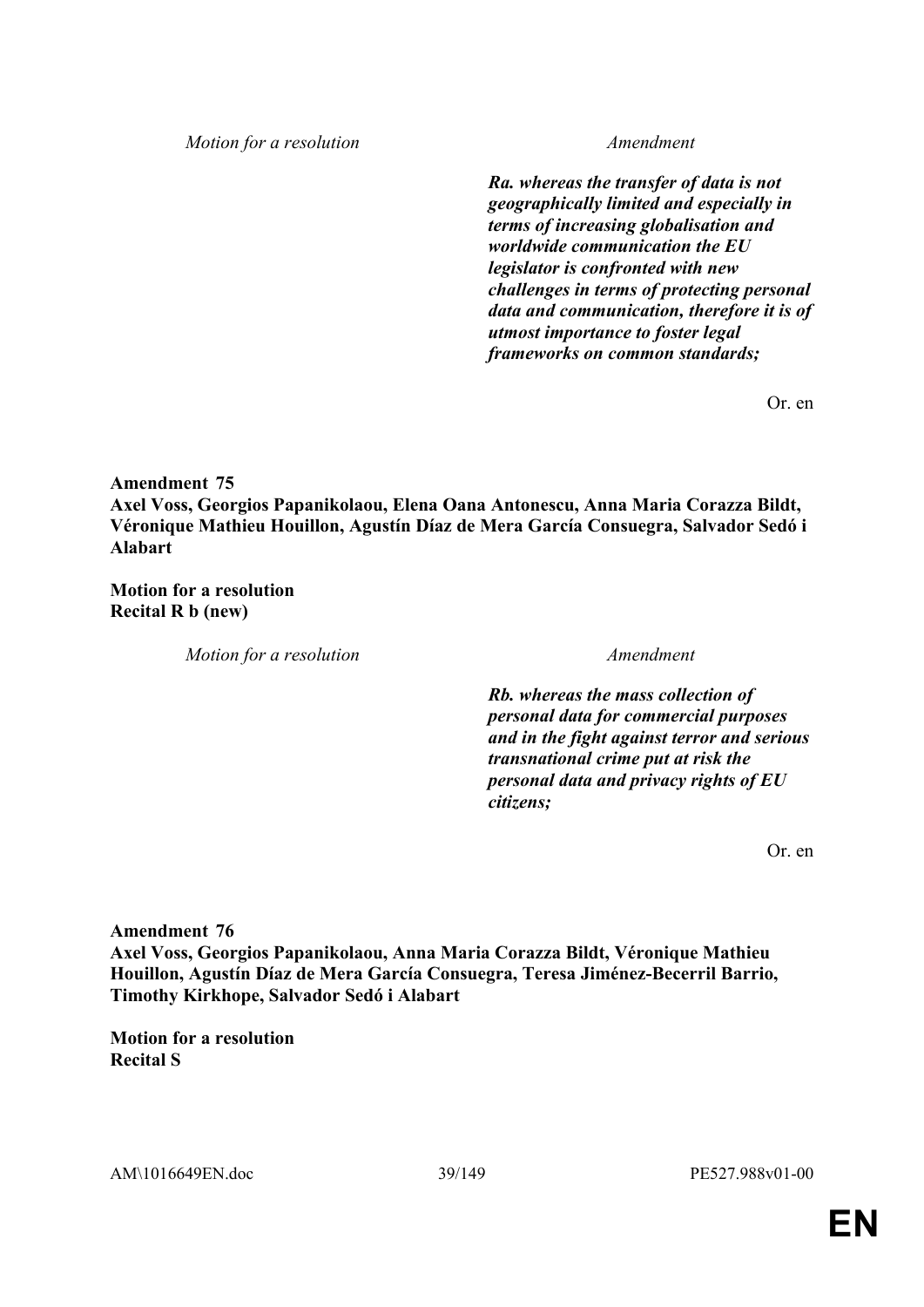| Motion for a resolution | Amendment |
|---|---|
| | ***Ra. whereas the transfer of data is not geographically limited and especially in terms of increasing globalisation and worldwide communication the EU legislator is confronted with new challenges in terms of protecting personal data and communication, therefore it is of utmost importance to foster legal frameworks on common standards;*** |

Or. en

**Amendment 75**
**Axel Voss, Georgios Papanikolaou, Elena Oana Antonescu, Anna Maria Corazza Bildt, Véronique Mathieu Houillon, Agustín Díaz de Mera García Consuegra, Salvador Sedó i Alabart**

**Motion for a resolution**
**Recital R b (new)**

| Motion for a resolution | Amendment |
|---|---|
| | ***Rb. whereas the mass collection of personal data for commercial purposes and in the fight against terror and serious transnational crime put at risk the personal data and privacy rights of EU citizens;*** |

Or. en

**Amendment 76**
**Axel Voss, Georgios Papanikolaou, Anna Maria Corazza Bildt, Véronique Mathieu Houillon, Agustín Díaz de Mera García Consuegra, Teresa Jiménez-Becerril Barrio, Timothy Kirkhope, Salvador Sedó i Alabart**

**Motion for a resolution**
**Recital S**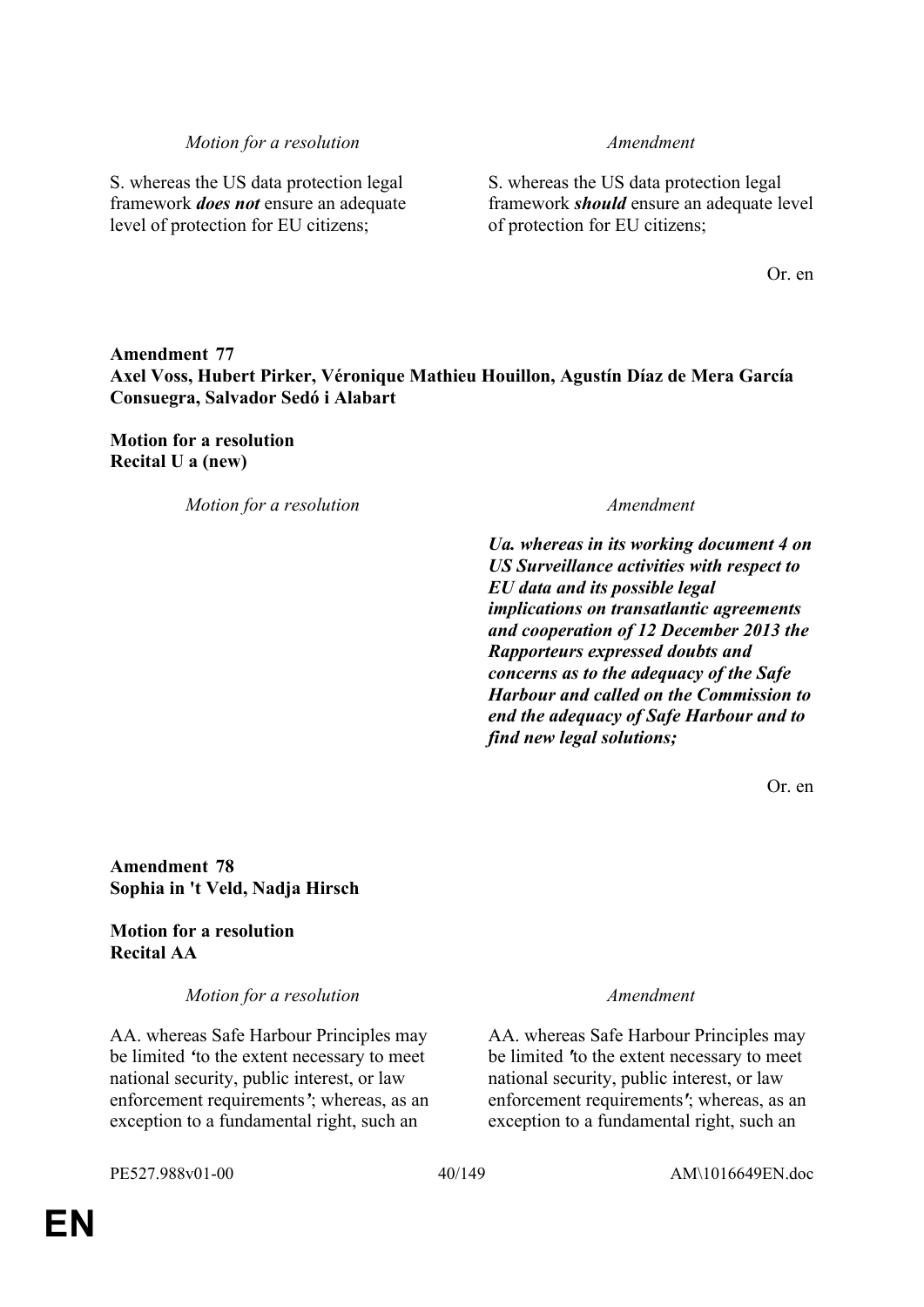| *Motion for a resolution* | *Amendment* |
|---|---|
| S. whereas the US data protection legal framework ***does not*** ensure an adequate level of protection for EU citizens; | S. whereas the US data protection legal framework ***should*** ensure an adequate level of protection for EU citizens; |

Or. en

**Amendment 77**
**Axel Voss, Hubert Pirker, Véronique Mathieu Houillon, Agustín Díaz de Mera García Consuegra, Salvador Sedó i Alabart**

**Motion for a resolution**
**Recital U a (new)**

| *Motion for a resolution* | *Amendment* |
|---|---|
| | ***Ua. whereas in its working document 4 on US Surveillance activities with respect to EU data and its possible legal implications on transatlantic agreements and cooperation of 12 December 2013 the Rapporteurs expressed doubts and concerns as to the adequacy of the Safe Harbour and called on the Commission to end the adequacy of Safe Harbour and to find new legal solutions;*** |

Or. en

**Amendment 78**
**Sophia in 't Veld, Nadja Hirsch**

**Motion for a resolution**
**Recital AA**

| *Motion for a resolution* | *Amendment* |
|---|---|
| AA. whereas Safe Harbour Principles may be limited ***'***to the extent necessary to meet national security, public interest, or law enforcement requirements***'***; whereas, as an exception to a fundamental right, such an | AA. whereas Safe Harbour Principles may be limited ***'***to the extent necessary to meet national security, public interest, or law enforcement requirements***'***; whereas, as an exception to a fundamental right, such an |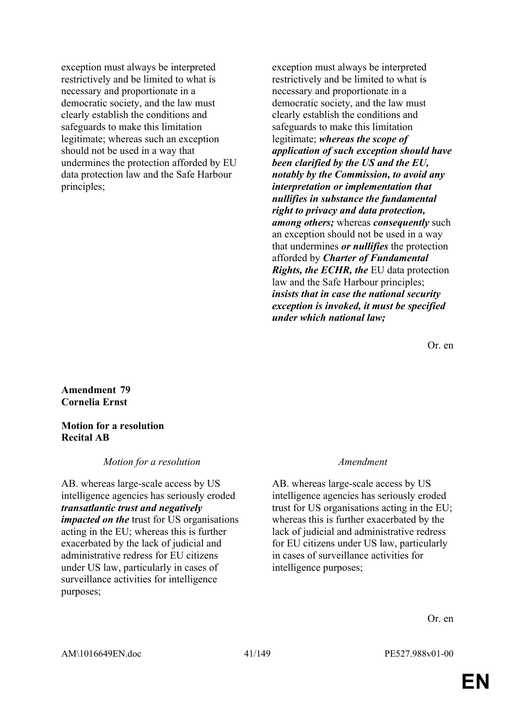| | |
|---|---|
| exception must always be interpreted restrictively and be limited to what is necessary and proportionate in a democratic society, and the law must clearly establish the conditions and safeguards to make this limitation legitimate; whereas such an exception should not be used in a way that undermines the protection afforded by EU data protection law and the Safe Harbour principles; | exception must always be interpreted restrictively and be limited to what is necessary and proportionate in a democratic society, and the law must clearly establish the conditions and safeguards to make this limitation legitimate; ***whereas the scope of application of such exception should have been clarified by the US and the EU, notably by the Commission, to avoid any interpretation or implementation that nullifies in substance the fundamental right to privacy and data protection, among others;*** whereas ***consequently*** such an exception should not be used in a way that undermines ***or nullifies*** the protection afforded by ***Charter of Fundamental Rights, the ECHR, the*** EU data protection law and the Safe Harbour principles; ***insists that in case the national security exception is invoked, it must be specified under which national law;*** |

Or. en

**Amendment 79**
**Cornelia Ernst**

**Motion for a resolution**
**Recital AB**

| *Motion for a resolution* | *Amendment* |
|---|---|
| AB. whereas large-scale access by US intelligence agencies has seriously eroded ***transatlantic trust and negatively impacted on the*** trust for US organisations acting in the EU; whereas this is further exacerbated by the lack of judicial and administrative redress for EU citizens under US law, particularly in cases of surveillance activities for intelligence purposes; | AB. whereas large-scale access by US intelligence agencies has seriously eroded trust for US organisations acting in the EU; whereas this is further exacerbated by the lack of judicial and administrative redress for EU citizens under US law, particularly in cases of surveillance activities for intelligence purposes; |

Or. en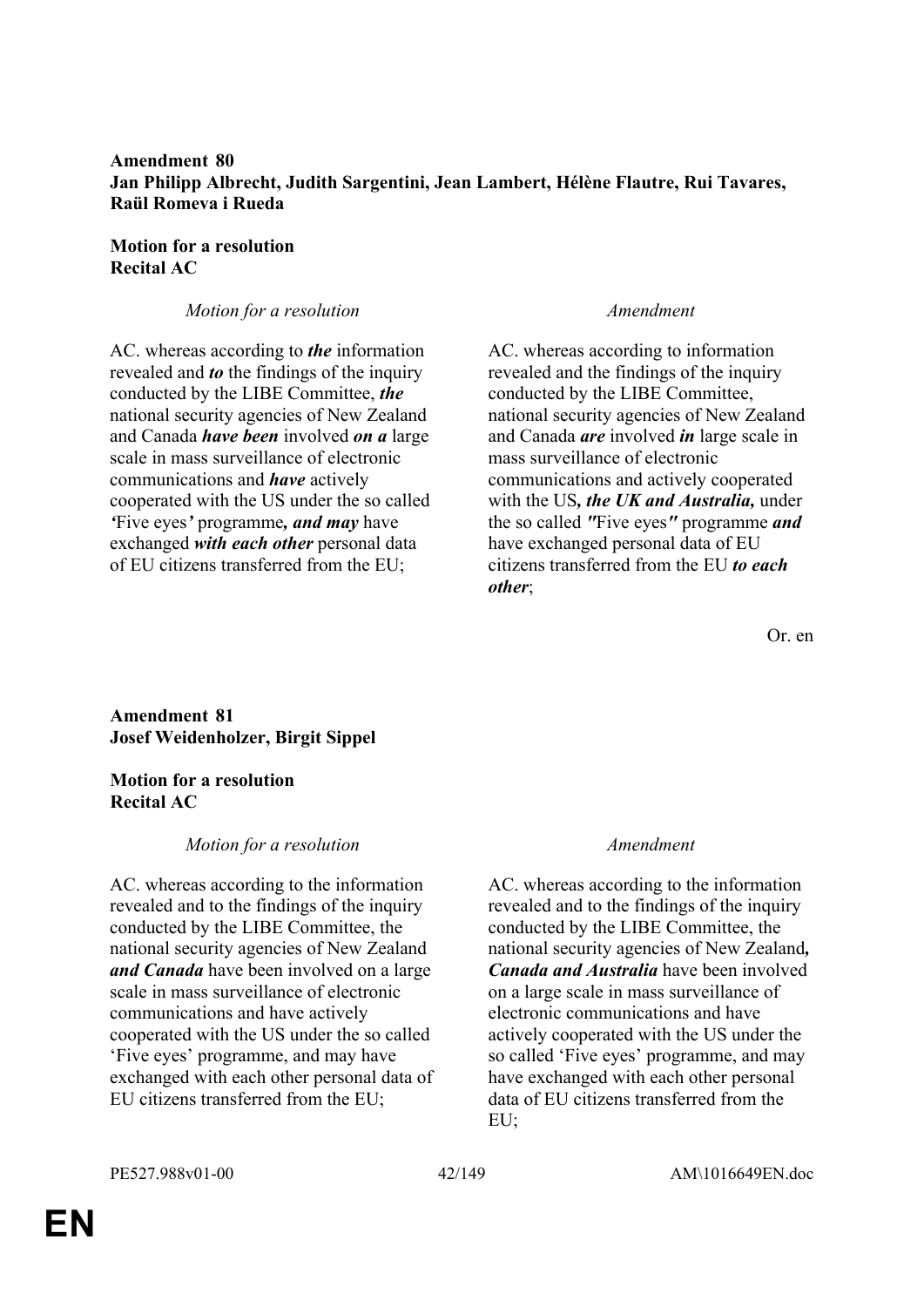**Amendment 80**
**Jan Philipp Albrecht, Judith Sargentini, Jean Lambert, Hélène Flautre, Rui Tavares, Raül Romeva i Rueda**

**Motion for a resolution**
**Recital AC**

| *Motion for a resolution* | *Amendment* |
|---|---|
| AC. whereas according to ***the*** information revealed and ***to*** the findings of the inquiry conducted by the LIBE Committee, ***the*** national security agencies of New Zealand and Canada ***have been*** involved ***on a*** large scale in mass surveillance of electronic communications and ***have*** actively cooperated with the US under the so called ***'***Five eyes***'*** programme***, and may*** have exchanged ***with each other*** personal data of EU citizens transferred from the EU; | AC. whereas according to information revealed and the findings of the inquiry conducted by the LIBE Committee, national security agencies of New Zealand and Canada ***are*** involved ***in*** large scale in mass surveillance of electronic communications and actively cooperated with the US***, the UK and Australia,*** under the so called ***"***Five eyes***"*** programme ***and*** have exchanged personal data of EU citizens transferred from the EU ***to each other***; |

Or. en

**Amendment 81**
**Josef Weidenholzer, Birgit Sippel**

**Motion for a resolution**
**Recital AC**

| *Motion for a resolution* | *Amendment* |
|---|---|
| AC. whereas according to the information revealed and to the findings of the inquiry conducted by the LIBE Committee, the national security agencies of New Zealand ***and Canada*** have been involved on a large scale in mass surveillance of electronic communications and have actively cooperated with the US under the so called 'Five eyes' programme, and may have exchanged with each other personal data of EU citizens transferred from the EU; | AC. whereas according to the information revealed and to the findings of the inquiry conducted by the LIBE Committee, the national security agencies of New Zealand***, Canada and Australia*** have been involved on a large scale in mass surveillance of electronic communications and have actively cooperated with the US under the so called 'Five eyes' programme, and may have exchanged with each other personal data of EU citizens transferred from the EU; |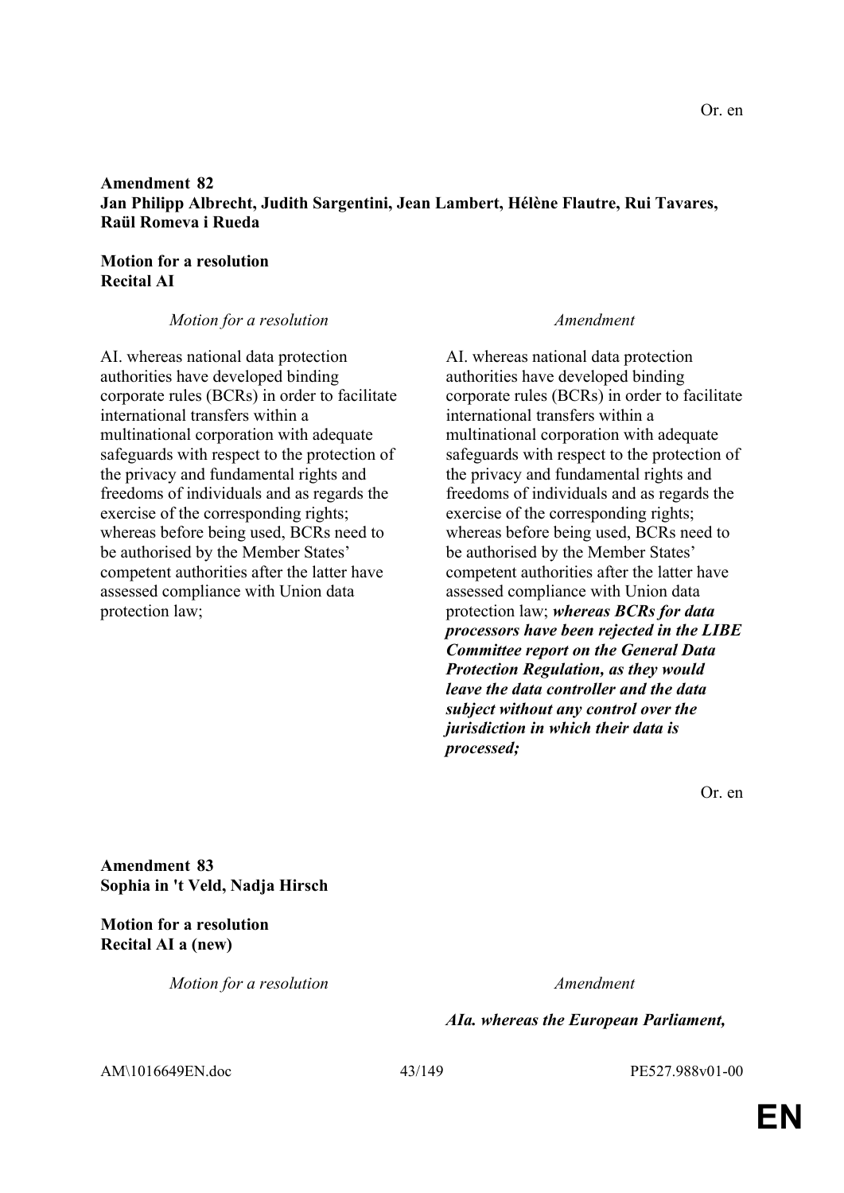Or. en

**Amendment 82**
**Jan Philipp Albrecht, Judith Sargentini, Jean Lambert, Hélène Flautre, Rui Tavares, Raül Romeva i Rueda**

**Motion for a resolution**
**Recital AI**

| *Motion for a resolution* | *Amendment* |
| --- | --- |
| AI. whereas national data protection authorities have developed binding corporate rules (BCRs) in order to facilitate international transfers within a multinational corporation with adequate safeguards with respect to the protection of the privacy and fundamental rights and freedoms of individuals and as regards the exercise of the corresponding rights; whereas before being used, BCRs need to be authorised by the Member States' competent authorities after the latter have assessed compliance with Union data protection law; | AI. whereas national data protection authorities have developed binding corporate rules (BCRs) in order to facilitate international transfers within a multinational corporation with adequate safeguards with respect to the protection of the privacy and fundamental rights and freedoms of individuals and as regards the exercise of the corresponding rights; whereas before being used, BCRs need to be authorised by the Member States' competent authorities after the latter have assessed compliance with Union data protection law; ***whereas BCRs for data processors have been rejected in the LIBE Committee report on the General Data Protection Regulation, as they would leave the data controller and the data subject without any control over the jurisdiction in which their data is processed;*** |

Or. en

**Amendment 83**
**Sophia in 't Veld, Nadja Hirsch**

**Motion for a resolution**
**Recital AI a (new)**

| *Motion for a resolution* | *Amendment* |
| --- | --- |
| | ***AIa. whereas the European Parliament,*** |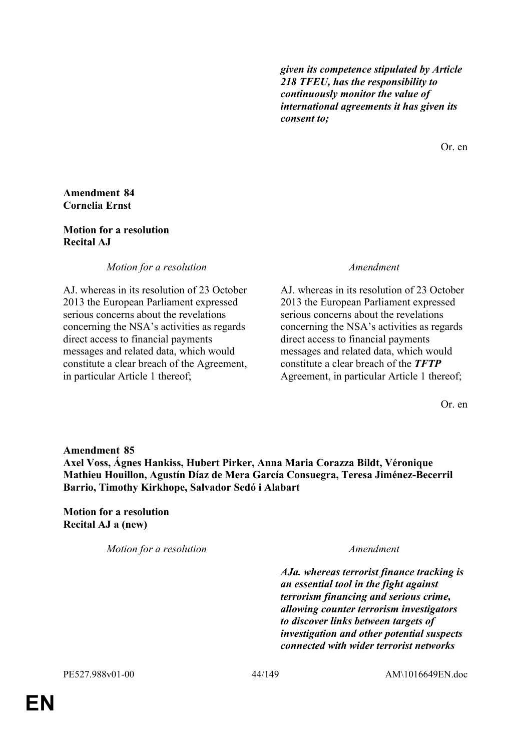***given its competence stipulated by Article 218 TFEU, has the responsibility to continuously monitor the value of international agreements it has given its consent to;***

Or. en

**Amendment 84**
**Cornelia Ernst**

**Motion for a resolution**
**Recital AJ**

| *Motion for a resolution* | *Amendment* |
|---|---|
| AJ. whereas in its resolution of 23 October 2013 the European Parliament expressed serious concerns about the revelations concerning the NSA's activities as regards direct access to financial payments messages and related data, which would constitute a clear breach of the Agreement, in particular Article 1 thereof; | AJ. whereas in its resolution of 23 October 2013 the European Parliament expressed serious concerns about the revelations concerning the NSA's activities as regards direct access to financial payments messages and related data, which would constitute a clear breach of the ***TFTP*** Agreement, in particular Article 1 thereof; |

Or. en

**Amendment 85**
**Axel Voss, Ágnes Hankiss, Hubert Pirker, Anna Maria Corazza Bildt, Véronique Mathieu Houillon, Agustín Díaz de Mera García Consuegra, Teresa Jiménez-Becerril Barrio, Timothy Kirkhope, Salvador Sedó i Alabart**

**Motion for a resolution**
**Recital AJ a (new)**

| *Motion for a resolution* | *Amendment* |
|---|---|
| | ***AJa. whereas terrorist finance tracking is an essential tool in the fight against terrorism financing and serious crime, allowing counter terrorism investigators to discover links between targets of investigation and other potential suspects connected with wider terrorist networks*** |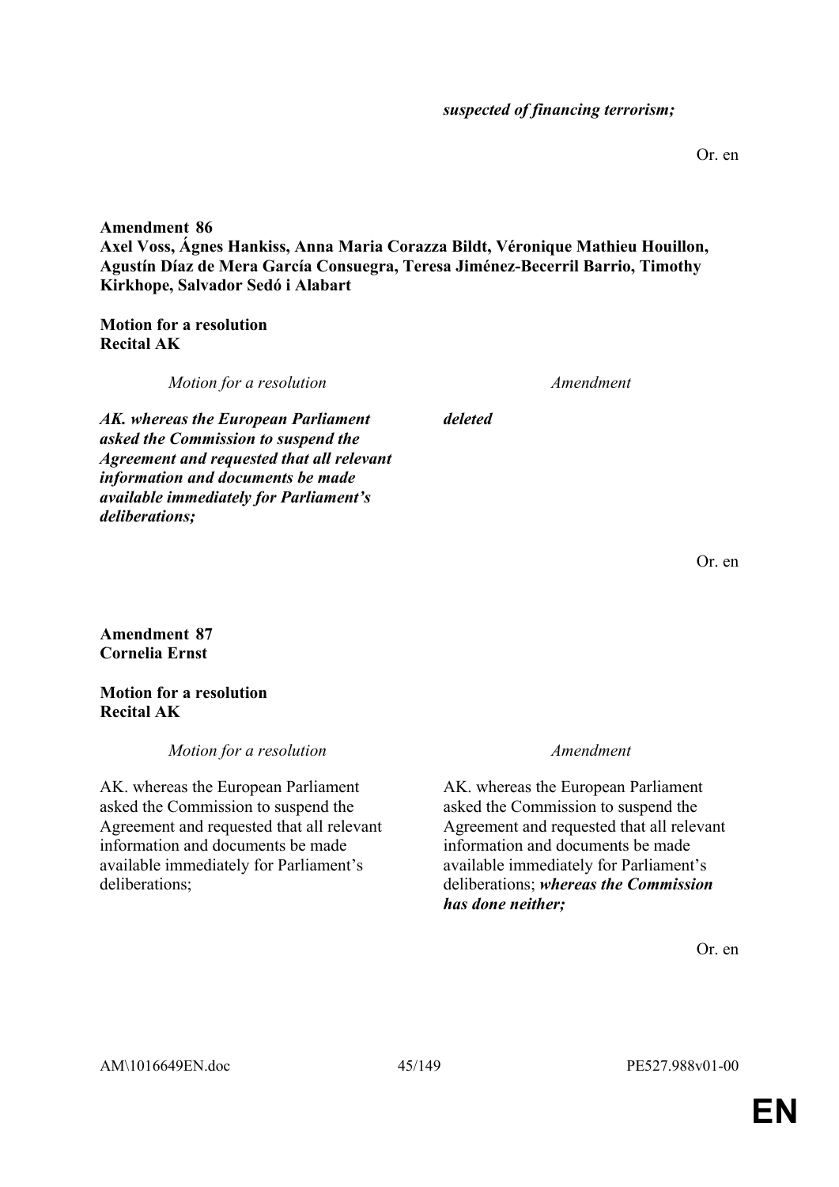| | |
|---|---|
| | ***suspected of financing terrorism;*** |

Or. en

**Amendment 86**
**Axel Voss, Ágnes Hankiss, Anna Maria Corazza Bildt, Véronique Mathieu Houillon, Agustín Díaz de Mera García Consuegra, Teresa Jiménez-Becerril Barrio, Timothy Kirkhope, Salvador Sedó i Alabart**

**Motion for a resolution**
**Recital AK**

| *Motion for a resolution* | *Amendment* |
|---|---|
| ***AK. whereas the European Parliament asked the Commission to suspend the Agreement and requested that all relevant information and documents be made available immediately for Parliament's deliberations;*** | ***deleted*** |

Or. en

**Amendment 87**
**Cornelia Ernst**

**Motion for a resolution**
**Recital AK**

| *Motion for a resolution* | *Amendment* |
|---|---|
| AK. whereas the European Parliament asked the Commission to suspend the Agreement and requested that all relevant information and documents be made available immediately for Parliament's deliberations; | AK. whereas the European Parliament asked the Commission to suspend the Agreement and requested that all relevant information and documents be made available immediately for Parliament's deliberations; ***whereas the Commission has done neither;*** |

Or. en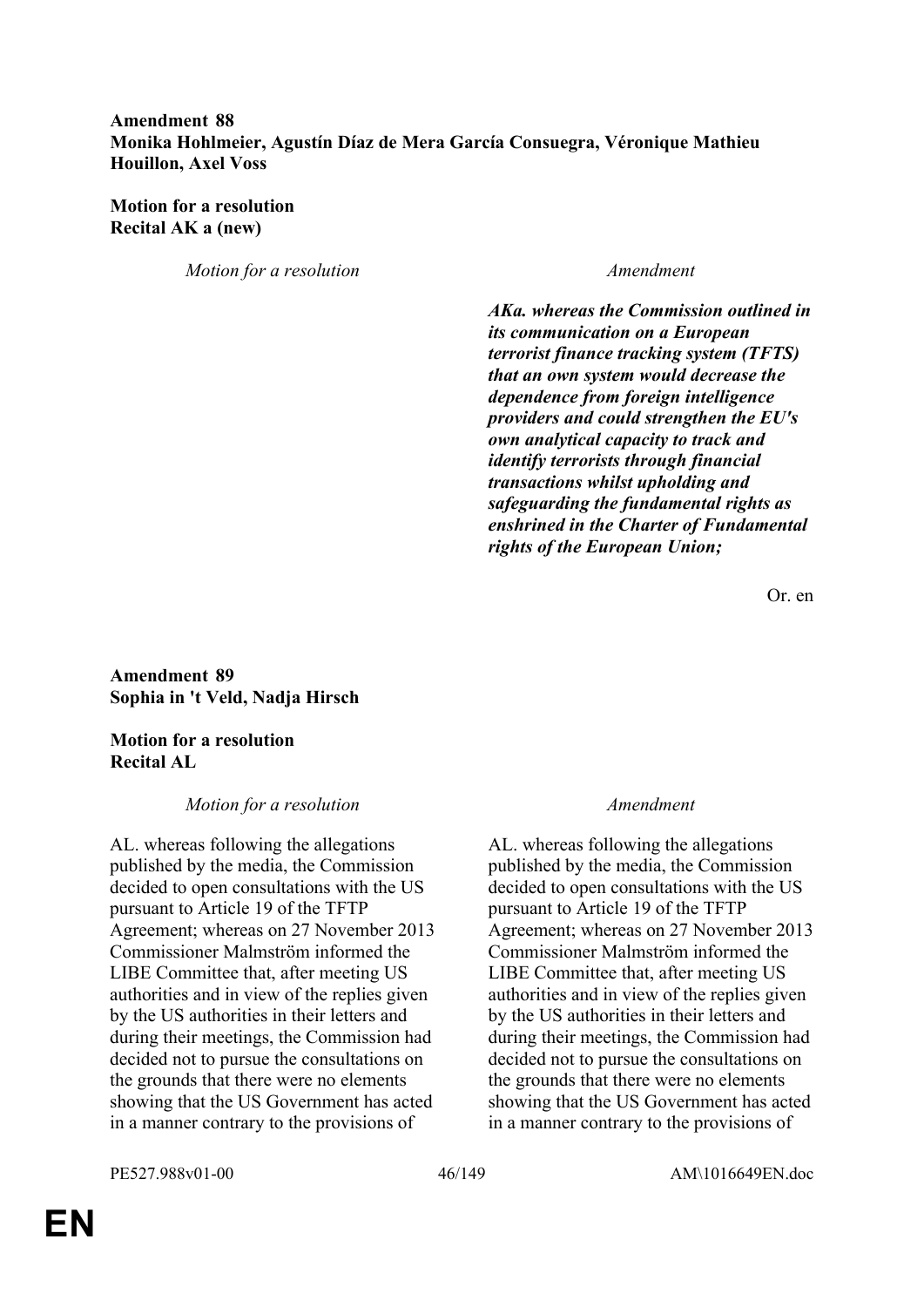**Amendment 88**
**Monika Hohlmeier, Agustín Díaz de Mera García Consuegra, Véronique Mathieu Houillon, Axel Voss**

**Motion for a resolution**
**Recital AK a (new)**

| *Motion for a resolution* | *Amendment* |
|---|---|
| | ***AKa. whereas the Commission outlined in its communication on a European terrorist finance tracking system (TFTS) that an own system would decrease the dependence from foreign intelligence providers and could strengthen the EU's own analytical capacity to track and identify terrorists through financial transactions whilst upholding and safeguarding the fundamental rights as enshrined in the Charter of Fundamental rights of the European Union;*** |

Or. en

**Amendment 89**
**Sophia in 't Veld, Nadja Hirsch**

**Motion for a resolution**
**Recital AL**

| *Motion for a resolution* | *Amendment* |
|---|---|
| AL. whereas following the allegations published by the media, the Commission decided to open consultations with the US pursuant to Article 19 of the TFTP Agreement; whereas on 27 November 2013 Commissioner Malmström informed the LIBE Committee that, after meeting US authorities and in view of the replies given by the US authorities in their letters and during their meetings, the Commission had decided not to pursue the consultations on the grounds that there were no elements showing that the US Government has acted in a manner contrary to the provisions of | AL. whereas following the allegations published by the media, the Commission decided to open consultations with the US pursuant to Article 19 of the TFTP Agreement; whereas on 27 November 2013 Commissioner Malmström informed the LIBE Committee that, after meeting US authorities and in view of the replies given by the US authorities in their letters and during their meetings, the Commission had decided not to pursue the consultations on the grounds that there were no elements showing that the US Government has acted in a manner contrary to the provisions of |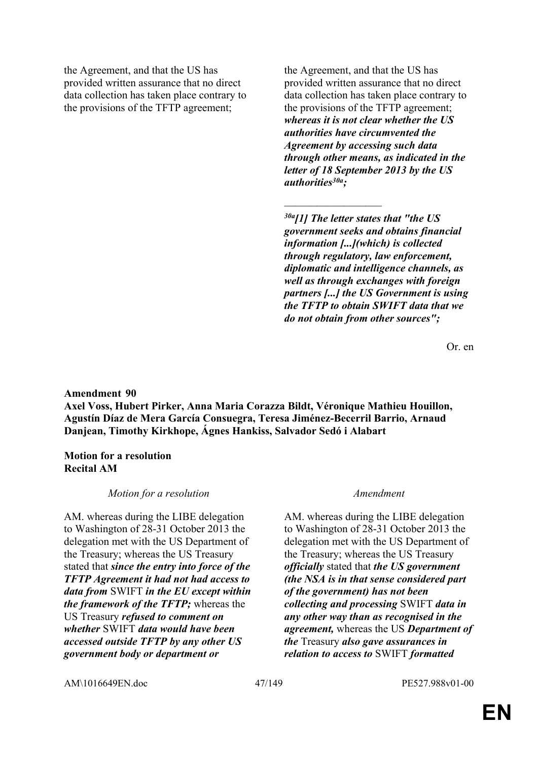| | |
|---|---|
| the Agreement, and that the US has provided written assurance that no direct data collection has taken place contrary to the provisions of the TFTP agreement; | the Agreement, and that the US has provided written assurance that no direct data collection has taken place contrary to the provisions of the TFTP agreement; ***whereas it is not clear whether the US authorities have circumvented the Agreement by accessing such data through other means, as indicated in the letter of 18 September 2013 by the US authorities[30a];*** |
| | ___________________ |
| | ***[30a] [1] The letter states that "the US government seeks and obtains financial information [...](which) is collected through regulatory, law enforcement, diplomatic and intelligence channels, as well as through exchanges with foreign partners [...] the US Government is using the TFTP to obtain SWIFT data that we do not obtain from other sources";*** |

Or. en

**Amendment 90**
**Axel Voss, Hubert Pirker, Anna Maria Corazza Bildt, Véronique Mathieu Houillon, Agustín Díaz de Mera García Consuegra, Teresa Jiménez-Becerril Barrio, Arnaud Danjean, Timothy Kirkhope, Ágnes Hankiss, Salvador Sedó i Alabart**

**Motion for a resolution**
**Recital AM**

| *Motion for a resolution* | *Amendment* |
|---|---|
| AM. whereas during the LIBE delegation to Washington of 28-31 October 2013 the delegation met with the US Department of the Treasury; whereas the US Treasury stated that ***since the entry into force of the TFTP Agreement it had not had access to data from*** SWIFT ***in the EU except within the framework of the TFTP;*** whereas the US Treasury ***refused to comment on whether*** SWIFT ***data would have been accessed outside TFTP by any other US government body or department or*** | AM. whereas during the LIBE delegation to Washington of 28-31 October 2013 the delegation met with the US Department of the Treasury; whereas the US Treasury ***officially*** stated that ***the US government (the NSA is in that sense considered part of the government) has not been collecting and processing*** SWIFT ***data in any other way than as recognised in the agreement,*** whereas the US ***Department of the*** Treasury ***also gave assurances in relation to access to*** SWIFT ***formatted*** |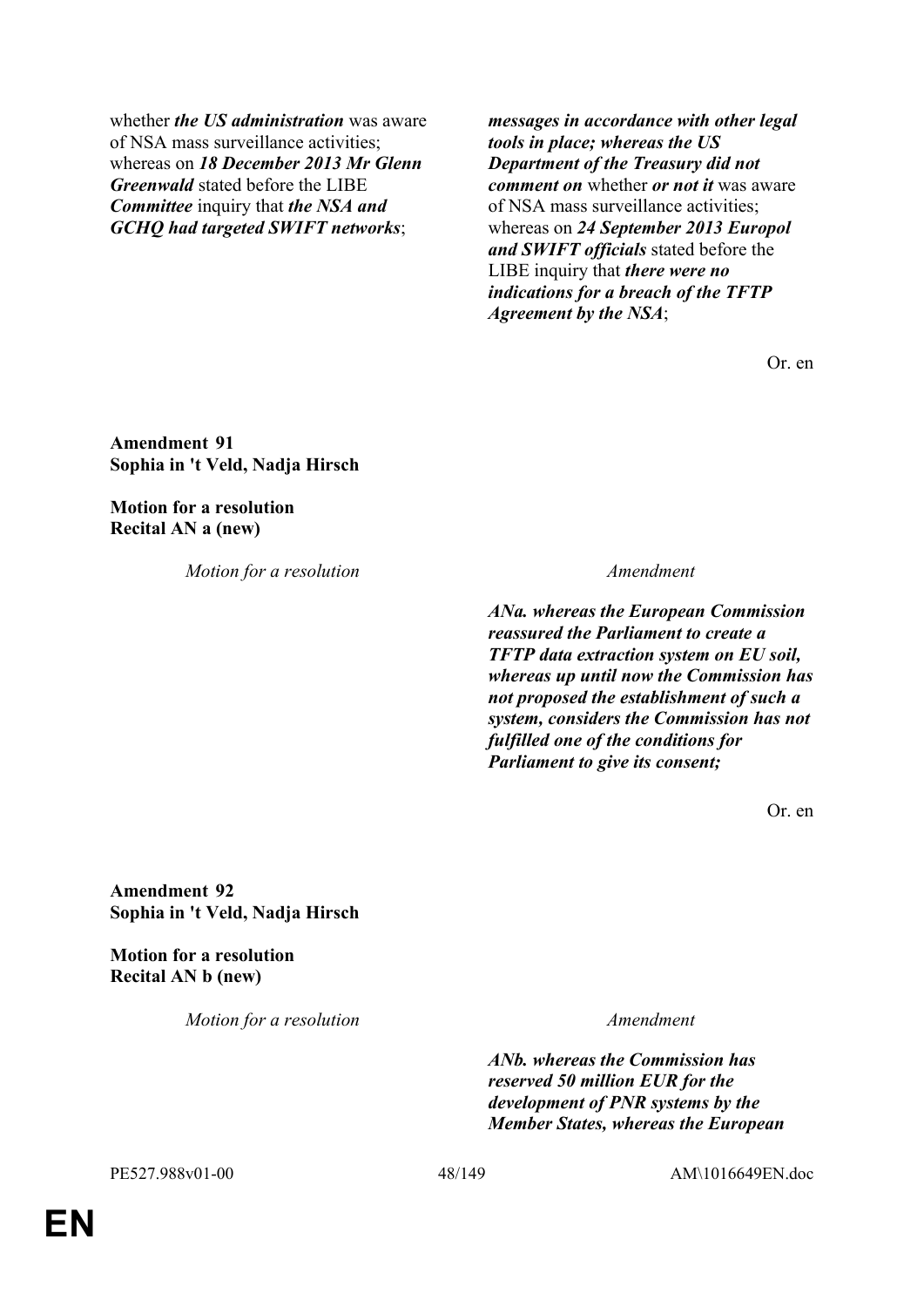| Motion for a resolution | Amendment |
|---|---|
| whether ***the US administration*** was aware of NSA mass surveillance activities; whereas on ***18 December 2013 Mr Glenn Greenwald*** stated before the LIBE ***Committee*** inquiry that ***the NSA and GCHQ had targeted SWIFT networks***; | ***messages in accordance with other legal tools in place; whereas the US Department of the Treasury did not comment on*** whether ***or not it*** was aware of NSA mass surveillance activities; whereas on ***24 September 2013 Europol and SWIFT officials*** stated before the LIBE inquiry that ***there were no indications for a breach of the TFTP Agreement by the NSA***; |

Or. en

**Amendment 91**
**Sophia in 't Veld, Nadja Hirsch**

**Motion for a resolution**
**Recital AN a (new)**

| *Motion for a resolution* | *Amendment* |
|---|---|
| | ***ANa. whereas the European Commission reassured the Parliament to create a TFTP data extraction system on EU soil, whereas up until now the Commission has not proposed the establishment of such a system, considers the Commission has not fulfilled one of the conditions for Parliament to give its consent;*** |

Or. en

**Amendment 92**
**Sophia in 't Veld, Nadja Hirsch**

**Motion for a resolution**
**Recital AN b (new)**

| *Motion for a resolution* | *Amendment* |
|---|---|
| | ***ANb. whereas the Commission has reserved 50 million EUR for the development of PNR systems by the Member States, whereas the European*** |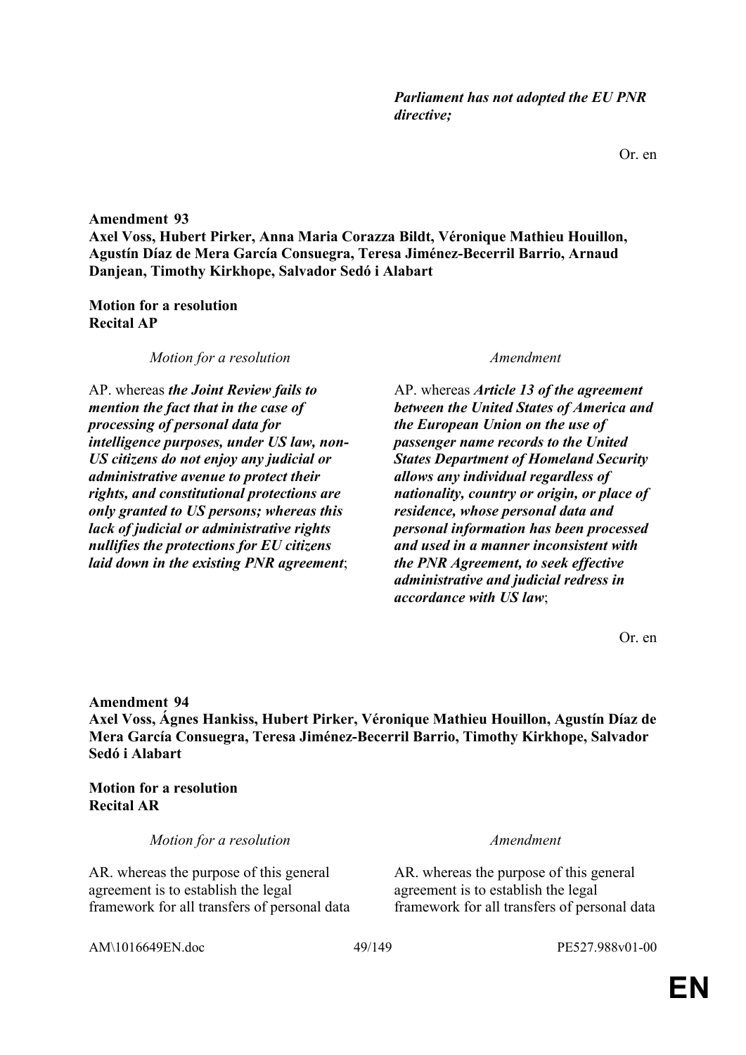*Parliament has not adopted the EU PNR directive;*

Or. en

**Amendment 93**
**Axel Voss, Hubert Pirker, Anna Maria Corazza Bildt, Véronique Mathieu Houillon, Agustín Díaz de Mera García Consuegra, Teresa Jiménez-Becerril Barrio, Arnaud Danjean, Timothy Kirkhope, Salvador Sedó i Alabart**

**Motion for a resolution**
**Recital AP**

| *Motion for a resolution* | *Amendment* |
|---|---|
| AP. whereas ***the Joint Review fails to mention the fact that in the case of processing of personal data for intelligence purposes, under US law, non-US citizens do not enjoy any judicial or administrative avenue to protect their rights, and constitutional protections are only granted to US persons; whereas this lack of judicial or administrative rights nullifies the protections for EU citizens laid down in the existing PNR agreement***; | AP. whereas ***Article 13 of the agreement between the United States of America and the European Union on the use of passenger name records to the United States Department of Homeland Security allows any individual regardless of nationality, country or origin, or place of residence, whose personal data and personal information has been processed and used in a manner inconsistent with the PNR Agreement, to seek effective administrative and judicial redress in accordance with US law***; |

Or. en

**Amendment 94**
**Axel Voss, Ágnes Hankiss, Hubert Pirker, Véronique Mathieu Houillon, Agustín Díaz de Mera García Consuegra, Teresa Jiménez-Becerril Barrio, Timothy Kirkhope, Salvador Sedó i Alabart**

**Motion for a resolution**
**Recital AR**

| *Motion for a resolution* | *Amendment* |
|---|---|
| AR. whereas the purpose of this general agreement is to establish the legal framework for all transfers of personal data | AR. whereas the purpose of this general agreement is to establish the legal framework for all transfers of personal data |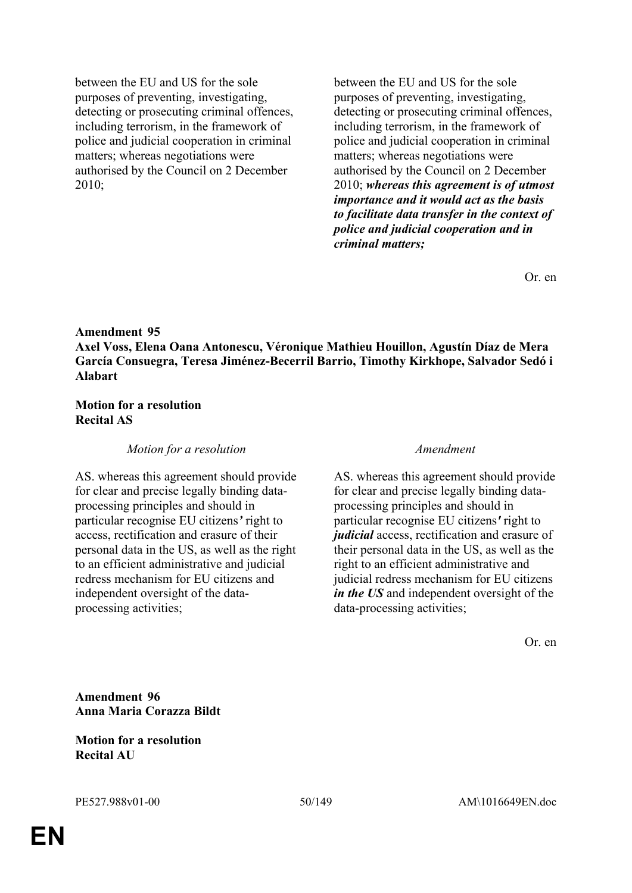| | |
|---|---|
| between the EU and US for the sole purposes of preventing, investigating, detecting or prosecuting criminal offences, including terrorism, in the framework of police and judicial cooperation in criminal matters; whereas negotiations were authorised by the Council on 2 December 2010; | between the EU and US for the sole purposes of preventing, investigating, detecting or prosecuting criminal offences, including terrorism, in the framework of police and judicial cooperation in criminal matters; whereas negotiations were authorised by the Council on 2 December 2010; ***whereas this agreement is of utmost importance and it would act as the basis to facilitate data transfer in the context of police and judicial cooperation and in criminal matters;*** |

Or. en

**Amendment 95**
**Axel Voss, Elena Oana Antonescu, Véronique Mathieu Houillon, Agustín Díaz de Mera García Consuegra, Teresa Jiménez-Becerril Barrio, Timothy Kirkhope, Salvador Sedó i Alabart**

**Motion for a resolution**
**Recital AS**

| *Motion for a resolution* | *Amendment* |
|---|---|
| AS. whereas this agreement should provide for clear and precise legally binding data-processing principles and should in particular recognise EU citizens' right to access, rectification and erasure of their personal data in the US, as well as the right to an efficient administrative and judicial redress mechanism for EU citizens and independent oversight of the data-processing activities; | AS. whereas this agreement should provide for clear and precise legally binding data-processing principles and should in particular recognise EU citizens' right to ***judicial*** access, rectification and erasure of their personal data in the US, as well as the right to an efficient administrative and judicial redress mechanism for EU citizens ***in the US*** and independent oversight of the data-processing activities; |

Or. en

**Amendment 96**
**Anna Maria Corazza Bildt**

**Motion for a resolution**
**Recital AU**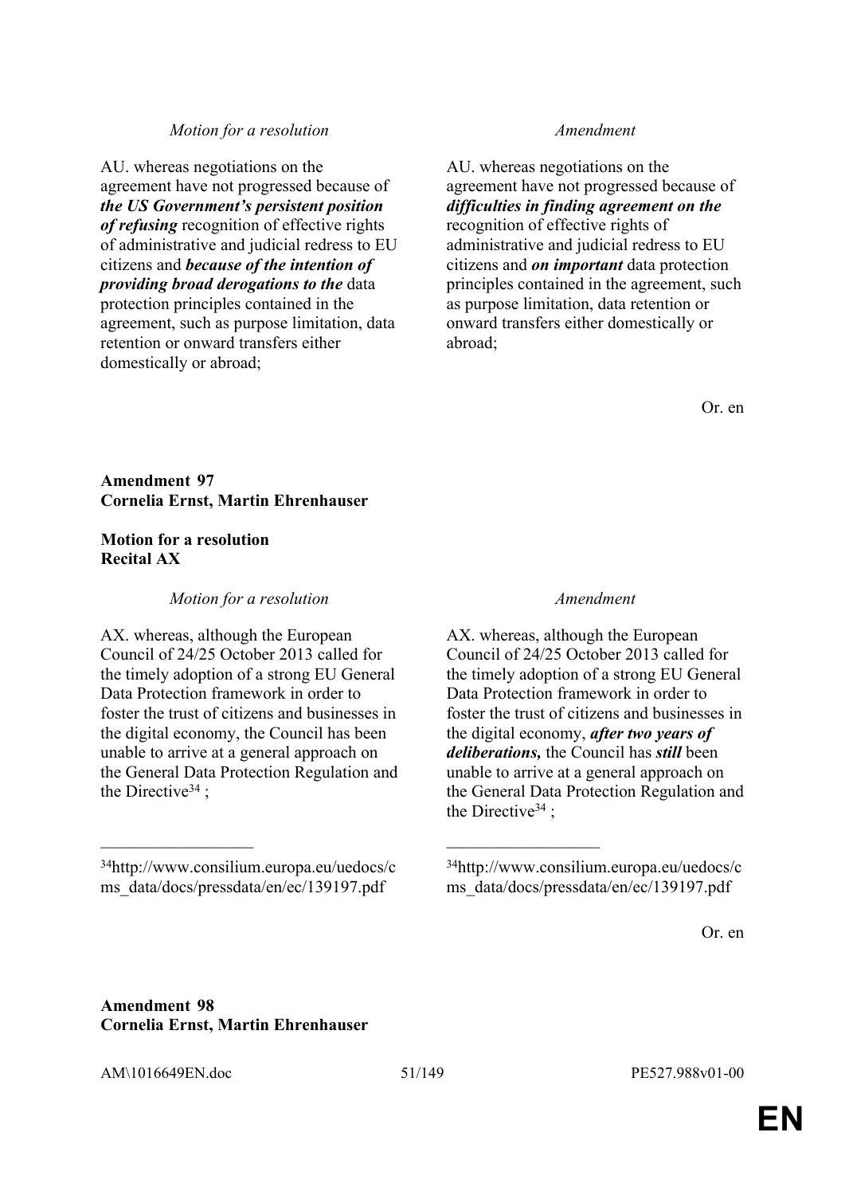| *Motion for a resolution* | *Amendment* |
|---|---|
| AU. whereas negotiations on the agreement have not progressed because of ***the US Government's persistent position of refusing*** recognition of effective rights of administrative and judicial redress to EU citizens and ***because of the intention of providing broad derogations to the*** data protection principles contained in the agreement, such as purpose limitation, data retention or onward transfers either domestically or abroad; | AU. whereas negotiations on the agreement have not progressed because of ***difficulties in finding agreement on the*** recognition of effective rights of administrative and judicial redress to EU citizens and ***on important*** data protection principles contained in the agreement, such as purpose limitation, data retention or onward transfers either domestically or abroad; |

Or. en

**Amendment 97**
**Cornelia Ernst, Martin Ehrenhauser**

**Motion for a resolution**
**Recital AX**

| *Motion for a resolution* | *Amendment* |
|---|---|
| AX. whereas, although the European Council of 24/25 October 2013 called for the timely adoption of a strong EU General Data Protection framework in order to foster the trust of citizens and businesses in the digital economy, the Council has been unable to arrive at a general approach on the General Data Protection Regulation and the Directive[34] ; | AX. whereas, although the European Council of 24/25 October 2013 called for the timely adoption of a strong EU General Data Protection framework in order to foster the trust of citizens and businesses in the digital economy, ***after two years of deliberations,*** the Council has ***still*** been unable to arrive at a general approach on the General Data Protection Regulation and the Directive[34] ; |
| [34]http://www.consilium.europa.eu/uedocs/cms_data/docs/pressdata/en/ec/139197.pdf | [34]http://www.consilium.europa.eu/uedocs/cms_data/docs/pressdata/en/ec/139197.pdf |

Or. en

**Amendment 98**
**Cornelia Ernst, Martin Ehrenhauser**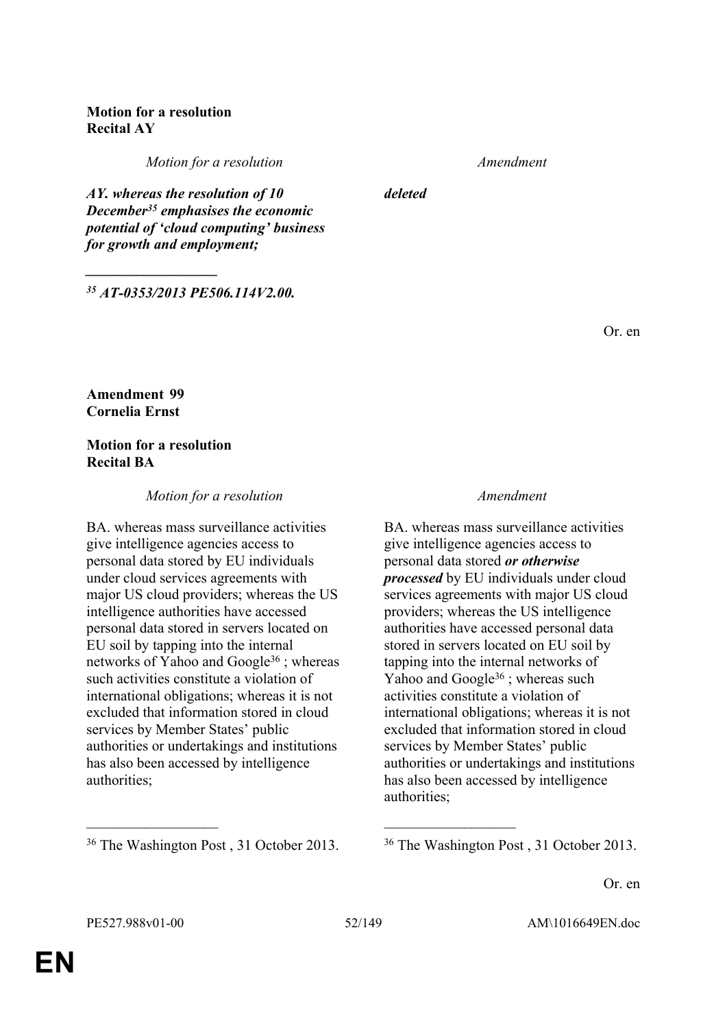**Motion for a resolution**
**Recital AY**

| *Motion for a resolution* | *Amendment* |
|---|---|
| ***AY. whereas the resolution of 10 December[35] emphasises the economic potential of 'cloud computing' business for growth and employment;*** | ***deleted*** |
| ***[35] AT-0353/2013 PE506.114V2.00.*** | |

Or. en

**Amendment 99**
**Cornelia Ernst**

**Motion for a resolution**
**Recital BA**

| *Motion for a resolution* | *Amendment* |
|---|---|
| BA. whereas mass surveillance activities give intelligence agencies access to personal data stored by EU individuals under cloud services agreements with major US cloud providers; whereas the US intelligence authorities have accessed personal data stored in servers located on EU soil by tapping into the internal networks of Yahoo and Google[36] ; whereas such activities constitute a violation of international obligations; whereas it is not excluded that information stored in cloud services by Member States' public authorities or undertakings and institutions has also been accessed by intelligence authorities; | BA. whereas mass surveillance activities give intelligence agencies access to personal data stored ***or otherwise processed*** by EU individuals under cloud services agreements with major US cloud providers; whereas the US intelligence authorities have accessed personal data stored in servers located on EU soil by tapping into the internal networks of Yahoo and Google[36] ; whereas such activities constitute a violation of international obligations; whereas it is not excluded that information stored in cloud services by Member States' public authorities or undertakings and institutions has also been accessed by intelligence authorities; |
| [36] The Washington Post , 31 October 2013. | [36] The Washington Post , 31 October 2013. |

Or. en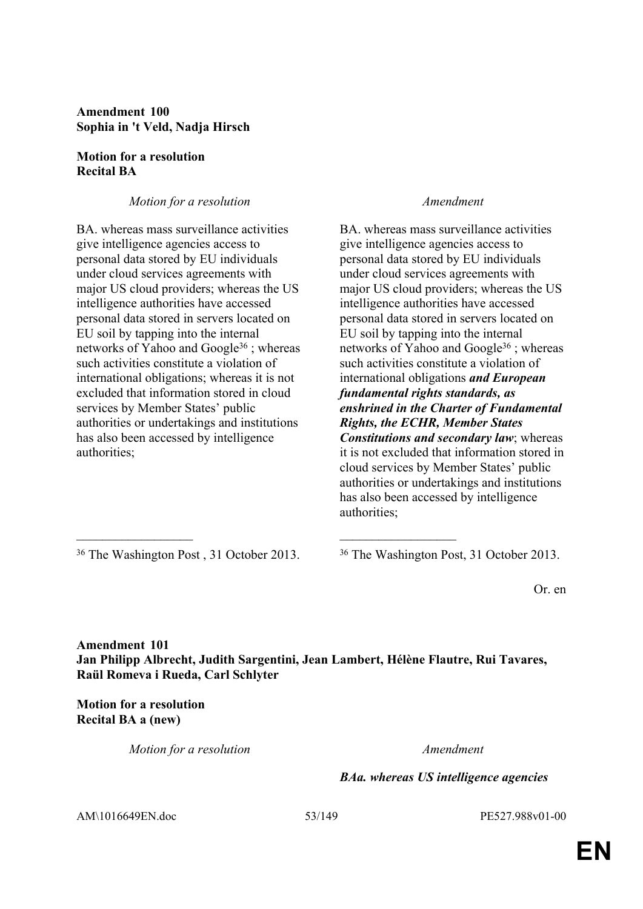**Amendment 100**
**Sophia in 't Veld, Nadja Hirsch**

**Motion for a resolution**
**Recital BA**

| *Motion for a resolution* | *Amendment* |
| --- | --- |
| BA. whereas mass surveillance activities give intelligence agencies access to personal data stored by EU individuals under cloud services agreements with major US cloud providers; whereas the US intelligence authorities have accessed personal data stored in servers located on EU soil by tapping into the internal networks of Yahoo and Google[36] ; whereas such activities constitute a violation of international obligations; whereas it is not excluded that information stored in cloud services by Member States' public authorities or undertakings and institutions has also been accessed by intelligence authorities; | BA. whereas mass surveillance activities give intelligence agencies access to personal data stored by EU individuals under cloud services agreements with major US cloud providers; whereas the US intelligence authorities have accessed personal data stored in servers located on EU soil by tapping into the internal networks of Yahoo and Google[36] ; whereas such activities constitute a violation of international obligations ***and European fundamental rights standards, as enshrined in the Charter of Fundamental Rights, the ECHR, Member States Constitutions and secondary law***; whereas it is not excluded that information stored in cloud services by Member States' public authorities or undertakings and institutions has also been accessed by intelligence authorities; |
| [36] The Washington Post , 31 October 2013. | [36] The Washington Post, 31 October 2013. |

Or. en

**Amendment 101**
**Jan Philipp Albrecht, Judith Sargentini, Jean Lambert, Hélène Flautre, Rui Tavares, Raül Romeva i Rueda, Carl Schlyter**

**Motion for a resolution**
**Recital BA a (new)**

| *Motion for a resolution* | *Amendment* |
| --- | --- |
| | ***BAa. whereas US intelligence agencies*** |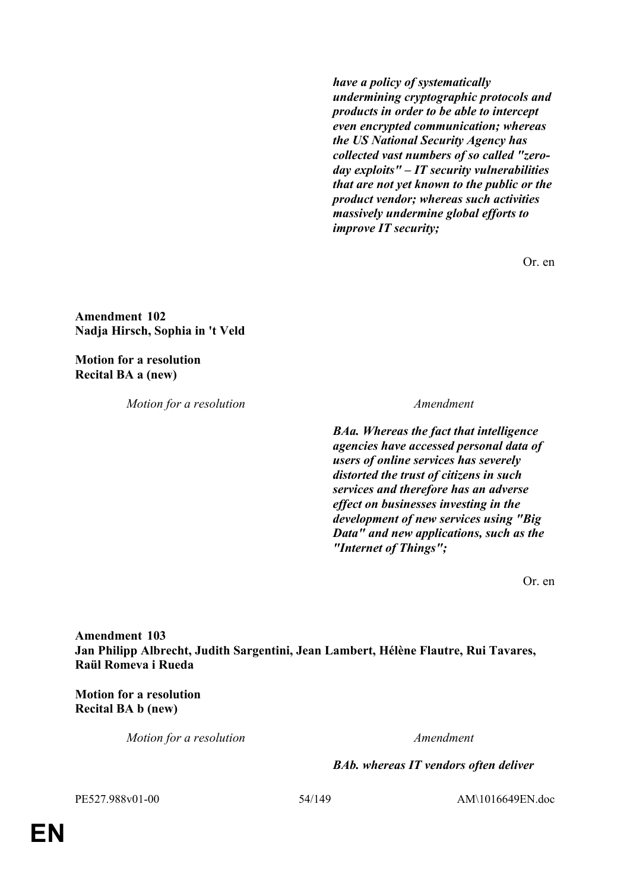*have a policy of systematically undermining cryptographic protocols and products in order to be able to intercept even encrypted communication; whereas the US National Security Agency has collected vast numbers of so called "zero-day exploits" – IT security vulnerabilities that are not yet known to the public or the product vendor; whereas such activities massively undermine global efforts to improve IT security;*

Or. en

**Amendment 102**
**Nadja Hirsch, Sophia in 't Veld**

**Motion for a resolution**
**Recital BA a (new)**

| *Motion for a resolution* | *Amendment* |
|---|---|
| | ***BAa. Whereas the fact that intelligence agencies have accessed personal data of users of online services has severely distorted the trust of citizens in such services and therefore has an adverse effect on businesses investing in the development of new services using "Big Data" and new applications, such as the "Internet of Things";*** |

Or. en

**Amendment 103**
**Jan Philipp Albrecht, Judith Sargentini, Jean Lambert, Hélène Flautre, Rui Tavares, Raül Romeva i Rueda**

**Motion for a resolution**
**Recital BA b (new)**

| *Motion for a resolution* | *Amendment* |
|---|---|
| | ***BAb. whereas IT vendors often deliver*** |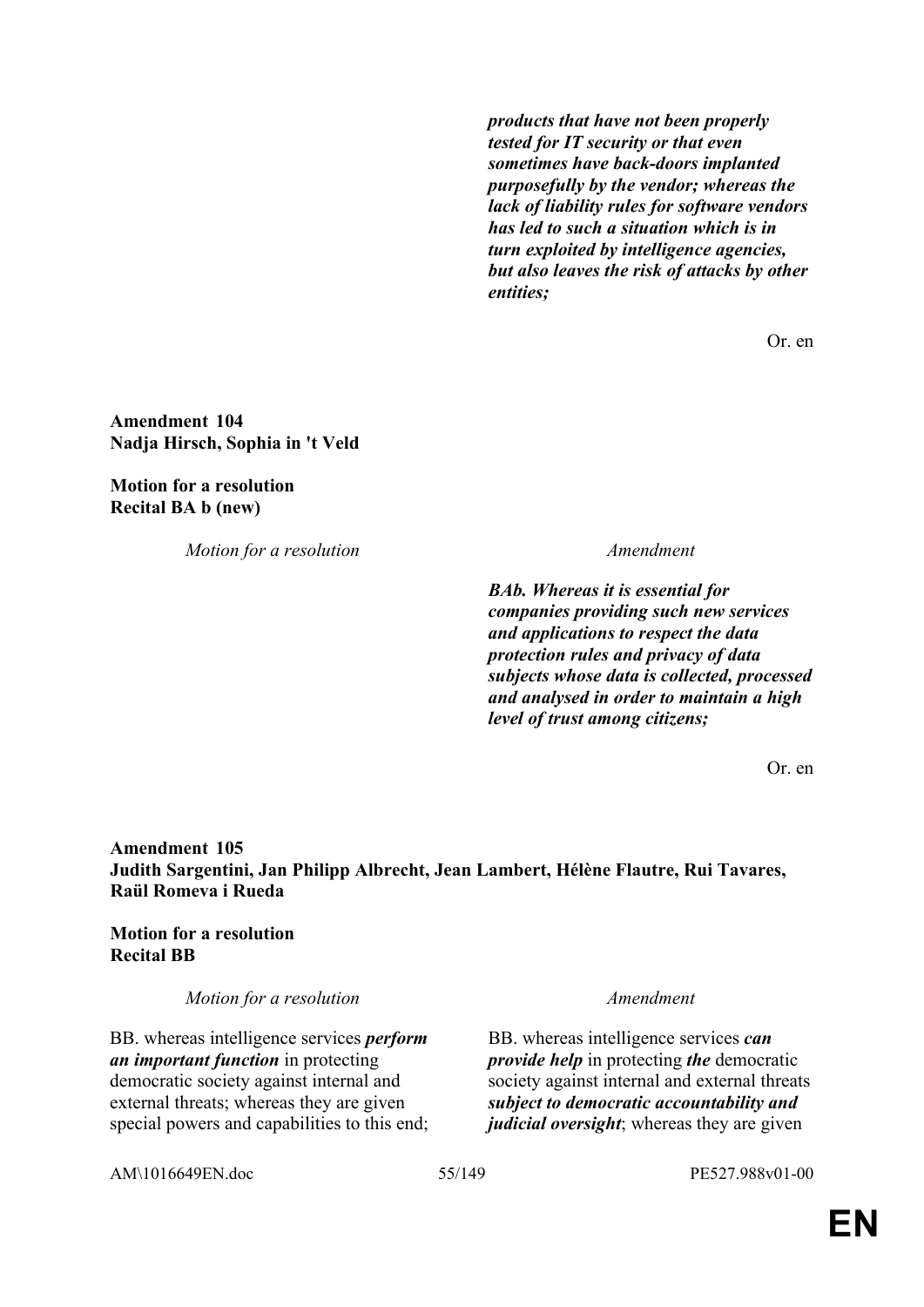| | |
|---|---|
| | ***products that have not been properly tested for IT security or that even sometimes have back-doors implanted purposefully by the vendor; whereas the lack of liability rules for software vendors has led to such a situation which is in turn exploited by intelligence agencies, but also leaves the risk of attacks by other entities;*** |

Or. en

**Amendment 104**
**Nadja Hirsch, Sophia in 't Veld**

**Motion for a resolution**
**Recital BA b (new)**

| *Motion for a resolution* | *Amendment* |
|---|---|
| | ***BAb. Whereas it is essential for companies providing such new services and applications to respect the data protection rules and privacy of data subjects whose data is collected, processed and analysed in order to maintain a high level of trust among citizens;*** |

Or. en

**Amendment 105**
**Judith Sargentini, Jan Philipp Albrecht, Jean Lambert, Hélène Flautre, Rui Tavares, Raül Romeva i Rueda**

**Motion for a resolution**
**Recital BB**

| *Motion for a resolution* | *Amendment* |
|---|---|
| BB. whereas intelligence services ***perform an important function*** in protecting democratic society against internal and external threats; whereas they are given special powers and capabilities to this end; | BB. whereas intelligence services ***can provide help*** in protecting ***the*** democratic society against internal and external threats ***subject to democratic accountability and judicial oversight***; whereas they are given |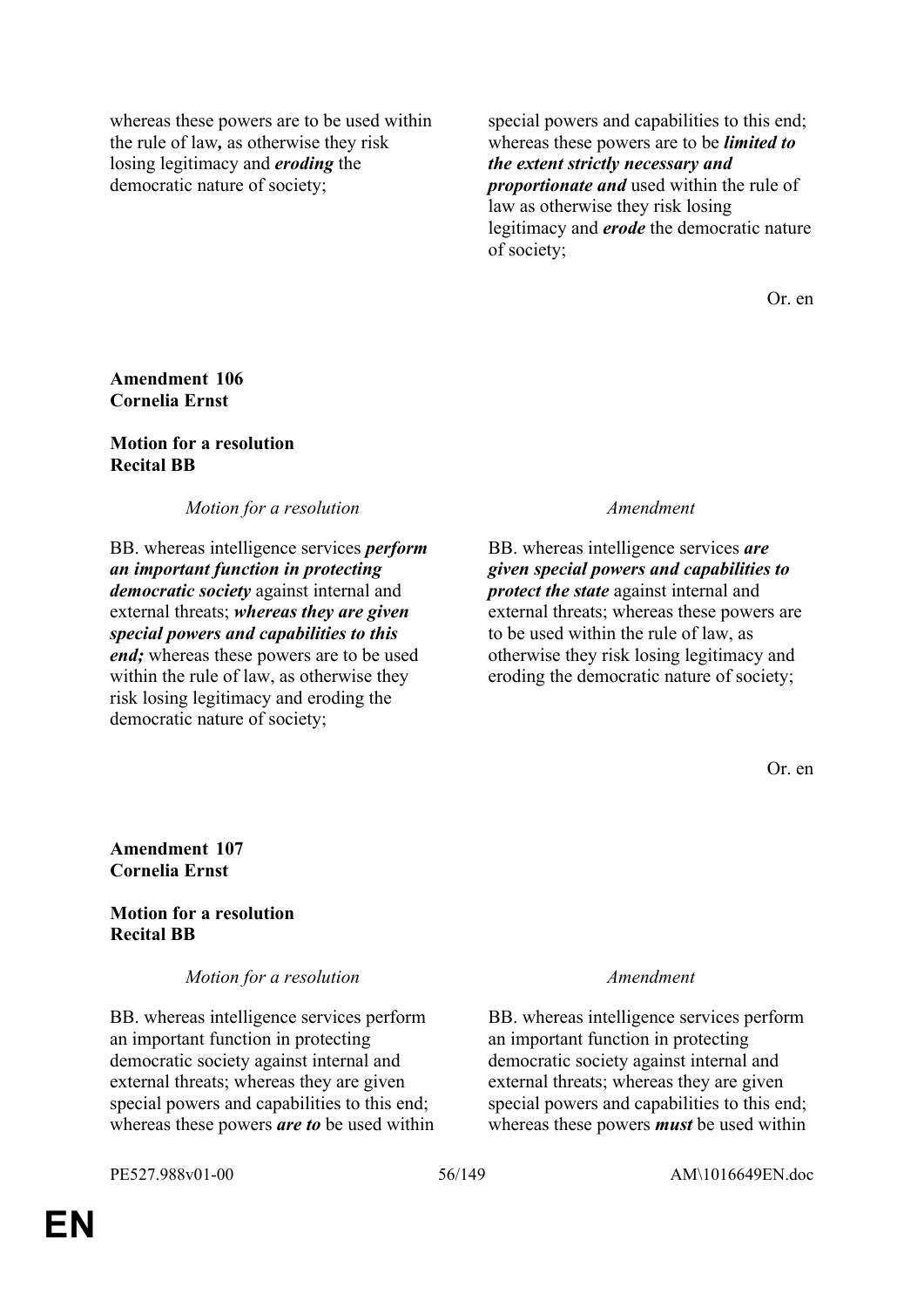| | |
|---|---|
| whereas these powers are to be used within the rule of law**,** as otherwise they risk losing legitimacy and ***eroding*** the democratic nature of society; | special powers and capabilities to this end; whereas these powers are to be ***limited to the extent strictly necessary and proportionate and*** used within the rule of law as otherwise they risk losing legitimacy and ***erode*** the democratic nature of society; |

Or. en

**Amendment 106**
**Cornelia Ernst**

**Motion for a resolution**
**Recital BB**

| *Motion for a resolution* | *Amendment* |
|---|---|
| BB. whereas intelligence services ***perform an important function in protecting democratic society*** against internal and external threats; ***whereas they are given special powers and capabilities to this end;*** whereas these powers are to be used within the rule of law, as otherwise they risk losing legitimacy and eroding the democratic nature of society; | BB. whereas intelligence services ***are given special powers and capabilities to protect the state*** against internal and external threats; whereas these powers are to be used within the rule of law, as otherwise they risk losing legitimacy and eroding the democratic nature of society; |

Or. en

**Amendment 107**
**Cornelia Ernst**

**Motion for a resolution**
**Recital BB**

| *Motion for a resolution* | *Amendment* |
|---|---|
| BB. whereas intelligence services perform an important function in protecting democratic society against internal and external threats; whereas they are given special powers and capabilities to this end; whereas these powers ***are to*** be used within | BB. whereas intelligence services perform an important function in protecting democratic society against internal and external threats; whereas they are given special powers and capabilities to this end; whereas these powers ***must*** be used within |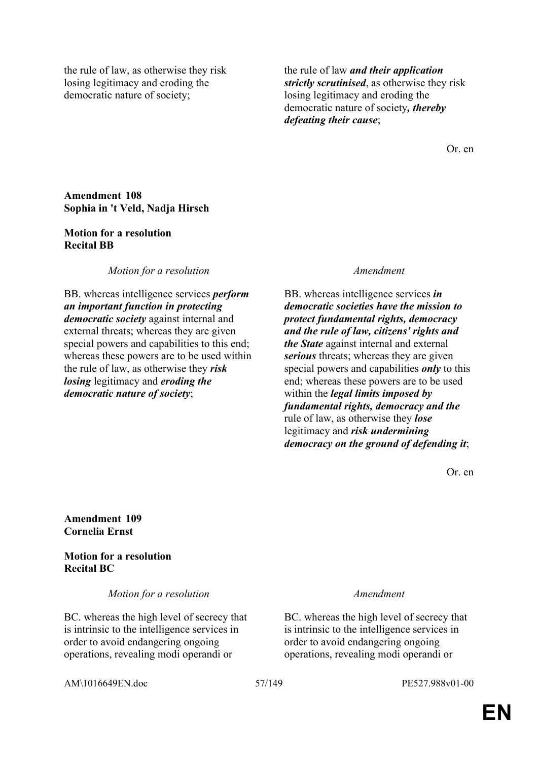| | |
|---|---|
| the rule of law, as otherwise they risk losing legitimacy and eroding the democratic nature of society; | the rule of law ***and their application strictly scrutinised***, as otherwise they risk losing legitimacy and eroding the democratic nature of society***, thereby defeating their cause***; |

Or. en

**Amendment 108**
**Sophia in 't Veld, Nadja Hirsch**

**Motion for a resolution**
**Recital BB**

| *Motion for a resolution* | *Amendment* |
|---|---|
| BB. whereas intelligence services ***perform an important function in protecting democratic society*** against internal and external threats; whereas they are given special powers and capabilities to this end; whereas these powers are to be used within the rule of law, as otherwise they ***risk losing*** legitimacy and ***eroding the democratic nature of society***; | BB. whereas intelligence services ***in democratic societies have the mission to protect fundamental rights, democracy and the rule of law, citizens' rights and the State*** against internal and external ***serious*** threats; whereas they are given special powers and capabilities ***only*** to this end; whereas these powers are to be used within the ***legal limits imposed by fundamental rights, democracy and the*** rule of law, as otherwise they ***lose*** legitimacy and ***risk undermining democracy on the ground of defending it***; |

Or. en

**Amendment 109**
**Cornelia Ernst**

**Motion for a resolution**
**Recital BC**

| *Motion for a resolution* | *Amendment* |
|---|---|
| BC. whereas the high level of secrecy that is intrinsic to the intelligence services in order to avoid endangering ongoing operations, revealing modi operandi or | BC. whereas the high level of secrecy that is intrinsic to the intelligence services in order to avoid endangering ongoing operations, revealing modi operandi or |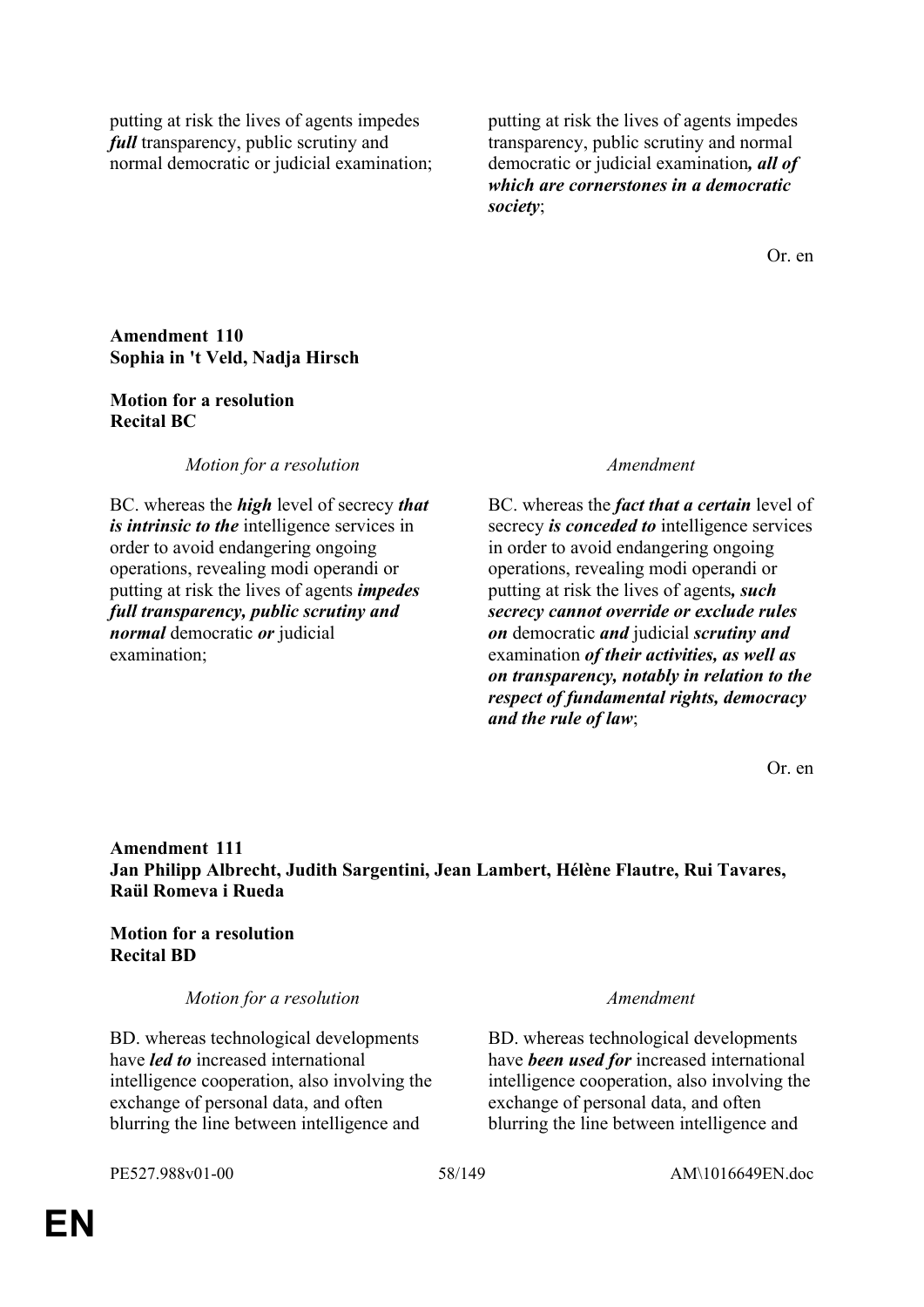| | |
|---|---|
| putting at risk the lives of agents impedes ***full*** transparency, public scrutiny and normal democratic or judicial examination; | putting at risk the lives of agents impedes transparency, public scrutiny and normal democratic or judicial examination***, all of which are cornerstones in a democratic society***; |

Or. en

**Amendment 110**
**Sophia in 't Veld, Nadja Hirsch**

**Motion for a resolution**
**Recital BC**

| *Motion for a resolution* | *Amendment* |
|---|---|
| BC. whereas the ***high*** level of secrecy ***that is intrinsic to the*** intelligence services in order to avoid endangering ongoing operations, revealing modi operandi or putting at risk the lives of agents ***impedes full transparency, public scrutiny and normal*** democratic ***or*** judicial examination; | BC. whereas the ***fact that a certain*** level of secrecy ***is conceded to*** intelligence services in order to avoid endangering ongoing operations, revealing modi operandi or putting at risk the lives of agents***, such secrecy cannot override or exclude rules on*** democratic ***and*** judicial ***scrutiny and*** examination ***of their activities, as well as on transparency, notably in relation to the respect of fundamental rights, democracy and the rule of law***; |

Or. en

**Amendment 111**
**Jan Philipp Albrecht, Judith Sargentini, Jean Lambert, Hélène Flautre, Rui Tavares, Raül Romeva i Rueda**

**Motion for a resolution**
**Recital BD**

| *Motion for a resolution* | *Amendment* |
|---|---|
| BD. whereas technological developments have ***led to*** increased international intelligence cooperation, also involving the exchange of personal data, and often blurring the line between intelligence and | BD. whereas technological developments have ***been used for*** increased international intelligence cooperation, also involving the exchange of personal data, and often blurring the line between intelligence and |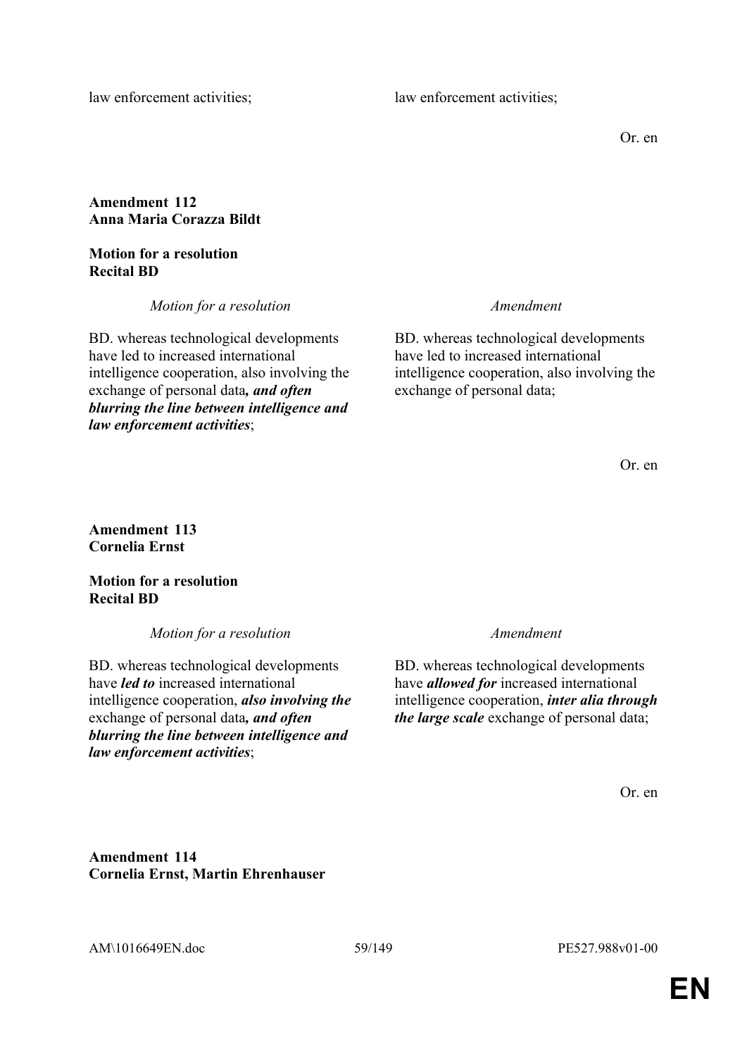| | |
|---|---|
| law enforcement activities; | law enforcement activities; |

Or. en

**Amendment 112**
**Anna Maria Corazza Bildt**

**Motion for a resolution**
**Recital BD**

| *Motion for a resolution* | *Amendment* |
|---|---|
| BD. whereas technological developments have led to increased international intelligence cooperation, also involving the exchange of personal data***, and often blurring the line between intelligence and law enforcement activities***; | BD. whereas technological developments have led to increased international intelligence cooperation, also involving the exchange of personal data; |

Or. en

**Amendment 113**
**Cornelia Ernst**

**Motion for a resolution**
**Recital BD**

| *Motion for a resolution* | *Amendment* |
|---|---|
| BD. whereas technological developments have ***led to*** increased international intelligence cooperation, ***also involving the*** exchange of personal data***, and often blurring the line between intelligence and law enforcement activities***; | BD. whereas technological developments have ***allowed for*** increased international intelligence cooperation, ***inter alia through the large scale*** exchange of personal data; |

Or. en

**Amendment 114**
**Cornelia Ernst, Martin Ehrenhauser**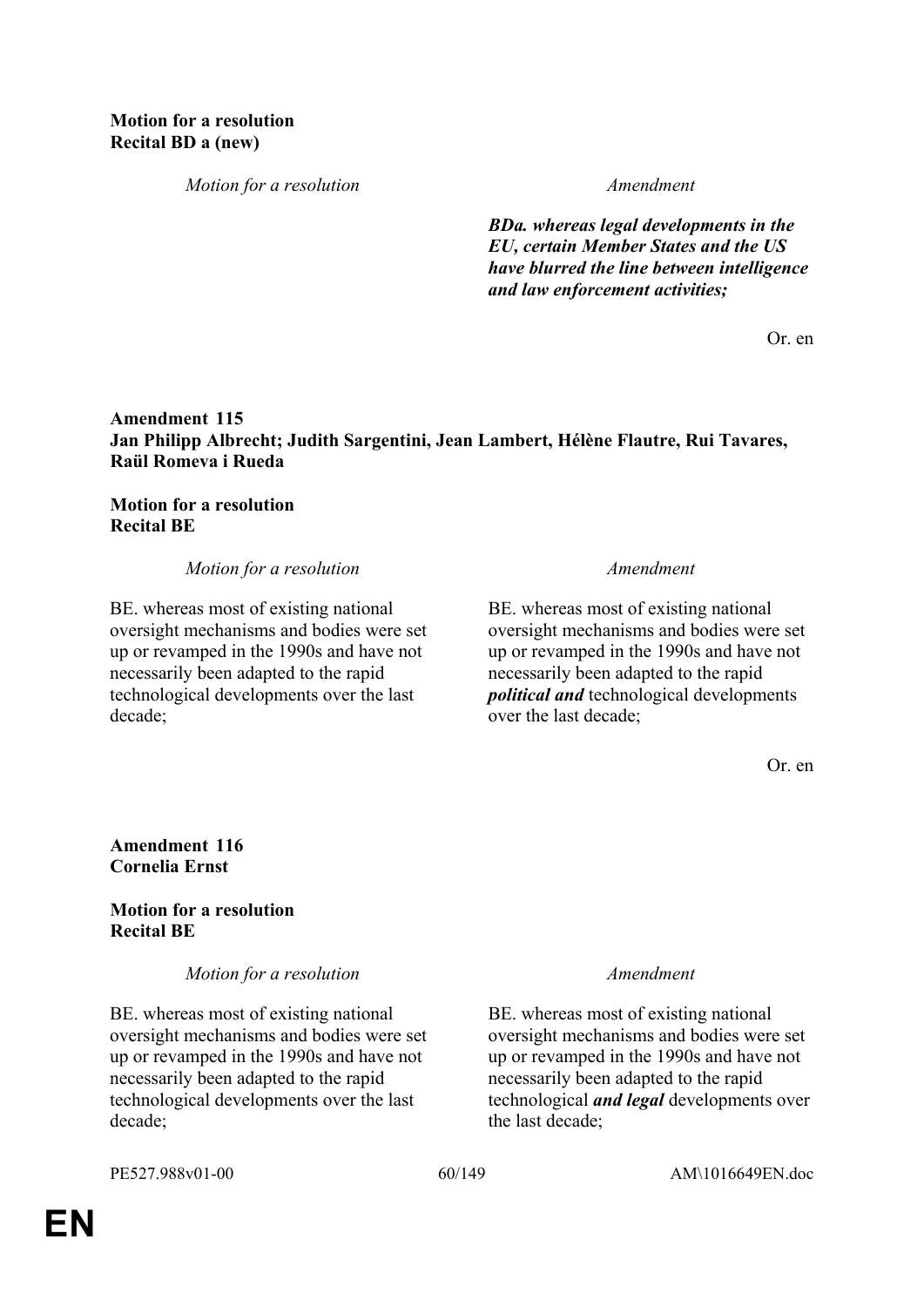**Motion for a resolution**
**Recital BD a (new)**

| *Motion for a resolution* | *Amendment* |
|---|---|
| | ***BDa. whereas legal developments in the EU, certain Member States and the US have blurred the line between intelligence and law enforcement activities;*** |

Or. en

**Amendment 115**
**Jan Philipp Albrecht; Judith Sargentini, Jean Lambert, Hélène Flautre, Rui Tavares, Raül Romeva i Rueda**

**Motion for a resolution**
**Recital BE**

| *Motion for a resolution* | *Amendment* |
|---|---|
| BE. whereas most of existing national oversight mechanisms and bodies were set up or revamped in the 1990s and have not necessarily been adapted to the rapid technological developments over the last decade; | BE. whereas most of existing national oversight mechanisms and bodies were set up or revamped in the 1990s and have not necessarily been adapted to the rapid ***political and*** technological developments over the last decade; |

Or. en

**Amendment 116**
**Cornelia Ernst**

**Motion for a resolution**
**Recital BE**

| *Motion for a resolution* | *Amendment* |
|---|---|
| BE. whereas most of existing national oversight mechanisms and bodies were set up or revamped in the 1990s and have not necessarily been adapted to the rapid technological developments over the last decade; | BE. whereas most of existing national oversight mechanisms and bodies were set up or revamped in the 1990s and have not necessarily been adapted to the rapid technological ***and legal*** developments over the last decade; |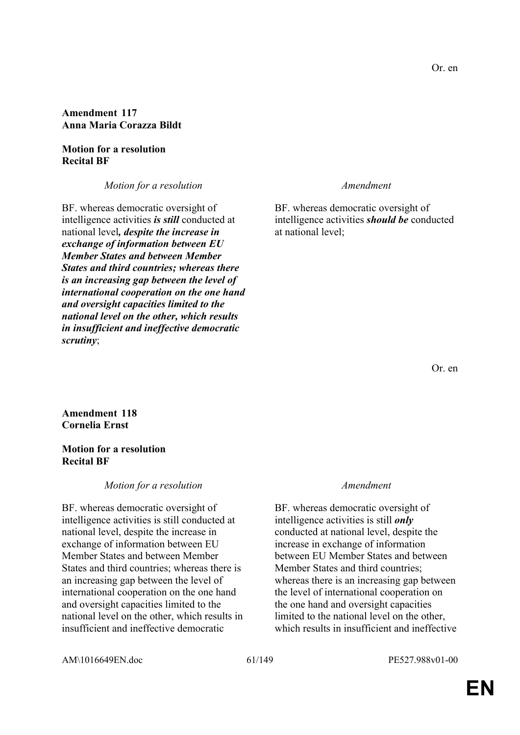Or. en

**Amendment 117**
**Anna Maria Corazza Bildt**

**Motion for a resolution**
**Recital BF**

| *Motion for a resolution* | *Amendment* |
|---|---|
| BF. whereas democratic oversight of intelligence activities ***is still*** conducted at national level***, despite the increase in exchange of information between EU Member States and between Member States and third countries; whereas there is an increasing gap between the level of international cooperation on the one hand and oversight capacities limited to the national level on the other, which results in insufficient and ineffective democratic scrutiny***; | BF. whereas democratic oversight of intelligence activities ***should be*** conducted at national level; |

Or. en

**Amendment 118**
**Cornelia Ernst**

**Motion for a resolution**
**Recital BF**

| *Motion for a resolution* | *Amendment* |
|---|---|
| BF. whereas democratic oversight of intelligence activities is still conducted at national level, despite the increase in exchange of information between EU Member States and between Member States and third countries; whereas there is an increasing gap between the level of international cooperation on the one hand and oversight capacities limited to the national level on the other, which results in insufficient and ineffective democratic | BF. whereas democratic oversight of intelligence activities is still ***only*** conducted at national level, despite the increase in exchange of information between EU Member States and between Member States and third countries; whereas there is an increasing gap between the level of international cooperation on the one hand and oversight capacities limited to the national level on the other, which results in insufficient and ineffective |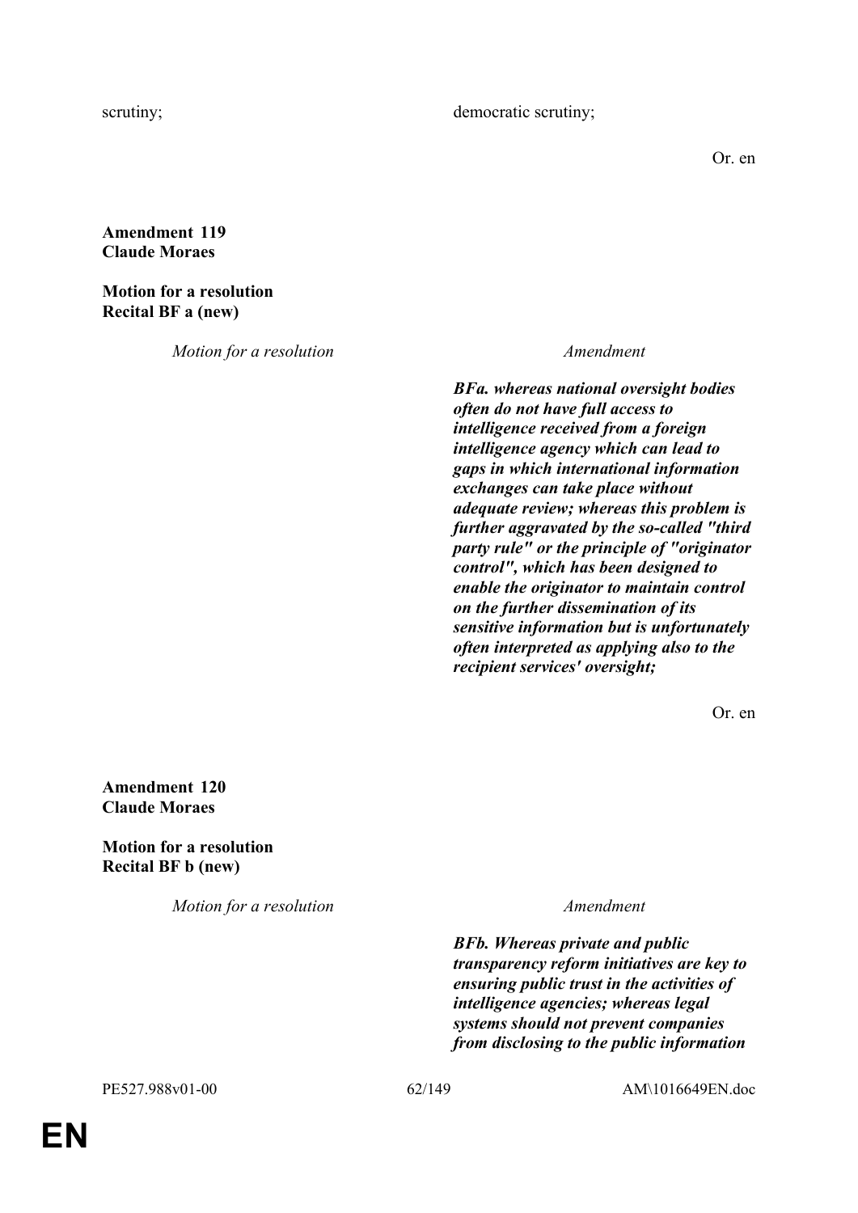| | |
|---|---|
| scrutiny; | democratic scrutiny; |

Or. en

**Amendment 119**
**Claude Moraes**

**Motion for a resolution**
**Recital BF a (new)**

| *Motion for a resolution* | *Amendment* |
|---|---|
| | ***BFa. whereas national oversight bodies often do not have full access to intelligence received from a foreign intelligence agency which can lead to gaps in which international information exchanges can take place without adequate review; whereas this problem is further aggravated by the so-called "third party rule" or the principle of "originator control", which has been designed to enable the originator to maintain control on the further dissemination of its sensitive information but is unfortunately often interpreted as applying also to the recipient services' oversight;*** |

Or. en

**Amendment 120**
**Claude Moraes**

**Motion for a resolution**
**Recital BF b (new)**

| *Motion for a resolution* | *Amendment* |
|---|---|
| | ***BFb. Whereas private and public transparency reform initiatives are key to ensuring public trust in the activities of intelligence agencies; whereas legal systems should not prevent companies from disclosing to the public information*** |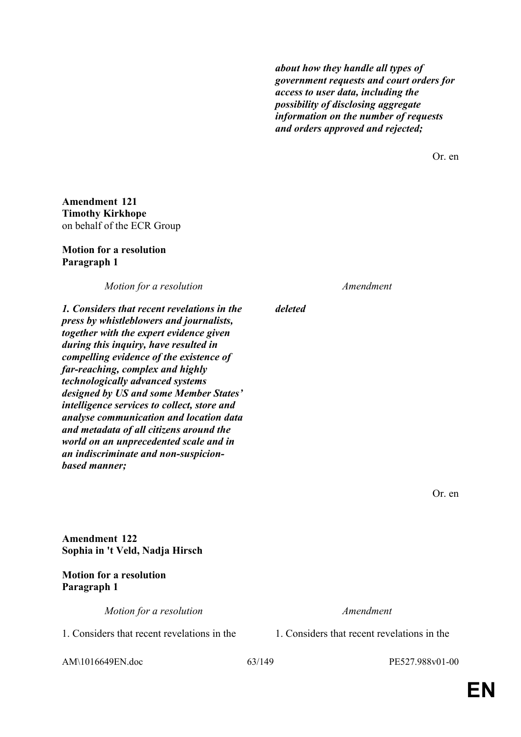| | |
|---|---|
| | ***about how they handle all types of government requests and court orders for access to user data, including the possibility of disclosing aggregate information on the number of requests and orders approved and rejected;*** |

Or. en

**Amendment 121**
**Timothy Kirkhope**
on behalf of the ECR Group

**Motion for a resolution**
**Paragraph 1**

| *Motion for a resolution* | *Amendment* |
|---|---|
| ***1. Considers that recent revelations in the press by whistleblowers and journalists, together with the expert evidence given during this inquiry, have resulted in compelling evidence of the existence of far-reaching, complex and highly technologically advanced systems designed by US and some Member States' intelligence services to collect, store and analyse communication and location data and metadata of all citizens around the world on an unprecedented scale and in an indiscriminate and non-suspicion-based manner;*** | ***deleted*** |

Or. en

**Amendment 122**
**Sophia in 't Veld, Nadja Hirsch**

**Motion for a resolution**
**Paragraph 1**

| *Motion for a resolution* | *Amendment* |
|---|---|
| 1. Considers that recent revelations in the | 1. Considers that recent revelations in the |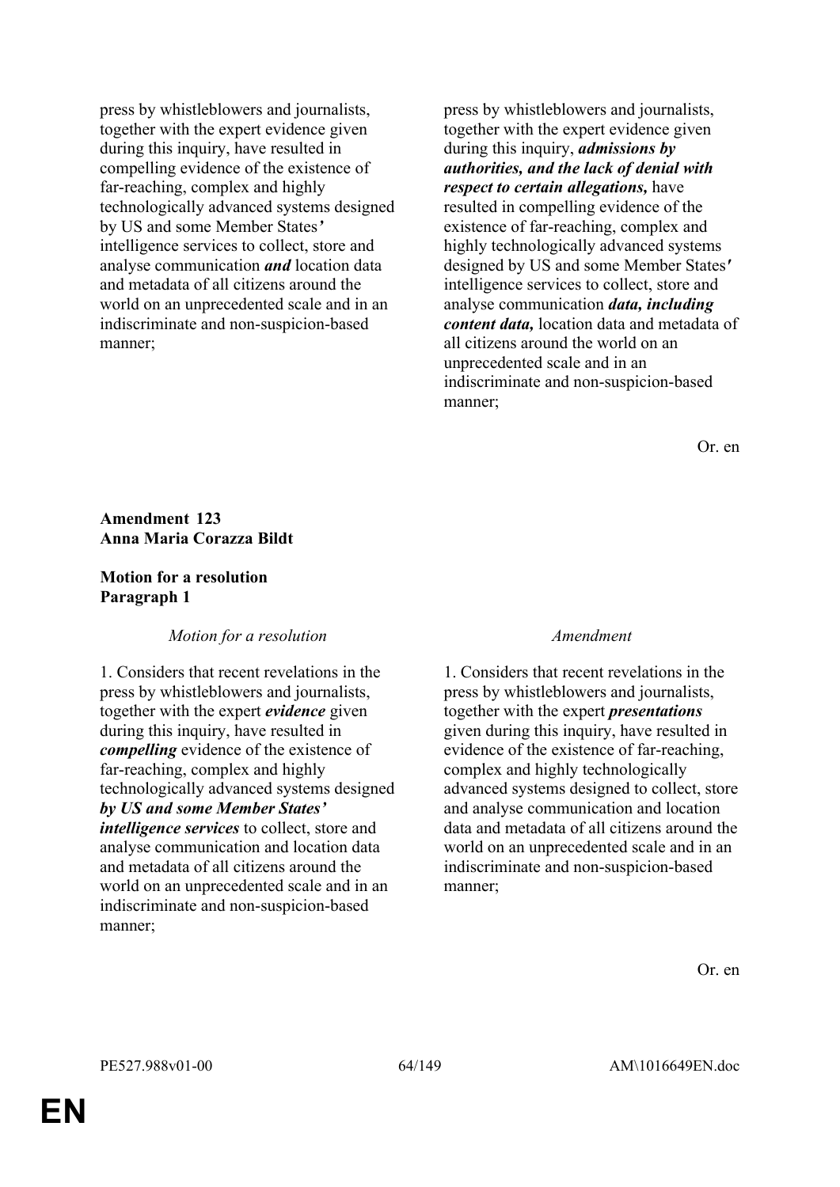| | |
|---|---|
| press by whistleblowers and journalists, together with the expert evidence given during this inquiry, have resulted in compelling evidence of the existence of far-reaching, complex and highly technologically advanced systems designed by US and some Member States*'* intelligence services to collect, store and analyse communication ***and*** location data and metadata of all citizens around the world on an unprecedented scale and in an indiscriminate and non-suspicion-based manner; | press by whistleblowers and journalists, together with the expert evidence given during this inquiry, ***admissions by authorities, and the lack of denial with respect to certain allegations,*** have resulted in compelling evidence of the existence of far-reaching, complex and highly technologically advanced systems designed by US and some Member States′ intelligence services to collect, store and analyse communication ***data, including content data,*** location data and metadata of all citizens around the world on an unprecedented scale and in an indiscriminate and non-suspicion-based manner; |

Or. en

**Amendment 123**
**Anna Maria Corazza Bildt**

**Motion for a resolution**
**Paragraph 1**

| *Motion for a resolution* | *Amendment* |
|---|---|
| 1. Considers that recent revelations in the press by whistleblowers and journalists, together with the expert ***evidence*** given during this inquiry, have resulted in ***compelling*** evidence of the existence of far-reaching, complex and highly technologically advanced systems designed ***by US and some Member States' intelligence services*** to collect, store and analyse communication and location data and metadata of all citizens around the world on an unprecedented scale and in an indiscriminate and non-suspicion-based manner; | 1. Considers that recent revelations in the press by whistleblowers and journalists, together with the expert ***presentations*** given during this inquiry, have resulted in evidence of the existence of far-reaching, complex and highly technologically advanced systems designed to collect, store and analyse communication and location data and metadata of all citizens around the world on an unprecedented scale and in an indiscriminate and non-suspicion-based manner; |

Or. en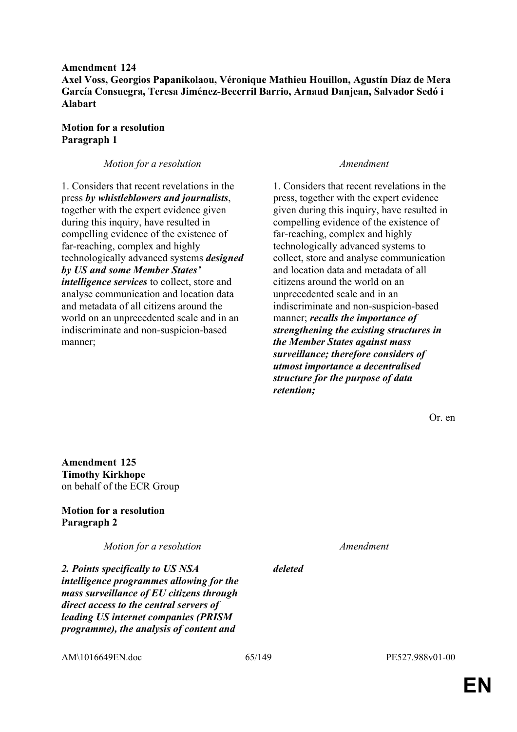**Amendment 124**
**Axel Voss, Georgios Papanikolaou, Véronique Mathieu Houillon, Agustín Díaz de Mera García Consuegra, Teresa Jiménez-Becerril Barrio, Arnaud Danjean, Salvador Sedó i Alabart**

**Motion for a resolution**
**Paragraph 1**

| *Motion for a resolution* | *Amendment* |
|---|---|
| 1. Considers that recent revelations in the press ***by whistleblowers and journalists***, together with the expert evidence given during this inquiry, have resulted in compelling evidence of the existence of far-reaching, complex and highly technologically advanced systems ***designed by US and some Member States' intelligence services*** to collect, store and analyse communication and location data and metadata of all citizens around the world on an unprecedented scale and in an indiscriminate and non-suspicion-based manner; | 1. Considers that recent revelations in the press, together with the expert evidence given during this inquiry, have resulted in compelling evidence of the existence of far-reaching, complex and highly technologically advanced systems to collect, store and analyse communication and location data and metadata of all citizens around the world on an unprecedented scale and in an indiscriminate and non-suspicion-based manner; ***recalls the importance of strengthening the existing structures in the Member States against mass surveillance; therefore considers of utmost importance a decentralised structure for the purpose of data retention;*** |

Or. en

**Amendment 125**
**Timothy Kirkhope**
on behalf of the ECR Group

**Motion for a resolution**
**Paragraph 2**

| *Motion for a resolution* | *Amendment* |
|---|---|
| ***2. Points specifically to US NSA intelligence programmes allowing for the mass surveillance of EU citizens through direct access to the central servers of leading US internet companies (PRISM programme), the analysis of content and*** | ***deleted*** |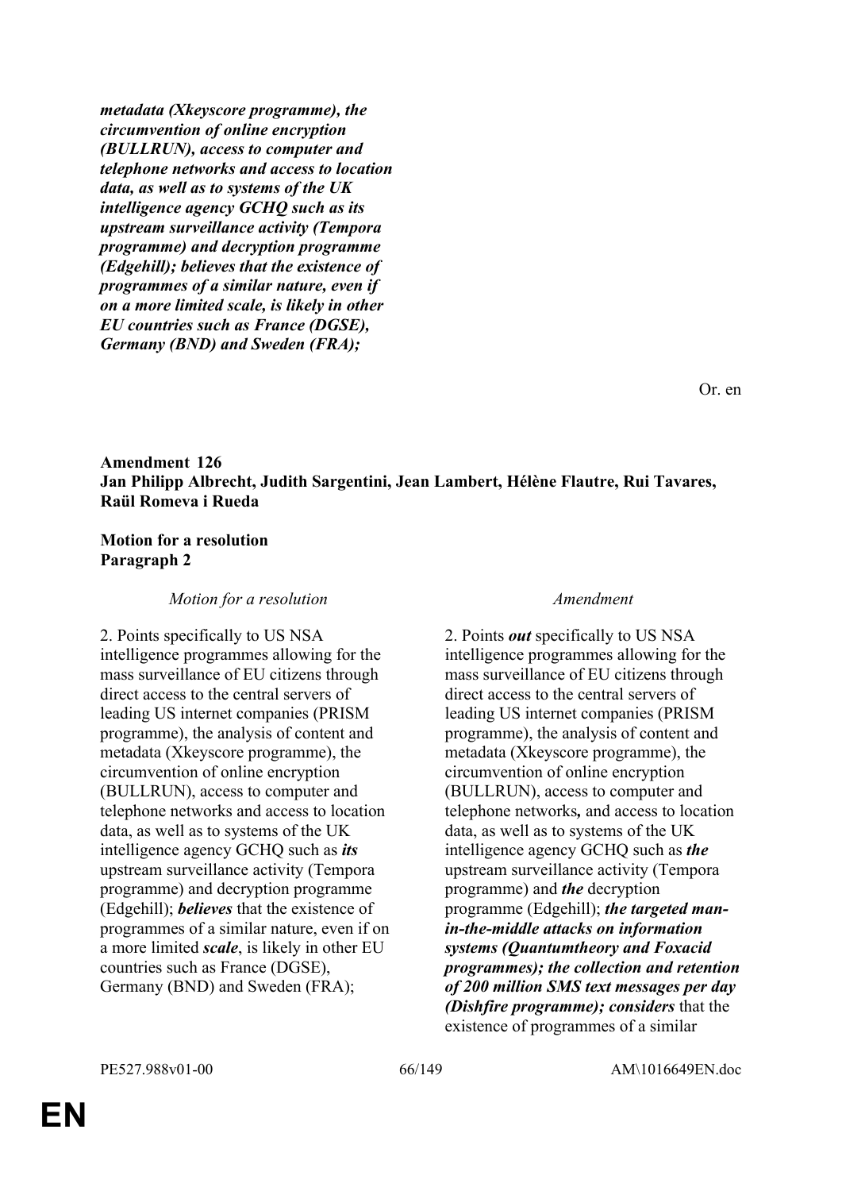***metadata (Xkeyscore programme), the circumvention of online encryption (BULLRUN), access to computer and telephone networks and access to location data, as well as to systems of the UK intelligence agency GCHQ such as its upstream surveillance activity (Tempora programme) and decryption programme (Edgehill); believes that the existence of programmes of a similar nature, even if on a more limited scale, is likely in other EU countries such as France (DGSE), Germany (BND) and Sweden (FRA);***

Or. en

**Amendment 126**
**Jan Philipp Albrecht, Judith Sargentini, Jean Lambert, Hélène Flautre, Rui Tavares, Raül Romeva i Rueda**

**Motion for a resolution**
**Paragraph 2**

| *Motion for a resolution* | *Amendment* |
|---|---|
| 2. Points specifically to US NSA intelligence programmes allowing for the mass surveillance of EU citizens through direct access to the central servers of leading US internet companies (PRISM programme), the analysis of content and metadata (Xkeyscore programme), the circumvention of online encryption (BULLRUN), access to computer and telephone networks and access to location data, as well as to systems of the UK intelligence agency GCHQ such as ***its*** upstream surveillance activity (Tempora programme) and decryption programme (Edgehill); ***believes*** that the existence of programmes of a similar nature, even if on a more limited ***scale***, is likely in other EU countries such as France (DGSE), Germany (BND) and Sweden (FRA); | 2. Points ***out*** specifically to US NSA intelligence programmes allowing for the mass surveillance of EU citizens through direct access to the central servers of leading US internet companies (PRISM programme), the analysis of content and metadata (Xkeyscore programme), the circumvention of online encryption (BULLRUN), access to computer and telephone networks***,*** and access to location data, as well as to systems of the UK intelligence agency GCHQ such as ***the*** upstream surveillance activity (Tempora programme) and ***the*** decryption programme (Edgehill); ***the targeted man-in-the-middle attacks on information systems (Quantumtheory and Foxacid programmes); the collection and retention of 200 million SMS text messages per day (Dishfire programme); considers*** that the existence of programmes of a similar |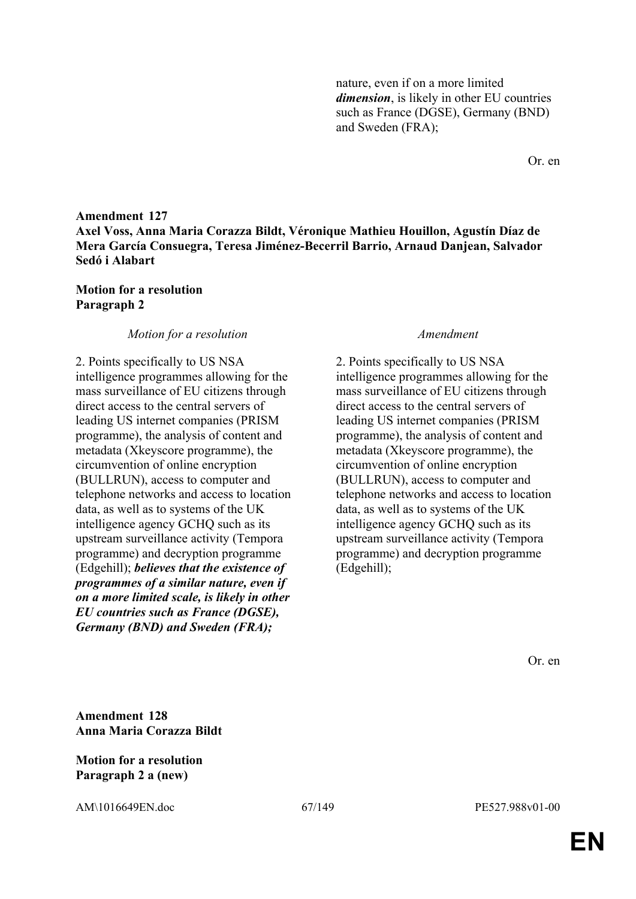| | |
|---|---|
| | nature, even if on a more limited ***dimension***, is likely in other EU countries such as France (DGSE), Germany (BND) and Sweden (FRA); |

Or. en

**Amendment 127**
**Axel Voss, Anna Maria Corazza Bildt, Véronique Mathieu Houillon, Agustín Díaz de Mera García Consuegra, Teresa Jiménez-Becerril Barrio, Arnaud Danjean, Salvador Sedó i Alabart**

**Motion for a resolution**
**Paragraph 2**

| *Motion for a resolution* | *Amendment* |
|---|---|
| 2. Points specifically to US NSA intelligence programmes allowing for the mass surveillance of EU citizens through direct access to the central servers of leading US internet companies (PRISM programme), the analysis of content and metadata (Xkeyscore programme), the circumvention of online encryption (BULLRUN), access to computer and telephone networks and access to location data, as well as to systems of the UK intelligence agency GCHQ such as its upstream surveillance activity (Tempora programme) and decryption programme (Edgehill); ***believes that the existence of programmes of a similar nature, even if on a more limited scale, is likely in other EU countries such as France (DGSE), Germany (BND) and Sweden (FRA);*** | 2. Points specifically to US NSA intelligence programmes allowing for the mass surveillance of EU citizens through direct access to the central servers of leading US internet companies (PRISM programme), the analysis of content and metadata (Xkeyscore programme), the circumvention of online encryption (BULLRUN), access to computer and telephone networks and access to location data, as well as to systems of the UK intelligence agency GCHQ such as its upstream surveillance activity (Tempora programme) and decryption programme (Edgehill); |

Or. en

**Amendment 128**
**Anna Maria Corazza Bildt**

**Motion for a resolution**
**Paragraph 2 a (new)**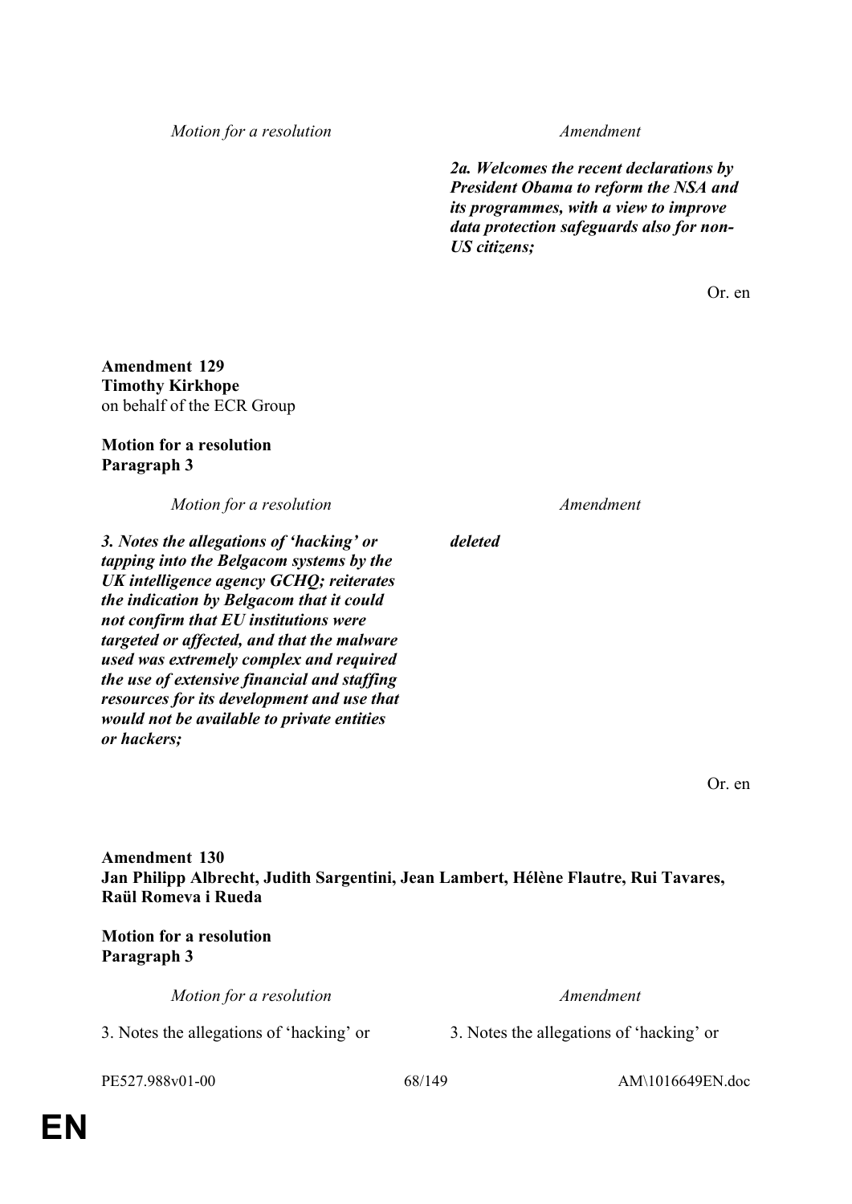| Motion for a resolution | Amendment |
| --- | --- |
| | ***2a. Welcomes the recent declarations by President Obama to reform the NSA and its programmes, with a view to improve data protection safeguards also for non-US citizens;*** |

Or. en

**Amendment 129**
**Timothy Kirkhope**
on behalf of the ECR Group

**Motion for a resolution**
**Paragraph 3**

| Motion for a resolution | Amendment |
| --- | --- |
| ***3. Notes the allegations of 'hacking' or tapping into the Belgacom systems by the UK intelligence agency GCHQ; reiterates the indication by Belgacom that it could not confirm that EU institutions were targeted or affected, and that the malware used was extremely complex and required the use of extensive financial and staffing resources for its development and use that would not be available to private entities or hackers;*** | ***deleted*** |

Or. en

**Amendment 130**
**Jan Philipp Albrecht, Judith Sargentini, Jean Lambert, Hélène Flautre, Rui Tavares, Raül Romeva i Rueda**

**Motion for a resolution**
**Paragraph 3**

| Motion for a resolution | Amendment |
| --- | --- |
| 3. Notes the allegations of 'hacking' or | 3. Notes the allegations of 'hacking' or |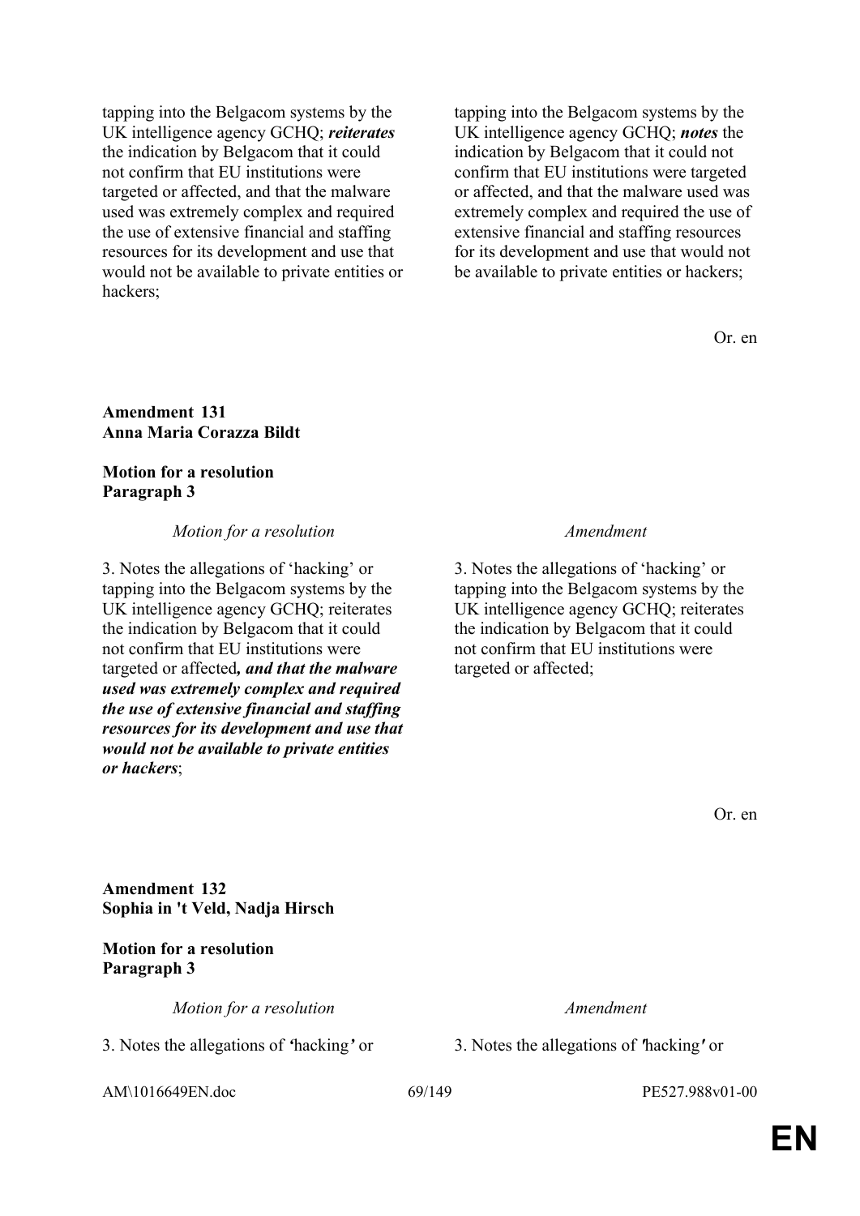| | |
|---|---|
| tapping into the Belgacom systems by the UK intelligence agency GCHQ; ***reiterates*** the indication by Belgacom that it could not confirm that EU institutions were targeted or affected, and that the malware used was extremely complex and required the use of extensive financial and staffing resources for its development and use that would not be available to private entities or hackers; | tapping into the Belgacom systems by the UK intelligence agency GCHQ; ***notes*** the indication by Belgacom that it could not confirm that EU institutions were targeted or affected, and that the malware used was extremely complex and required the use of extensive financial and staffing resources for its development and use that would not be available to private entities or hackers; |

Or. en

**Amendment 131**
**Anna Maria Corazza Bildt**

**Motion for a resolution**
**Paragraph 3**

| *Motion for a resolution* | *Amendment* |
|---|---|
| 3. Notes the allegations of 'hacking' or tapping into the Belgacom systems by the UK intelligence agency GCHQ; reiterates the indication by Belgacom that it could not confirm that EU institutions were targeted or affected***, and that the malware used was extremely complex and required the use of extensive financial and staffing resources for its development and use that would not be available to private entities or hackers***; | 3. Notes the allegations of 'hacking' or tapping into the Belgacom systems by the UK intelligence agency GCHQ; reiterates the indication by Belgacom that it could not confirm that EU institutions were targeted or affected; |

Or. en

**Amendment 132**
**Sophia in 't Veld, Nadja Hirsch**

**Motion for a resolution**
**Paragraph 3**

| *Motion for a resolution* | *Amendment* |
|---|---|
| 3. Notes the allegations of ***'***hacking***'*** or | 3. Notes the allegations of ***"***hacking***"*** or |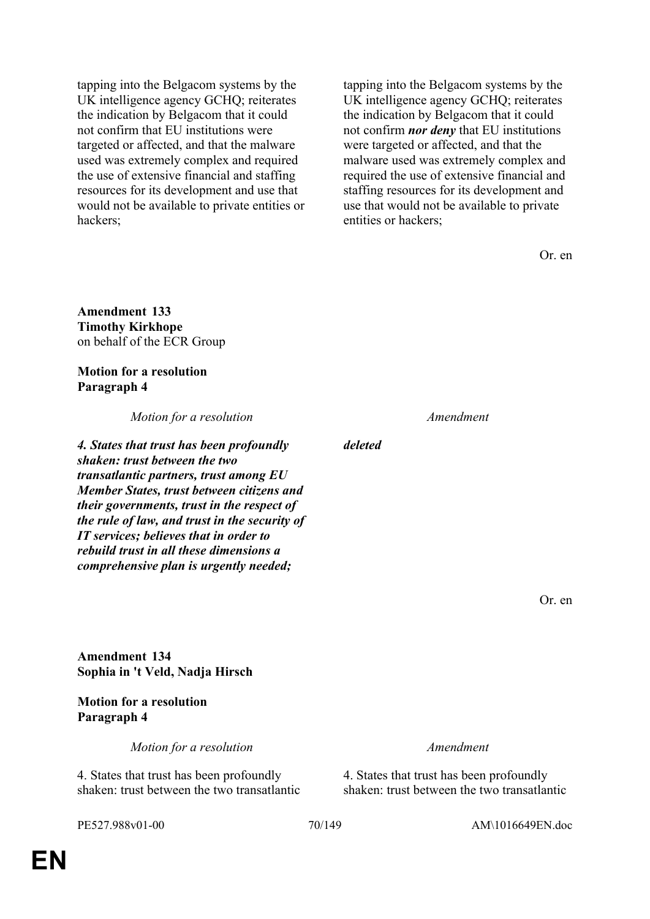| | |
|---|---|
| tapping into the Belgacom systems by the UK intelligence agency GCHQ; reiterates the indication by Belgacom that it could not confirm that EU institutions were targeted or affected, and that the malware used was extremely complex and required the use of extensive financial and staffing resources for its development and use that would not be available to private entities or hackers; | tapping into the Belgacom systems by the UK intelligence agency GCHQ; reiterates the indication by Belgacom that it could not confirm ***nor deny*** that EU institutions were targeted or affected, and that the malware used was extremely complex and required the use of extensive financial and staffing resources for its development and use that would not be available to private entities or hackers; |

Or. en

**Amendment 133**
**Timothy Kirkhope**
on behalf of the ECR Group

**Motion for a resolution**
**Paragraph 4**

| *Motion for a resolution* | *Amendment* |
|---|---|
| ***4. States that trust has been profoundly shaken: trust between the two transatlantic partners, trust among EU Member States, trust between citizens and their governments, trust in the respect of the rule of law, and trust in the security of IT services; believes that in order to rebuild trust in all these dimensions a comprehensive plan is urgently needed;*** | ***deleted*** |

Or. en

**Amendment 134**
**Sophia in 't Veld, Nadja Hirsch**

**Motion for a resolution**
**Paragraph 4**

| *Motion for a resolution* | *Amendment* |
|---|---|
| 4. States that trust has been profoundly shaken: trust between the two transatlantic | 4. States that trust has been profoundly shaken: trust between the two transatlantic |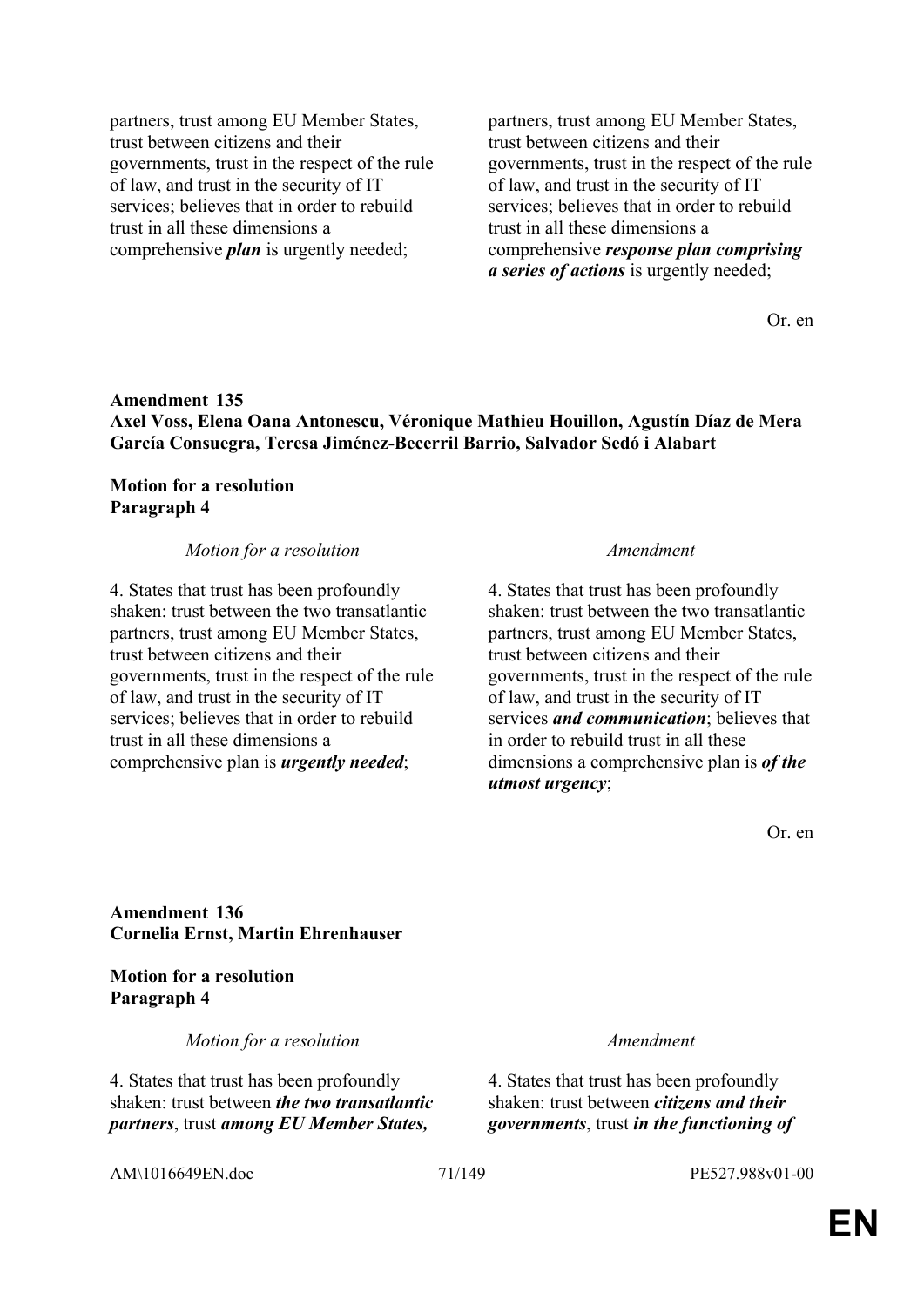| | |
|---|---|
| partners, trust among EU Member States, trust between citizens and their governments, trust in the respect of the rule of law, and trust in the security of IT services; believes that in order to rebuild trust in all these dimensions a comprehensive ***plan*** is urgently needed; | partners, trust among EU Member States, trust between citizens and their governments, trust in the respect of the rule of law, and trust in the security of IT services; believes that in order to rebuild trust in all these dimensions a comprehensive ***response plan comprising a series of actions*** is urgently needed; |

Or. en

**Amendment 135**
**Axel Voss, Elena Oana Antonescu, Véronique Mathieu Houillon, Agustín Díaz de Mera García Consuegra, Teresa Jiménez-Becerril Barrio, Salvador Sedó i Alabart**

**Motion for a resolution**
**Paragraph 4**

| *Motion for a resolution* | *Amendment* |
|---|---|
| 4. States that trust has been profoundly shaken: trust between the two transatlantic partners, trust among EU Member States, trust between citizens and their governments, trust in the respect of the rule of law, and trust in the security of IT services; believes that in order to rebuild trust in all these dimensions a comprehensive plan is ***urgently needed***; | 4. States that trust has been profoundly shaken: trust between the two transatlantic partners, trust among EU Member States, trust between citizens and their governments, trust in the respect of the rule of law, and trust in the security of IT services ***and communication***; believes that in order to rebuild trust in all these dimensions a comprehensive plan is ***of the utmost urgency***; |

Or. en

**Amendment 136**
**Cornelia Ernst, Martin Ehrenhauser**

**Motion for a resolution**
**Paragraph 4**

| *Motion for a resolution* | *Amendment* |
|---|---|
| 4. States that trust has been profoundly shaken: trust between ***the two transatlantic partners***, trust ***among EU Member States,*** | 4. States that trust has been profoundly shaken: trust between ***citizens and their governments***, trust ***in the functioning of*** |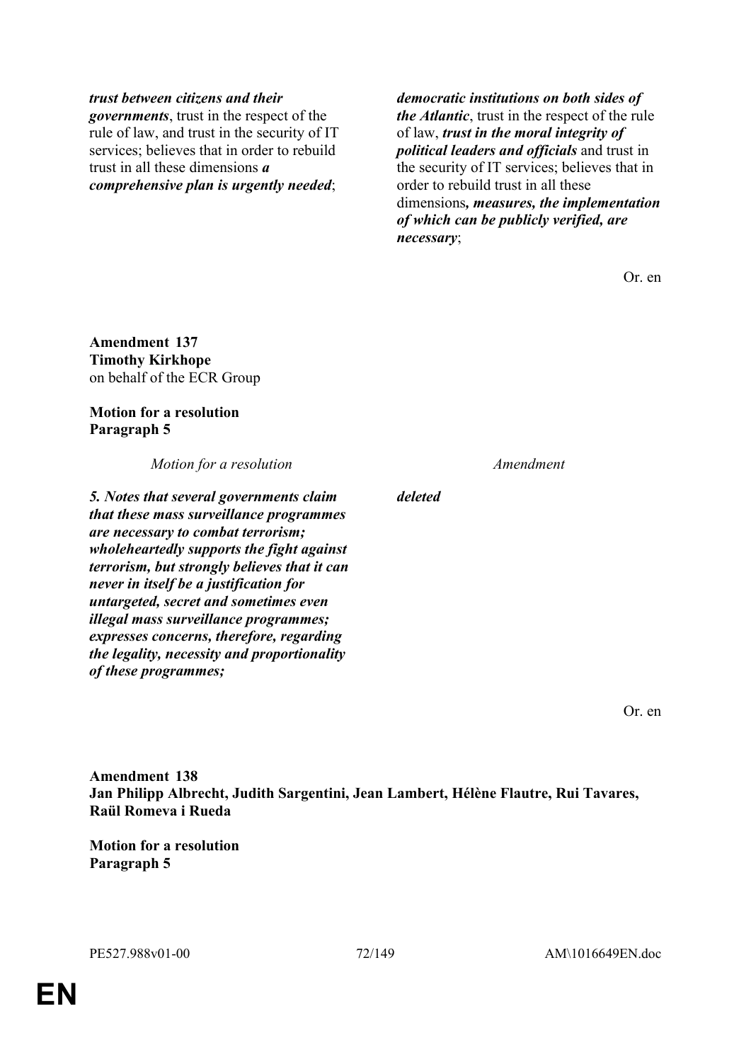| | |
|---|---|
| ***trust between citizens and their governments***, trust in the respect of the rule of law, and trust in the security of IT services; believes that in order to rebuild trust in all these dimensions ***a comprehensive plan is urgently needed***; | ***democratic institutions on both sides of the Atlantic***, trust in the respect of the rule of law, ***trust in the moral integrity of political leaders and officials*** and trust in the security of IT services; believes that in order to rebuild trust in all these dimensions***, measures, the implementation of which can be publicly verified, are necessary***; |

Or. en

**Amendment 137**
**Timothy Kirkhope**
on behalf of the ECR Group

**Motion for a resolution**
**Paragraph 5**

| *Motion for a resolution* | *Amendment* |
|---|---|
| ***5. Notes that several governments claim that these mass surveillance programmes are necessary to combat terrorism; wholeheartedly supports the fight against terrorism, but strongly believes that it can never in itself be a justification for untargeted, secret and sometimes even illegal mass surveillance programmes; expresses concerns, therefore, regarding the legality, necessity and proportionality of these programmes;*** | ***deleted*** |

Or. en

**Amendment 138**
**Jan Philipp Albrecht, Judith Sargentini, Jean Lambert, Hélène Flautre, Rui Tavares, Raül Romeva i Rueda**

**Motion for a resolution**
**Paragraph 5**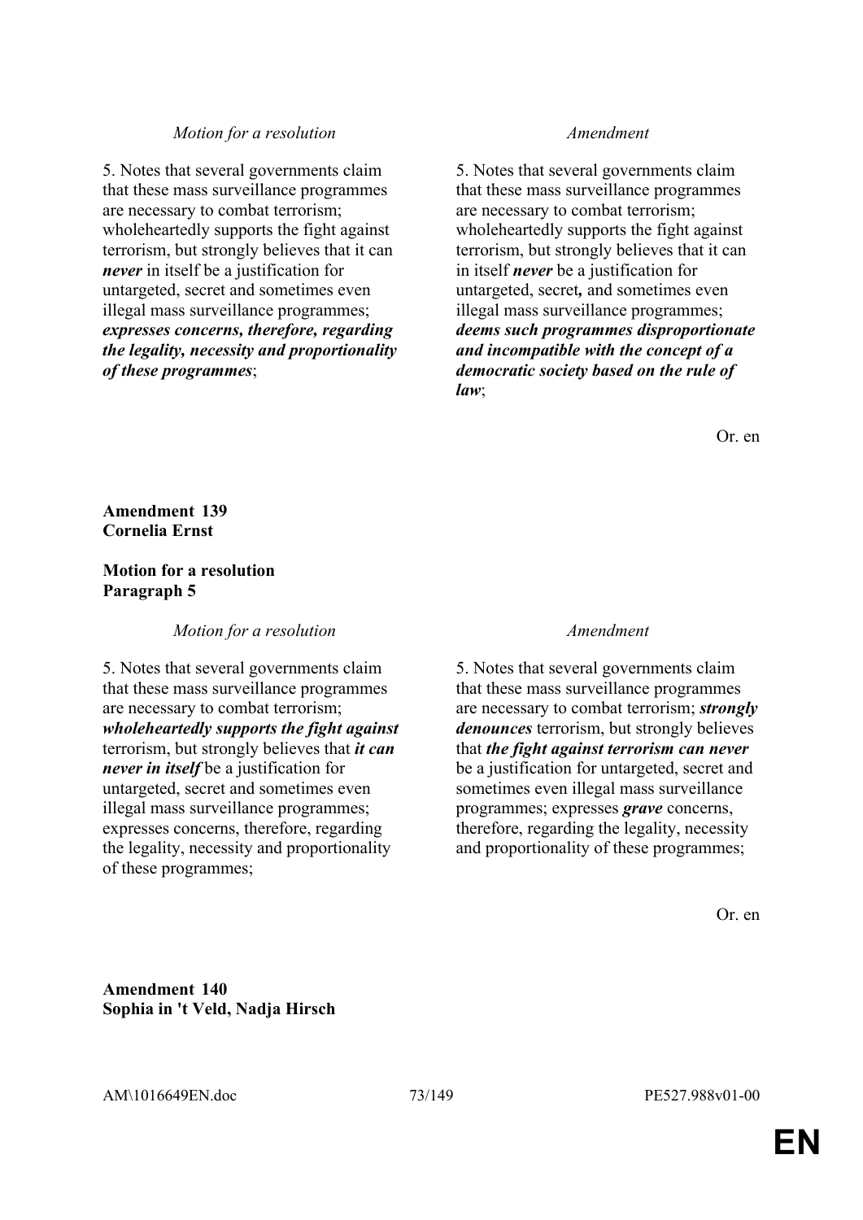| *Motion for a resolution* | *Amendment* |
|---|---|
| 5. Notes that several governments claim that these mass surveillance programmes are necessary to combat terrorism; wholeheartedly supports the fight against terrorism, but strongly believes that it can ***never*** in itself be a justification for untargeted, secret and sometimes even illegal mass surveillance programmes; ***expresses concerns, therefore, regarding the legality, necessity and proportionality of these programmes***; | 5. Notes that several governments claim that these mass surveillance programmes are necessary to combat terrorism; wholeheartedly supports the fight against terrorism, but strongly believes that it can in itself ***never*** be a justification for untargeted, secret***,*** and sometimes even illegal mass surveillance programmes; ***deems such programmes disproportionate and incompatible with the concept of a democratic society based on the rule of law***; |

Or. en

**Amendment 139**
**Cornelia Ernst**

**Motion for a resolution**
**Paragraph 5**

| *Motion for a resolution* | *Amendment* |
|---|---|
| 5. Notes that several governments claim that these mass surveillance programmes are necessary to combat terrorism; ***wholeheartedly supports the fight against*** terrorism, but strongly believes that ***it can never in itself*** be a justification for untargeted, secret and sometimes even illegal mass surveillance programmes; expresses concerns, therefore, regarding the legality, necessity and proportionality of these programmes; | 5. Notes that several governments claim that these mass surveillance programmes are necessary to combat terrorism; ***strongly denounces*** terrorism, but strongly believes that ***the fight against terrorism can never*** be a justification for untargeted, secret and sometimes even illegal mass surveillance programmes; expresses ***grave*** concerns, therefore, regarding the legality, necessity and proportionality of these programmes; |

Or. en

**Amendment 140**
**Sophia in 't Veld, Nadja Hirsch**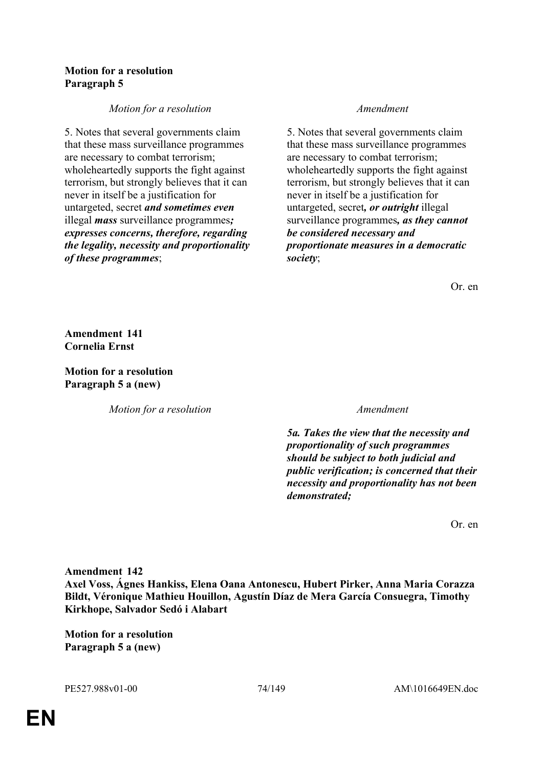**Motion for a resolution**
**Paragraph 5**

| *Motion for a resolution* | *Amendment* |
|---|---|
| 5. Notes that several governments claim that these mass surveillance programmes are necessary to combat terrorism; wholeheartedly supports the fight against terrorism, but strongly believes that it can never in itself be a justification for untargeted, secret ***and sometimes even*** illegal ***mass*** surveillance programmes***; expresses concerns, therefore, regarding the legality, necessity and proportionality of these programmes***; | 5. Notes that several governments claim that these mass surveillance programmes are necessary to combat terrorism; wholeheartedly supports the fight against terrorism, but strongly believes that it can never in itself be a justification for untargeted, secret***, or outright*** illegal surveillance programmes***, as they cannot be considered necessary and proportionate measures in a democratic society***; |

Or. en

**Amendment 141**
**Cornelia Ernst**

**Motion for a resolution**
**Paragraph 5 a (new)**

| *Motion for a resolution* | *Amendment* |
|---|---|
| | ***5a. Takes the view that the necessity and proportionality of such programmes should be subject to both judicial and public verification; is concerned that their necessity and proportionality has not been demonstrated;*** |

Or. en

**Amendment 142**
**Axel Voss, Ágnes Hankiss, Elena Oana Antonescu, Hubert Pirker, Anna Maria Corazza Bildt, Véronique Mathieu Houillon, Agustín Díaz de Mera García Consuegra, Timothy Kirkhope, Salvador Sedó i Alabart**

**Motion for a resolution**
**Paragraph 5 a (new)**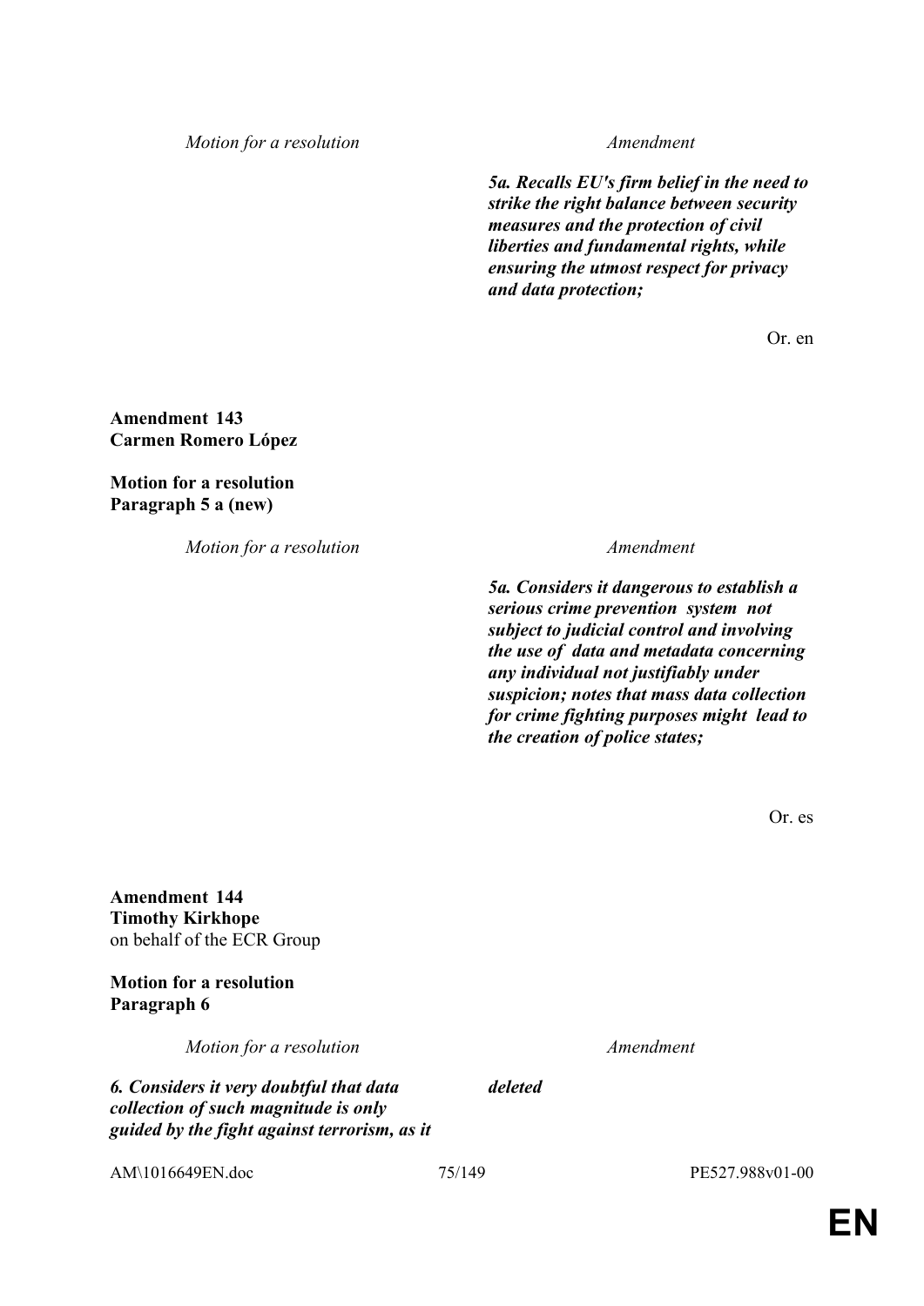| Motion for a resolution | Amendment |
| --- | --- |
| | ***5a. Recalls EU's firm belief in the need to strike the right balance between security measures and the protection of civil liberties and fundamental rights, while ensuring the utmost respect for privacy and data protection;*** |

Or. en

**Amendment 143**
**Carmen Romero López**

**Motion for a resolution**
**Paragraph 5 a (new)**

| Motion for a resolution | Amendment |
| --- | --- |
| | ***5a. Considers it dangerous to establish a serious crime prevention system not subject to judicial control and involving the use of data and metadata concerning any individual not justifiably under suspicion; notes that mass data collection for crime fighting purposes might lead to the creation of police states;*** |

Or. es

**Amendment 144**
**Timothy Kirkhope**
on behalf of the ECR Group

**Motion for a resolution**
**Paragraph 6**

| Motion for a resolution | Amendment |
| --- | --- |
| ***6. Considers it very doubtful that data collection of such magnitude is only guided by the fight against terrorism, as it*** | ***deleted*** |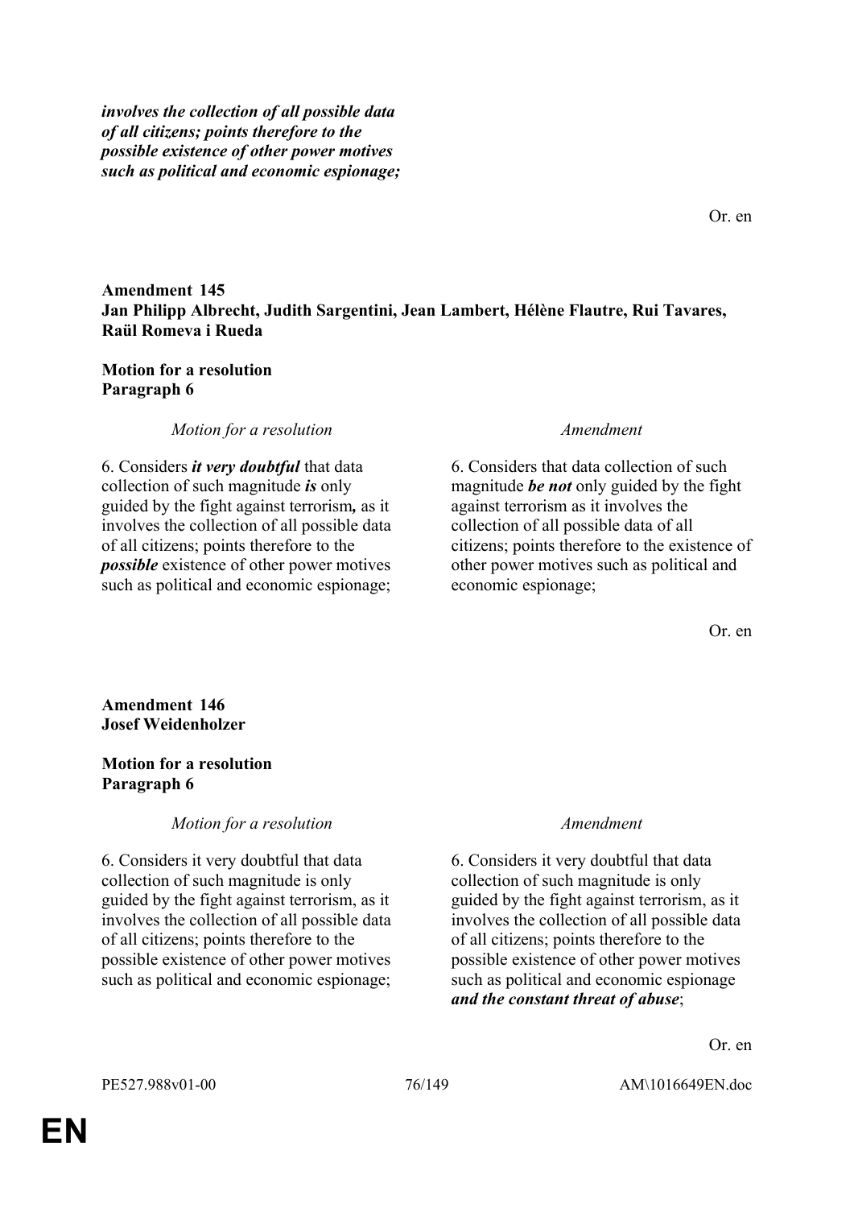***involves the collection of all possible data of all citizens; points therefore to the possible existence of other power motives such as political and economic espionage;***

Or. en

**Amendment 145**
**Jan Philipp Albrecht, Judith Sargentini, Jean Lambert, Hélène Flautre, Rui Tavares, Raül Romeva i Rueda**

**Motion for a resolution**
**Paragraph 6**

| *Motion for a resolution* | *Amendment* |
|---|---|
| 6. Considers ***it very doubtful*** that data collection of such magnitude ***is*** only guided by the fight against terrorism***,*** as it involves the collection of all possible data of all citizens; points therefore to the ***possible*** existence of other power motives such as political and economic espionage; | 6. Considers that data collection of such magnitude ***be not*** only guided by the fight against terrorism as it involves the collection of all possible data of all citizens; points therefore to the existence of other power motives such as political and economic espionage; |

Or. en

**Amendment 146**
**Josef Weidenholzer**

**Motion for a resolution**
**Paragraph 6**

| *Motion for a resolution* | *Amendment* |
|---|---|
| 6. Considers it very doubtful that data collection of such magnitude is only guided by the fight against terrorism, as it involves the collection of all possible data of all citizens; points therefore to the possible existence of other power motives such as political and economic espionage; | 6. Considers it very doubtful that data collection of such magnitude is only guided by the fight against terrorism, as it involves the collection of all possible data of all citizens; points therefore to the possible existence of other power motives such as political and economic espionage ***and the constant threat of abuse***; |

Or. en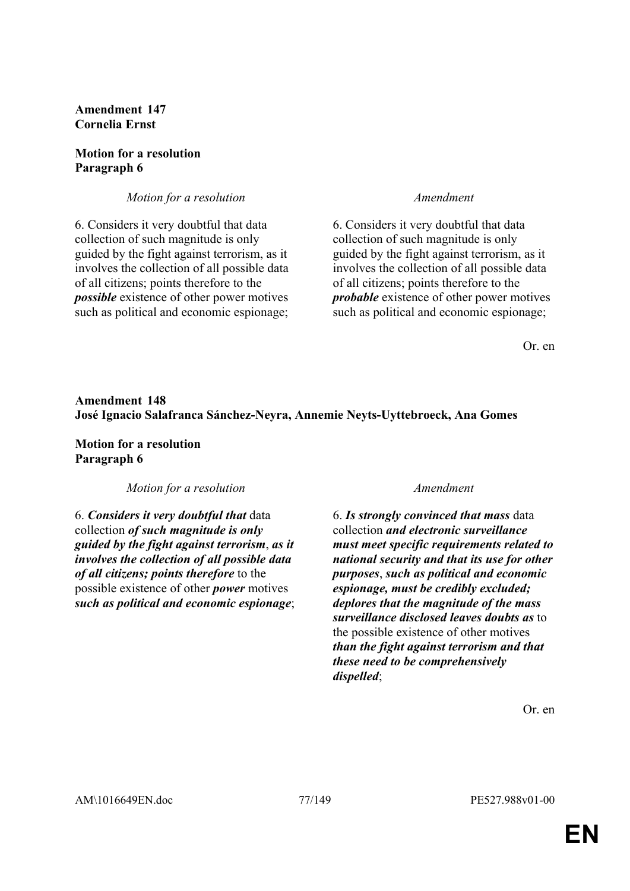**Amendment 147**
**Cornelia Ernst**

**Motion for a resolution**
**Paragraph 6**

| *Motion for a resolution* | *Amendment* |
|---|---|
| 6. Considers it very doubtful that data collection of such magnitude is only guided by the fight against terrorism, as it involves the collection of all possible data of all citizens; points therefore to the ***possible*** existence of other power motives such as political and economic espionage; | 6. Considers it very doubtful that data collection of such magnitude is only guided by the fight against terrorism, as it involves the collection of all possible data of all citizens; points therefore to the ***probable*** existence of other power motives such as political and economic espionage; |

Or. en

**Amendment 148**
**José Ignacio Salafranca Sánchez-Neyra, Annemie Neyts-Uyttebroeck, Ana Gomes**

**Motion for a resolution**
**Paragraph 6**

| *Motion for a resolution* | *Amendment* |
|---|---|
| 6. ***Considers it very doubtful that*** data collection ***of such magnitude is only guided by the fight against terrorism***, ***as it involves the collection of all possible data of all citizens; points therefore*** to the possible existence of other ***power*** motives ***such as political and economic espionage***; | 6. ***Is strongly convinced that mass*** data collection ***and electronic surveillance must meet specific requirements related to national security and that its use for other purposes***, ***such as political and economic espionage, must be credibly excluded; deplores that the magnitude of the mass surveillance disclosed leaves doubts as*** to the possible existence of other motives ***than the fight against terrorism and that these need to be comprehensively dispelled***; |

Or. en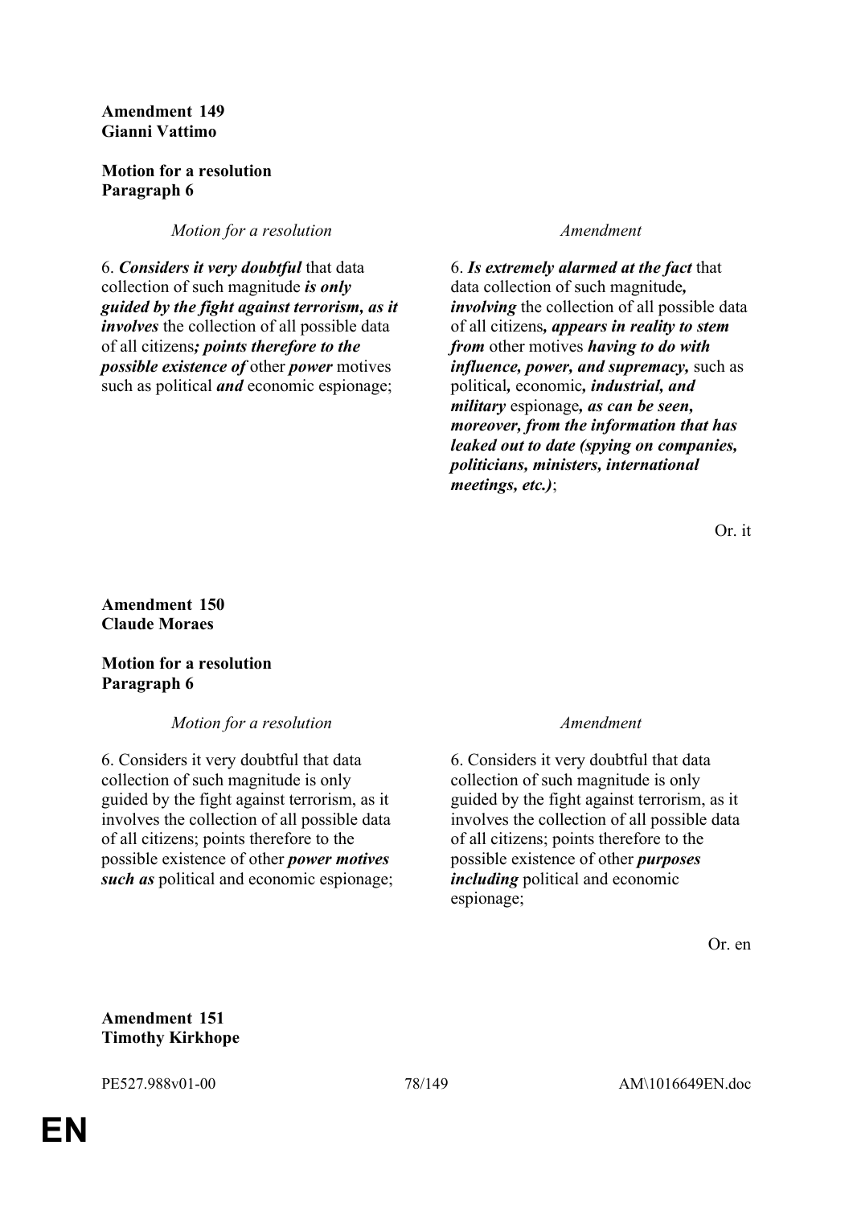**Amendment 149**
**Gianni Vattimo**

**Motion for a resolution**
**Paragraph 6**

| *Motion for a resolution* | *Amendment* |
|---|---|
| 6. ***Considers it very doubtful*** that data collection of such magnitude ***is only guided by the fight against terrorism, as it involves*** the collection of all possible data of all citizens***; points therefore to the possible existence of*** other ***power*** motives such as political ***and*** economic espionage; | 6. ***Is extremely alarmed at the fact*** that data collection of such magnitude***, involving*** the collection of all possible data of all citizens***, appears in reality to stem from*** other motives ***having to do with influence, power, and supremacy,*** such as political***,*** economic***, industrial, and military*** espionage***, as can be seen, moreover, from the information that has leaked out to date (spying on companies, politicians, ministers, international meetings, etc.)***; |

Or. it

**Amendment 150**
**Claude Moraes**

**Motion for a resolution**
**Paragraph 6**

| *Motion for a resolution* | *Amendment* |
|---|---|
| 6. Considers it very doubtful that data collection of such magnitude is only guided by the fight against terrorism, as it involves the collection of all possible data of all citizens; points therefore to the possible existence of other ***power motives such as*** political and economic espionage; | 6. Considers it very doubtful that data collection of such magnitude is only guided by the fight against terrorism, as it involves the collection of all possible data of all citizens; points therefore to the possible existence of other ***purposes including*** political and economic espionage; |

Or. en

**Amendment 151**
**Timothy Kirkhope**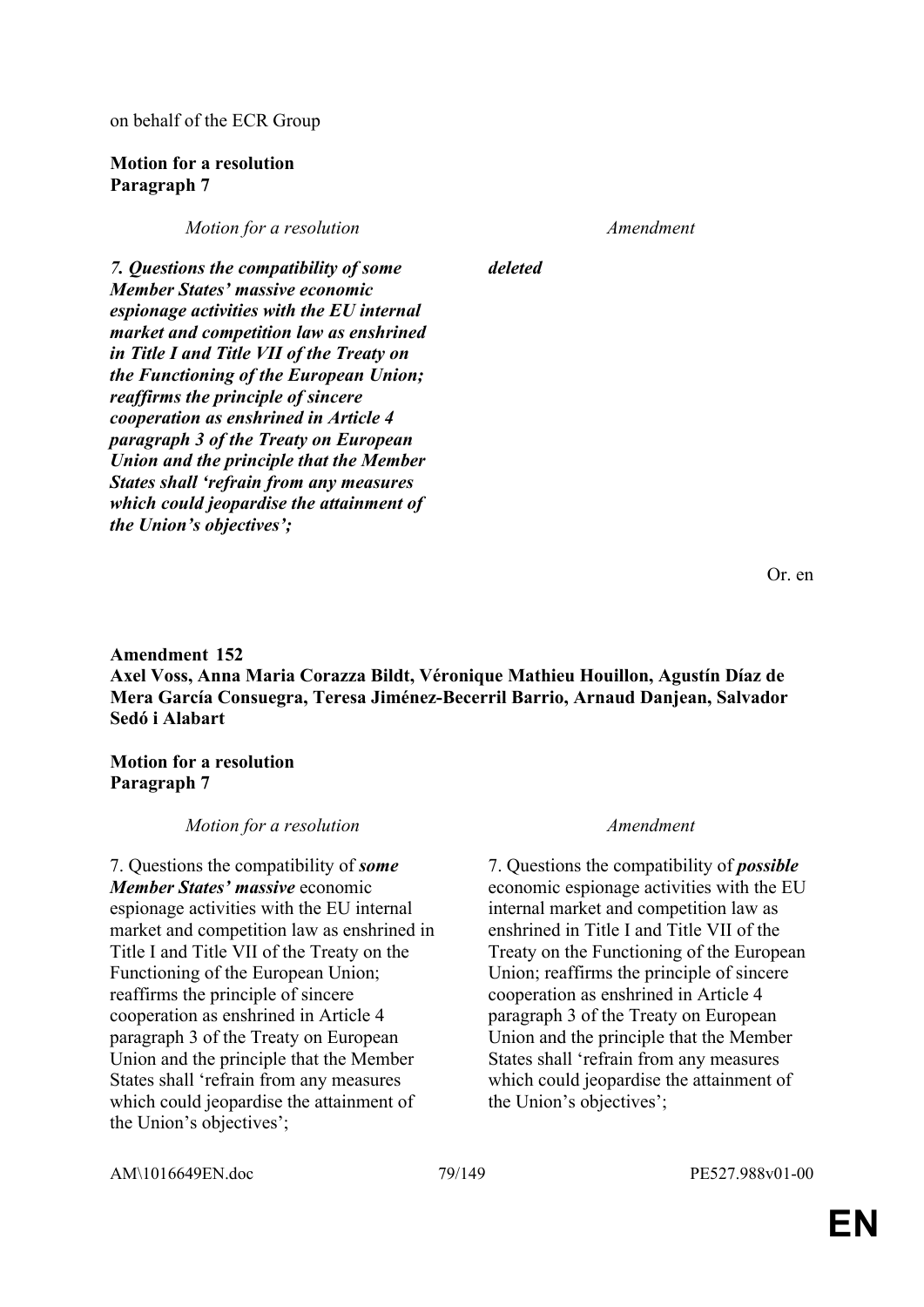on behalf of the ECR Group

**Motion for a resolution**
**Paragraph 7**

| *Motion for a resolution* | *Amendment* |
|---|---|
| ***7. Questions the compatibility of some Member States' massive economic espionage activities with the EU internal market and competition law as enshrined in Title I and Title VII of the Treaty on the Functioning of the European Union; reaffirms the principle of sincere cooperation as enshrined in Article 4 paragraph 3 of the Treaty on European Union and the principle that the Member States shall 'refrain from any measures which could jeopardise the attainment of the Union's objectives';*** | ***deleted*** |

Or. en

**Amendment 152**
**Axel Voss, Anna Maria Corazza Bildt, Véronique Mathieu Houillon, Agustín Díaz de Mera García Consuegra, Teresa Jiménez-Becerril Barrio, Arnaud Danjean, Salvador Sedó i Alabart**

**Motion for a resolution**
**Paragraph 7**

| *Motion for a resolution* | *Amendment* |
|---|---|
| 7. Questions the compatibility of ***some Member States' massive*** economic espionage activities with the EU internal market and competition law as enshrined in Title I and Title VII of the Treaty on the Functioning of the European Union; reaffirms the principle of sincere cooperation as enshrined in Article 4 paragraph 3 of the Treaty on European Union and the principle that the Member States shall 'refrain from any measures which could jeopardise the attainment of the Union's objectives'; | 7. Questions the compatibility of ***possible*** economic espionage activities with the EU internal market and competition law as enshrined in Title I and Title VII of the Treaty on the Functioning of the European Union; reaffirms the principle of sincere cooperation as enshrined in Article 4 paragraph 3 of the Treaty on European Union and the principle that the Member States shall 'refrain from any measures which could jeopardise the attainment of the Union's objectives'; |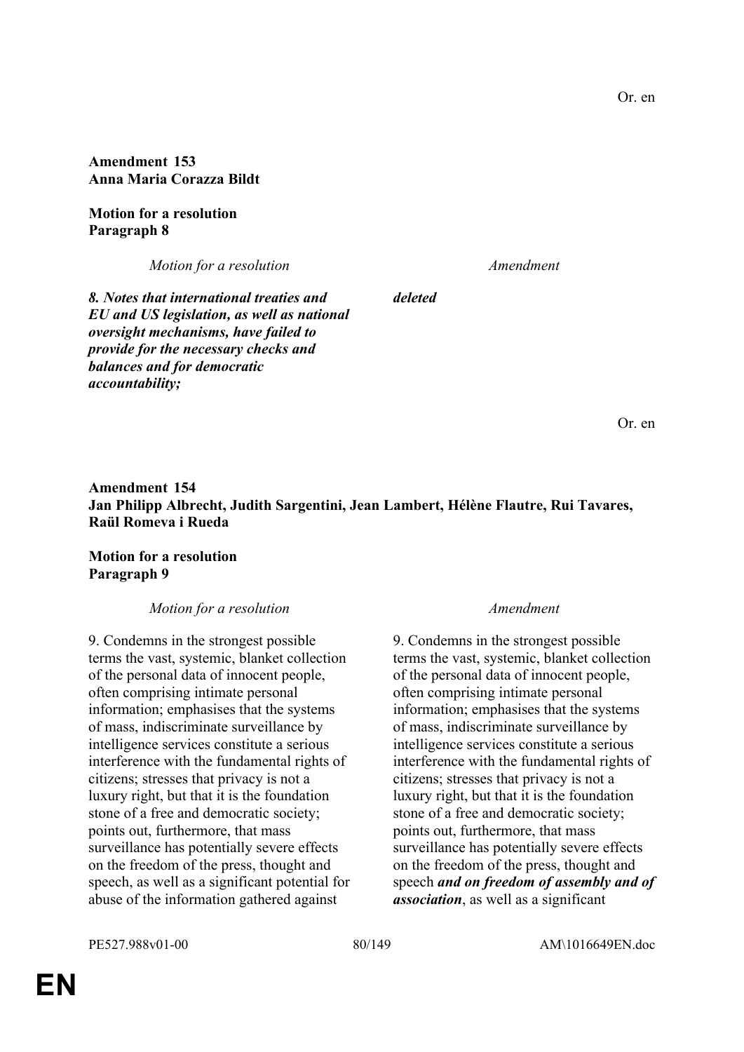Or. en

**Amendment 153**
**Anna Maria Corazza Bildt**

**Motion for a resolution**
**Paragraph 8**

| *Motion for a resolution* | *Amendment* |
|---|---|
| ***8. Notes that international treaties and EU and US legislation, as well as national oversight mechanisms, have failed to provide for the necessary checks and balances and for democratic accountability;*** | ***deleted*** |

Or. en

**Amendment 154**
**Jan Philipp Albrecht, Judith Sargentini, Jean Lambert, Hélène Flautre, Rui Tavares, Raül Romeva i Rueda**

**Motion for a resolution**
**Paragraph 9**

| *Motion for a resolution* | *Amendment* |
|---|---|
| 9. Condemns in the strongest possible terms the vast, systemic, blanket collection of the personal data of innocent people, often comprising intimate personal information; emphasises that the systems of mass, indiscriminate surveillance by intelligence services constitute a serious interference with the fundamental rights of citizens; stresses that privacy is not a luxury right, but that it is the foundation stone of a free and democratic society; points out, furthermore, that mass surveillance has potentially severe effects on the freedom of the press, thought and speech, as well as a significant potential for abuse of the information gathered against | 9. Condemns in the strongest possible terms the vast, systemic, blanket collection of the personal data of innocent people, often comprising intimate personal information; emphasises that the systems of mass, indiscriminate surveillance by intelligence services constitute a serious interference with the fundamental rights of citizens; stresses that privacy is not a luxury right, but that it is the foundation stone of a free and democratic society; points out, furthermore, that mass surveillance has potentially severe effects on the freedom of the press, thought and speech ***and on freedom of assembly and of association***, as well as a significant |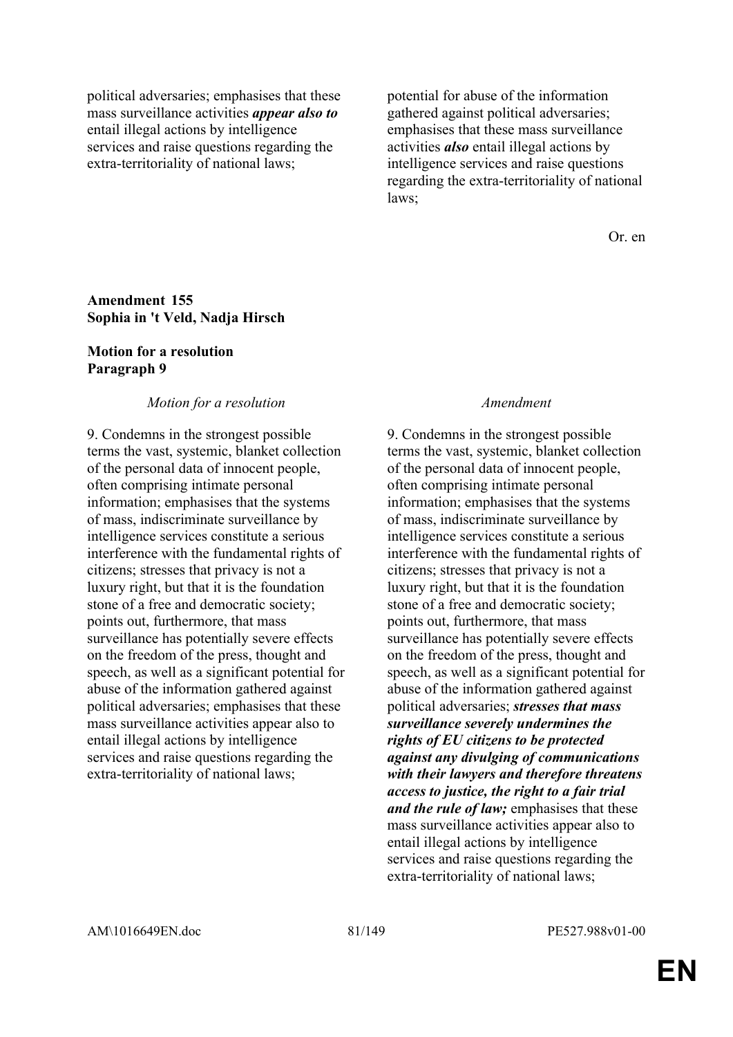| | |
|---|---|
| political adversaries; emphasises that these mass surveillance activities ***appear also to*** entail illegal actions by intelligence services and raise questions regarding the extra-territoriality of national laws; | potential for abuse of the information gathered against political adversaries; emphasises that these mass surveillance activities ***also*** entail illegal actions by intelligence services and raise questions regarding the extra-territoriality of national laws; |

Or. en

**Amendment 155**
**Sophia in 't Veld, Nadja Hirsch**

**Motion for a resolution**
**Paragraph 9**

| *Motion for a resolution* | *Amendment* |
|---|---|
| 9. Condemns in the strongest possible terms the vast, systemic, blanket collection of the personal data of innocent people, often comprising intimate personal information; emphasises that the systems of mass, indiscriminate surveillance by intelligence services constitute a serious interference with the fundamental rights of citizens; stresses that privacy is not a luxury right, but that it is the foundation stone of a free and democratic society; points out, furthermore, that mass surveillance has potentially severe effects on the freedom of the press, thought and speech, as well as a significant potential for abuse of the information gathered against political adversaries; emphasises that these mass surveillance activities appear also to entail illegal actions by intelligence services and raise questions regarding the extra-territoriality of national laws; | 9. Condemns in the strongest possible terms the vast, systemic, blanket collection of the personal data of innocent people, often comprising intimate personal information; emphasises that the systems of mass, indiscriminate surveillance by intelligence services constitute a serious interference with the fundamental rights of citizens; stresses that privacy is not a luxury right, but that it is the foundation stone of a free and democratic society; points out, furthermore, that mass surveillance has potentially severe effects on the freedom of the press, thought and speech, as well as a significant potential for abuse of the information gathered against political adversaries; ***stresses that mass surveillance severely undermines the rights of EU citizens to be protected against any divulging of communications with their lawyers and therefore threatens access to justice, the right to a fair trial and the rule of law;*** emphasises that these mass surveillance activities appear also to entail illegal actions by intelligence services and raise questions regarding the extra-territoriality of national laws; |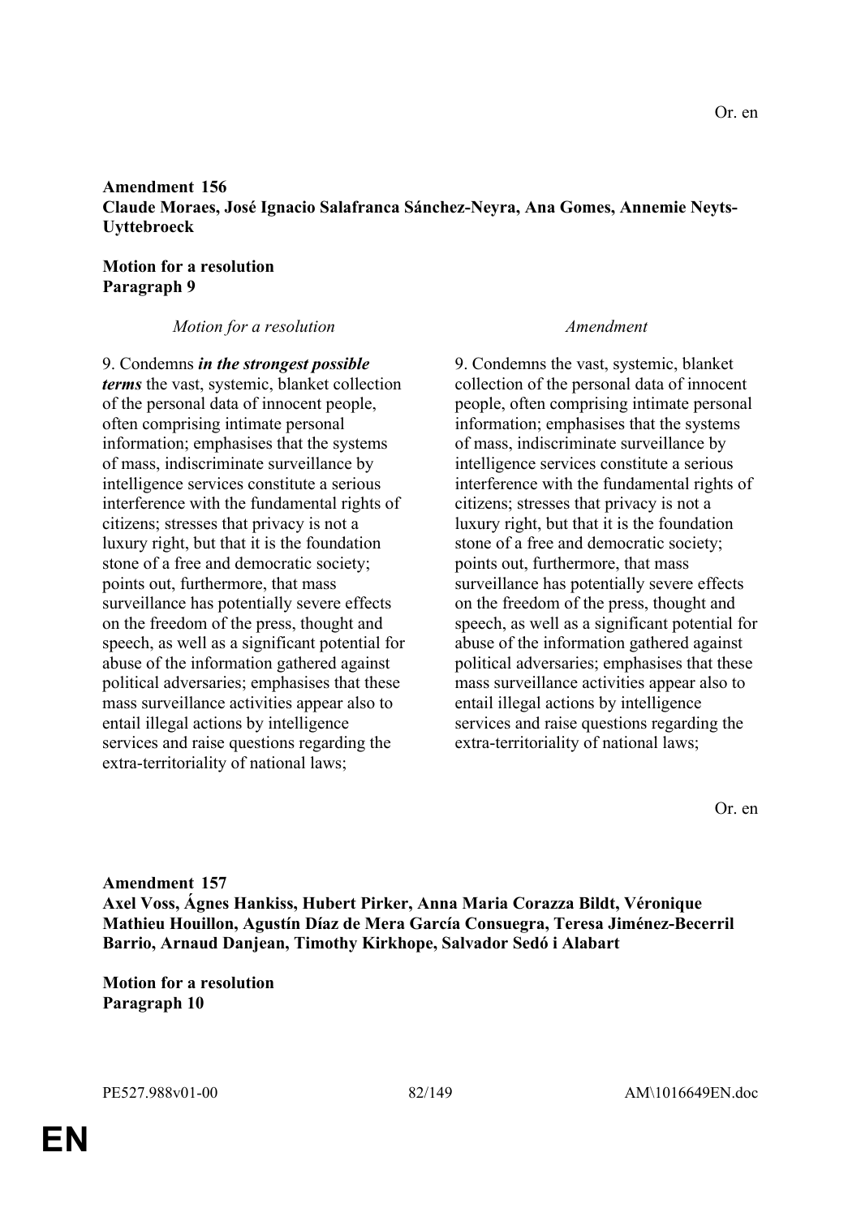Or. en

**Amendment 156**
**Claude Moraes, José Ignacio Salafranca Sánchez-Neyra, Ana Gomes, Annemie Neyts-Uyttebroeck**

**Motion for a resolution**
**Paragraph 9**

| *Motion for a resolution* | *Amendment* |
|---|---|
| 9. Condemns ***in the strongest possible terms*** the vast, systemic, blanket collection of the personal data of innocent people, often comprising intimate personal information; emphasises that the systems of mass, indiscriminate surveillance by intelligence services constitute a serious interference with the fundamental rights of citizens; stresses that privacy is not a luxury right, but that it is the foundation stone of a free and democratic society; points out, furthermore, that mass surveillance has potentially severe effects on the freedom of the press, thought and speech, as well as a significant potential for abuse of the information gathered against political adversaries; emphasises that these mass surveillance activities appear also to entail illegal actions by intelligence services and raise questions regarding the extra-territoriality of national laws; | 9. Condemns the vast, systemic, blanket collection of the personal data of innocent people, often comprising intimate personal information; emphasises that the systems of mass, indiscriminate surveillance by intelligence services constitute a serious interference with the fundamental rights of citizens; stresses that privacy is not a luxury right, but that it is the foundation stone of a free and democratic society; points out, furthermore, that mass surveillance has potentially severe effects on the freedom of the press, thought and speech, as well as a significant potential for abuse of the information gathered against political adversaries; emphasises that these mass surveillance activities appear also to entail illegal actions by intelligence services and raise questions regarding the extra-territoriality of national laws; |

Or. en

**Amendment 157**
**Axel Voss, Ágnes Hankiss, Hubert Pirker, Anna Maria Corazza Bildt, Véronique Mathieu Houillon, Agustín Díaz de Mera García Consuegra, Teresa Jiménez-Becerril Barrio, Arnaud Danjean, Timothy Kirkhope, Salvador Sedó i Alabart**

**Motion for a resolution**
**Paragraph 10**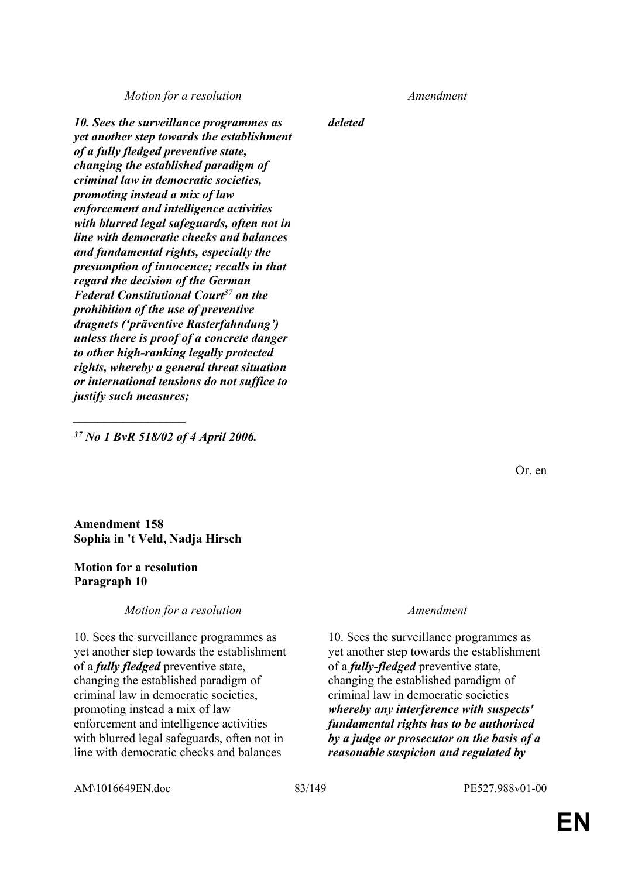| Motion for a resolution | Amendment |
|---|---|
| ***10. Sees the surveillance programmes as yet another step towards the establishment of a fully fledged preventive state, changing the established paradigm of criminal law in democratic societies, promoting instead a mix of law enforcement and intelligence activities with blurred legal safeguards, often not in line with democratic checks and balances and fundamental rights, especially the presumption of innocence; recalls in that regard the decision of the German Federal Constitutional Court[37] on the prohibition of the use of preventive dragnets ('präventive Rasterfahndung') unless there is proof of a concrete danger to other high-ranking legally protected rights, whereby a general threat situation or international tensions do not suffice to justify such measures;*** | ***deleted*** |
| ***__________________*** | |
| ***[37] No 1 BvR 518/02 of 4 April 2006.*** | |

Or. en

**Amendment 158**
**Sophia in 't Veld, Nadja Hirsch**

**Motion for a resolution**
**Paragraph 10**

| Motion for a resolution | Amendment |
|---|---|
| 10. Sees the surveillance programmes as yet another step towards the establishment of a ***fully fledged*** preventive state, changing the established paradigm of criminal law in democratic societies, promoting instead a mix of law enforcement and intelligence activities with blurred legal safeguards, often not in line with democratic checks and balances | 10. Sees the surveillance programmes as yet another step towards the establishment of a ***fully-fledged*** preventive state, changing the established paradigm of criminal law in democratic societies ***whereby any interference with suspects' fundamental rights has to be authorised by a judge or prosecutor on the basis of a reasonable suspicion and regulated by*** |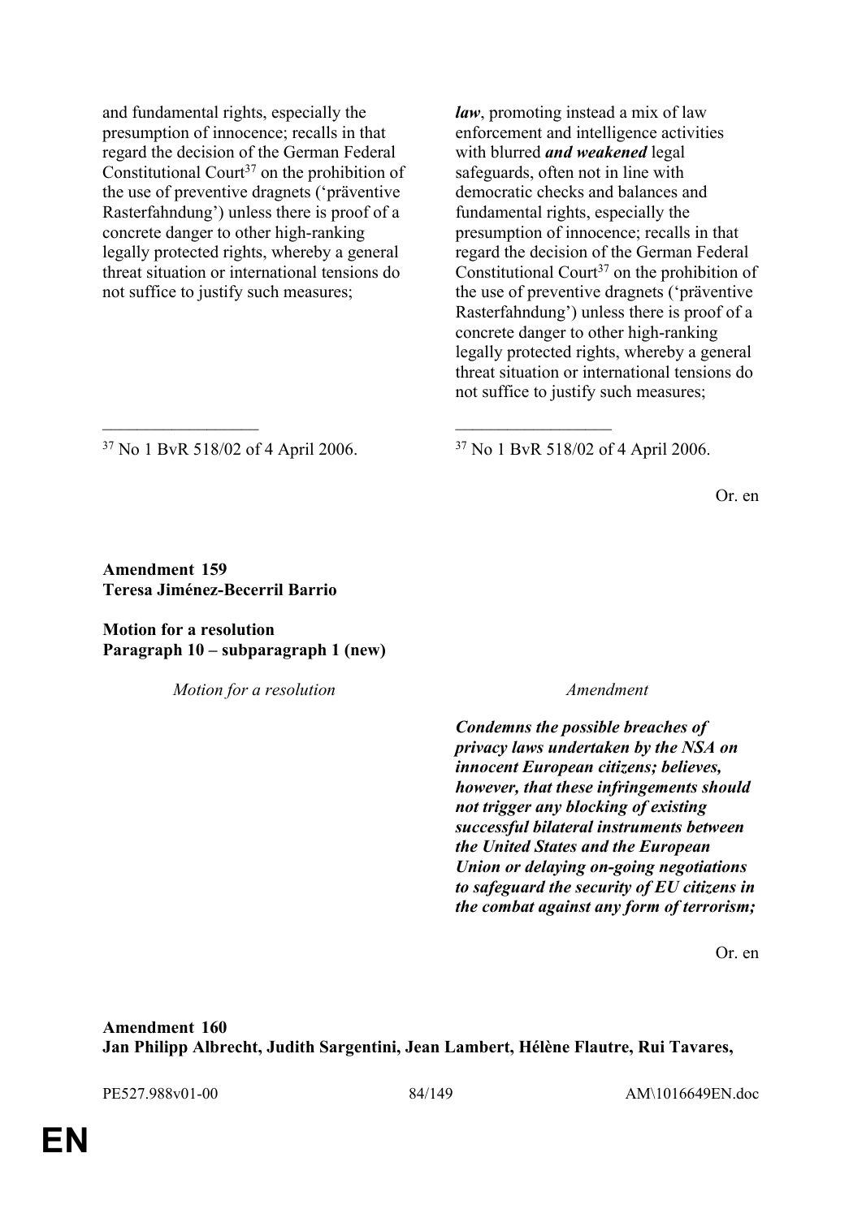| Motion for a resolution | Amendment |
|---|---|
| and fundamental rights, especially the presumption of innocence; recalls in that regard the decision of the German Federal Constitutional Court[37] on the prohibition of the use of preventive dragnets (‘präventive Rasterfahndung’) unless there is proof of a concrete danger to other high-ranking legally protected rights, whereby a general threat situation or international tensions do not suffice to justify such measures; | ***law***, promoting instead a mix of law enforcement and intelligence activities with blurred ***and weakened*** legal safeguards, often not in line with democratic checks and balances and fundamental rights, especially the presumption of innocence; recalls in that regard the decision of the German Federal Constitutional Court[37] on the prohibition of the use of preventive dragnets (‘präventive Rasterfahndung’) unless there is proof of a concrete danger to other high-ranking legally protected rights, whereby a general threat situation or international tensions do not suffice to justify such measures; |
| [37] No 1 BvR 518/02 of 4 April 2006. | [37] No 1 BvR 518/02 of 4 April 2006. |

Or. en

**Amendment 159**
**Teresa Jiménez-Becerril Barrio**

**Motion for a resolution**
**Paragraph 10 – subparagraph 1 (new)**

| *Motion for a resolution* | *Amendment* |
|---|---|
| | ***Condemns the possible breaches of privacy laws undertaken by the NSA on innocent European citizens; believes, however, that these infringements should not trigger any blocking of existing successful bilateral instruments between the United States and the European Union or delaying on-going negotiations to safeguard the security of EU citizens in the combat against any form of terrorism;*** |

Or. en

**Amendment 160**
**Jan Philipp Albrecht, Judith Sargentini, Jean Lambert, Hélène Flautre, Rui Tavares,**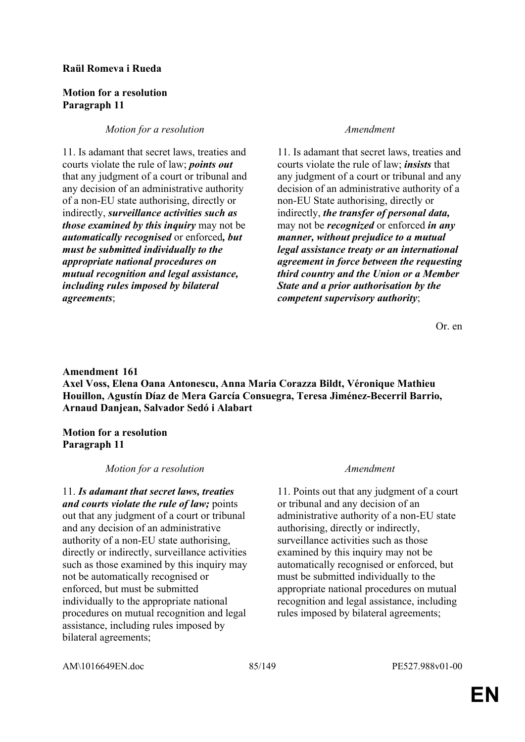**Raül Romeva i Rueda**

**Motion for a resolution**
**Paragraph 11**

| *Motion for a resolution* | *Amendment* |
|---|---|
| 11. Is adamant that secret laws, treaties and courts violate the rule of law; ***points out*** that any judgment of a court or tribunal and any decision of an administrative authority of a non-EU state authorising, directly or indirectly, ***surveillance activities such as those examined by this inquiry*** may not be ***automatically recognised*** or enforced***, but must be submitted individually to the appropriate national procedures on mutual recognition and legal assistance, including rules imposed by bilateral agreements***; | 11. Is adamant that secret laws, treaties and courts violate the rule of law; ***insists*** that any judgment of a court or tribunal and any decision of an administrative authority of a non-EU State authorising, directly or indirectly, ***the transfer of personal data,*** may not be ***recognized*** or enforced ***in any manner, without prejudice to a mutual legal assistance treaty or an international agreement in force between the requesting third country and the Union or a Member State and a prior authorisation by the competent supervisory authority***; |

Or. en

**Amendment 161**
**Axel Voss, Elena Oana Antonescu, Anna Maria Corazza Bildt, Véronique Mathieu Houillon, Agustín Díaz de Mera García Consuegra, Teresa Jiménez-Becerril Barrio, Arnaud Danjean, Salvador Sedó i Alabart**

**Motion for a resolution**
**Paragraph 11**

| *Motion for a resolution* | *Amendment* |
|---|---|
| 11. ***Is adamant that secret laws, treaties and courts violate the rule of law;*** points out that any judgment of a court or tribunal and any decision of an administrative authority of a non-EU state authorising, directly or indirectly, surveillance activities such as those examined by this inquiry may not be automatically recognised or enforced, but must be submitted individually to the appropriate national procedures on mutual recognition and legal assistance, including rules imposed by bilateral agreements; | 11. Points out that any judgment of a court or tribunal and any decision of an administrative authority of a non-EU state authorising, directly or indirectly, surveillance activities such as those examined by this inquiry may not be automatically recognised or enforced, but must be submitted individually to the appropriate national procedures on mutual recognition and legal assistance, including rules imposed by bilateral agreements; |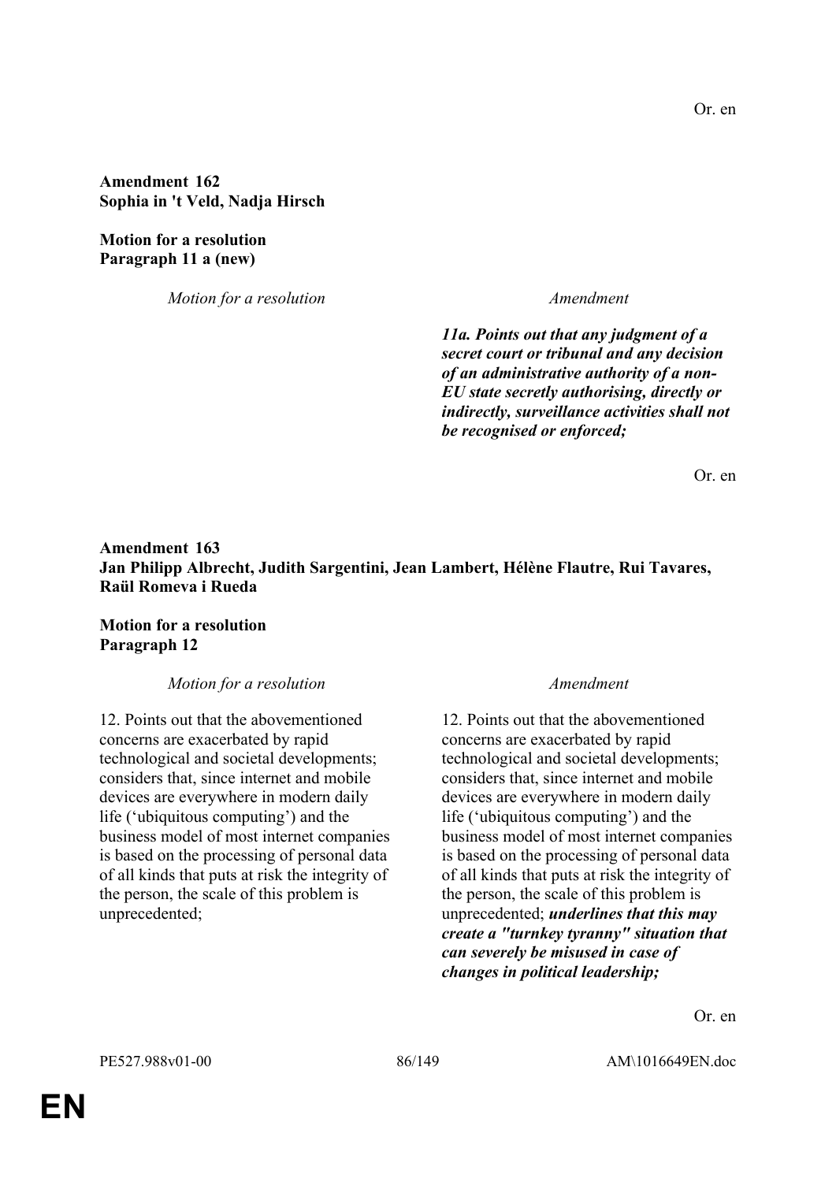Or. en

**Amendment 162**
**Sophia in 't Veld, Nadja Hirsch**

**Motion for a resolution**
**Paragraph 11 a (new)**

| *Motion for a resolution* | *Amendment* |
|---|---|
| | ***11a. Points out that any judgment of a secret court or tribunal and any decision of an administrative authority of a non-EU state secretly authorising, directly or indirectly, surveillance activities shall not be recognised or enforced;*** |

Or. en

**Amendment 163**
**Jan Philipp Albrecht, Judith Sargentini, Jean Lambert, Hélène Flautre, Rui Tavares, Raül Romeva i Rueda**

**Motion for a resolution**
**Paragraph 12**

| *Motion for a resolution* | *Amendment* |
|---|---|
| 12. Points out that the abovementioned concerns are exacerbated by rapid technological and societal developments; considers that, since internet and mobile devices are everywhere in modern daily life ('ubiquitous computing') and the business model of most internet companies is based on the processing of personal data of all kinds that puts at risk the integrity of the person, the scale of this problem is unprecedented; | 12. Points out that the abovementioned concerns are exacerbated by rapid technological and societal developments; considers that, since internet and mobile devices are everywhere in modern daily life ('ubiquitous computing') and the business model of most internet companies is based on the processing of personal data of all kinds that puts at risk the integrity of the person, the scale of this problem is unprecedented; ***underlines that this may create a "turnkey tyranny" situation that can severely be misused in case of changes in political leadership;*** |

Or. en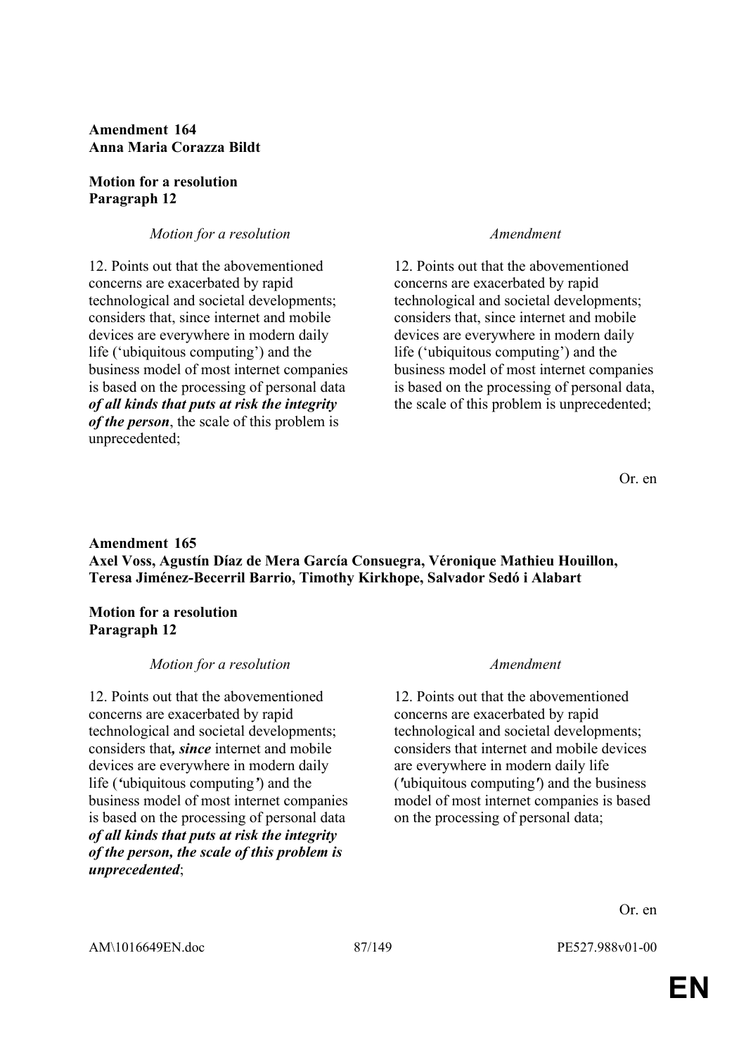**Amendment 164**
**Anna Maria Corazza Bildt**

**Motion for a resolution**
**Paragraph 12**

| *Motion for a resolution* | *Amendment* |
|---|---|
| 12. Points out that the abovementioned concerns are exacerbated by rapid technological and societal developments; considers that, since internet and mobile devices are everywhere in modern daily life (‘ubiquitous computing’) and the business model of most internet companies is based on the processing of personal data ***of all kinds that puts at risk the integrity of the person***, the scale of this problem is unprecedented; | 12. Points out that the abovementioned concerns are exacerbated by rapid technological and societal developments; considers that, since internet and mobile devices are everywhere in modern daily life (‘ubiquitous computing’) and the business model of most internet companies is based on the processing of personal data, the scale of this problem is unprecedented; |

Or. en

**Amendment 165**
**Axel Voss, Agustín Díaz de Mera García Consuegra, Véronique Mathieu Houillon, Teresa Jiménez-Becerril Barrio, Timothy Kirkhope, Salvador Sedó i Alabart**

**Motion for a resolution**
**Paragraph 12**

| *Motion for a resolution* | *Amendment* |
|---|---|
| 12. Points out that the abovementioned concerns are exacerbated by rapid technological and societal developments; considers that***, since*** internet and mobile devices are everywhere in modern daily life (*‘*ubiquitous computing*’*) and the business model of most internet companies is based on the processing of personal data ***of all kinds that puts at risk the integrity of the person, the scale of this problem is unprecedented***; | 12. Points out that the abovementioned concerns are exacerbated by rapid technological and societal developments; considers that internet and mobile devices are everywhere in modern daily life (*'*ubiquitous computing*'*) and the business model of most internet companies is based on the processing of personal data; |

Or. en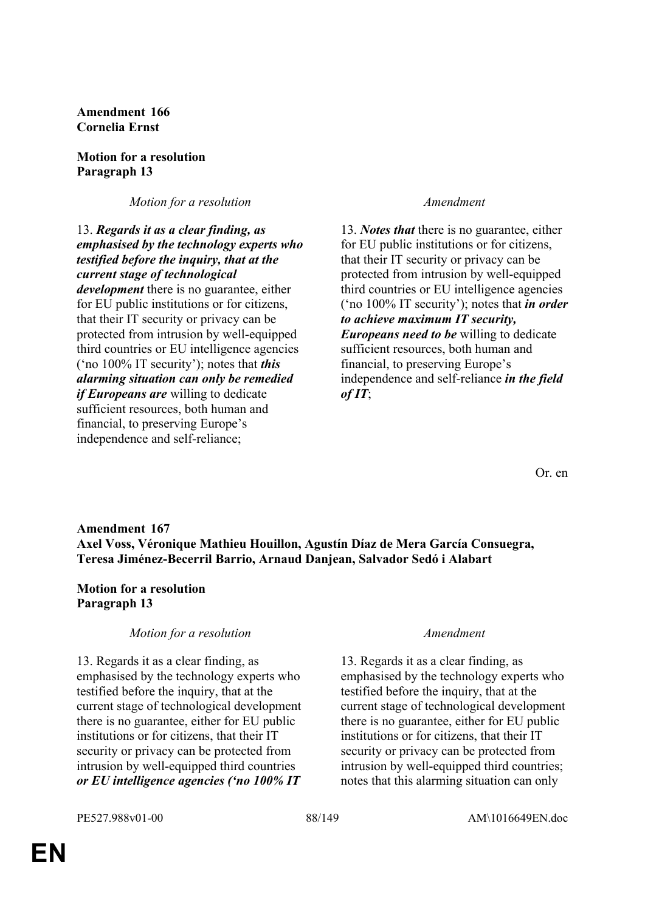**Amendment 166**
**Cornelia Ernst**

**Motion for a resolution**
**Paragraph 13**

| *Motion for a resolution* | *Amendment* |
|---|---|
| 13. ***Regards it as a clear finding, as emphasised by the technology experts who testified before the inquiry, that at the current stage of technological development*** there is no guarantee, either for EU public institutions or for citizens, that their IT security or privacy can be protected from intrusion by well-equipped third countries or EU intelligence agencies ('no 100% IT security'); notes that ***this alarming situation can only be remedied if Europeans are*** willing to dedicate sufficient resources, both human and financial, to preserving Europe's independence and self-reliance; | 13. ***Notes that*** there is no guarantee, either for EU public institutions or for citizens, that their IT security or privacy can be protected from intrusion by well-equipped third countries or EU intelligence agencies ('no 100% IT security'); notes that ***in order to achieve maximum IT security, Europeans need to be*** willing to dedicate sufficient resources, both human and financial, to preserving Europe's independence and self-reliance ***in the field of IT***; |

Or. en

**Amendment 167**
**Axel Voss, Véronique Mathieu Houillon, Agustín Díaz de Mera García Consuegra, Teresa Jiménez-Becerril Barrio, Arnaud Danjean, Salvador Sedó i Alabart**

**Motion for a resolution**
**Paragraph 13**

| *Motion for a resolution* | *Amendment* |
|---|---|
| 13. Regards it as a clear finding, as emphasised by the technology experts who testified before the inquiry, that at the current stage of technological development there is no guarantee, either for EU public institutions or for citizens, that their IT security or privacy can be protected from intrusion by well-equipped third countries ***or EU intelligence agencies ('no 100% IT*** | 13. Regards it as a clear finding, as emphasised by the technology experts who testified before the inquiry, that at the current stage of technological development there is no guarantee, either for EU public institutions or for citizens, that their IT security or privacy can be protected from intrusion by well-equipped third countries; notes that this alarming situation can only |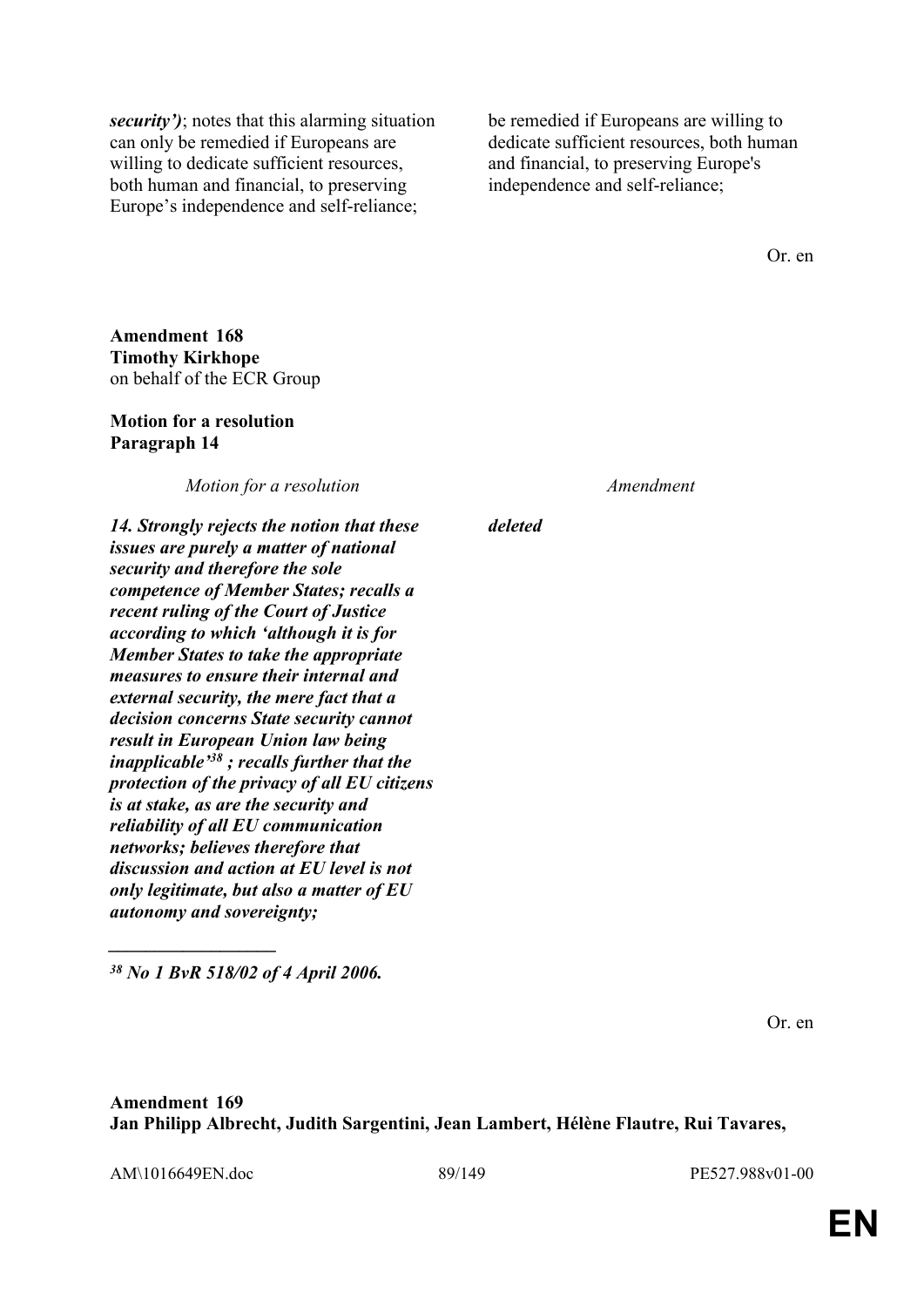| | |
|---|---|
| ***security')***; notes that this alarming situation can only be remedied if Europeans are willing to dedicate sufficient resources, both human and financial, to preserving Europe's independence and self-reliance; | be remedied if Europeans are willing to dedicate sufficient resources, both human and financial, to preserving Europe's independence and self-reliance; |

Or. en

**Amendment 168**
**Timothy Kirkhope**
on behalf of the ECR Group

**Motion for a resolution**
**Paragraph 14**

| *Motion for a resolution* | *Amendment* |
|---|---|
| ***14. Strongly rejects the notion that these issues are purely a matter of national security and therefore the sole competence of Member States; recalls a recent ruling of the Court of Justice according to which 'although it is for Member States to take the appropriate measures to ensure their internal and external security, the mere fact that a decision concerns State security cannot result in European Union law being inapplicable'[38] ; recalls further that the protection of the privacy of all EU citizens is at stake, as are the security and reliability of all EU communication networks; believes therefore that discussion and action at EU level is not only legitimate, but also a matter of EU autonomy and sovereignty;*** | ***deleted*** |

***[38] No 1 BvR 518/02 of 4 April 2006.***

Or. en

**Amendment 169**
**Jan Philipp Albrecht, Judith Sargentini, Jean Lambert, Hélène Flautre, Rui Tavares,**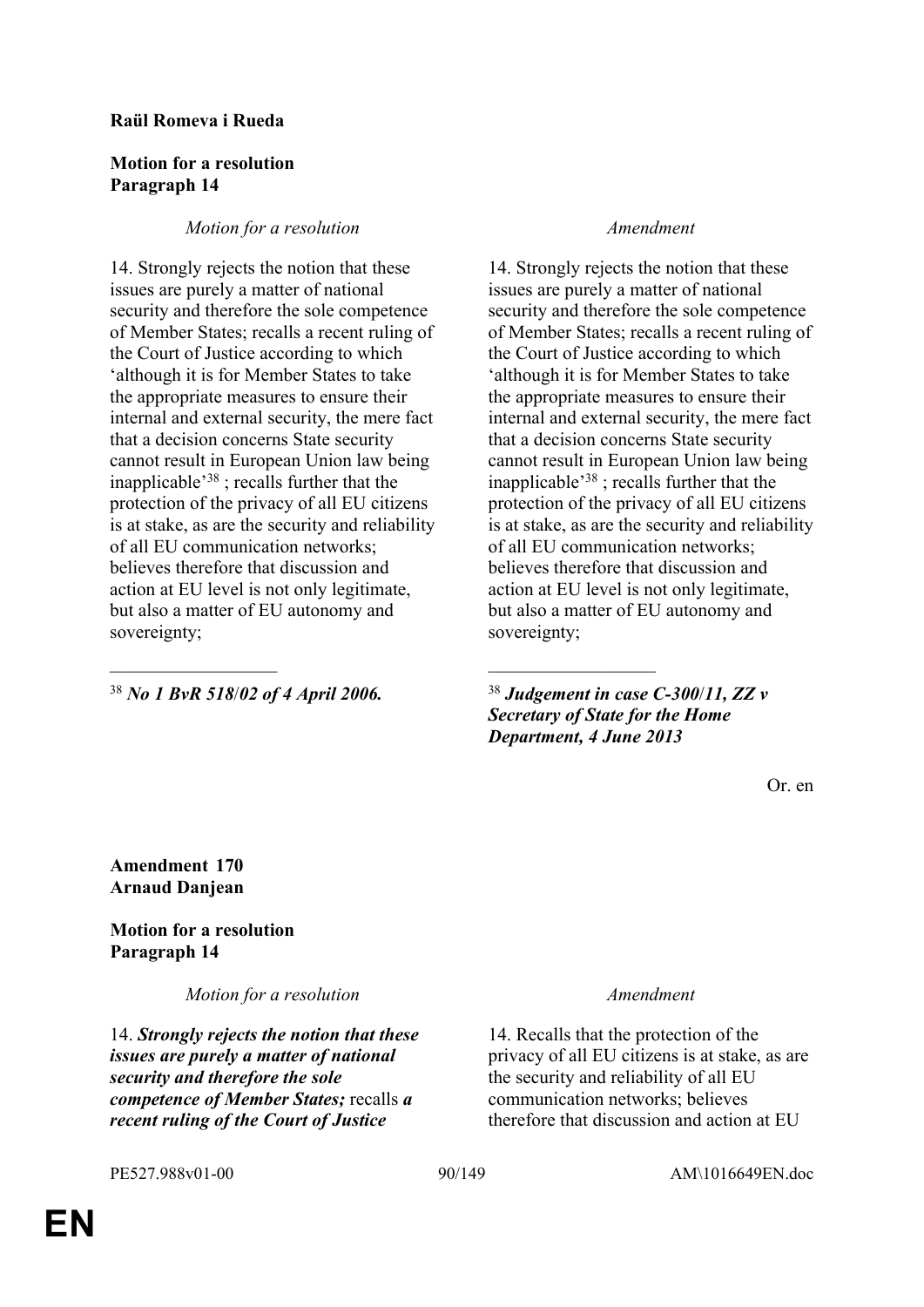**Raül Romeva i Rueda**

**Motion for a resolution**
**Paragraph 14**

| *Motion for a resolution* | *Amendment* |
|---|---|
| 14. Strongly rejects the notion that these issues are purely a matter of national security and therefore the sole competence of Member States; recalls a recent ruling of the Court of Justice according to which 'although it is for Member States to take the appropriate measures to ensure their internal and external security, the mere fact that a decision concerns State security cannot result in European Union law being inapplicable'[38] ; recalls further that the protection of the privacy of all EU citizens is at stake, as are the security and reliability of all EU communication networks; believes therefore that discussion and action at EU level is not only legitimate, but also a matter of EU autonomy and sovereignty; | 14. Strongly rejects the notion that these issues are purely a matter of national security and therefore the sole competence of Member States; recalls a recent ruling of the Court of Justice according to which 'although it is for Member States to take the appropriate measures to ensure their internal and external security, the mere fact that a decision concerns State security cannot result in European Union law being inapplicable'[38] ; recalls further that the protection of the privacy of all EU citizens is at stake, as are the security and reliability of all EU communication networks; believes therefore that discussion and action at EU level is not only legitimate, but also a matter of EU autonomy and sovereignty; |
| [38] ***No 1 BvR 518/02 of 4 April 2006.*** | [38] ***Judgement in case C-300/11, ZZ v Secretary of State for the Home Department, 4 June 2013*** |

Or. en

**Amendment 170**
**Arnaud Danjean**

**Motion for a resolution**
**Paragraph 14**

| *Motion for a resolution* | *Amendment* |
|---|---|
| 14. ***Strongly rejects the notion that these issues are purely a matter of national security and therefore the sole competence of Member States;*** recalls ***a recent ruling of the Court of Justice*** | 14. Recalls that the protection of the privacy of all EU citizens is at stake, as are the security and reliability of all EU communication networks; believes therefore that discussion and action at EU |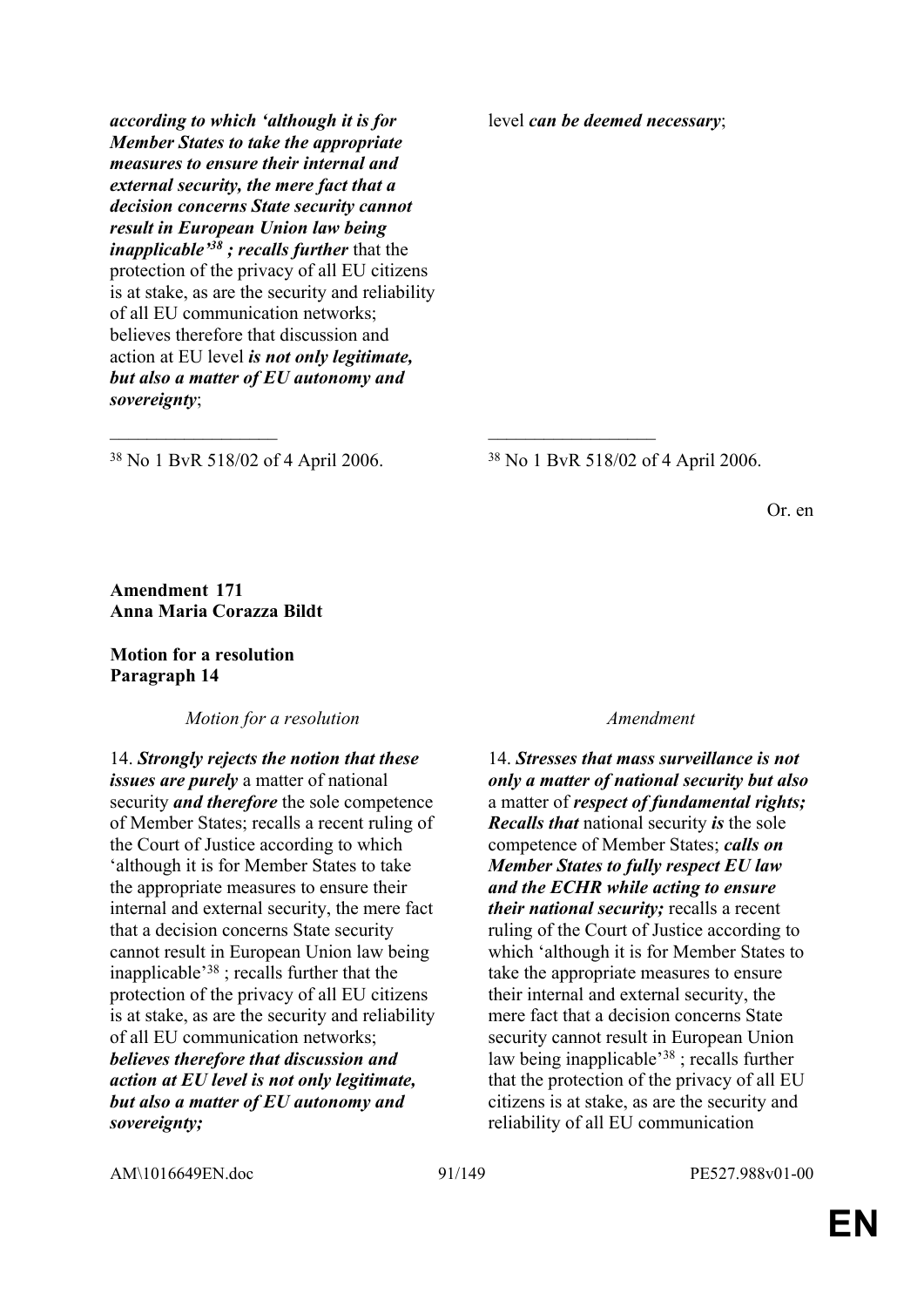| | |
|---|---|
| ***according to which 'although it is for Member States to take the appropriate measures to ensure their internal and external security, the mere fact that a decision concerns State security cannot result in European Union law being inapplicable'[38] ; recalls further*** that the protection of the privacy of all EU citizens is at stake, as are the security and reliability of all EU communication networks; believes therefore that discussion and action at EU level ***is not only legitimate, but also a matter of EU autonomy and sovereignty***; | level ***can be deemed necessary***; |

[38] No 1 BvR 518/02 of 4 April 2006.

[38] No 1 BvR 518/02 of 4 April 2006.

Or. en

**Amendment 171**
**Anna Maria Corazza Bildt**

**Motion for a resolution**
**Paragraph 14**

| *Motion for a resolution* | *Amendment* |
|---|---|
| 14. ***Strongly rejects the notion that these issues are purely*** a matter of national security ***and therefore*** the sole competence of Member States; recalls a recent ruling of the Court of Justice according to which 'although it is for Member States to take the appropriate measures to ensure their internal and external security, the mere fact that a decision concerns State security cannot result in European Union law being inapplicable'[38] ; recalls further that the protection of the privacy of all EU citizens is at stake, as are the security and reliability of all EU communication networks; ***believes therefore that discussion and action at EU level is not only legitimate, but also a matter of EU autonomy and sovereignty;*** | 14. ***Stresses that mass surveillance is not only a matter of national security but also*** a matter of ***respect of fundamental rights; Recalls that*** national security ***is*** the sole competence of Member States; ***calls on Member States to fully respect EU law and the ECHR while acting to ensure their national security;*** recalls a recent ruling of the Court of Justice according to which 'although it is for Member States to take the appropriate measures to ensure their internal and external security, the mere fact that a decision concerns State security cannot result in European Union law being inapplicable'[38] ; recalls further that the protection of the privacy of all EU citizens is at stake, as are the security and reliability of all EU communication |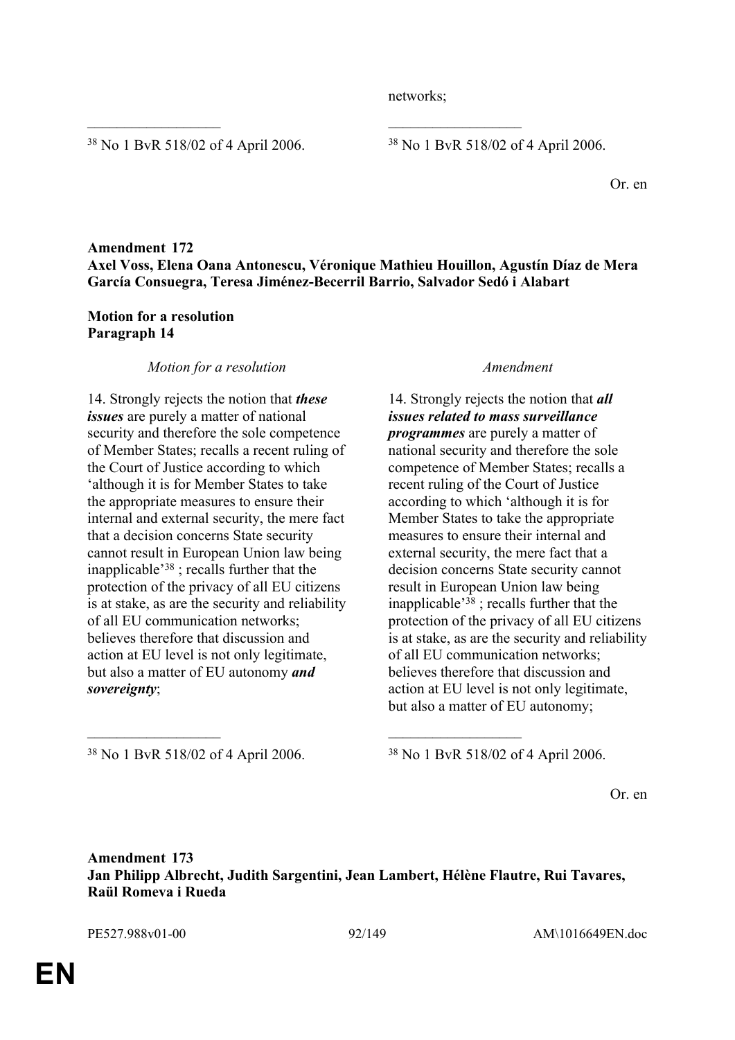networks;

| | |
|---|---|
| [38] No 1 BvR 518/02 of 4 April 2006. | [38] No 1 BvR 518/02 of 4 April 2006. |

Or. en

**Amendment 172**
**Axel Voss, Elena Oana Antonescu, Véronique Mathieu Houillon, Agustín Díaz de Mera García Consuegra, Teresa Jiménez-Becerril Barrio, Salvador Sedó i Alabart**

**Motion for a resolution**
**Paragraph 14**

| *Motion for a resolution* | *Amendment* |
|---|---|
| 14. Strongly rejects the notion that ***these issues*** are purely a matter of national security and therefore the sole competence of Member States; recalls a recent ruling of the Court of Justice according to which 'although it is for Member States to take the appropriate measures to ensure their internal and external security, the mere fact that a decision concerns State security cannot result in European Union law being inapplicable'[38] ; recalls further that the protection of the privacy of all EU citizens is at stake, as are the security and reliability of all EU communication networks; believes therefore that discussion and action at EU level is not only legitimate, but also a matter of EU autonomy ***and sovereignty***; | 14. Strongly rejects the notion that ***all issues related to mass surveillance programmes*** are purely a matter of national security and therefore the sole competence of Member States; recalls a recent ruling of the Court of Justice according to which 'although it is for Member States to take the appropriate measures to ensure their internal and external security, the mere fact that a decision concerns State security cannot result in European Union law being inapplicable'[38] ; recalls further that the protection of the privacy of all EU citizens is at stake, as are the security and reliability of all EU communication networks; believes therefore that discussion and action at EU level is not only legitimate, but also a matter of EU autonomy; |
| [38] No 1 BvR 518/02 of 4 April 2006. | [38] No 1 BvR 518/02 of 4 April 2006. |

Or. en

**Amendment 173**
**Jan Philipp Albrecht, Judith Sargentini, Jean Lambert, Hélène Flautre, Rui Tavares, Raül Romeva i Rueda**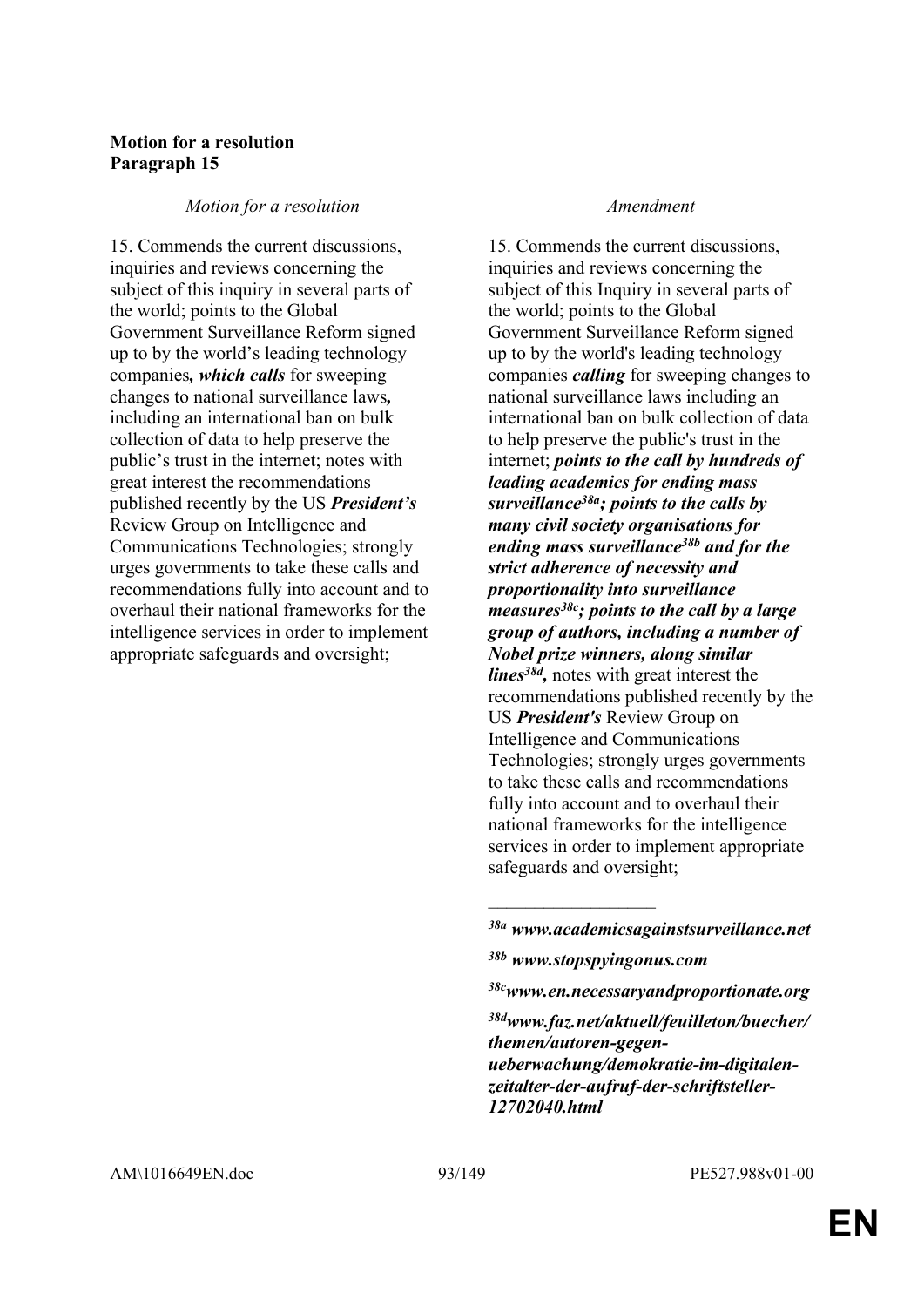**Motion for a resolution**
**Paragraph 15**

| *Motion for a resolution* | *Amendment* |
| --- | --- |
| 15. Commends the current discussions, inquiries and reviews concerning the subject of this inquiry in several parts of the world; points to the Global Government Surveillance Reform signed up to by the world's leading technology companies***, which calls*** for sweeping changes to national surveillance laws***,*** including an international ban on bulk collection of data to help preserve the public's trust in the internet; notes with great interest the recommendations published recently by the US ***President's*** Review Group on Intelligence and Communications Technologies; strongly urges governments to take these calls and recommendations fully into account and to overhaul their national frameworks for the intelligence services in order to implement appropriate safeguards and oversight; | 15. Commends the current discussions, inquiries and reviews concerning the subject of this Inquiry in several parts of the world; points to the Global Government Surveillance Reform signed up to by the world's leading technology companies ***calling*** for sweeping changes to national surveillance laws including an international ban on bulk collection of data to help preserve the public's trust in the internet; ***points to the call by hundreds of leading academics for ending mass surveillance[38a]; points to the calls by many civil society organisations for ending mass surveillance[38b] and for the strict adherence of necessity and proportionality into surveillance measures[38c]; points to the call by a large group of authors, including a number of Nobel prize winners, along similar lines[38d],*** notes with great interest the recommendations published recently by the US ***President's*** Review Group on Intelligence and Communications Technologies; strongly urges governments to take these calls and recommendations fully into account and to overhaul their national frameworks for the intelligence services in order to implement appropriate safeguards and oversight; |

___________________

***[38a] www.academicsagainstsurveillance.net***

***[38b] www.stopspyingonus.com***

***[38c] www.en.necessaryandproportionate.org***

***[38d] www.faz.net/aktuell/feuilleton/buecher/themen/autoren-gegen-ueberwachung/demokratie-im-digitalen-zeitalter-der-aufruf-der-schriftsteller-12702040.html***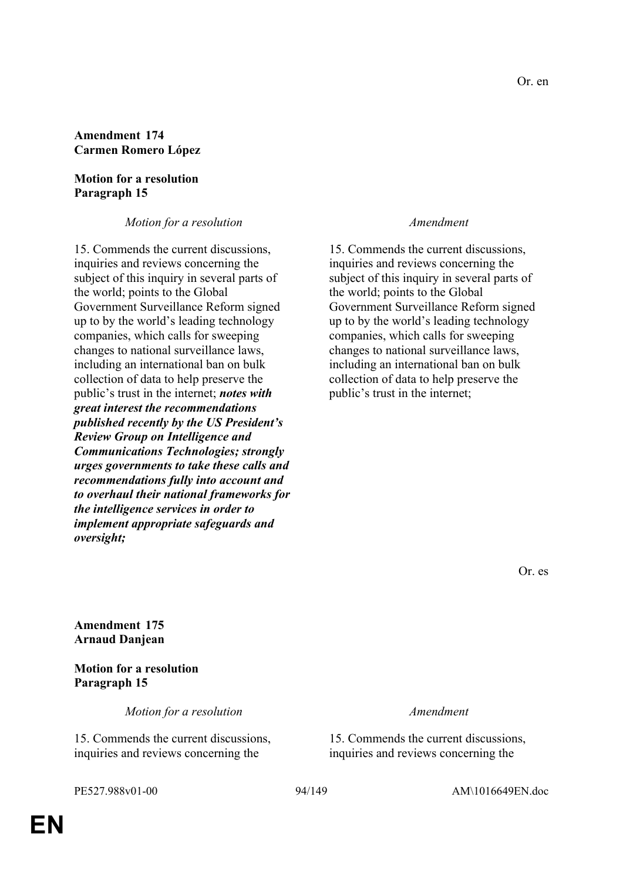Or. en

**Amendment 174**
**Carmen Romero López**

**Motion for a resolution**
**Paragraph 15**

| *Motion for a resolution* | *Amendment* |
|---|---|
| 15. Commends the current discussions, inquiries and reviews concerning the subject of this inquiry in several parts of the world; points to the Global Government Surveillance Reform signed up to by the world's leading technology companies, which calls for sweeping changes to national surveillance laws, including an international ban on bulk collection of data to help preserve the public's trust in the internet; ***notes with great interest the recommendations published recently by the US President's Review Group on Intelligence and Communications Technologies; strongly urges governments to take these calls and recommendations fully into account and to overhaul their national frameworks for the intelligence services in order to implement appropriate safeguards and oversight;*** | 15. Commends the current discussions, inquiries and reviews concerning the subject of this inquiry in several parts of the world; points to the Global Government Surveillance Reform signed up to by the world's leading technology companies, which calls for sweeping changes to national surveillance laws, including an international ban on bulk collection of data to help preserve the public's trust in the internet; |

Or. es

**Amendment 175**
**Arnaud Danjean**

**Motion for a resolution**
**Paragraph 15**

| *Motion for a resolution* | *Amendment* |
|---|---|
| 15. Commends the current discussions, inquiries and reviews concerning the | 15. Commends the current discussions, inquiries and reviews concerning the |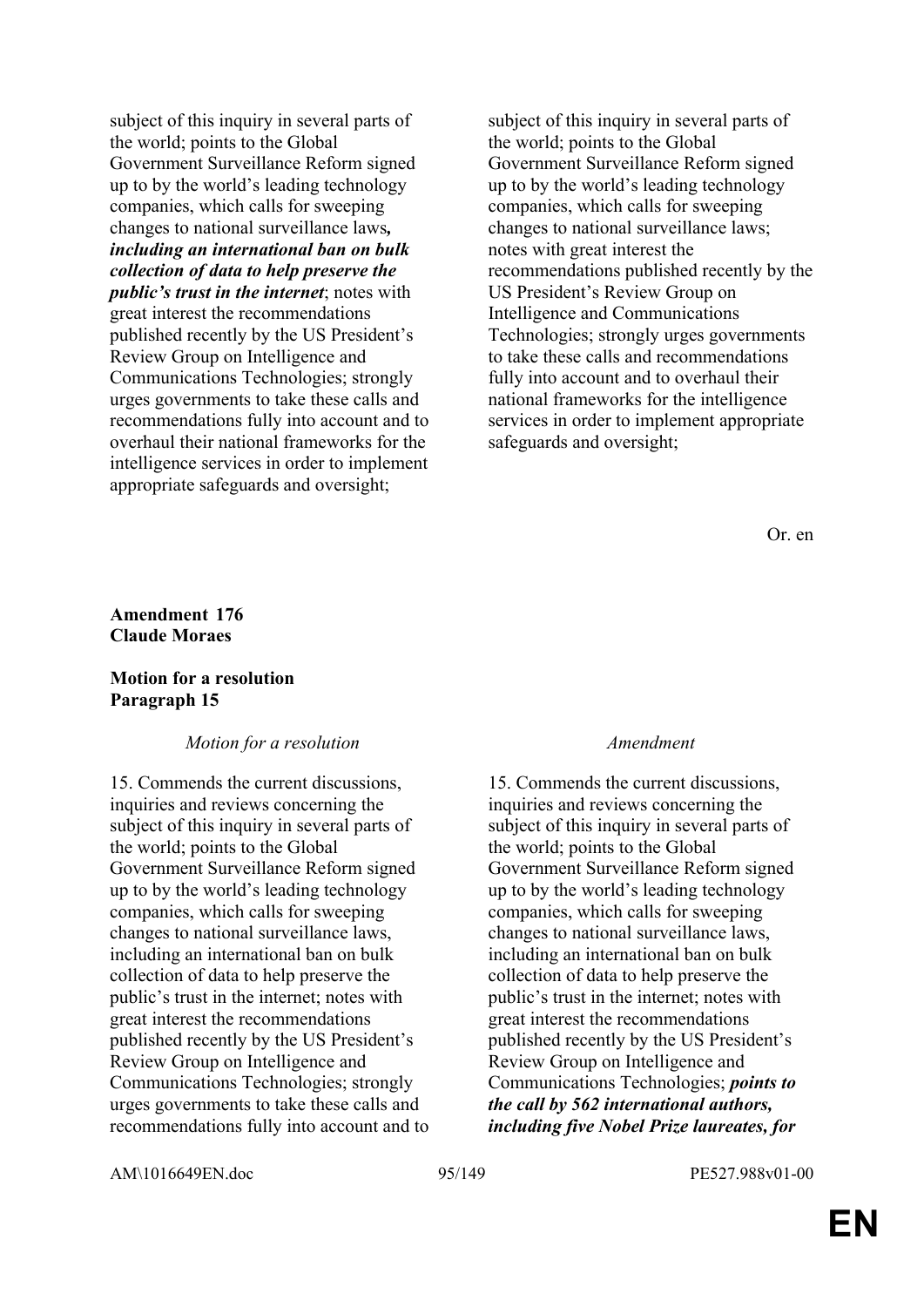| | |
|---|---|
| subject of this inquiry in several parts of the world; points to the Global Government Surveillance Reform signed up to by the world's leading technology companies, which calls for sweeping changes to national surveillance laws***, including an international ban on bulk collection of data to help preserve the public's trust in the internet***; notes with great interest the recommendations published recently by the US President's Review Group on Intelligence and Communications Technologies; strongly urges governments to take these calls and recommendations fully into account and to overhaul their national frameworks for the intelligence services in order to implement appropriate safeguards and oversight; | subject of this inquiry in several parts of the world; points to the Global Government Surveillance Reform signed up to by the world's leading technology companies, which calls for sweeping changes to national surveillance laws; notes with great interest the recommendations published recently by the US President's Review Group on Intelligence and Communications Technologies; strongly urges governments to take these calls and recommendations fully into account and to overhaul their national frameworks for the intelligence services in order to implement appropriate safeguards and oversight; |

Or. en

**Amendment 176**
**Claude Moraes**

**Motion for a resolution**
**Paragraph 15**

| *Motion for a resolution* | *Amendment* |
|---|---|
| 15. Commends the current discussions, inquiries and reviews concerning the subject of this inquiry in several parts of the world; points to the Global Government Surveillance Reform signed up to by the world's leading technology companies, which calls for sweeping changes to national surveillance laws, including an international ban on bulk collection of data to help preserve the public's trust in the internet; notes with great interest the recommendations published recently by the US President's Review Group on Intelligence and Communications Technologies; strongly urges governments to take these calls and recommendations fully into account and to | 15. Commends the current discussions, inquiries and reviews concerning the subject of this inquiry in several parts of the world; points to the Global Government Surveillance Reform signed up to by the world's leading technology companies, which calls for sweeping changes to national surveillance laws, including an international ban on bulk collection of data to help preserve the public's trust in the internet; notes with great interest the recommendations published recently by the US President's Review Group on Intelligence and Communications Technologies; ***points to the call by 562 international authors, including five Nobel Prize laureates, for*** |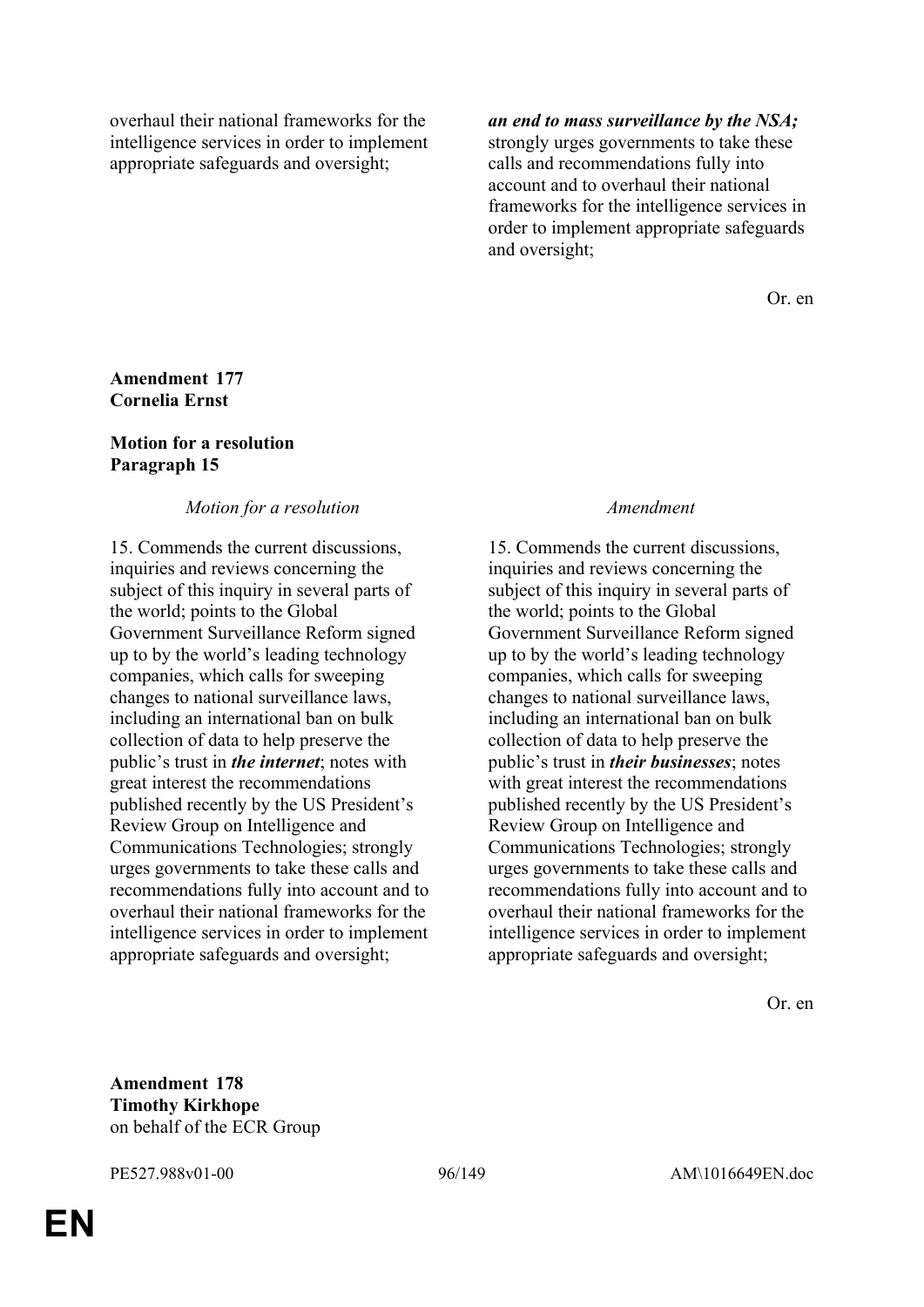| | |
|---|---|
| overhaul their national frameworks for the intelligence services in order to implement appropriate safeguards and oversight; | ***an end to mass surveillance by the NSA;*** strongly urges governments to take these calls and recommendations fully into account and to overhaul their national frameworks for the intelligence services in order to implement appropriate safeguards and oversight; |

Or. en

**Amendment 177**
**Cornelia Ernst**

**Motion for a resolution**
**Paragraph 15**

| *Motion for a resolution* | *Amendment* |
|---|---|
| 15. Commends the current discussions, inquiries and reviews concerning the subject of this inquiry in several parts of the world; points to the Global Government Surveillance Reform signed up to by the world's leading technology companies, which calls for sweeping changes to national surveillance laws, including an international ban on bulk collection of data to help preserve the public's trust in ***the internet***; notes with great interest the recommendations published recently by the US President's Review Group on Intelligence and Communications Technologies; strongly urges governments to take these calls and recommendations fully into account and to overhaul their national frameworks for the intelligence services in order to implement appropriate safeguards and oversight; | 15. Commends the current discussions, inquiries and reviews concerning the subject of this inquiry in several parts of the world; points to the Global Government Surveillance Reform signed up to by the world's leading technology companies, which calls for sweeping changes to national surveillance laws, including an international ban on bulk collection of data to help preserve the public's trust in ***their businesses***; notes with great interest the recommendations published recently by the US President's Review Group on Intelligence and Communications Technologies; strongly urges governments to take these calls and recommendations fully into account and to overhaul their national frameworks for the intelligence services in order to implement appropriate safeguards and oversight; |

Or. en

**Amendment 178**
**Timothy Kirkhope**
on behalf of the ECR Group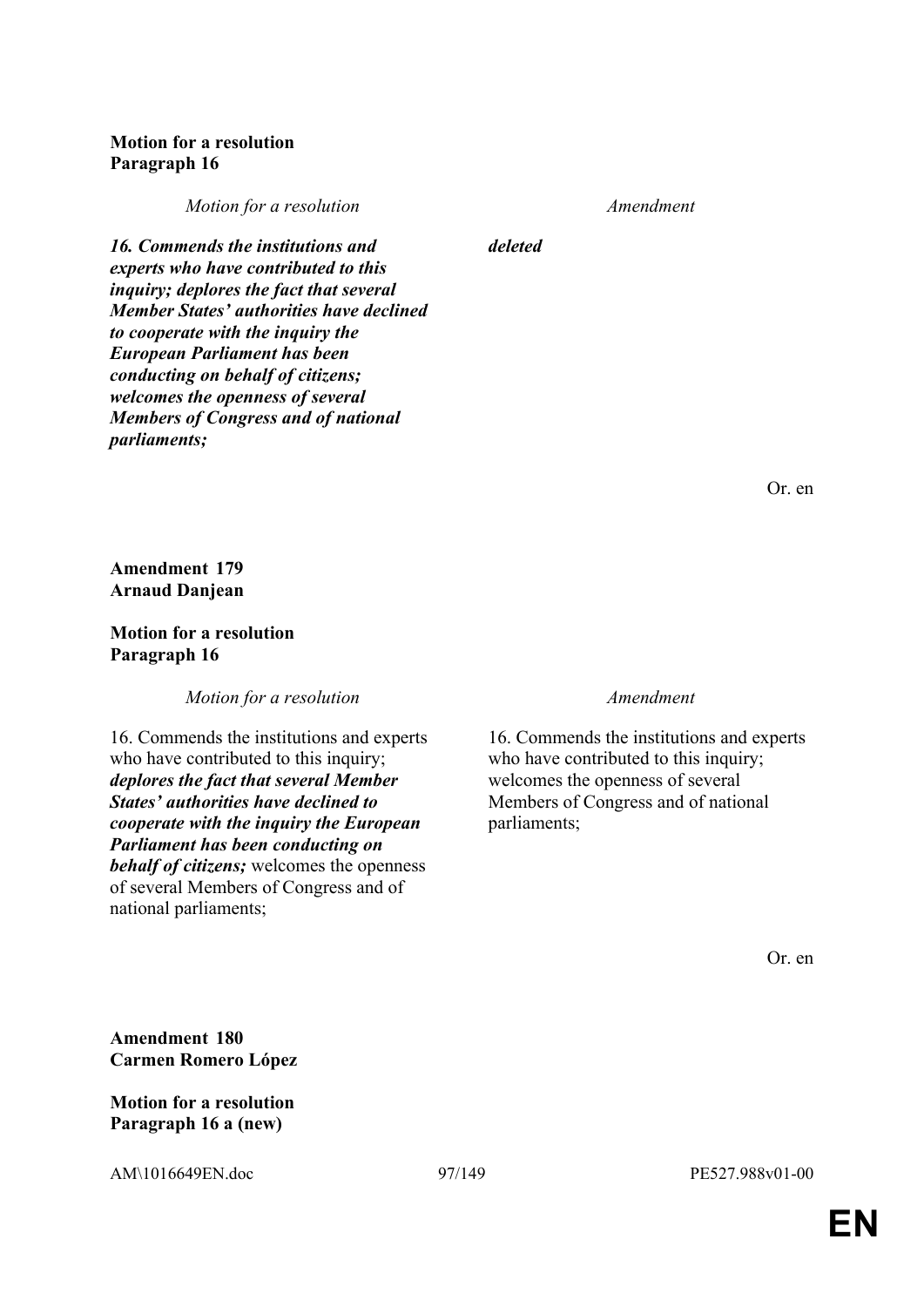**Motion for a resolution**
**Paragraph 16**

| *Motion for a resolution* | *Amendment* |
|---|---|
| ***16. Commends the institutions and experts who have contributed to this inquiry; deplores the fact that several Member States' authorities have declined to cooperate with the inquiry the European Parliament has been conducting on behalf of citizens; welcomes the openness of several Members of Congress and of national parliaments;*** | ***deleted*** |

Or. en

**Amendment 179**
**Arnaud Danjean**

**Motion for a resolution**
**Paragraph 16**

| *Motion for a resolution* | *Amendment* |
|---|---|
| 16. Commends the institutions and experts who have contributed to this inquiry; ***deplores the fact that several Member States' authorities have declined to cooperate with the inquiry the European Parliament has been conducting on behalf of citizens;*** welcomes the openness of several Members of Congress and of national parliaments; | 16. Commends the institutions and experts who have contributed to this inquiry; welcomes the openness of several Members of Congress and of national parliaments; |

Or. en

**Amendment 180**
**Carmen Romero López**

**Motion for a resolution**
**Paragraph 16 a (new)**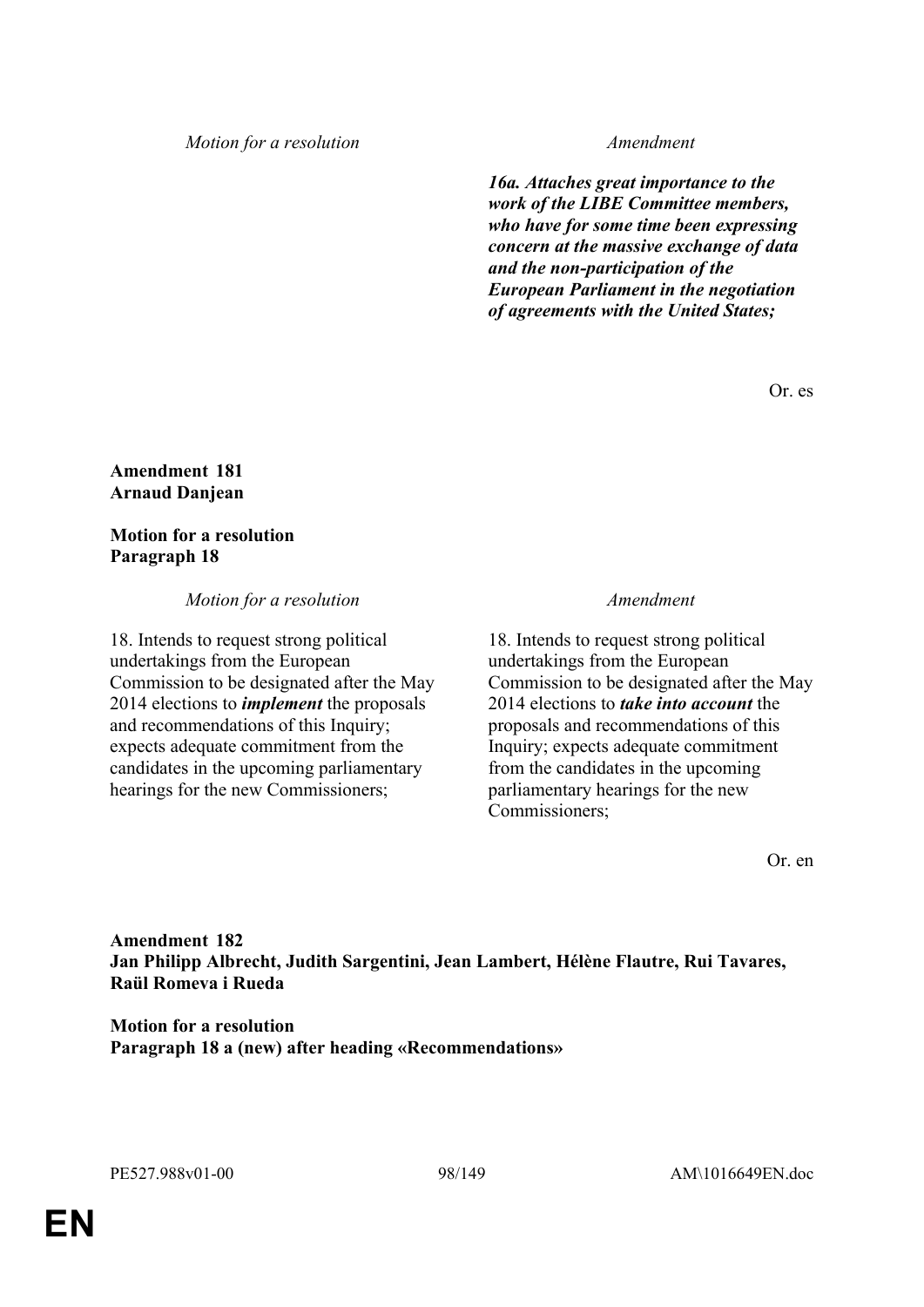| *Motion for a resolution* | *Amendment* |
| --- | --- |
| | ***16a. Attaches great importance to the work of the LIBE Committee members, who have for some time been expressing concern at the massive exchange of data and the non-participation of the European Parliament in the negotiation of agreements with the United States;*** |

Or. es

**Amendment 181**
**Arnaud Danjean**

**Motion for a resolution**
**Paragraph 18**

| *Motion for a resolution* | *Amendment* |
| --- | --- |
| 18. Intends to request strong political undertakings from the European Commission to be designated after the May 2014 elections to ***implement*** the proposals and recommendations of this Inquiry; expects adequate commitment from the candidates in the upcoming parliamentary hearings for the new Commissioners; | 18. Intends to request strong political undertakings from the European Commission to be designated after the May 2014 elections to ***take into account*** the proposals and recommendations of this Inquiry; expects adequate commitment from the candidates in the upcoming parliamentary hearings for the new Commissioners; |

Or. en

**Amendment 182**
**Jan Philipp Albrecht, Judith Sargentini, Jean Lambert, Hélène Flautre, Rui Tavares, Raül Romeva i Rueda**

**Motion for a resolution**
**Paragraph 18 a (new) after heading «Recommendations»**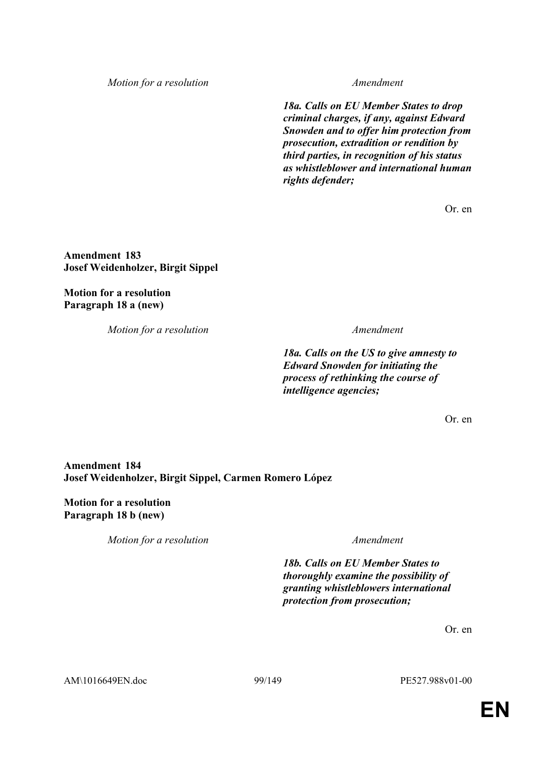| Motion for a resolution | Amendment |
| --- | --- |
| | ***18a. Calls on EU Member States to drop criminal charges, if any, against Edward Snowden and to offer him protection from prosecution, extradition or rendition by third parties, in recognition of his status as whistleblower and international human rights defender;*** |

Or. en

**Amendment 183**
**Josef Weidenholzer, Birgit Sippel**

**Motion for a resolution**
**Paragraph 18 a (new)**

| Motion for a resolution | Amendment |
| --- | --- |
| | ***18a. Calls on the US to give amnesty to Edward Snowden for initiating the process of rethinking the course of intelligence agencies;*** |

Or. en

**Amendment 184**
**Josef Weidenholzer, Birgit Sippel, Carmen Romero López**

**Motion for a resolution**
**Paragraph 18 b (new)**

| Motion for a resolution | Amendment |
| --- | --- |
| | ***18b. Calls on EU Member States to thoroughly examine the possibility of granting whistleblowers international protection from prosecution;*** |

Or. en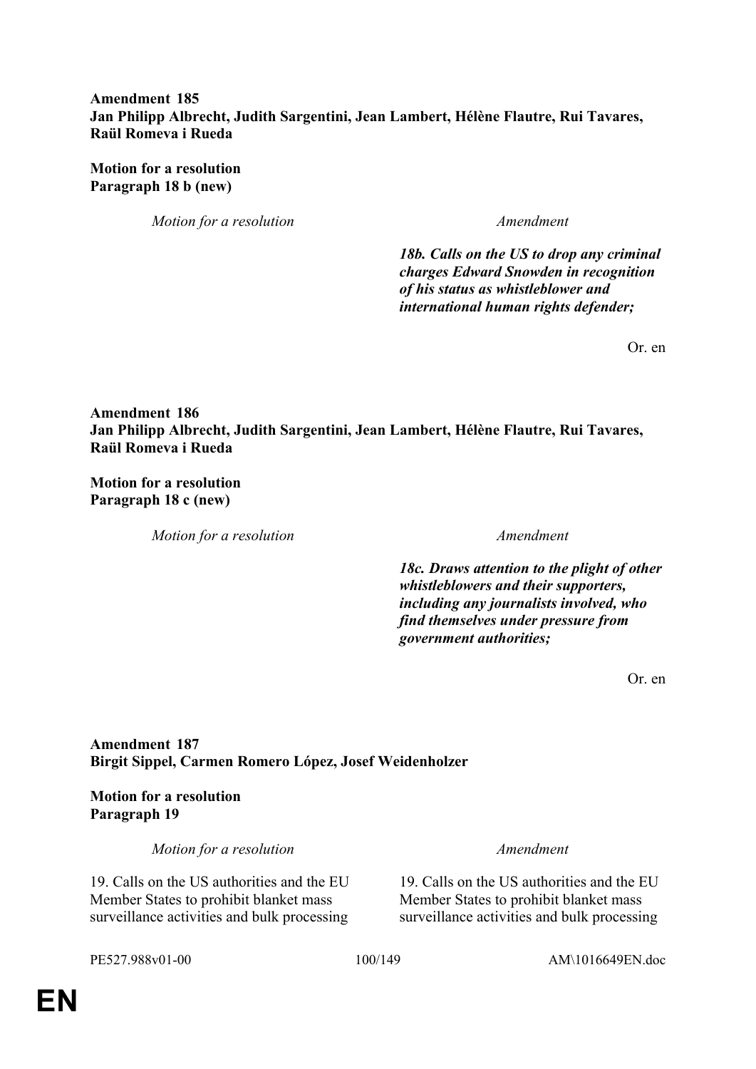**Amendment 185**
**Jan Philipp Albrecht, Judith Sargentini, Jean Lambert, Hélène Flautre, Rui Tavares, Raül Romeva i Rueda**

**Motion for a resolution**
**Paragraph 18 b (new)**

| *Motion for a resolution* | *Amendment* |
|---|---|
| | ***18b. Calls on the US to drop any criminal charges Edward Snowden in recognition of his status as whistleblower and international human rights defender;*** |

Or. en

**Amendment 186**
**Jan Philipp Albrecht, Judith Sargentini, Jean Lambert, Hélène Flautre, Rui Tavares, Raül Romeva i Rueda**

**Motion for a resolution**
**Paragraph 18 c (new)**

| *Motion for a resolution* | *Amendment* |
|---|---|
| | ***18c. Draws attention to the plight of other whistleblowers and their supporters, including any journalists involved, who find themselves under pressure from government authorities;*** |

Or. en

**Amendment 187**
**Birgit Sippel, Carmen Romero López, Josef Weidenholzer**

**Motion for a resolution**
**Paragraph 19**

| *Motion for a resolution* | *Amendment* |
|---|---|
| 19. Calls on the US authorities and the EU Member States to prohibit blanket mass surveillance activities and bulk processing | 19. Calls on the US authorities and the EU Member States to prohibit blanket mass surveillance activities and bulk processing |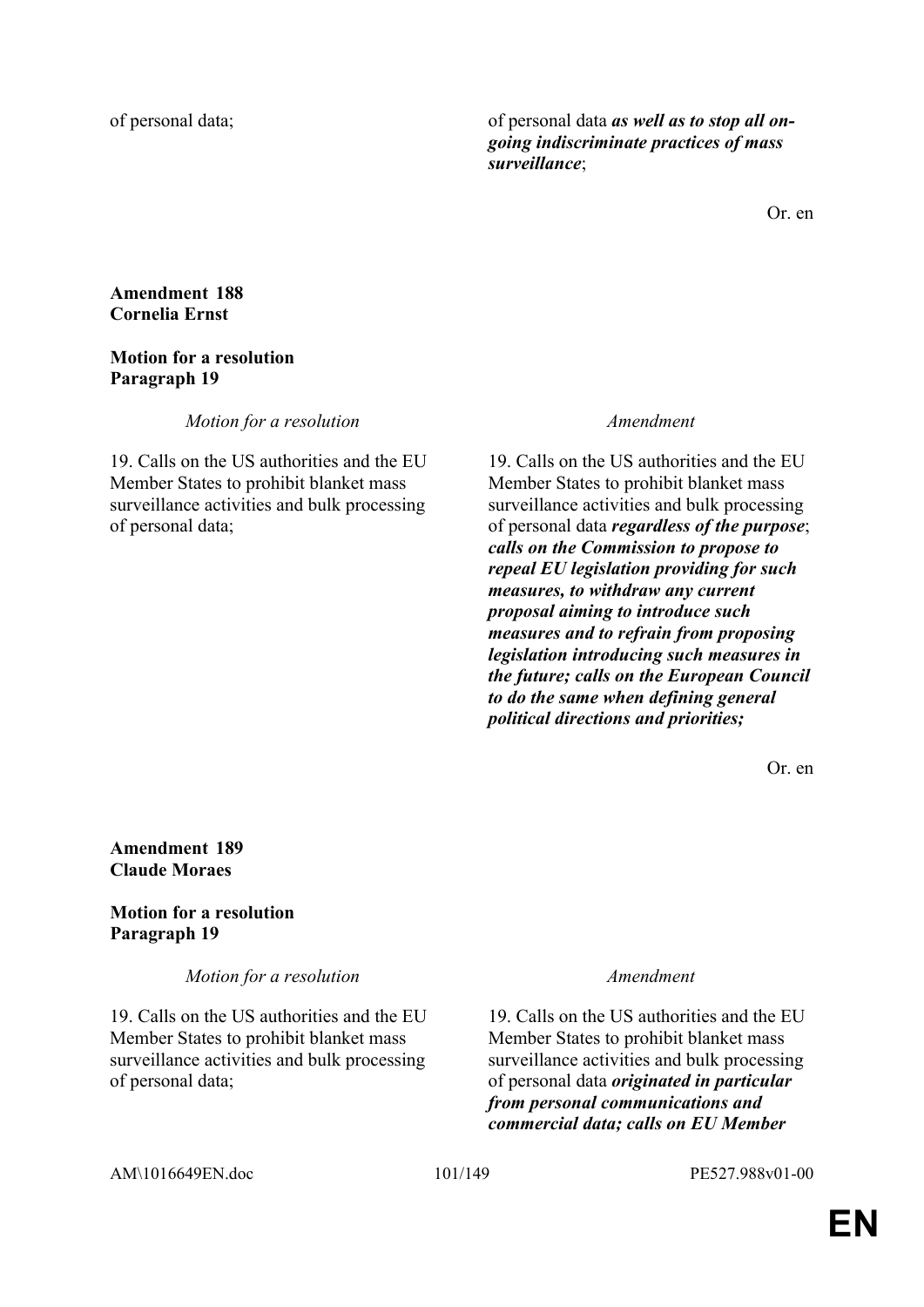| | |
|---|---|
| of personal data; | of personal data ***as well as to stop all on-going indiscriminate practices of mass surveillance***; |

Or. en

**Amendment 188**
**Cornelia Ernst**

**Motion for a resolution**
**Paragraph 19**

| *Motion for a resolution* | *Amendment* |
|---|---|
| 19. Calls on the US authorities and the EU Member States to prohibit blanket mass surveillance activities and bulk processing of personal data; | 19. Calls on the US authorities and the EU Member States to prohibit blanket mass surveillance activities and bulk processing of personal data ***regardless of the purpose***; ***calls on the Commission to propose to repeal EU legislation providing for such measures, to withdraw any current proposal aiming to introduce such measures and to refrain from proposing legislation introducing such measures in the future; calls on the European Council to do the same when defining general political directions and priorities;*** |

Or. en

**Amendment 189**
**Claude Moraes**

**Motion for a resolution**
**Paragraph 19**

| *Motion for a resolution* | *Amendment* |
|---|---|
| 19. Calls on the US authorities and the EU Member States to prohibit blanket mass surveillance activities and bulk processing of personal data; | 19. Calls on the US authorities and the EU Member States to prohibit blanket mass surveillance activities and bulk processing of personal data ***originated in particular from personal communications and commercial data; calls on EU Member*** |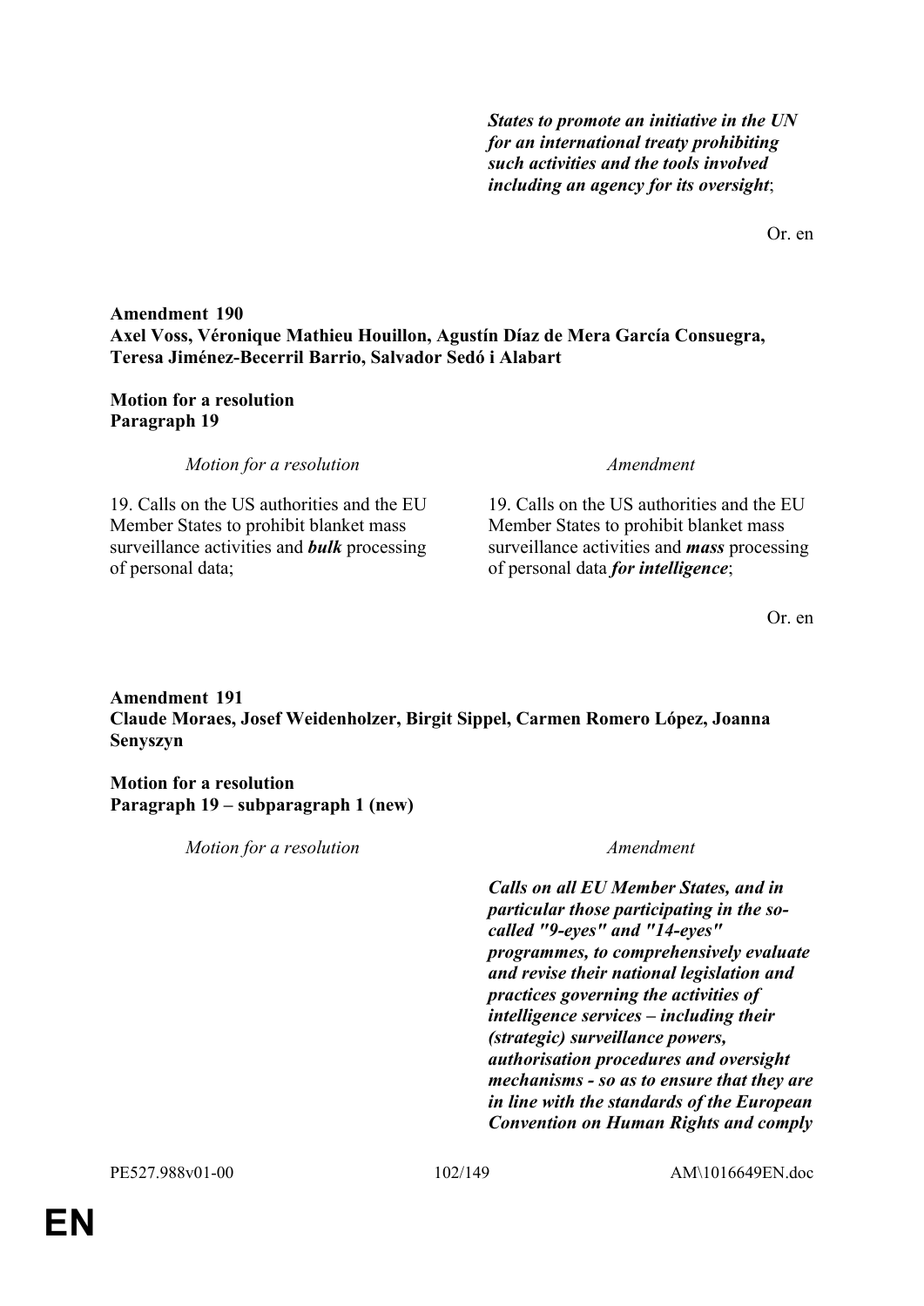| | |
|---|---|
| | ***States to promote an initiative in the UN for an international treaty prohibiting such activities and the tools involved including an agency for its oversight***; |

Or. en

**Amendment 190**
**Axel Voss, Véronique Mathieu Houillon, Agustín Díaz de Mera García Consuegra, Teresa Jiménez-Becerril Barrio, Salvador Sedó i Alabart**

**Motion for a resolution**
**Paragraph 19**

| *Motion for a resolution* | *Amendment* |
|---|---|
| 19. Calls on the US authorities and the EU Member States to prohibit blanket mass surveillance activities and ***bulk*** processing of personal data; | 19. Calls on the US authorities and the EU Member States to prohibit blanket mass surveillance activities and ***mass*** processing of personal data ***for intelligence***; |

Or. en

**Amendment 191**
**Claude Moraes, Josef Weidenholzer, Birgit Sippel, Carmen Romero López, Joanna Senyszyn**

**Motion for a resolution**
**Paragraph 19 – subparagraph 1 (new)**

| *Motion for a resolution* | *Amendment* |
|---|---|
| | ***Calls on all EU Member States, and in particular those participating in the so-called "9-eyes" and "14-eyes" programmes, to comprehensively evaluate and revise their national legislation and practices governing the activities of intelligence services – including their (strategic) surveillance powers, authorisation procedures and oversight mechanisms - so as to ensure that they are in line with the standards of the European Convention on Human Rights and comply*** |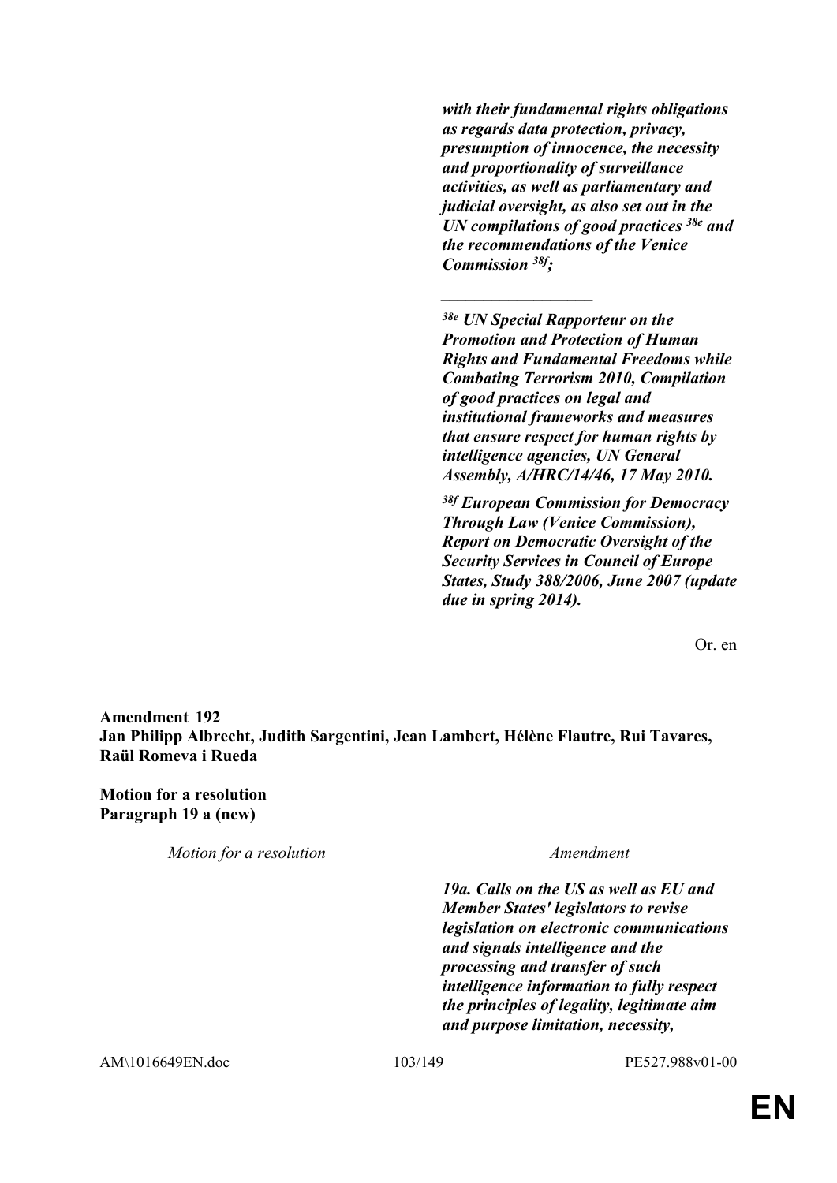***with their fundamental rights obligations as regards data protection, privacy, presumption of innocence, the necessity and proportionality of surveillance activities, as well as parliamentary and judicial oversight, as also set out in the UN compilations of good practices [38e] and the recommendations of the Venice Commission [38f];***

***__________________***

***[38e] UN Special Rapporteur on the Promotion and Protection of Human Rights and Fundamental Freedoms while Combating Terrorism 2010, Compilation of good practices on legal and institutional frameworks and measures that ensure respect for human rights by intelligence agencies, UN General Assembly, A/HRC/14/46, 17 May 2010.***

***[38f] European Commission for Democracy Through Law (Venice Commission), Report on Democratic Oversight of the Security Services in Council of Europe States, Study 388/2006, June 2007 (update due in spring 2014).***

Or. en

**Amendment 192**
**Jan Philipp Albrecht, Judith Sargentini, Jean Lambert, Hélène Flautre, Rui Tavares, Raül Romeva i Rueda**

**Motion for a resolution**
**Paragraph 19 a (new)**

| *Motion for a resolution* | *Amendment* |
| --- | --- |
| | ***19a. Calls on the US as well as EU and Member States' legislators to revise legislation on electronic communications and signals intelligence and the processing and transfer of such intelligence information to fully respect the principles of legality, legitimate aim and purpose limitation, necessity,*** |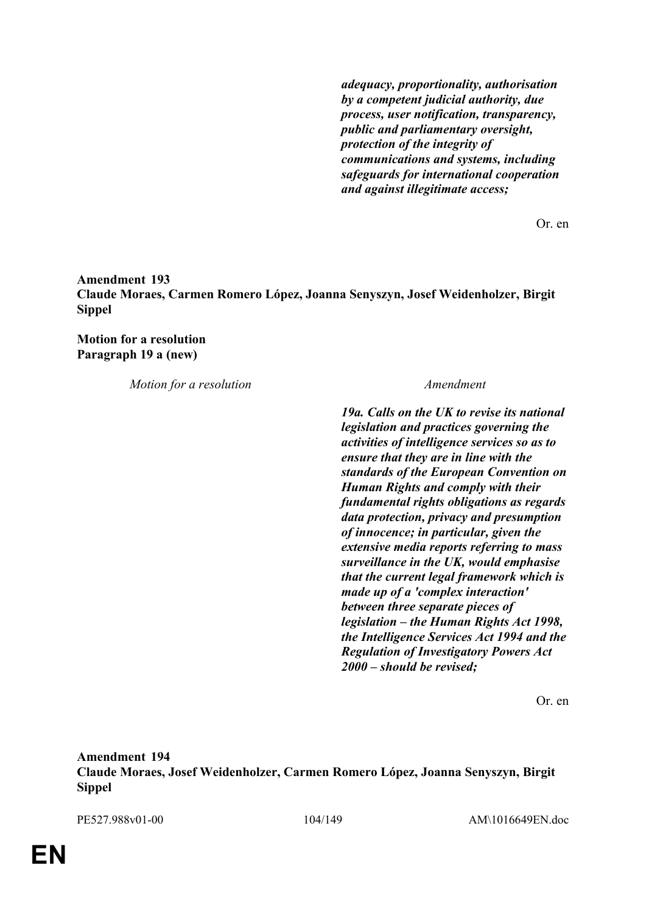| | |
|---|---|
| | ***adequacy, proportionality, authorisation by a competent judicial authority, due process, user notification, transparency, public and parliamentary oversight, protection of the integrity of communications and systems, including safeguards for international cooperation and against illegitimate access;*** |

Or. en

**Amendment 193**
**Claude Moraes, Carmen Romero López, Joanna Senyszyn, Josef Weidenholzer, Birgit Sippel**

**Motion for a resolution**
**Paragraph 19 a (new)**

| *Motion for a resolution* | *Amendment* |
|---|---|
| | ***19a. Calls on the UK to revise its national legislation and practices governing the activities of intelligence services so as to ensure that they are in line with the standards of the European Convention on Human Rights and comply with their fundamental rights obligations as regards data protection, privacy and presumption of innocence; in particular, given the extensive media reports referring to mass surveillance in the UK, would emphasise that the current legal framework which is made up of a 'complex interaction' between three separate pieces of legislation – the Human Rights Act 1998, the Intelligence Services Act 1994 and the Regulation of Investigatory Powers Act 2000 – should be revised;*** |

Or. en

**Amendment 194**
**Claude Moraes, Josef Weidenholzer, Carmen Romero López, Joanna Senyszyn, Birgit Sippel**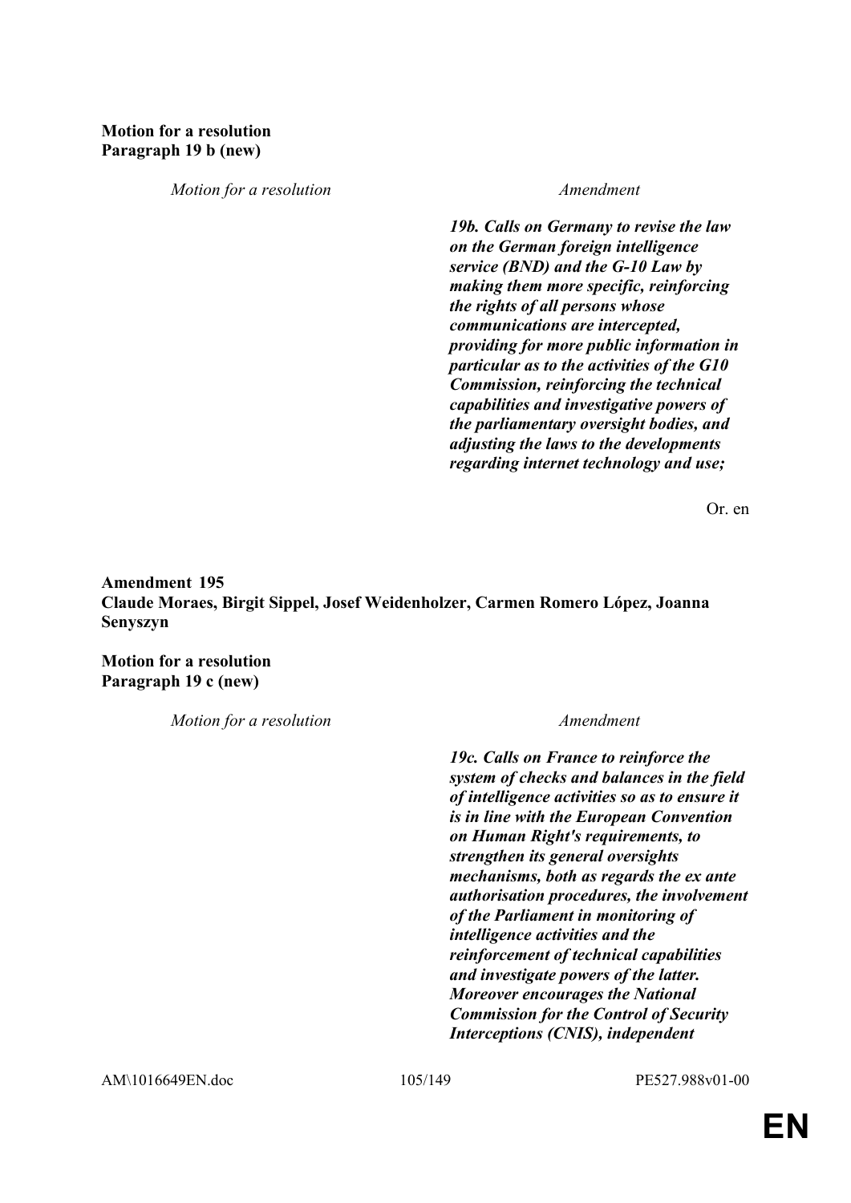**Motion for a resolution**
**Paragraph 19 b (new)**

| *Motion for a resolution* | *Amendment* |
|---|---|
| | ***19b. Calls on Germany to revise the law on the German foreign intelligence service (BND) and the G-10 Law by making them more specific, reinforcing the rights of all persons whose communications are intercepted, providing for more public information in particular as to the activities of the G10 Commission, reinforcing the technical capabilities and investigative powers of the parliamentary oversight bodies, and adjusting the laws to the developments regarding internet technology and use;*** |

Or. en

**Amendment 195**
**Claude Moraes, Birgit Sippel, Josef Weidenholzer, Carmen Romero López, Joanna Senyszyn**

**Motion for a resolution**
**Paragraph 19 c (new)**

| *Motion for a resolution* | *Amendment* |
|---|---|
| | ***19c. Calls on France to reinforce the system of checks and balances in the field of intelligence activities so as to ensure it is in line with the European Convention on Human Right's requirements, to strengthen its general oversights mechanisms, both as regards the ex ante authorisation procedures, the involvement of the Parliament in monitoring of intelligence activities and the reinforcement of technical capabilities and investigate powers of the latter. Moreover encourages the National Commission for the Control of Security Interceptions (CNIS), independent*** |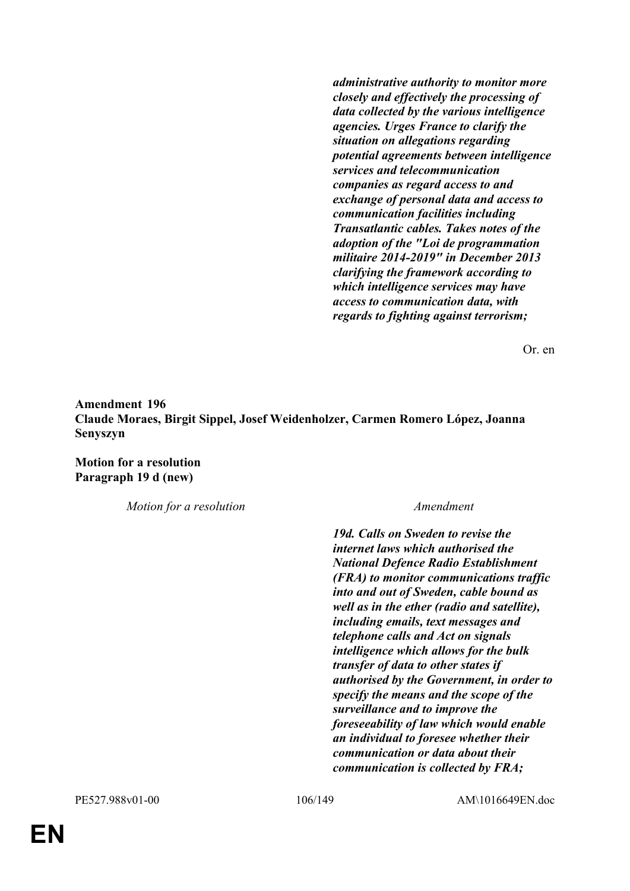***administrative authority to monitor more closely and effectively the processing of data collected by the various intelligence agencies. Urges France to clarify the situation on allegations regarding potential agreements between intelligence services and telecommunication companies as regard access to and exchange of personal data and access to communication facilities including Transatlantic cables. Takes notes of the adoption of the "Loi de programmation militaire 2014-2019" in December 2013 clarifying the framework according to which intelligence services may have access to communication data, with regards to fighting against terrorism;***

Or. en

**Amendment 196**
**Claude Moraes, Birgit Sippel, Josef Weidenholzer, Carmen Romero López, Joanna Senyszyn**

**Motion for a resolution**
**Paragraph 19 d (new)**

| *Motion for a resolution* | *Amendment* |
|---|---|
| | ***19d. Calls on Sweden to revise the internet laws which authorised the National Defence Radio Establishment (FRA) to monitor communications traffic into and out of Sweden, cable bound as well as in the ether (radio and satellite), including emails, text messages and telephone calls and Act on signals intelligence which allows for the bulk transfer of data to other states if authorised by the Government, in order to specify the means and the scope of the surveillance and to improve the foreseeability of law which would enable an individual to foresee whether their communication or data about their communication is collected by FRA;*** |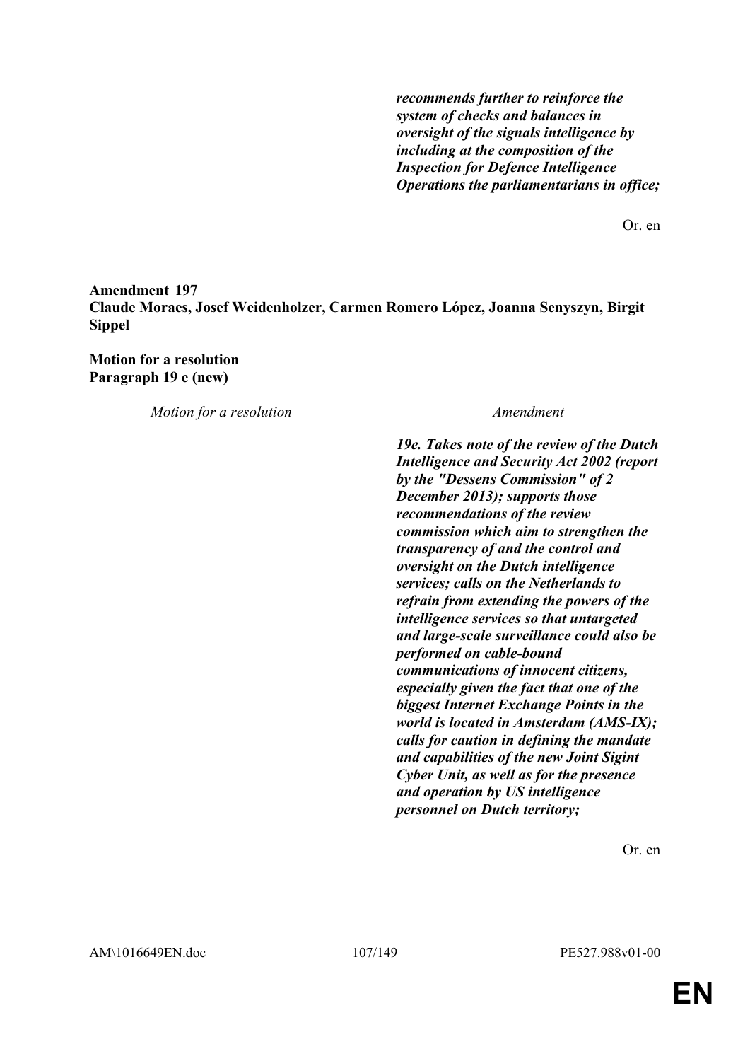***recommends further to reinforce the system of checks and balances in oversight of the signals intelligence by including at the composition of the Inspection for Defence Intelligence Operations the parliamentarians in office;***

Or. en

**Amendment 197**
**Claude Moraes, Josef Weidenholzer, Carmen Romero López, Joanna Senyszyn, Birgit Sippel**

**Motion for a resolution**
**Paragraph 19 e (new)**

| *Motion for a resolution* | *Amendment* |
| --- | --- |
| | ***19e. Takes note of the review of the Dutch Intelligence and Security Act 2002 (report by the "Dessens Commission" of 2 December 2013); supports those recommendations of the review commission which aim to strengthen the transparency of and the control and oversight on the Dutch intelligence services; calls on the Netherlands to refrain from extending the powers of the intelligence services so that untargeted and large-scale surveillance could also be performed on cable-bound communications of innocent citizens, especially given the fact that one of the biggest Internet Exchange Points in the world is located in Amsterdam (AMS-IX); calls for caution in defining the mandate and capabilities of the new Joint Sigint Cyber Unit, as well as for the presence and operation by US intelligence personnel on Dutch territory;*** |

Or. en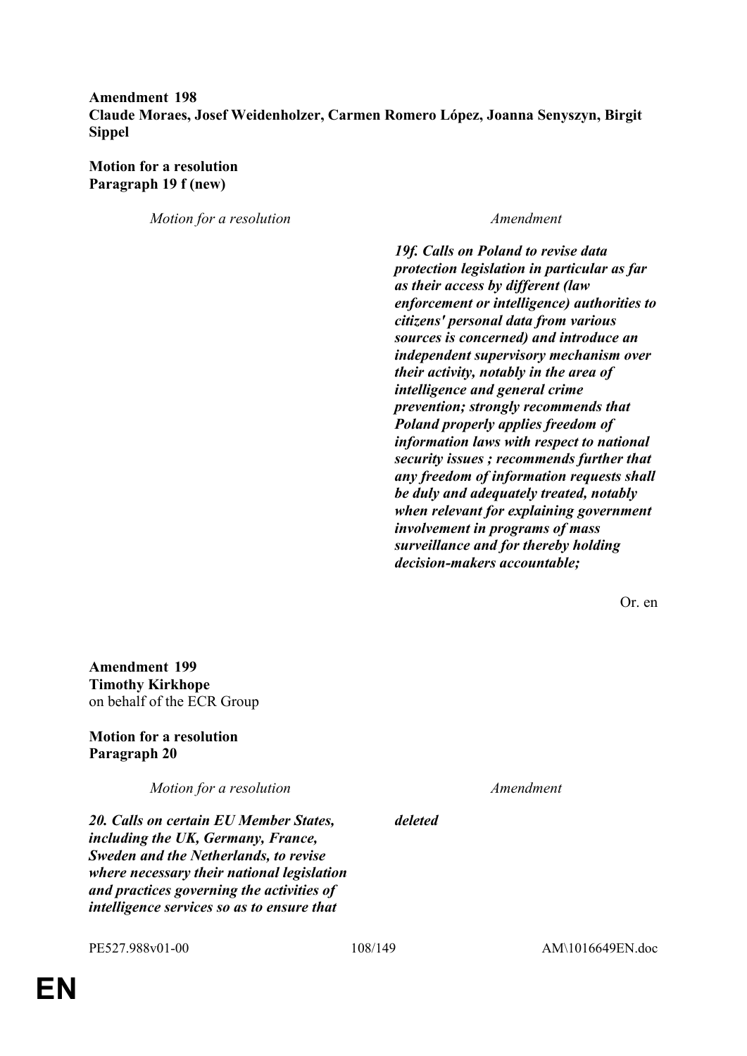**Amendment 198**
**Claude Moraes, Josef Weidenholzer, Carmen Romero López, Joanna Senyszyn, Birgit Sippel**

**Motion for a resolution**
**Paragraph 19 f (new)**

| *Motion for a resolution* | *Amendment* |
|---|---|
| | ***19f. Calls on Poland to revise data protection legislation in particular as far as their access by different (law enforcement or intelligence) authorities to citizens' personal data from various sources is concerned) and introduce an independent supervisory mechanism over their activity, notably in the area of intelligence and general crime prevention; strongly recommends that Poland properly applies freedom of information laws with respect to national security issues ; recommends further that any freedom of information requests shall be duly and adequately treated, notably when relevant for explaining government involvement in programs of mass surveillance and for thereby holding decision-makers accountable;*** |

Or. en

**Amendment 199**
**Timothy Kirkhope**
on behalf of the ECR Group

**Motion for a resolution**
**Paragraph 20**

| *Motion for a resolution* | *Amendment* |
|---|---|
| ***20. Calls on certain EU Member States, including the UK, Germany, France, Sweden and the Netherlands, to revise where necessary their national legislation and practices governing the activities of intelligence services so as to ensure that*** | ***deleted*** |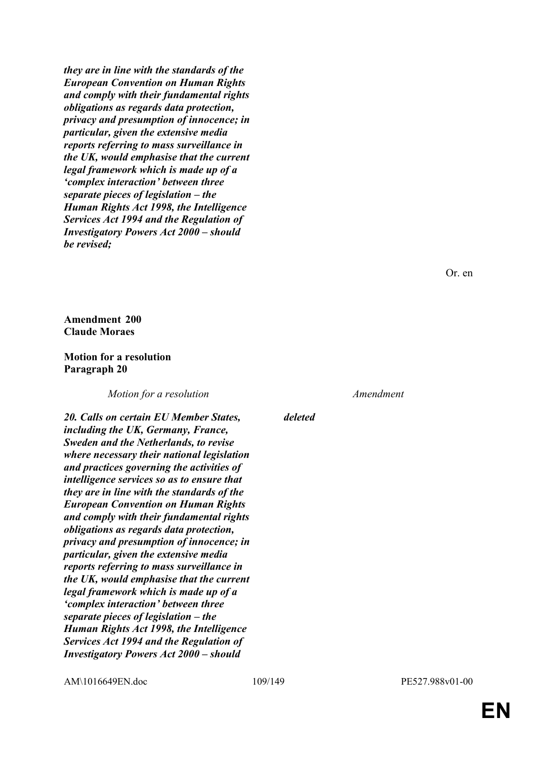*they are in line with the standards of the European Convention on Human Rights and comply with their fundamental rights obligations as regards data protection, privacy and presumption of innocence; in particular, given the extensive media reports referring to mass surveillance in the UK, would emphasise that the current legal framework which is made up of a 'complex interaction' between three separate pieces of legislation – the Human Rights Act 1998, the Intelligence Services Act 1994 and the Regulation of Investigatory Powers Act 2000 – should be revised;*

Or. en

**Amendment 200**
**Claude Moraes**

**Motion for a resolution**
**Paragraph 20**

| *Motion for a resolution* | *Amendment* |
|---|---|
| ***20. Calls on certain EU Member States, including the UK, Germany, France, Sweden and the Netherlands, to revise where necessary their national legislation and practices governing the activities of intelligence services so as to ensure that they are in line with the standards of the European Convention on Human Rights and comply with their fundamental rights obligations as regards data protection, privacy and presumption of innocence; in particular, given the extensive media reports referring to mass surveillance in the UK, would emphasise that the current legal framework which is made up of a 'complex interaction' between three separate pieces of legislation – the Human Rights Act 1998, the Intelligence Services Act 1994 and the Regulation of Investigatory Powers Act 2000 – should*** | ***deleted*** |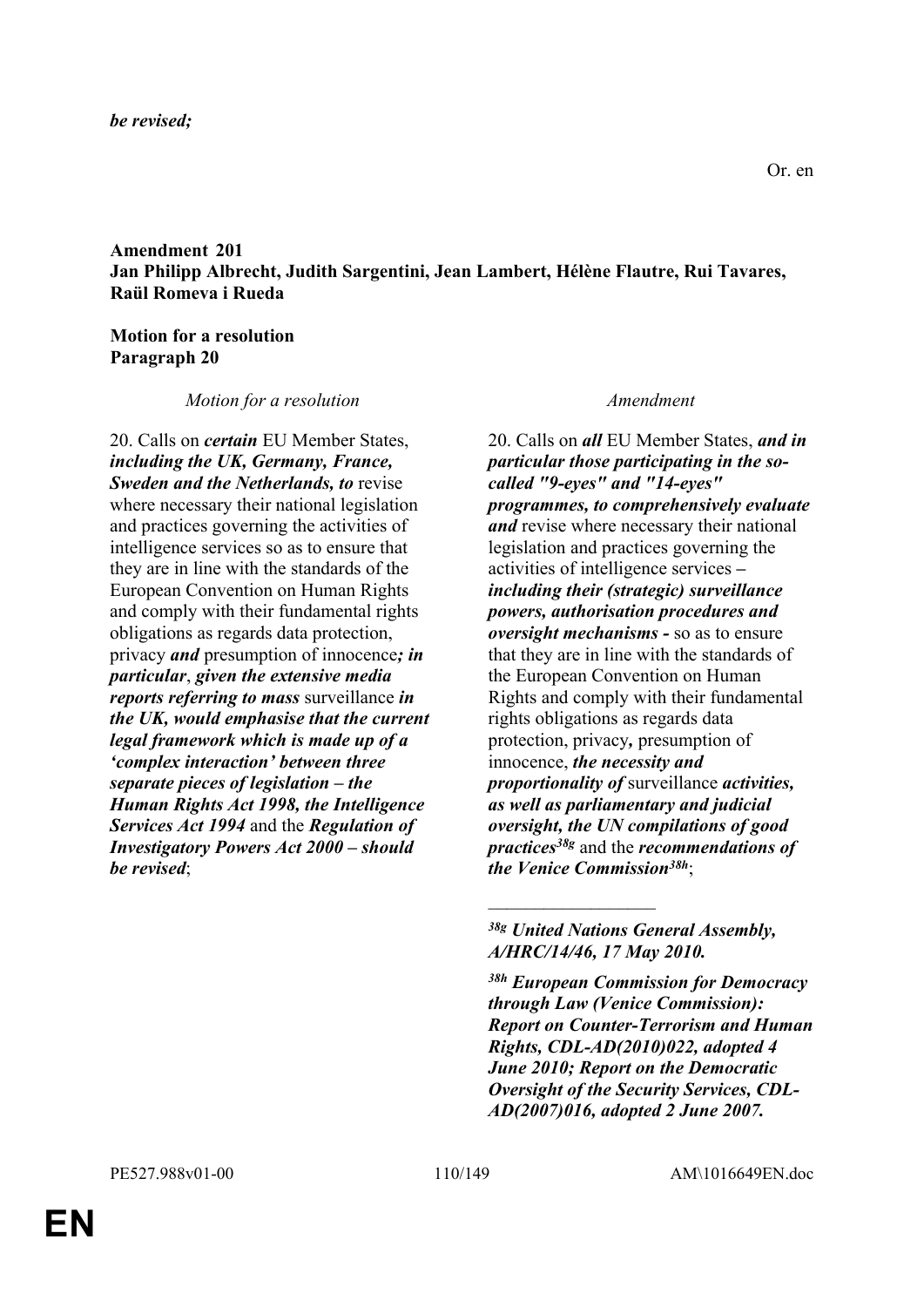***be revised;***

Or. en

**Amendment 201**
**Jan Philipp Albrecht, Judith Sargentini, Jean Lambert, Hélène Flautre, Rui Tavares, Raül Romeva i Rueda**

**Motion for a resolution**
**Paragraph 20**

| *Motion for a resolution* | *Amendment* |
|---|---|
| 20. Calls on ***certain*** EU Member States, ***including the UK, Germany, France, Sweden and the Netherlands, to*** revise where necessary their national legislation and practices governing the activities of intelligence services so as to ensure that they are in line with the standards of the European Convention on Human Rights and comply with their fundamental rights obligations as regards data protection, privacy ***and*** presumption of innocence***; in particular***, ***given the extensive media reports referring to mass*** surveillance ***in the UK, would emphasise that the current legal framework which is made up of a 'complex interaction' between three separate pieces of legislation – the Human Rights Act 1998, the Intelligence Services Act 1994*** and the ***Regulation of Investigatory Powers Act 2000 – should be revised***; | 20. Calls on ***all*** EU Member States, ***and in particular those participating in the so-called "9-eyes" and "14-eyes" programmes, to comprehensively evaluate and*** revise where necessary their national legislation and practices governing the activities of intelligence services ***– including their (strategic) surveillance powers, authorisation procedures and oversight mechanisms -*** so as to ensure that they are in line with the standards of the European Convention on Human Rights and comply with their fundamental rights obligations as regards data protection, privacy***,*** presumption of innocence, ***the necessity and proportionality of*** surveillance ***activities, as well as parliamentary and judicial oversight, the UN compilations of good practices***[38g] and the ***recommendations of the Venice Commission***[38h]; |
| | ___________________ |
| | [38g] ***United Nations General Assembly, A/HRC/14/46, 17 May 2010.*** |
| | [38h] ***European Commission for Democracy through Law (Venice Commission): Report on Counter-Terrorism and Human Rights, CDL-AD(2010)022, adopted 4 June 2010; Report on the Democratic Oversight of the Security Services, CDL-AD(2007)016, adopted 2 June 2007.*** |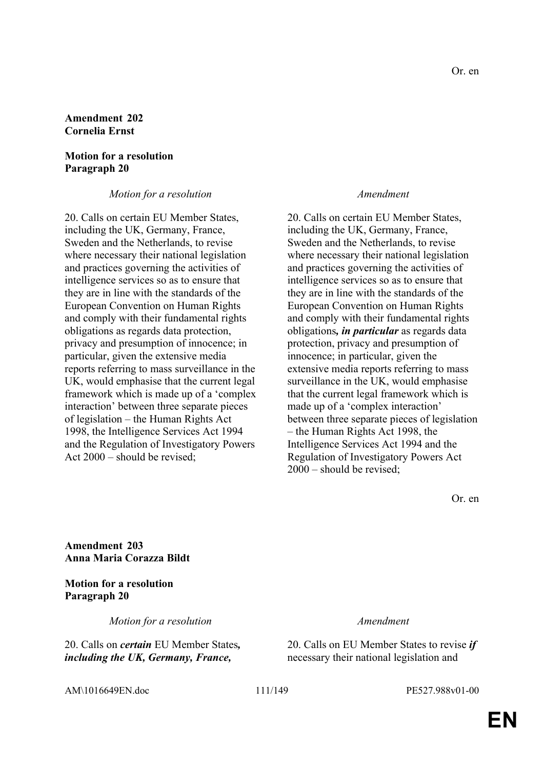Or. en

**Amendment 202**
**Cornelia Ernst**

**Motion for a resolution**
**Paragraph 20**

| *Motion for a resolution* | *Amendment* |
|---|---|
| 20. Calls on certain EU Member States, including the UK, Germany, France, Sweden and the Netherlands, to revise where necessary their national legislation and practices governing the activities of intelligence services so as to ensure that they are in line with the standards of the European Convention on Human Rights and comply with their fundamental rights obligations as regards data protection, privacy and presumption of innocence; in particular, given the extensive media reports referring to mass surveillance in the UK, would emphasise that the current legal framework which is made up of a 'complex interaction' between three separate pieces of legislation – the Human Rights Act 1998, the Intelligence Services Act 1994 and the Regulation of Investigatory Powers Act 2000 – should be revised; | 20. Calls on certain EU Member States, including the UK, Germany, France, Sweden and the Netherlands, to revise where necessary their national legislation and practices governing the activities of intelligence services so as to ensure that they are in line with the standards of the European Convention on Human Rights and comply with their fundamental rights obligations***, in particular*** as regards data protection, privacy and presumption of innocence; in particular, given the extensive media reports referring to mass surveillance in the UK, would emphasise that the current legal framework which is made up of a 'complex interaction' between three separate pieces of legislation – the Human Rights Act 1998, the Intelligence Services Act 1994 and the Regulation of Investigatory Powers Act 2000 – should be revised; |

Or. en

**Amendment 203**
**Anna Maria Corazza Bildt**

**Motion for a resolution**
**Paragraph 20**

| *Motion for a resolution* | *Amendment* |
|---|---|
| 20. Calls on ***certain*** EU Member States***, including the UK, Germany, France,*** | 20. Calls on EU Member States to revise ***if*** necessary their national legislation and |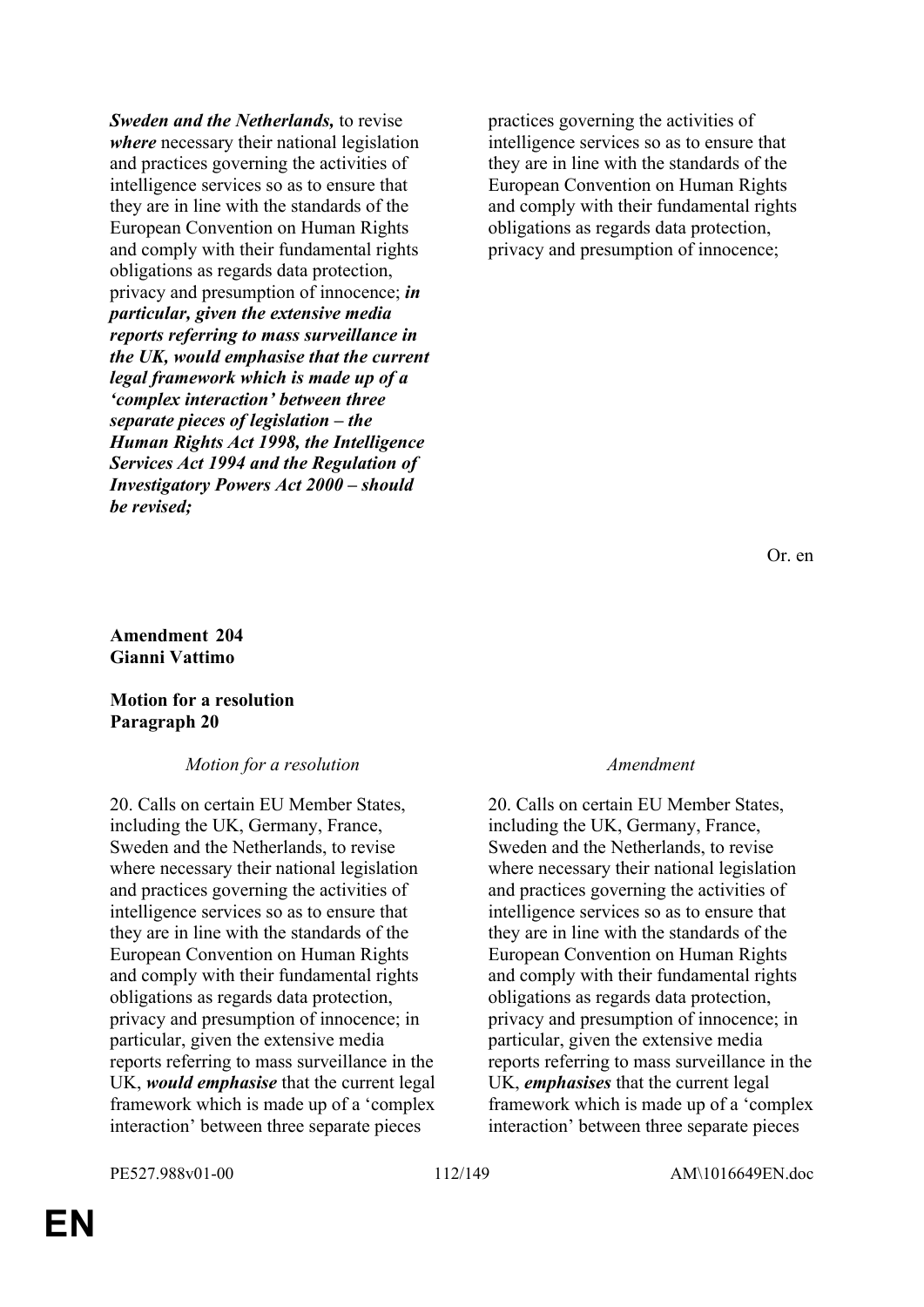| | |
|---|---|
| ***Sweden and the Netherlands,*** to revise ***where*** necessary their national legislation and practices governing the activities of intelligence services so as to ensure that they are in line with the standards of the European Convention on Human Rights and comply with their fundamental rights obligations as regards data protection, privacy and presumption of innocence; ***in particular, given the extensive media reports referring to mass surveillance in the UK, would emphasise that the current legal framework which is made up of a 'complex interaction' between three separate pieces of legislation – the Human Rights Act 1998, the Intelligence Services Act 1994 and the Regulation of Investigatory Powers Act 2000 – should be revised;*** | practices governing the activities of intelligence services so as to ensure that they are in line with the standards of the European Convention on Human Rights and comply with their fundamental rights obligations as regards data protection, privacy and presumption of innocence; |

Or. en

**Amendment 204**
**Gianni Vattimo**

**Motion for a resolution**
**Paragraph 20**

| *Motion for a resolution* | *Amendment* |
|---|---|
| 20. Calls on certain EU Member States, including the UK, Germany, France, Sweden and the Netherlands, to revise where necessary their national legislation and practices governing the activities of intelligence services so as to ensure that they are in line with the standards of the European Convention on Human Rights and comply with their fundamental rights obligations as regards data protection, privacy and presumption of innocence; in particular, given the extensive media reports referring to mass surveillance in the UK, ***would emphasise*** that the current legal framework which is made up of a 'complex interaction' between three separate pieces | 20. Calls on certain EU Member States, including the UK, Germany, France, Sweden and the Netherlands, to revise where necessary their national legislation and practices governing the activities of intelligence services so as to ensure that they are in line with the standards of the European Convention on Human Rights and comply with their fundamental rights obligations as regards data protection, privacy and presumption of innocence; in particular, given the extensive media reports referring to mass surveillance in the UK, ***emphasises*** that the current legal framework which is made up of a 'complex interaction' between three separate pieces |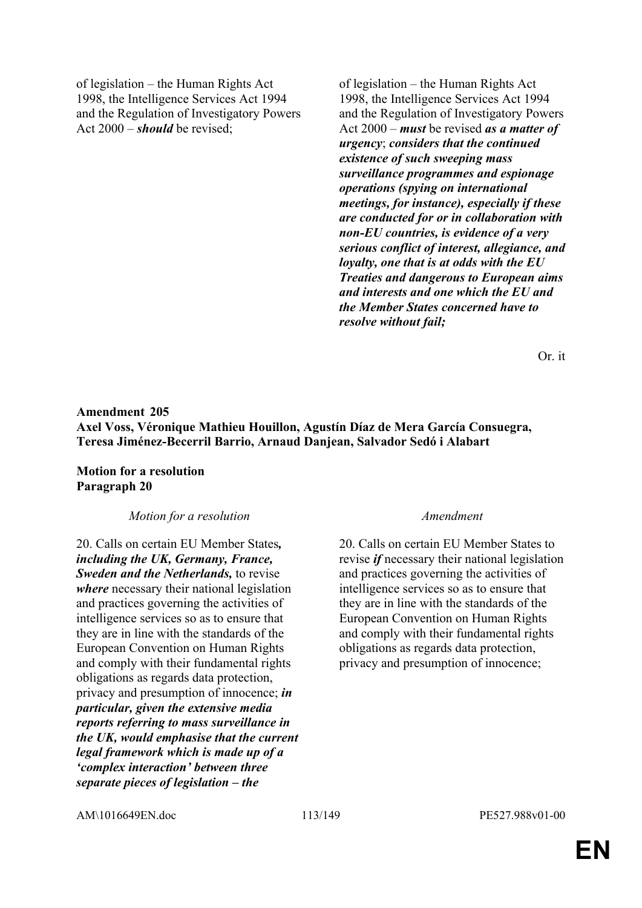| | |
|---|---|
| of legislation – the Human Rights Act 1998, the Intelligence Services Act 1994 and the Regulation of Investigatory Powers Act 2000 – ***should*** be revised; | of legislation – the Human Rights Act 1998, the Intelligence Services Act 1994 and the Regulation of Investigatory Powers Act 2000 – ***must*** be revised ***as a matter of urgency***; ***considers that the continued existence of such sweeping mass surveillance programmes and espionage operations (spying on international meetings, for instance), especially if these are conducted for or in collaboration with non-EU countries, is evidence of a very serious conflict of interest, allegiance, and loyalty, one that is at odds with the EU Treaties and dangerous to European aims and interests and one which the EU and the Member States concerned have to resolve without fail;*** |

Or. it

**Amendment 205**
**Axel Voss, Véronique Mathieu Houillon, Agustín Díaz de Mera García Consuegra, Teresa Jiménez-Becerril Barrio, Arnaud Danjean, Salvador Sedó i Alabart**

**Motion for a resolution**
**Paragraph 20**

| *Motion for a resolution* | *Amendment* |
|---|---|
| 20. Calls on certain EU Member States***, including the UK, Germany, France, Sweden and the Netherlands,*** to revise ***where*** necessary their national legislation and practices governing the activities of intelligence services so as to ensure that they are in line with the standards of the European Convention on Human Rights and comply with their fundamental rights obligations as regards data protection, privacy and presumption of innocence; ***in particular, given the extensive media reports referring to mass surveillance in the UK, would emphasise that the current legal framework which is made up of a 'complex interaction' between three separate pieces of legislation – the*** | 20. Calls on certain EU Member States to revise ***if*** necessary their national legislation and practices governing the activities of intelligence services so as to ensure that they are in line with the standards of the European Convention on Human Rights and comply with their fundamental rights obligations as regards data protection, privacy and presumption of innocence; |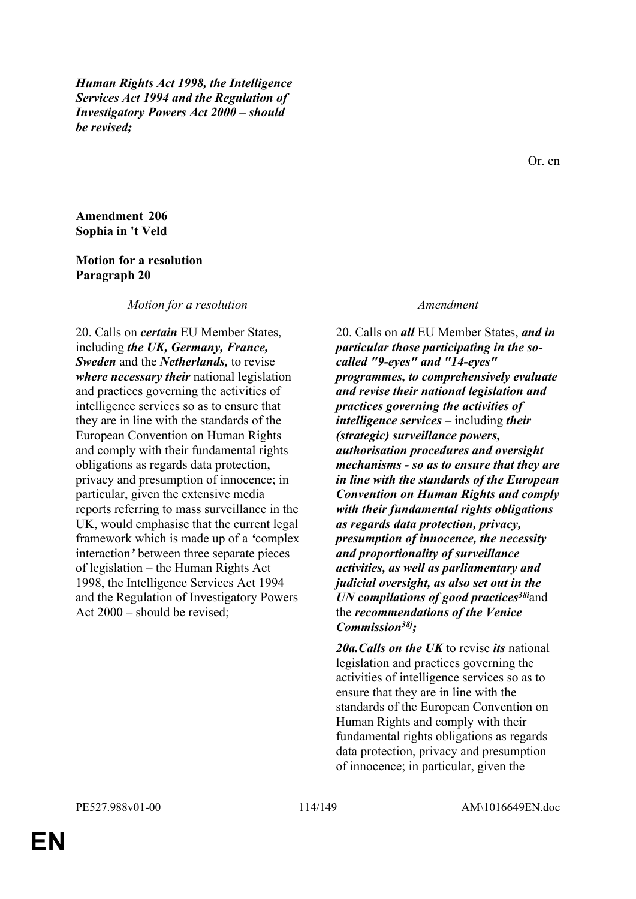***Human Rights Act 1998, the Intelligence Services Act 1994 and the Regulation of Investigatory Powers Act 2000 – should be revised;***

Or. en

**Amendment 206**
**Sophia in 't Veld**

**Motion for a resolution**
**Paragraph 20**

| *Motion for a resolution* | *Amendment* |
|---|---|
| 20. Calls on ***certain*** EU Member States, including ***the UK, Germany, France, Sweden*** and the ***Netherlands,*** to revise ***where necessary their*** national legislation and practices governing the activities of intelligence services so as to ensure that they are in line with the standards of the European Convention on Human Rights and comply with their fundamental rights obligations as regards data protection, privacy and presumption of innocence; in particular, given the extensive media reports referring to mass surveillance in the UK, would emphasise that the current legal framework which is made up of a ***'***complex interaction***'*** between three separate pieces of legislation – the Human Rights Act 1998, the Intelligence Services Act 1994 and the Regulation of Investigatory Powers Act 2000 – should be revised; | 20. Calls on ***all*** EU Member States, ***and in particular those participating in the so-called "9-eyes" and "14-eyes" programmes, to comprehensively evaluate and revise their national legislation and practices governing the activities of intelligence services –*** including ***their (strategic) surveillance powers, authorisation procedures and oversight mechanisms - so as to ensure that they are in line with the standards of the European Convention on Human Rights and comply with their fundamental rights obligations as regards data protection, privacy, presumption of innocence, the necessity and proportionality of surveillance activities, as well as parliamentary and judicial oversight, as also set out in the UN compilations of good practices[38i]***and the ***recommendations of the Venice Commission[38j];*** <br><br> ***20a.Calls on the UK*** to revise ***its*** national legislation and practices governing the activities of intelligence services so as to ensure that they are in line with the standards of the European Convention on Human Rights and comply with their fundamental rights obligations as regards data protection, privacy and presumption of innocence; in particular, given the |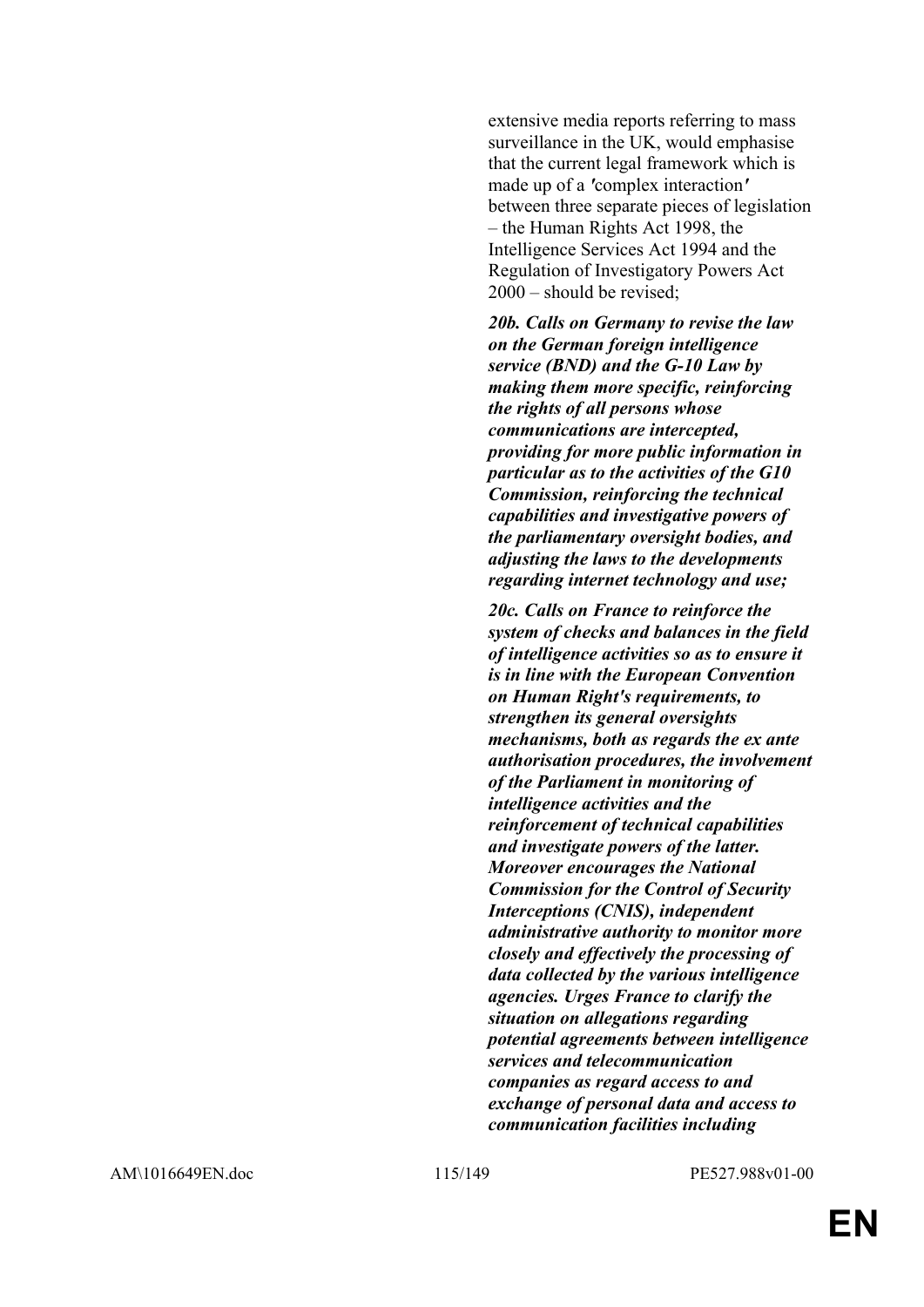extensive media reports referring to mass surveillance in the UK, would emphasise that the current legal framework which is made up of a ′complex interaction′ between three separate pieces of legislation – the Human Rights Act 1998, the Intelligence Services Act 1994 and the Regulation of Investigatory Powers Act 2000 – should be revised;

***20b. Calls on Germany to revise the law on the German foreign intelligence service (BND) and the G-10 Law by making them more specific, reinforcing the rights of all persons whose communications are intercepted, providing for more public information in particular as to the activities of the G10 Commission, reinforcing the technical capabilities and investigative powers of the parliamentary oversight bodies, and adjusting the laws to the developments regarding internet technology and use;***

***20c. Calls on France to reinforce the system of checks and balances in the field of intelligence activities so as to ensure it is in line with the European Convention on Human Right's requirements, to strengthen its general oversights mechanisms, both as regards the ex ante authorisation procedures, the involvement of the Parliament in monitoring of intelligence activities and the reinforcement of technical capabilities and investigate powers of the latter. Moreover encourages the National Commission for the Control of Security Interceptions (CNIS), independent administrative authority to monitor more closely and effectively the processing of data collected by the various intelligence agencies. Urges France to clarify the situation on allegations regarding potential agreements between intelligence services and telecommunication companies as regard access to and exchange of personal data and access to communication facilities including***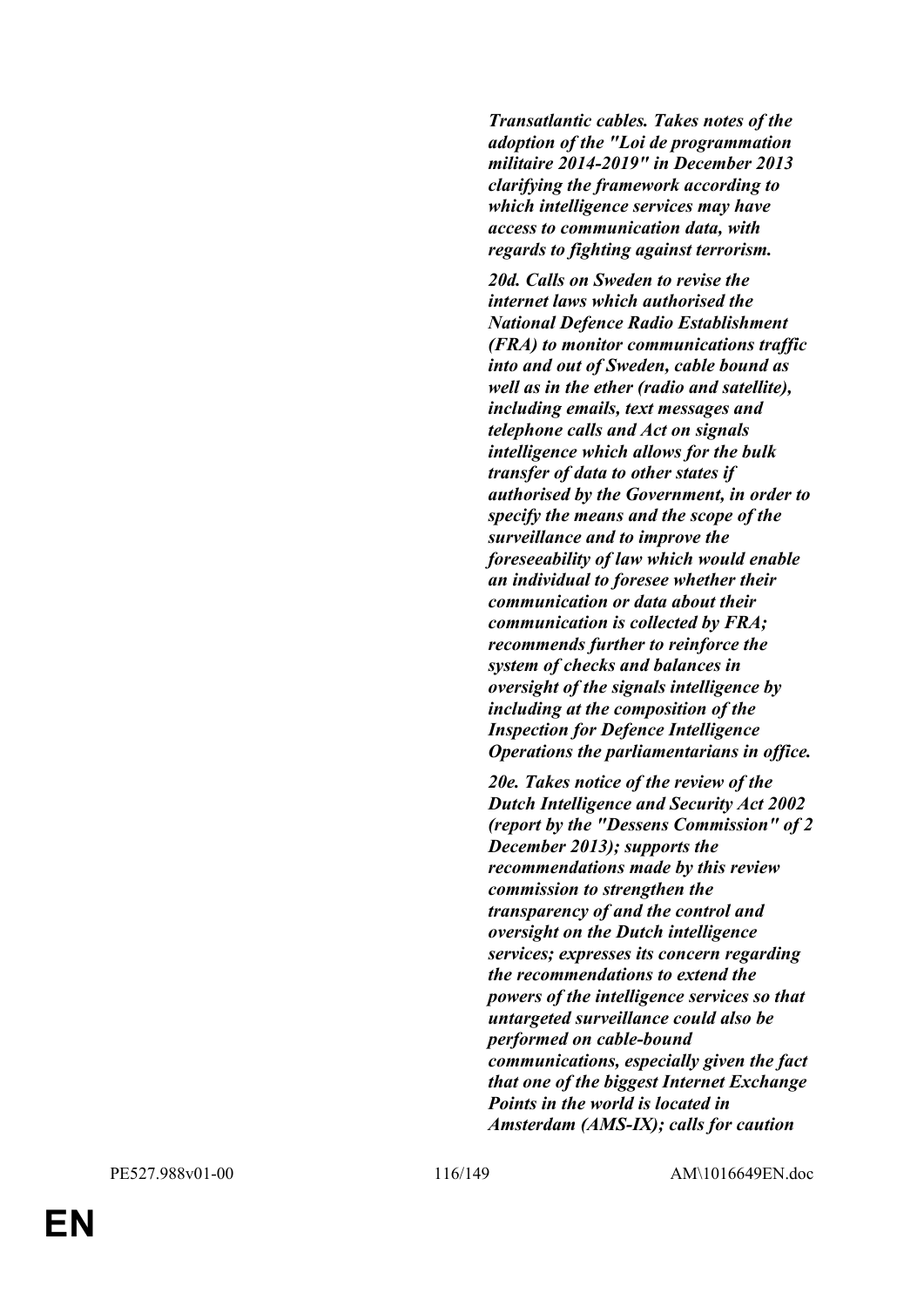***Transatlantic cables. Takes notes of the adoption of the "Loi de programmation militaire 2014-2019" in December 2013 clarifying the framework according to which intelligence services may have access to communication data, with regards to fighting against terrorism.***

***20d. Calls on Sweden to revise the internet laws which authorised the National Defence Radio Establishment (FRA) to monitor communications traffic into and out of Sweden, cable bound as well as in the ether (radio and satellite), including emails, text messages and telephone calls and Act on signals intelligence which allows for the bulk transfer of data to other states if authorised by the Government, in order to specify the means and the scope of the surveillance and to improve the foreseeability of law which would enable an individual to foresee whether their communication or data about their communication is collected by FRA; recommends further to reinforce the system of checks and balances in oversight of the signals intelligence by including at the composition of the Inspection for Defence Intelligence Operations the parliamentarians in office.***

***20e. Takes notice of the review of the Dutch Intelligence and Security Act 2002 (report by the "Dessens Commission" of 2 December 2013); supports the recommendations made by this review commission to strengthen the transparency of and the control and oversight on the Dutch intelligence services; expresses its concern regarding the recommendations to extend the powers of the intelligence services so that untargeted surveillance could also be performed on cable-bound communications, especially given the fact that one of the biggest Internet Exchange Points in the world is located in Amsterdam (AMS-IX); calls for caution***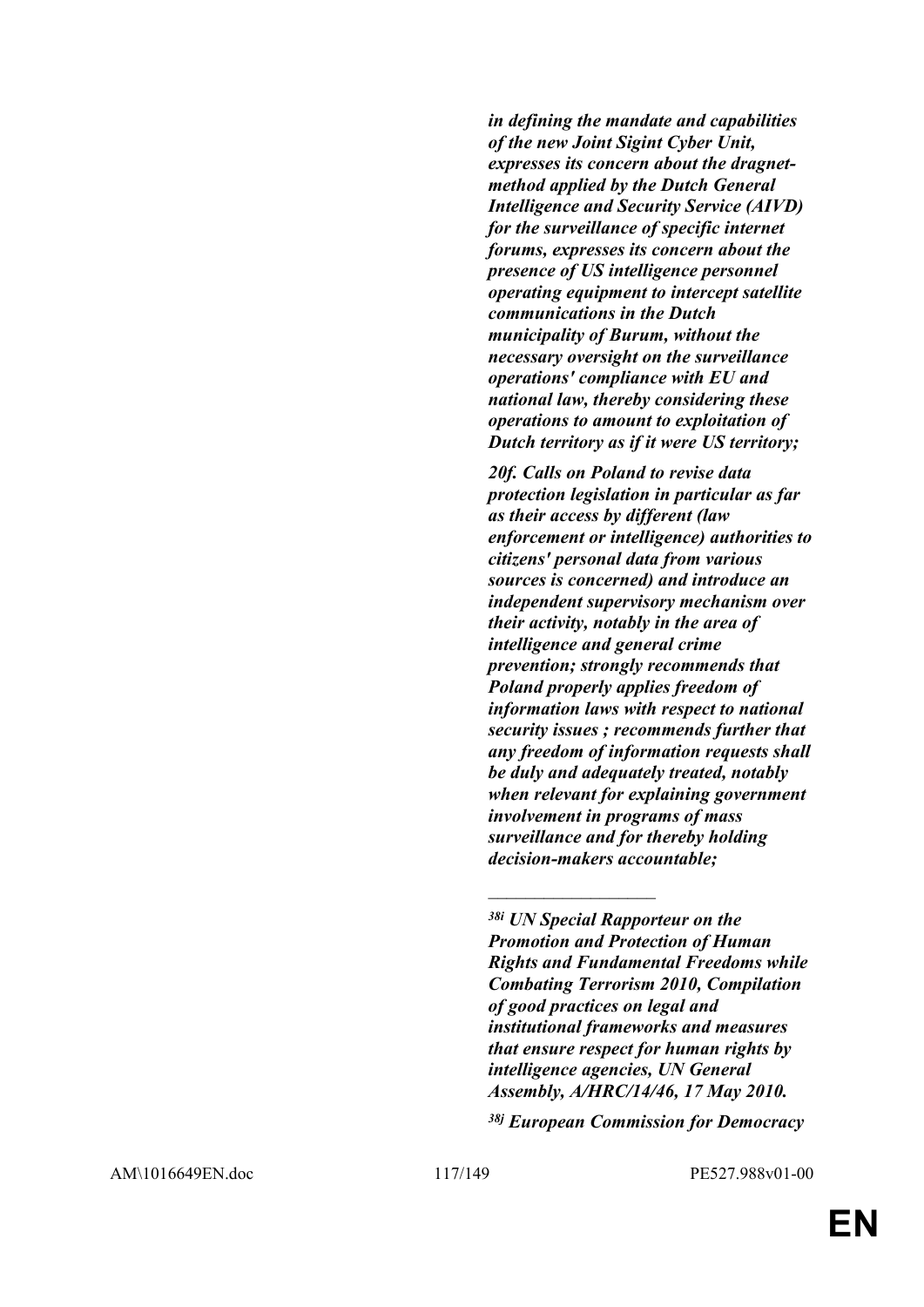***in defining the mandate and capabilities of the new Joint Sigint Cyber Unit, expresses its concern about the dragnet-method applied by the Dutch General Intelligence and Security Service (AIVD) for the surveillance of specific internet forums, expresses its concern about the presence of US intelligence personnel operating equipment to intercept satellite communications in the Dutch municipality of Burum, without the necessary oversight on the surveillance operations' compliance with EU and national law, thereby considering these operations to amount to exploitation of Dutch territory as if it were US territory;***

***20f. Calls on Poland to revise data protection legislation in particular as far as their access by different (law enforcement or intelligence) authorities to citizens' personal data from various sources is concerned) and introduce an independent supervisory mechanism over their activity, notably in the area of intelligence and general crime prevention; strongly recommends that Poland properly applies freedom of information laws with respect to national security issues ; recommends further that any freedom of information requests shall be duly and adequately treated, notably when relevant for explaining government involvement in programs of mass surveillance and for thereby holding decision-makers accountable;***

__________________

***[38i] UN Special Rapporteur on the Promotion and Protection of Human Rights and Fundamental Freedoms while Combating Terrorism 2010, Compilation of good practices on legal and institutional frameworks and measures that ensure respect for human rights by intelligence agencies, UN General Assembly, A/HRC/14/46, 17 May 2010.***

***[38j] European Commission for Democracy***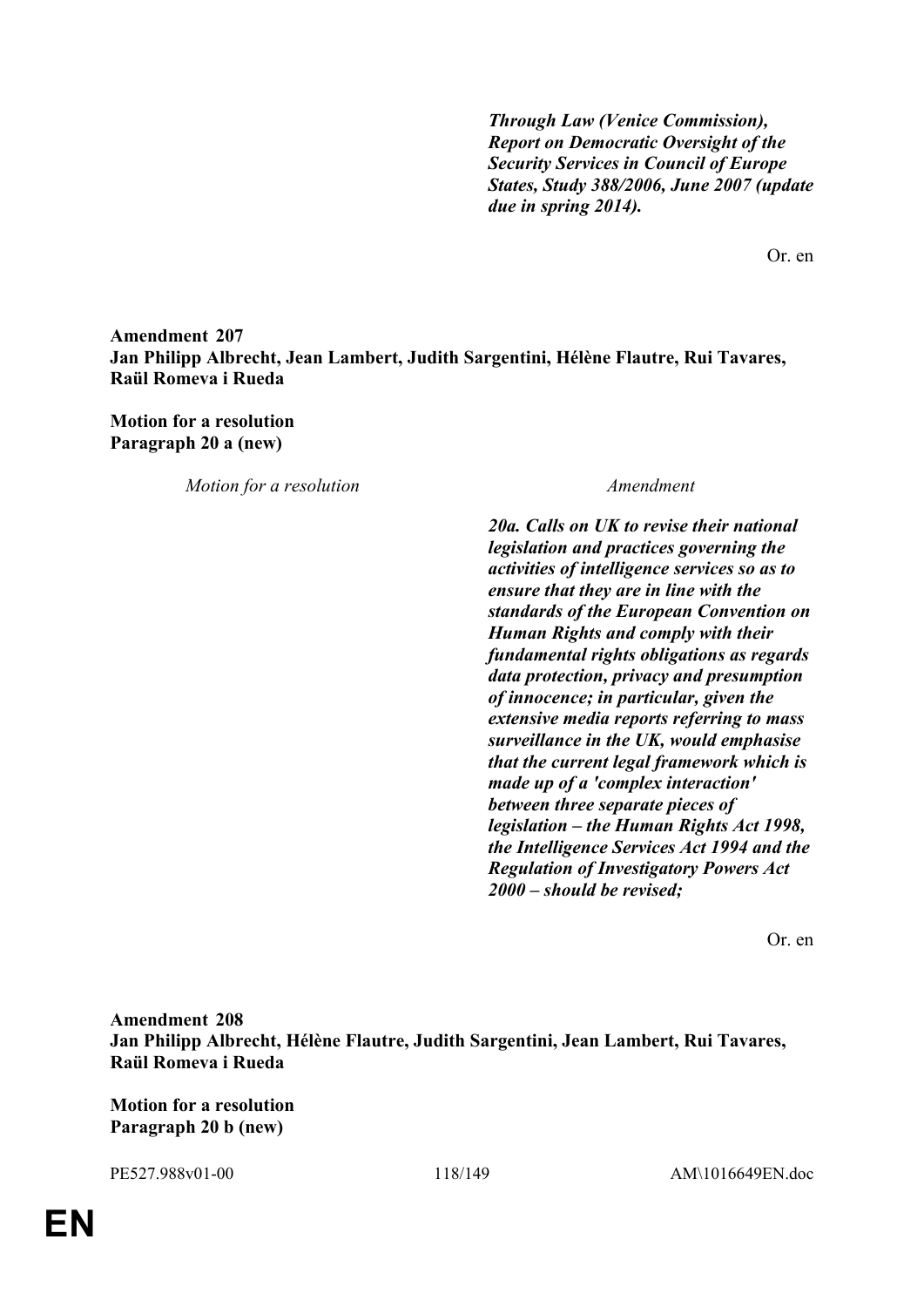***Through Law (Venice Commission), Report on Democratic Oversight of the Security Services in Council of Europe States, Study 388/2006, June 2007 (update due in spring 2014).***

Or. en

**Amendment 207**
**Jan Philipp Albrecht, Jean Lambert, Judith Sargentini, Hélène Flautre, Rui Tavares, Raül Romeva i Rueda**

**Motion for a resolution**
**Paragraph 20 a (new)**

| *Motion for a resolution* | *Amendment* |
|---|---|
| | ***20a. Calls on UK to revise their national legislation and practices governing the activities of intelligence services so as to ensure that they are in line with the standards of the European Convention on Human Rights and comply with their fundamental rights obligations as regards data protection, privacy and presumption of innocence; in particular, given the extensive media reports referring to mass surveillance in the UK, would emphasise that the current legal framework which is made up of a 'complex interaction' between three separate pieces of legislation – the Human Rights Act 1998, the Intelligence Services Act 1994 and the Regulation of Investigatory Powers Act 2000 – should be revised;*** |

Or. en

**Amendment 208**
**Jan Philipp Albrecht, Hélène Flautre, Judith Sargentini, Jean Lambert, Rui Tavares, Raül Romeva i Rueda**

**Motion for a resolution**
**Paragraph 20 b (new)**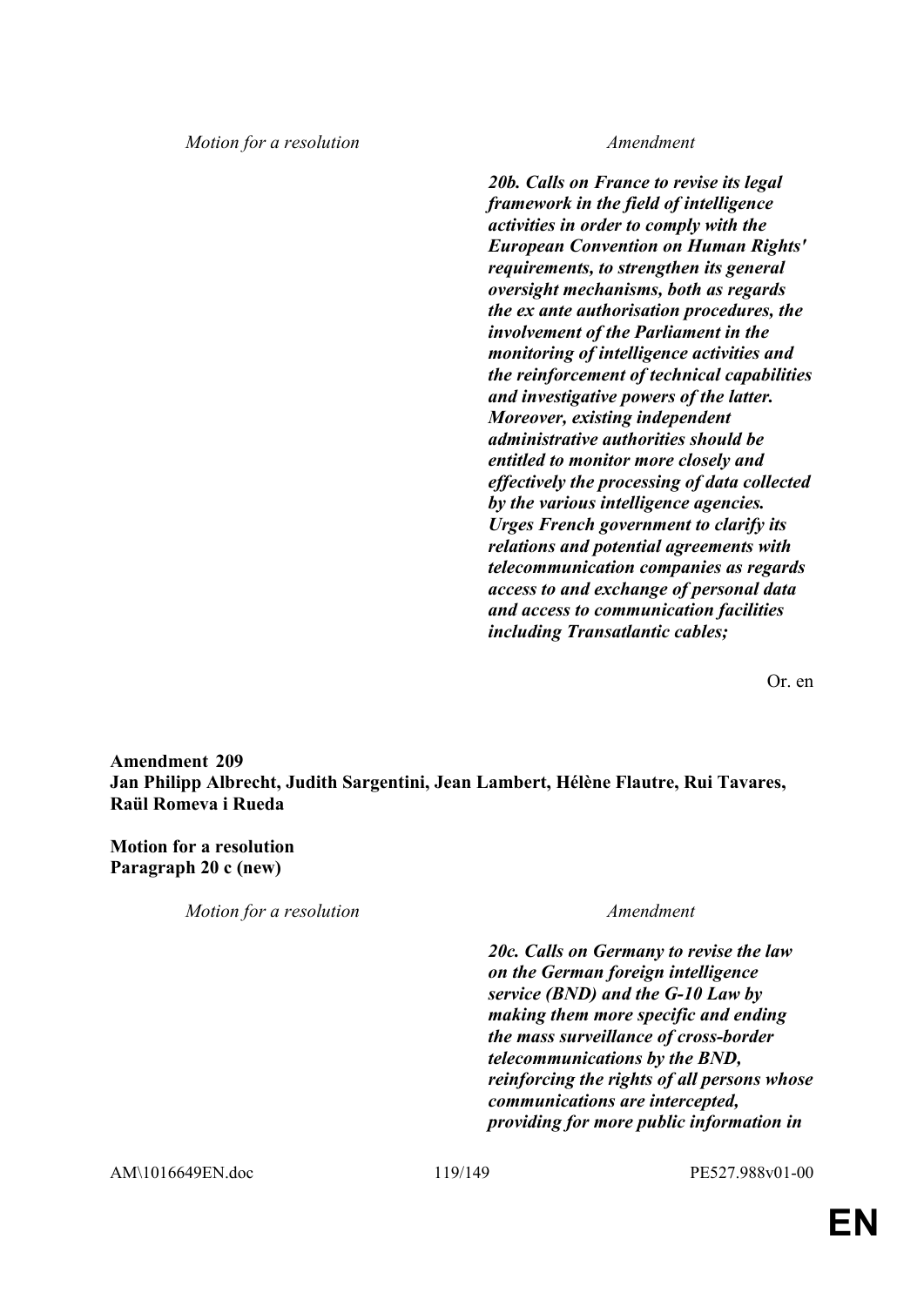| Motion for a resolution | Amendment |
|---|---|
| | ***20b. Calls on France to revise its legal framework in the field of intelligence activities in order to comply with the European Convention on Human Rights' requirements, to strengthen its general oversight mechanisms, both as regards the ex ante authorisation procedures, the involvement of the Parliament in the monitoring of intelligence activities and the reinforcement of technical capabilities and investigative powers of the latter. Moreover, existing independent administrative authorities should be entitled to monitor more closely and effectively the processing of data collected by the various intelligence agencies. Urges French government to clarify its relations and potential agreements with telecommunication companies as regards access to and exchange of personal data and access to communication facilities including Transatlantic cables;*** |

Or. en

**Amendment 209**
**Jan Philipp Albrecht, Judith Sargentini, Jean Lambert, Hélène Flautre, Rui Tavares, Raül Romeva i Rueda**

**Motion for a resolution**
**Paragraph 20 c (new)**

| Motion for a resolution | Amendment |
|---|---|
| | ***20c. Calls on Germany to revise the law on the German foreign intelligence service (BND) and the G-10 Law by making them more specific and ending the mass surveillance of cross-border telecommunications by the BND, reinforcing the rights of all persons whose communications are intercepted, providing for more public information in*** |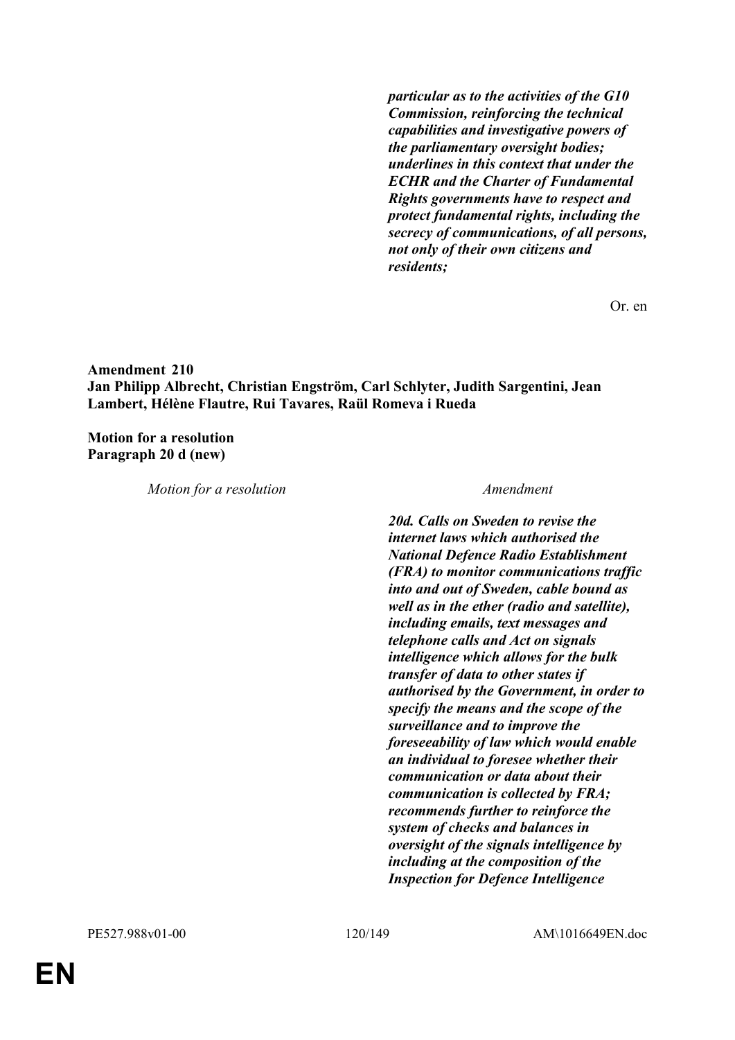| Motion for a resolution | Amendment |
|---|---|
| | ***particular as to the activities of the G10 Commission, reinforcing the technical capabilities and investigative powers of the parliamentary oversight bodies; underlines in this context that under the ECHR and the Charter of Fundamental Rights governments have to respect and protect fundamental rights, including the secrecy of communications, of all persons, not only of their own citizens and residents;*** |

Or. en

**Amendment 210**
**Jan Philipp Albrecht, Christian Engström, Carl Schlyter, Judith Sargentini, Jean Lambert, Hélène Flautre, Rui Tavares, Raül Romeva i Rueda**

**Motion for a resolution**
**Paragraph 20 d (new)**

| *Motion for a resolution* | *Amendment* |
|---|---|
| | ***20d. Calls on Sweden to revise the internet laws which authorised the National Defence Radio Establishment (FRA) to monitor communications traffic into and out of Sweden, cable bound as well as in the ether (radio and satellite), including emails, text messages and telephone calls and Act on signals intelligence which allows for the bulk transfer of data to other states if authorised by the Government, in order to specify the means and the scope of the surveillance and to improve the foreseeability of law which would enable an individual to foresee whether their communication or data about their communication is collected by FRA; recommends further to reinforce the system of checks and balances in oversight of the signals intelligence by including at the composition of the Inspection for Defence Intelligence*** |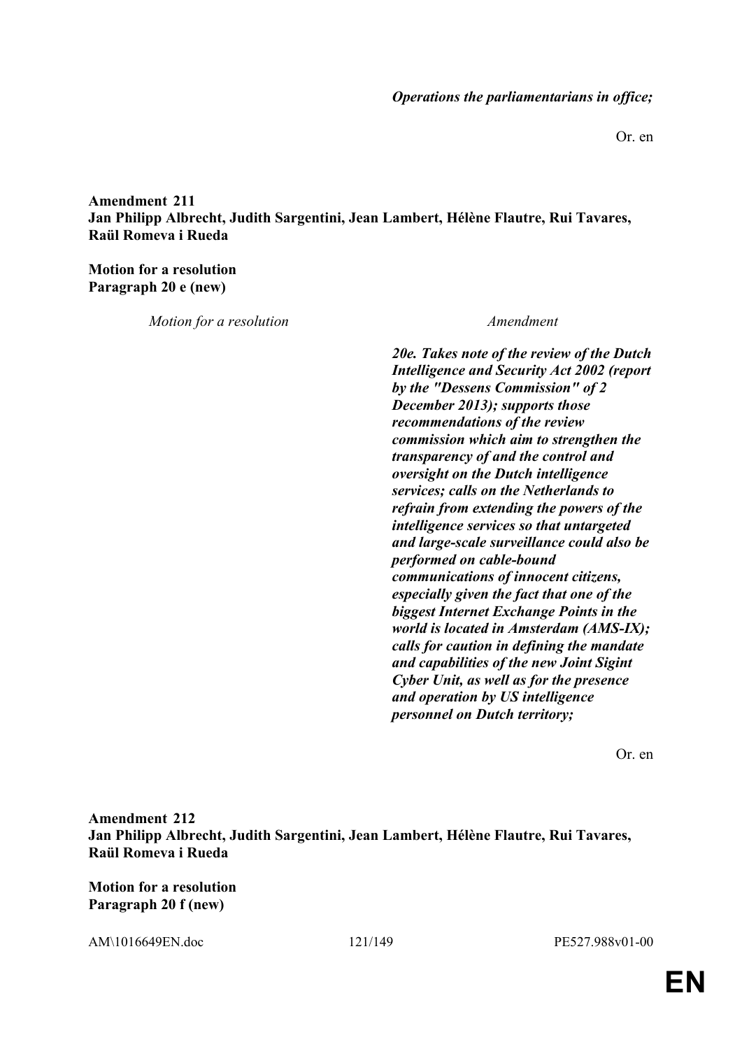***Operations the parliamentarians in office;***

Or. en

**Amendment 211**
**Jan Philipp Albrecht, Judith Sargentini, Jean Lambert, Hélène Flautre, Rui Tavares, Raül Romeva i Rueda**

**Motion for a resolution**
**Paragraph 20 e (new)**

| *Motion for a resolution* | *Amendment* |
|---|---|
| | ***20e. Takes note of the review of the Dutch Intelligence and Security Act 2002 (report by the "Dessens Commission" of 2 December 2013); supports those recommendations of the review commission which aim to strengthen the transparency of and the control and oversight on the Dutch intelligence services; calls on the Netherlands to refrain from extending the powers of the intelligence services so that untargeted and large-scale surveillance could also be performed on cable-bound communications of innocent citizens, especially given the fact that one of the biggest Internet Exchange Points in the world is located in Amsterdam (AMS-IX); calls for caution in defining the mandate and capabilities of the new Joint Sigint Cyber Unit, as well as for the presence and operation by US intelligence personnel on Dutch territory;*** |

Or. en

**Amendment 212**
**Jan Philipp Albrecht, Judith Sargentini, Jean Lambert, Hélène Flautre, Rui Tavares, Raül Romeva i Rueda**

**Motion for a resolution**
**Paragraph 20 f (new)**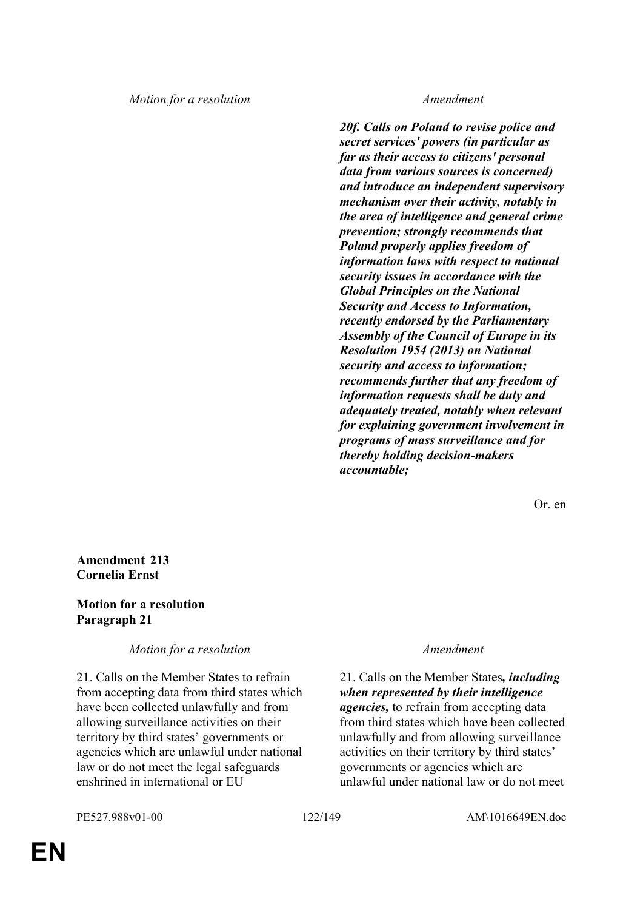| Motion for a resolution | Amendment |
|---|---|
| | ***20f. Calls on Poland to revise police and secret services' powers (in particular as far as their access to citizens' personal data from various sources is concerned) and introduce an independent supervisory mechanism over their activity, notably in the area of intelligence and general crime prevention; strongly recommends that Poland properly applies freedom of information laws with respect to national security issues in accordance with the Global Principles on the National Security and Access to Information, recently endorsed by the Parliamentary Assembly of the Council of Europe in its Resolution 1954 (2013) on National security and access to information; recommends further that any freedom of information requests shall be duly and adequately treated, notably when relevant for explaining government involvement in programs of mass surveillance and for thereby holding decision-makers accountable;*** |

Or. en

**Amendment 213**
**Cornelia Ernst**

**Motion for a resolution**
**Paragraph 21**

| Motion for a resolution | Amendment |
|---|---|
| 21. Calls on the Member States to refrain from accepting data from third states which have been collected unlawfully and from allowing surveillance activities on their territory by third states' governments or agencies which are unlawful under national law or do not meet the legal safeguards enshrined in international or EU | 21. Calls on the Member States***, including when represented by their intelligence agencies,*** to refrain from accepting data from third states which have been collected unlawfully and from allowing surveillance activities on their territory by third states' governments or agencies which are unlawful under national law or do not meet |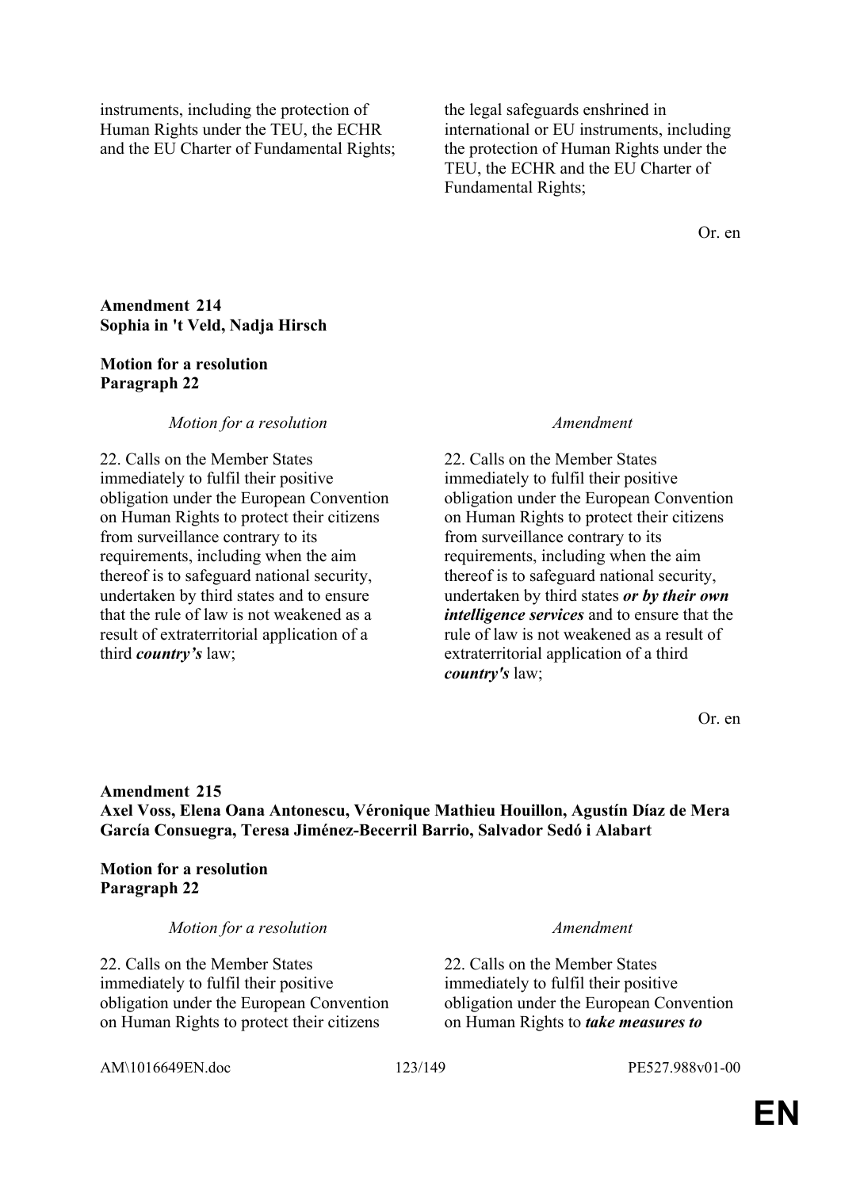| | |
|---|---|
| instruments, including the protection of Human Rights under the TEU, the ECHR and the EU Charter of Fundamental Rights; | the legal safeguards enshrined in international or EU instruments, including the protection of Human Rights under the TEU, the ECHR and the EU Charter of Fundamental Rights; |

Or. en

**Amendment 214**
**Sophia in 't Veld, Nadja Hirsch**

**Motion for a resolution**
**Paragraph 22**

| *Motion for a resolution* | *Amendment* |
|---|---|
| 22. Calls on the Member States immediately to fulfil their positive obligation under the European Convention on Human Rights to protect their citizens from surveillance contrary to its requirements, including when the aim thereof is to safeguard national security, undertaken by third states and to ensure that the rule of law is not weakened as a result of extraterritorial application of a third ***country's*** law; | 22. Calls on the Member States immediately to fulfil their positive obligation under the European Convention on Human Rights to protect their citizens from surveillance contrary to its requirements, including when the aim thereof is to safeguard national security, undertaken by third states ***or by their own intelligence services*** and to ensure that the rule of law is not weakened as a result of extraterritorial application of a third ***country's*** law; |

Or. en

**Amendment 215**
**Axel Voss, Elena Oana Antonescu, Véronique Mathieu Houillon, Agustín Díaz de Mera García Consuegra, Teresa Jiménez-Becerril Barrio, Salvador Sedó i Alabart**

**Motion for a resolution**
**Paragraph 22**

| *Motion for a resolution* | *Amendment* |
|---|---|
| 22. Calls on the Member States immediately to fulfil their positive obligation under the European Convention on Human Rights to protect their citizens | 22. Calls on the Member States immediately to fulfil their positive obligation under the European Convention on Human Rights to ***take measures to*** |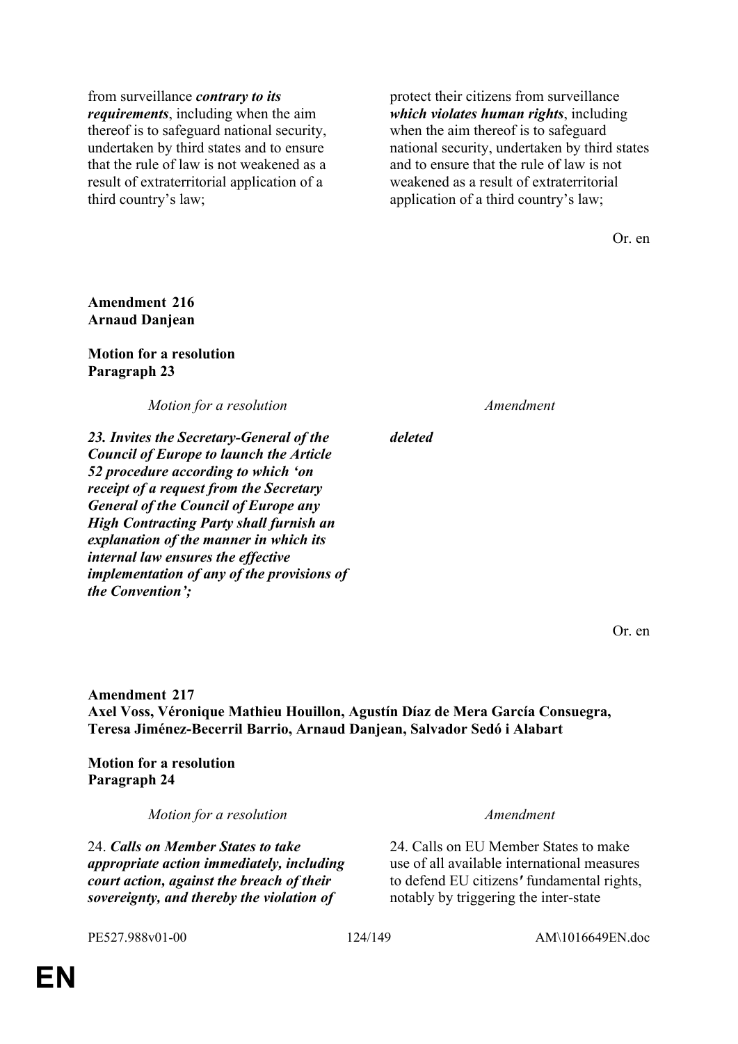| | |
|---|---|
| from surveillance ***contrary to its requirements***, including when the aim thereof is to safeguard national security, undertaken by third states and to ensure that the rule of law is not weakened as a result of extraterritorial application of a third country's law; | protect their citizens from surveillance ***which violates human rights***, including when the aim thereof is to safeguard national security, undertaken by third states and to ensure that the rule of law is not weakened as a result of extraterritorial application of a third country's law; |

Or. en

**Amendment 216**
**Arnaud Danjean**

**Motion for a resolution**
**Paragraph 23**

| *Motion for a resolution* | *Amendment* |
|---|---|
| ***23. Invites the Secretary-General of the Council of Europe to launch the Article 52 procedure according to which 'on receipt of a request from the Secretary General of the Council of Europe any High Contracting Party shall furnish an explanation of the manner in which its internal law ensures the effective implementation of any of the provisions of the Convention';*** | ***deleted*** |

Or. en

**Amendment 217**
**Axel Voss, Véronique Mathieu Houillon, Agustín Díaz de Mera García Consuegra, Teresa Jiménez-Becerril Barrio, Arnaud Danjean, Salvador Sedó i Alabart**

**Motion for a resolution**
**Paragraph 24**

| *Motion for a resolution* | *Amendment* |
|---|---|
| 24. ***Calls on Member States to take appropriate action immediately, including court action, against the breach of their sovereignty, and thereby the violation of*** | 24. Calls on EU Member States to make use of all available international measures to defend EU citizens′ fundamental rights, notably by triggering the inter-state |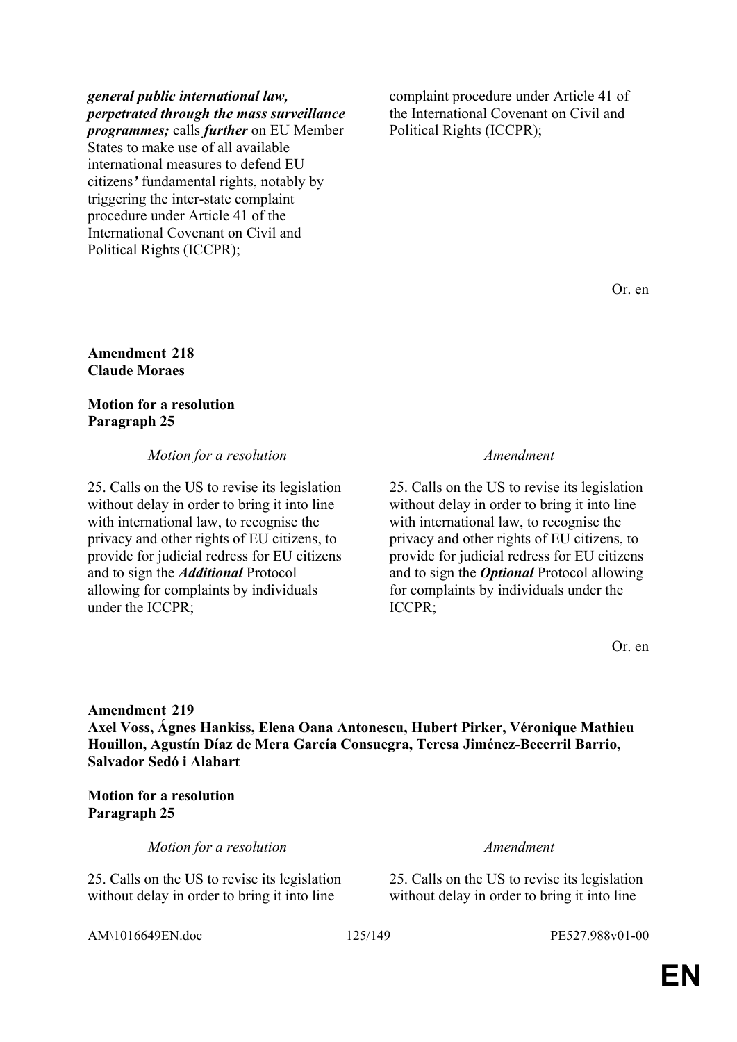| | |
|---|---|
| ***general public international law, perpetrated through the mass surveillance programmes;*** calls ***further*** on EU Member States to make use of all available international measures to defend EU citizens*'* fundamental rights, notably by triggering the inter-state complaint procedure under Article 41 of the International Covenant on Civil and Political Rights (ICCPR); | complaint procedure under Article 41 of the International Covenant on Civil and Political Rights (ICCPR); |

Or. en

**Amendment 218**
**Claude Moraes**

**Motion for a resolution**
**Paragraph 25**

| *Motion for a resolution* | *Amendment* |
|---|---|
| 25. Calls on the US to revise its legislation without delay in order to bring it into line with international law, to recognise the privacy and other rights of EU citizens, to provide for judicial redress for EU citizens and to sign the ***Additional*** Protocol allowing for complaints by individuals under the ICCPR; | 25. Calls on the US to revise its legislation without delay in order to bring it into line with international law, to recognise the privacy and other rights of EU citizens, to provide for judicial redress for EU citizens and to sign the ***Optional*** Protocol allowing for complaints by individuals under the ICCPR; |

Or. en

**Amendment 219**
**Axel Voss, Ágnes Hankiss, Elena Oana Antonescu, Hubert Pirker, Véronique Mathieu Houillon, Agustín Díaz de Mera García Consuegra, Teresa Jiménez-Becerril Barrio, Salvador Sedó i Alabart**

**Motion for a resolution**
**Paragraph 25**

| *Motion for a resolution* | *Amendment* |
|---|---|
| 25. Calls on the US to revise its legislation without delay in order to bring it into line | 25. Calls on the US to revise its legislation without delay in order to bring it into line |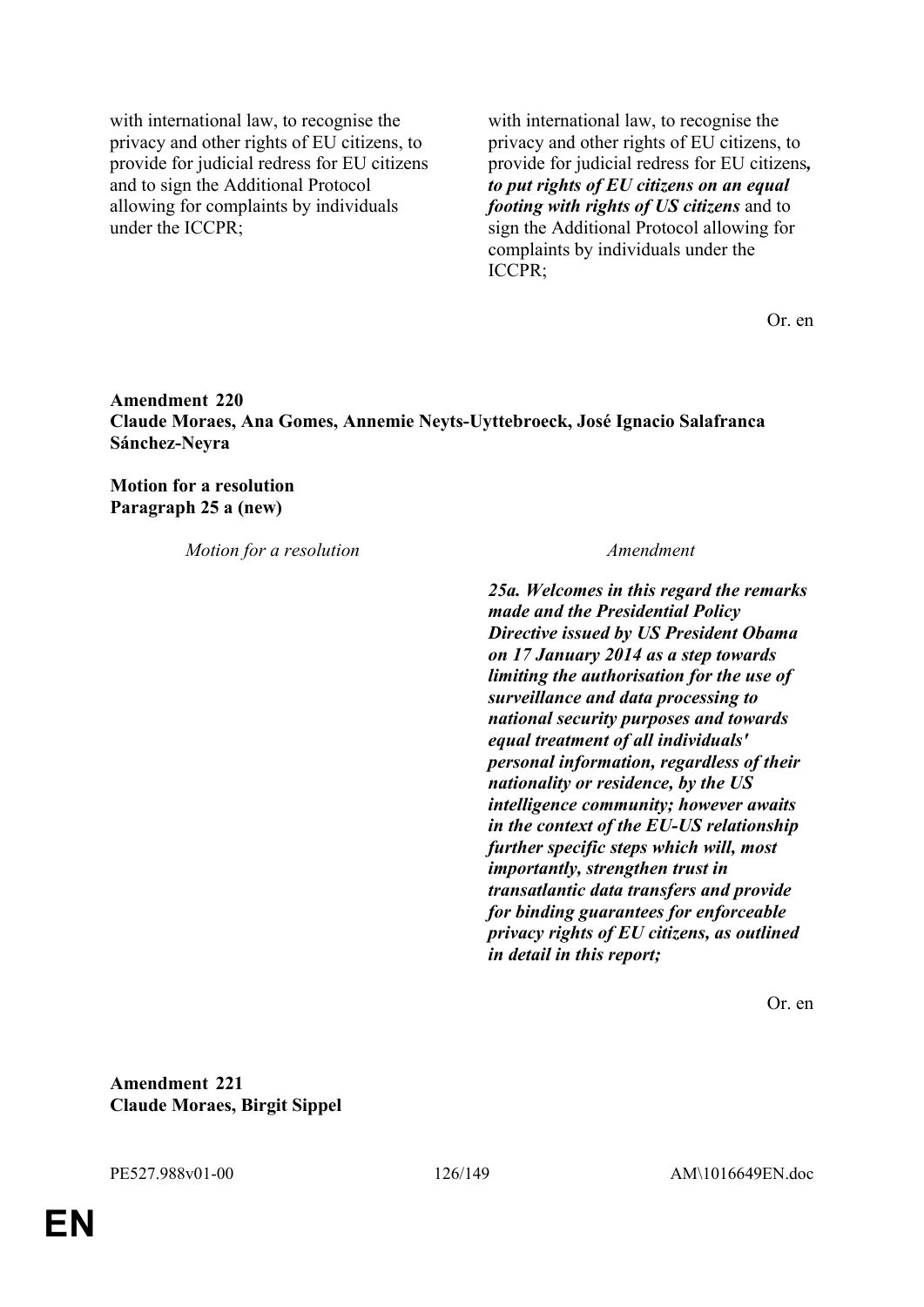| | |
|---|---|
| with international law, to recognise the privacy and other rights of EU citizens, to provide for judicial redress for EU citizens and to sign the Additional Protocol allowing for complaints by individuals under the ICCPR; | with international law, to recognise the privacy and other rights of EU citizens, to provide for judicial redress for EU citizens***, to put rights of EU citizens on an equal footing with rights of US citizens*** and to sign the Additional Protocol allowing for complaints by individuals under the ICCPR; |

Or. en

**Amendment 220**
**Claude Moraes, Ana Gomes, Annemie Neyts-Uyttebroeck, José Ignacio Salafranca Sánchez-Neyra**

**Motion for a resolution**
**Paragraph 25 a (new)**

| *Motion for a resolution* | *Amendment* |
|---|---|
| | ***25a. Welcomes in this regard the remarks made and the Presidential Policy Directive issued by US President Obama on 17 January 2014 as a step towards limiting the authorisation for the use of surveillance and data processing to national security purposes and towards equal treatment of all individuals' personal information, regardless of their nationality or residence, by the US intelligence community; however awaits in the context of the EU-US relationship further specific steps which will, most importantly, strengthen trust in transatlantic data transfers and provide for binding guarantees for enforceable privacy rights of EU citizens, as outlined in detail in this report;*** |

Or. en

**Amendment 221**
**Claude Moraes, Birgit Sippel**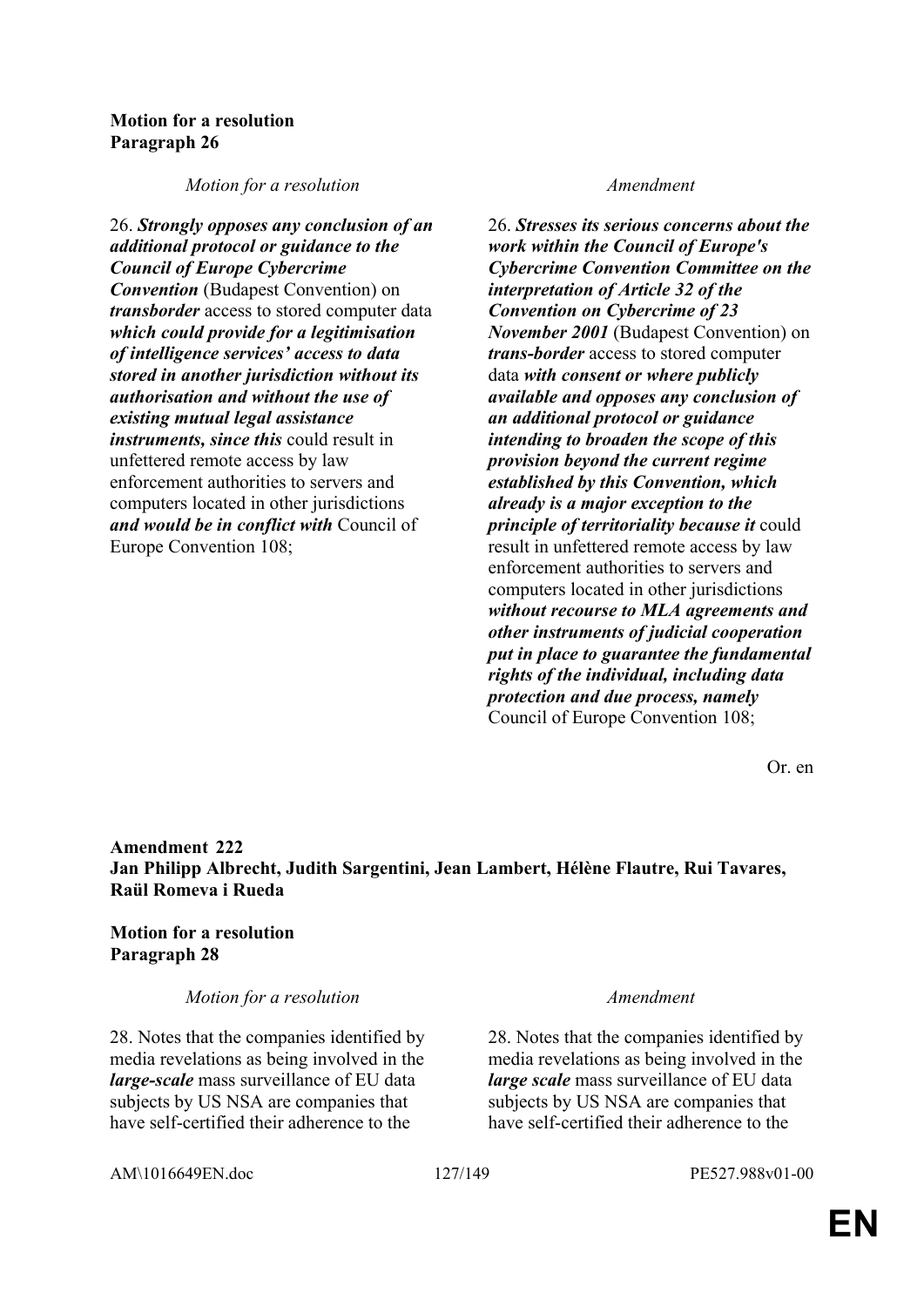**Motion for a resolution**
**Paragraph 26**

| *Motion for a resolution* | *Amendment* |
|---|---|
| 26. ***Strongly opposes any conclusion of an additional protocol or guidance to the Council of Europe Cybercrime Convention*** (Budapest Convention) on ***transborder*** access to stored computer data ***which could provide for a legitimisation of intelligence services' access to data stored in another jurisdiction without its authorisation and without the use of existing mutual legal assistance instruments, since this*** could result in unfettered remote access by law enforcement authorities to servers and computers located in other jurisdictions ***and would be in conflict with*** Council of Europe Convention 108; | 26. ***Stresses its serious concerns about the work within the Council of Europe's Cybercrime Convention Committee on the interpretation of Article 32 of the Convention on Cybercrime of 23 November 2001*** (Budapest Convention) on ***trans-border*** access to stored computer data ***with consent or where publicly available and opposes any conclusion of an additional protocol or guidance intending to broaden the scope of this provision beyond the current regime established by this Convention, which already is a major exception to the principle of territoriality because it*** could result in unfettered remote access by law enforcement authorities to servers and computers located in other jurisdictions ***without recourse to MLA agreements and other instruments of judicial cooperation put in place to guarantee the fundamental rights of the individual, including data protection and due process, namely*** Council of Europe Convention 108; |

Or. en

**Amendment 222**
**Jan Philipp Albrecht, Judith Sargentini, Jean Lambert, Hélène Flautre, Rui Tavares, Raül Romeva i Rueda**

**Motion for a resolution**
**Paragraph 28**

| *Motion for a resolution* | *Amendment* |
|---|---|
| 28. Notes that the companies identified by media revelations as being involved in the ***large-scale*** mass surveillance of EU data subjects by US NSA are companies that have self-certified their adherence to the | 28. Notes that the companies identified by media revelations as being involved in the ***large scale*** mass surveillance of EU data subjects by US NSA are companies that have self-certified their adherence to the |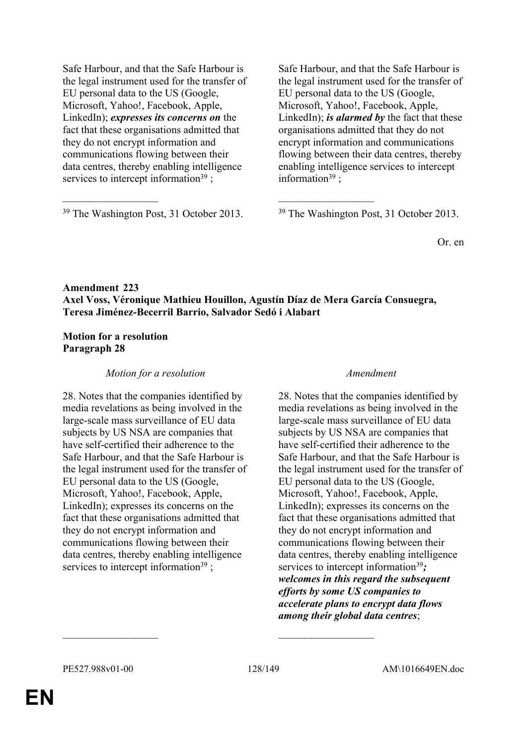| | |
|---|---|
| Safe Harbour, and that the Safe Harbour is the legal instrument used for the transfer of EU personal data to the US (Google, Microsoft, Yahoo!, Facebook, Apple, LinkedIn); ***expresses its concerns on*** the fact that these organisations admitted that they do not encrypt information and communications flowing between their data centres, thereby enabling intelligence services to intercept information[39] ; | Safe Harbour, and that the Safe Harbour is the legal instrument used for the transfer of EU personal data to the US (Google, Microsoft, Yahoo!, Facebook, Apple, LinkedIn); ***is alarmed by*** the fact that these organisations admitted that they do not encrypt information and communications flowing between their data centres, thereby enabling intelligence services to intercept information[39] ; |
| [39] The Washington Post, 31 October 2013. | [39] The Washington Post, 31 October 2013. |

Or. en

**Amendment 223**
**Axel Voss, Véronique Mathieu Houillon, Agustín Díaz de Mera García Consuegra, Teresa Jiménez-Becerril Barrio, Salvador Sedó i Alabart**

**Motion for a resolution**
**Paragraph 28**

| *Motion for a resolution* | *Amendment* |
|---|---|
| 28. Notes that the companies identified by media revelations as being involved in the large-scale mass surveillance of EU data subjects by US NSA are companies that have self-certified their adherence to the Safe Harbour, and that the Safe Harbour is the legal instrument used for the transfer of EU personal data to the US (Google, Microsoft, Yahoo!, Facebook, Apple, LinkedIn); expresses its concerns on the fact that these organisations admitted that they do not encrypt information and communications flowing between their data centres, thereby enabling intelligence services to intercept information[39] ; | 28. Notes that the companies identified by media revelations as being involved in the large-scale mass surveillance of EU data subjects by US NSA are companies that have self-certified their adherence to the Safe Harbour, and that the Safe Harbour is the legal instrument used for the transfer of EU personal data to the US (Google, Microsoft, Yahoo!, Facebook, Apple, LinkedIn); expresses its concerns on the fact that these organisations admitted that they do not encrypt information and communications flowing between their data centres, thereby enabling intelligence services to intercept information[39]***; welcomes in this regard the subsequent efforts by some US companies to accelerate plans to encrypt data flows among their global data centres***; |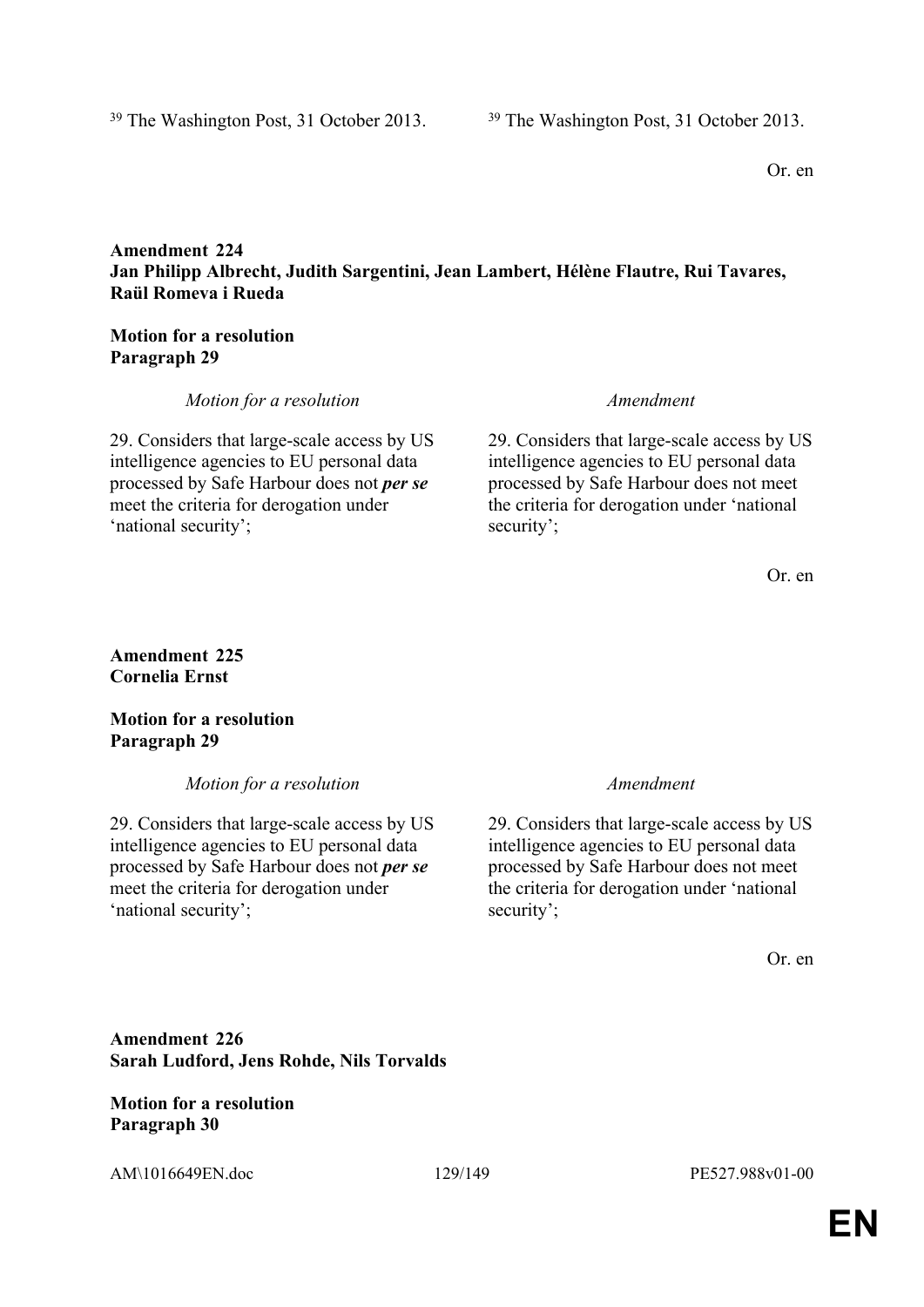[39] The Washington Post, 31 October 2013. | [39] The Washington Post, 31 October 2013.

Or. en

**Amendment 224**
**Jan Philipp Albrecht, Judith Sargentini, Jean Lambert, Hélène Flautre, Rui Tavares, Raül Romeva i Rueda**

**Motion for a resolution**
**Paragraph 29**

| *Motion for a resolution* | *Amendment* |
|---|---|
| 29. Considers that large-scale access by US intelligence agencies to EU personal data processed by Safe Harbour does not ***per se*** meet the criteria for derogation under 'national security'; | 29. Considers that large-scale access by US intelligence agencies to EU personal data processed by Safe Harbour does not meet the criteria for derogation under 'national security'; |

Or. en

**Amendment 225**
**Cornelia Ernst**

**Motion for a resolution**
**Paragraph 29**

| *Motion for a resolution* | *Amendment* |
|---|---|
| 29. Considers that large-scale access by US intelligence agencies to EU personal data processed by Safe Harbour does not ***per se*** meet the criteria for derogation under 'national security'; | 29. Considers that large-scale access by US intelligence agencies to EU personal data processed by Safe Harbour does not meet the criteria for derogation under 'national security'; |

Or. en

**Amendment 226**
**Sarah Ludford, Jens Rohde, Nils Torvalds**

**Motion for a resolution**
**Paragraph 30**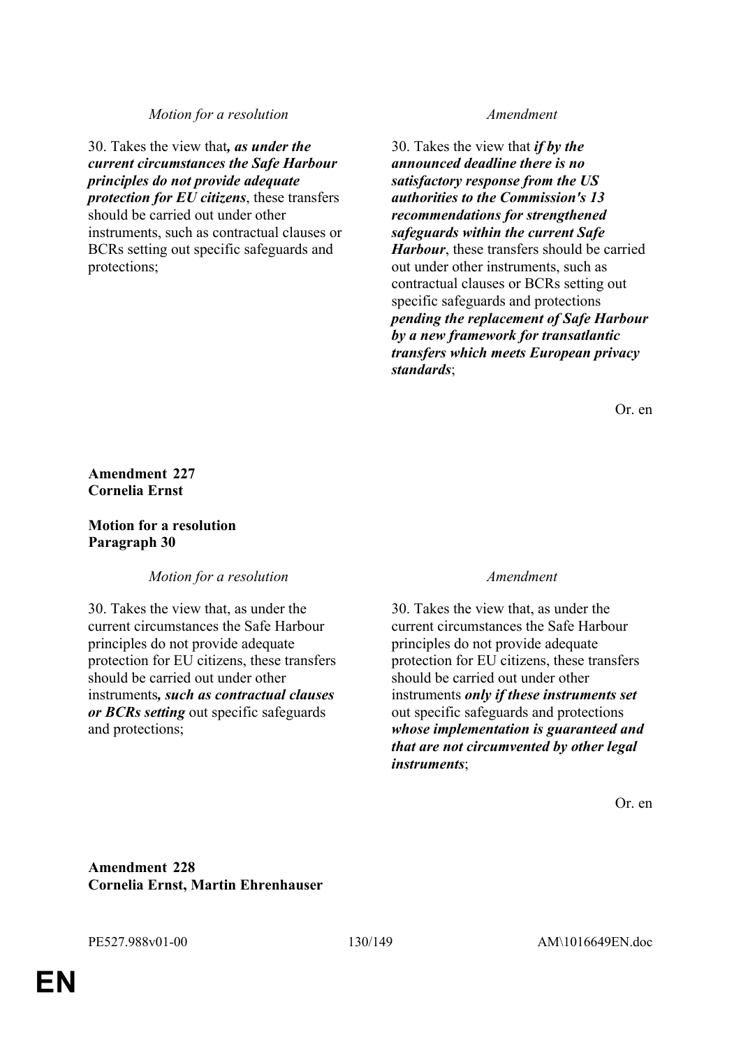| Motion for a resolution | Amendment |
|---|---|
| 30. Takes the view that***, as under the current circumstances the Safe Harbour principles do not provide adequate protection for EU citizens***, these transfers should be carried out under other instruments, such as contractual clauses or BCRs setting out specific safeguards and protections; | 30. Takes the view that ***if by the announced deadline there is no satisfactory response from the US authorities to the Commission's 13 recommendations for strengthened safeguards within the current Safe Harbour***, these transfers should be carried out under other instruments, such as contractual clauses or BCRs setting out specific safeguards and protections ***pending the replacement of Safe Harbour by a new framework for transatlantic transfers which meets European privacy standards***; |

Or. en

**Amendment 227**
**Cornelia Ernst**

**Motion for a resolution**
**Paragraph 30**

| Motion for a resolution | Amendment |
|---|---|
| 30. Takes the view that, as under the current circumstances the Safe Harbour principles do not provide adequate protection for EU citizens, these transfers should be carried out under other instruments***, such as contractual clauses or BCRs setting*** out specific safeguards and protections; | 30. Takes the view that, as under the current circumstances the Safe Harbour principles do not provide adequate protection for EU citizens, these transfers should be carried out under other instruments ***only if these instruments set*** out specific safeguards and protections ***whose implementation is guaranteed and that are not circumvented by other legal instruments***; |

Or. en

**Amendment 228**
**Cornelia Ernst, Martin Ehrenhauser**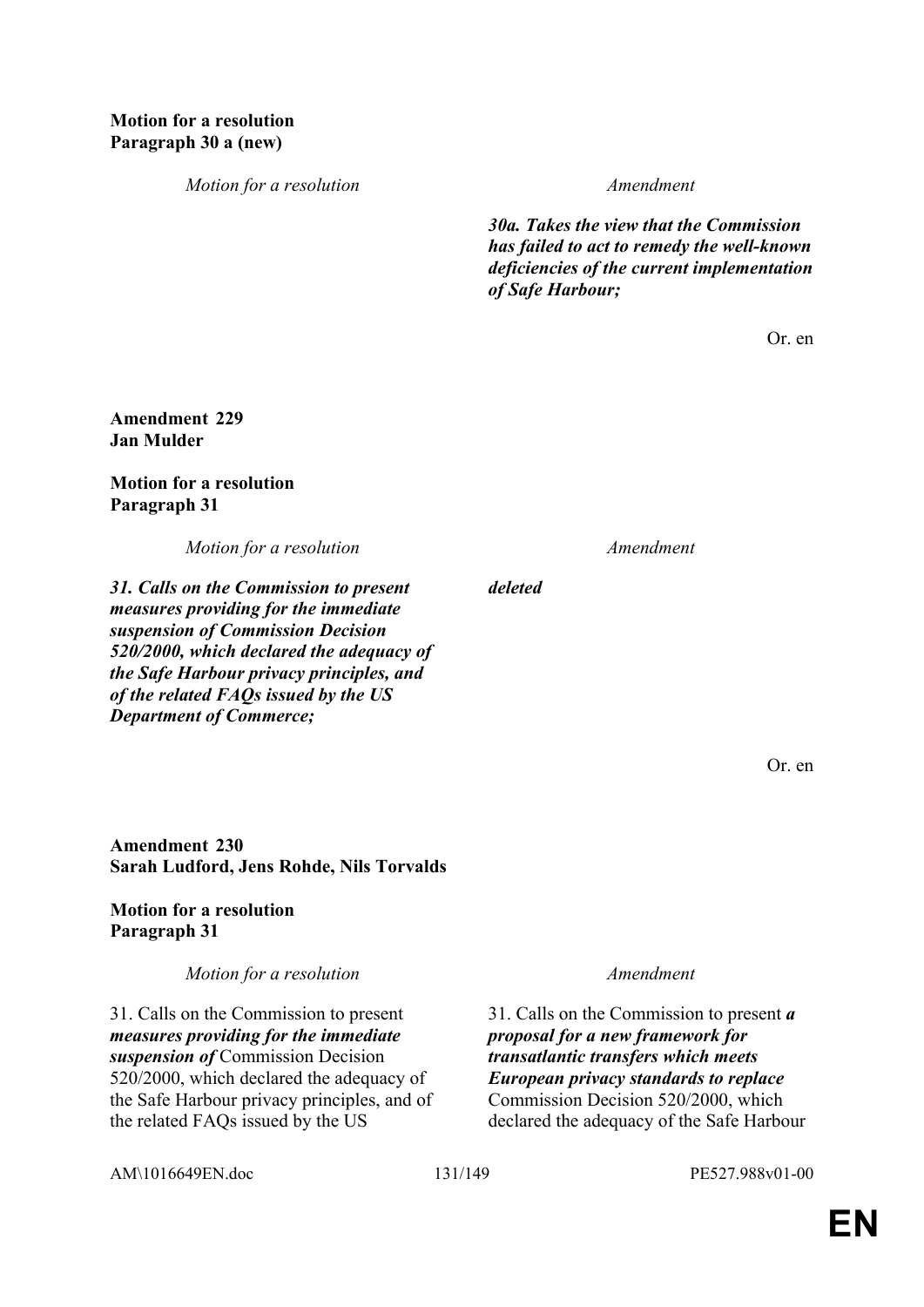**Motion for a resolution**
**Paragraph 30 a (new)**

| *Motion for a resolution* | *Amendment* |
|---|---|
| | ***30a. Takes the view that the Commission has failed to act to remedy the well-known deficiencies of the current implementation of Safe Harbour;*** |

Or. en

**Amendment 229**
**Jan Mulder**

**Motion for a resolution**
**Paragraph 31**

| *Motion for a resolution* | *Amendment* |
|---|---|
| ***31. Calls on the Commission to present measures providing for the immediate suspension of Commission Decision 520/2000, which declared the adequacy of the Safe Harbour privacy principles, and of the related FAQs issued by the US Department of Commerce;*** | ***deleted*** |

Or. en

**Amendment 230**
**Sarah Ludford, Jens Rohde, Nils Torvalds**

**Motion for a resolution**
**Paragraph 31**

| *Motion for a resolution* | *Amendment* |
|---|---|
| 31. Calls on the Commission to present ***measures providing for the immediate suspension of*** Commission Decision 520/2000, which declared the adequacy of the Safe Harbour privacy principles, and of the related FAQs issued by the US | 31. Calls on the Commission to present ***a proposal for a new framework for transatlantic transfers which meets European privacy standards to replace*** Commission Decision 520/2000, which declared the adequacy of the Safe Harbour |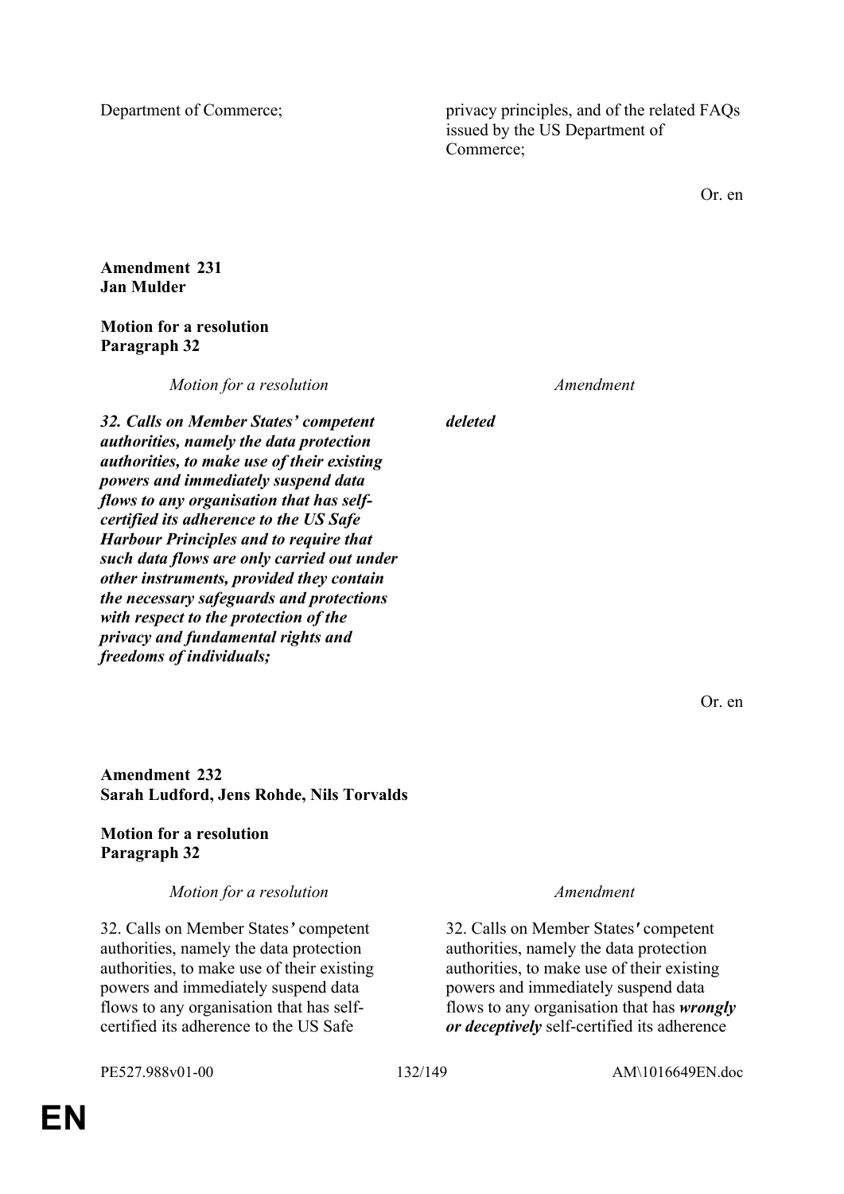| | |
|---|---|
| Department of Commerce; | privacy principles, and of the related FAQs issued by the US Department of Commerce; |

Or. en

**Amendment 231**
**Jan Mulder**

**Motion for a resolution**
**Paragraph 32**

| *Motion for a resolution* | *Amendment* |
|---|---|
| ***32. Calls on Member States' competent authorities, namely the data protection authorities, to make use of their existing powers and immediately suspend data flows to any organisation that has self-certified its adherence to the US Safe Harbour Principles and to require that such data flows are only carried out under other instruments, provided they contain the necessary safeguards and protections with respect to the protection of the privacy and fundamental rights and freedoms of individuals;*** | ***deleted*** |

Or. en

**Amendment 232**
**Sarah Ludford, Jens Rohde, Nils Torvalds**

**Motion for a resolution**
**Paragraph 32**

| *Motion for a resolution* | *Amendment* |
|---|---|
| 32. Calls on Member States' competent authorities, namely the data protection authorities, to make use of their existing powers and immediately suspend data flows to any organisation that has self-certified its adherence to the US Safe | 32. Calls on Member States' competent authorities, namely the data protection authorities, to make use of their existing powers and immediately suspend data flows to any organisation that has ***wrongly or deceptively*** self-certified its adherence |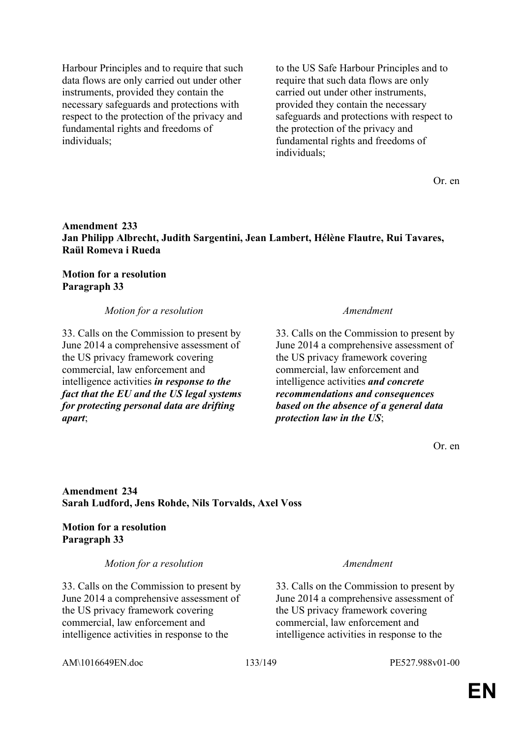| | |
|---|---|
| Harbour Principles and to require that such data flows are only carried out under other instruments, provided they contain the necessary safeguards and protections with respect to the protection of the privacy and fundamental rights and freedoms of individuals; | to the US Safe Harbour Principles and to require that such data flows are only carried out under other instruments, provided they contain the necessary safeguards and protections with respect to the protection of the privacy and fundamental rights and freedoms of individuals; |

Or. en

**Amendment 233**
**Jan Philipp Albrecht, Judith Sargentini, Jean Lambert, Hélène Flautre, Rui Tavares, Raül Romeva i Rueda**

**Motion for a resolution**
**Paragraph 33**

| *Motion for a resolution* | *Amendment* |
|---|---|
| 33. Calls on the Commission to present by June 2014 a comprehensive assessment of the US privacy framework covering commercial, law enforcement and intelligence activities ***in response to the fact that the EU and the US legal systems for protecting personal data are drifting apart***; | 33. Calls on the Commission to present by June 2014 a comprehensive assessment of the US privacy framework covering commercial, law enforcement and intelligence activities ***and concrete recommendations and consequences based on the absence of a general data protection law in the US***; |

Or. en

**Amendment 234**
**Sarah Ludford, Jens Rohde, Nils Torvalds, Axel Voss**

**Motion for a resolution**
**Paragraph 33**

| *Motion for a resolution* | *Amendment* |
|---|---|
| 33. Calls on the Commission to present by June 2014 a comprehensive assessment of the US privacy framework covering commercial, law enforcement and intelligence activities in response to the | 33. Calls on the Commission to present by June 2014 a comprehensive assessment of the US privacy framework covering commercial, law enforcement and intelligence activities in response to the |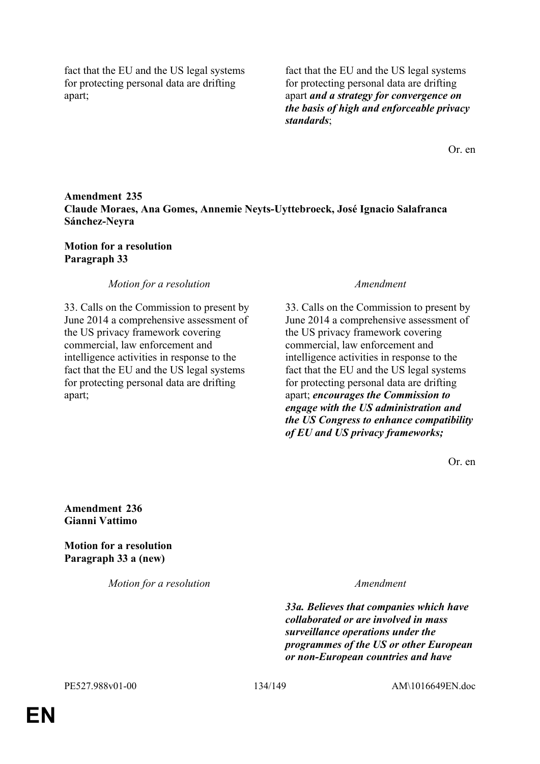| | |
|---|---|
| fact that the EU and the US legal systems for protecting personal data are drifting apart; | fact that the EU and the US legal systems for protecting personal data are drifting apart ***and a strategy for convergence on the basis of high and enforceable privacy standards***; |

Or. en

**Amendment 235**
**Claude Moraes, Ana Gomes, Annemie Neyts-Uyttebroeck, José Ignacio Salafranca Sánchez-Neyra**

**Motion for a resolution**
**Paragraph 33**

| *Motion for a resolution* | *Amendment* |
|---|---|
| 33. Calls on the Commission to present by June 2014 a comprehensive assessment of the US privacy framework covering commercial, law enforcement and intelligence activities in response to the fact that the EU and the US legal systems for protecting personal data are drifting apart; | 33. Calls on the Commission to present by June 2014 a comprehensive assessment of the US privacy framework covering commercial, law enforcement and intelligence activities in response to the fact that the EU and the US legal systems for protecting personal data are drifting apart; ***encourages the Commission to engage with the US administration and the US Congress to enhance compatibility of EU and US privacy frameworks;*** |

Or. en

**Amendment 236**
**Gianni Vattimo**

**Motion for a resolution**
**Paragraph 33 a (new)**

| *Motion for a resolution* | *Amendment* |
|---|---|
| | ***33a. Believes that companies which have collaborated or are involved in mass surveillance operations under the programmes of the US or other European or non-European countries and have*** |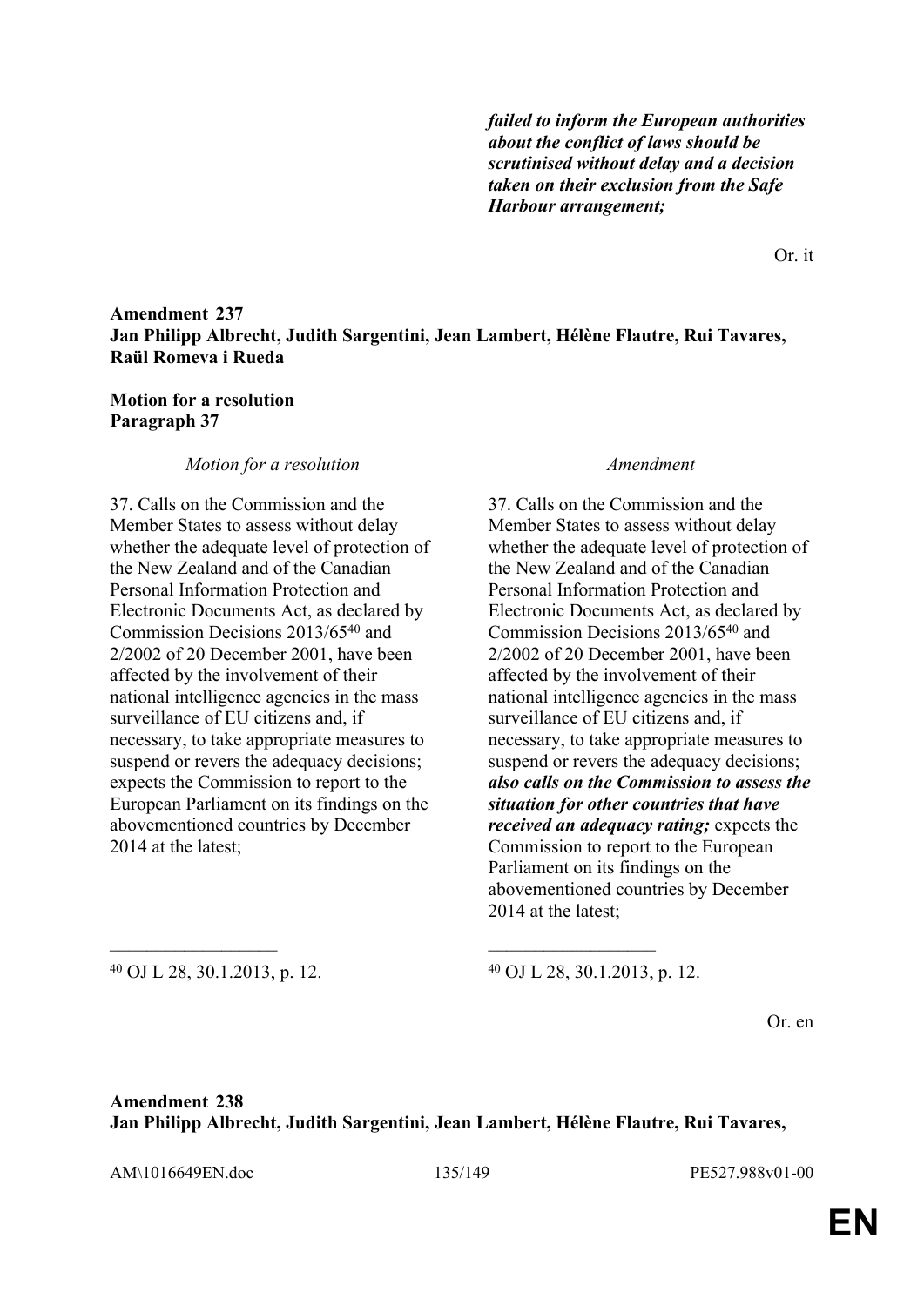***failed to inform the European authorities about the conflict of laws should be scrutinised without delay and a decision taken on their exclusion from the Safe Harbour arrangement;***

Or. it

**Amendment 237**
**Jan Philipp Albrecht, Judith Sargentini, Jean Lambert, Hélène Flautre, Rui Tavares, Raül Romeva i Rueda**

**Motion for a resolution**
**Paragraph 37**

| *Motion for a resolution* | *Amendment* |
| --- | --- |
| 37. Calls on the Commission and the Member States to assess without delay whether the adequate level of protection of the New Zealand and of the Canadian Personal Information Protection and Electronic Documents Act, as declared by Commission Decisions 2013/65[40] and 2/2002 of 20 December 2001, have been affected by the involvement of their national intelligence agencies in the mass surveillance of EU citizens and, if necessary, to take appropriate measures to suspend or revers the adequacy decisions; expects the Commission to report to the European Parliament on its findings on the abovementioned countries by December 2014 at the latest; | 37. Calls on the Commission and the Member States to assess without delay whether the adequate level of protection of the New Zealand and of the Canadian Personal Information Protection and Electronic Documents Act, as declared by Commission Decisions 2013/65[40] and 2/2002 of 20 December 2001, have been affected by the involvement of their national intelligence agencies in the mass surveillance of EU citizens and, if necessary, to take appropriate measures to suspend or revers the adequacy decisions; ***also calls on the Commission to assess the situation for other countries that have received an adequacy rating;*** expects the Commission to report to the European Parliament on its findings on the abovementioned countries by December 2014 at the latest; |
| [40] OJ L 28, 30.1.2013, p. 12. | [40] OJ L 28, 30.1.2013, p. 12. |

Or. en

**Amendment 238**
**Jan Philipp Albrecht, Judith Sargentini, Jean Lambert, Hélène Flautre, Rui Tavares,**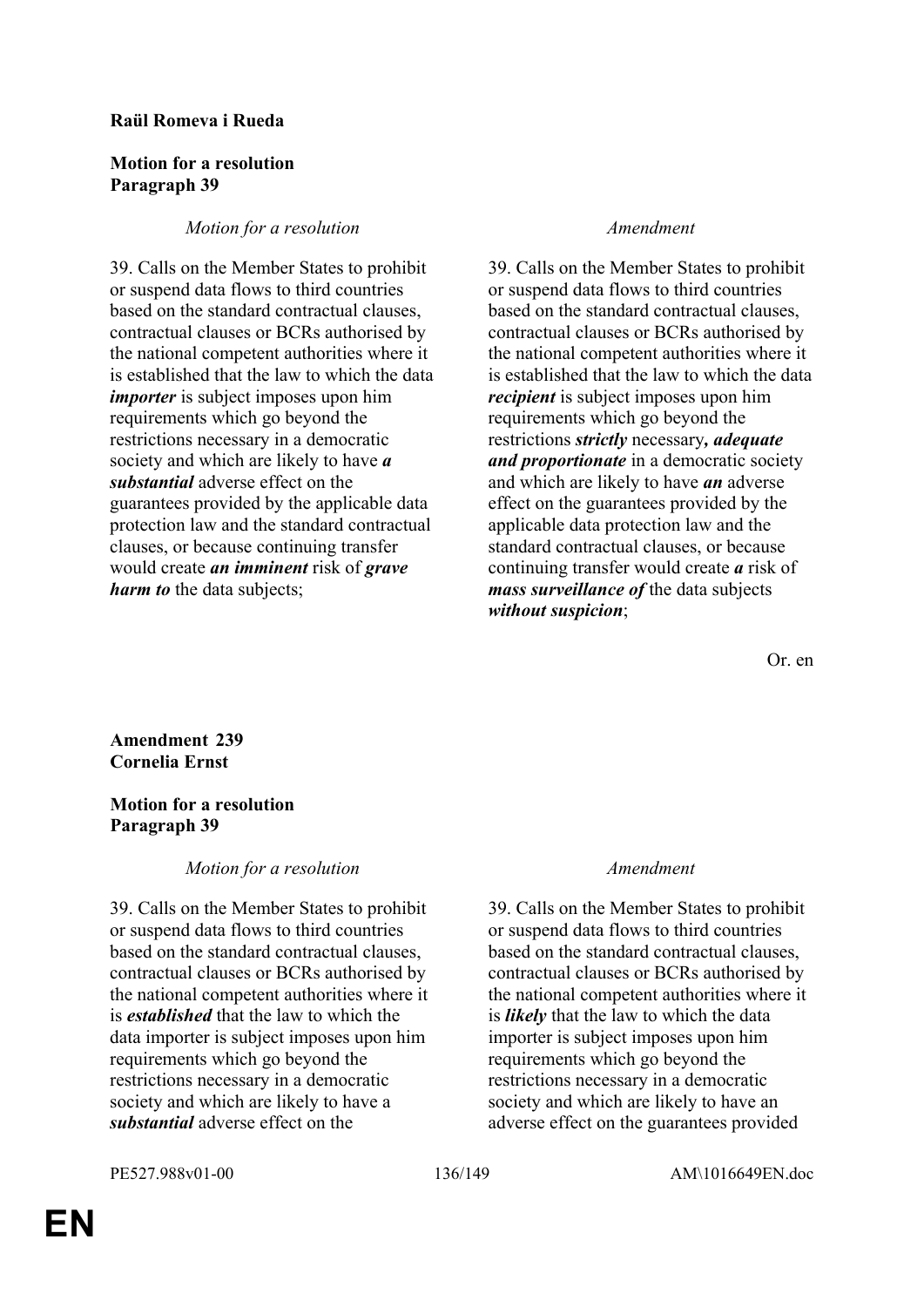**Raül Romeva i Rueda**

**Motion for a resolution**
**Paragraph 39**

| *Motion for a resolution* | *Amendment* |
|---|---|
| 39. Calls on the Member States to prohibit or suspend data flows to third countries based on the standard contractual clauses, contractual clauses or BCRs authorised by the national competent authorities where it is established that the law to which the data ***importer*** is subject imposes upon him requirements which go beyond the restrictions necessary in a democratic society and which are likely to have ***a substantial*** adverse effect on the guarantees provided by the applicable data protection law and the standard contractual clauses, or because continuing transfer would create ***an imminent*** risk of ***grave harm to*** the data subjects; | 39. Calls on the Member States to prohibit or suspend data flows to third countries based on the standard contractual clauses, contractual clauses or BCRs authorised by the national competent authorities where it is established that the law to which the data ***recipient*** is subject imposes upon him requirements which go beyond the restrictions ***strictly*** necessary***, adequate and proportionate*** in a democratic society and which are likely to have ***an*** adverse effect on the guarantees provided by the applicable data protection law and the standard contractual clauses, or because continuing transfer would create ***a*** risk of ***mass surveillance of*** the data subjects ***without suspicion***; |

Or. en

**Amendment 239**
**Cornelia Ernst**

**Motion for a resolution**
**Paragraph 39**

| *Motion for a resolution* | *Amendment* |
|---|---|
| 39. Calls on the Member States to prohibit or suspend data flows to third countries based on the standard contractual clauses, contractual clauses or BCRs authorised by the national competent authorities where it is ***established*** that the law to which the data importer is subject imposes upon him requirements which go beyond the restrictions necessary in a democratic society and which are likely to have a ***substantial*** adverse effect on the | 39. Calls on the Member States to prohibit or suspend data flows to third countries based on the standard contractual clauses, contractual clauses or BCRs authorised by the national competent authorities where it is ***likely*** that the law to which the data importer is subject imposes upon him requirements which go beyond the restrictions necessary in a democratic society and which are likely to have an adverse effect on the guarantees provided |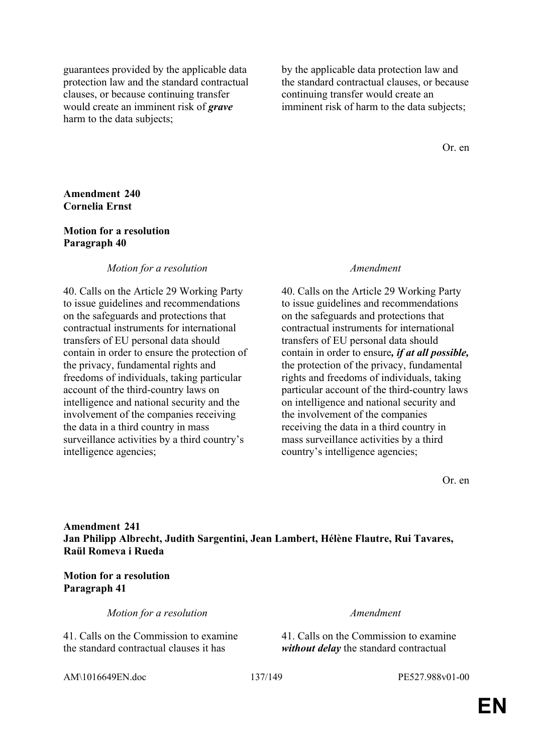| | |
|---|---|
| guarantees provided by the applicable data protection law and the standard contractual clauses, or because continuing transfer would create an imminent risk of ***grave*** harm to the data subjects; | by the applicable data protection law and the standard contractual clauses, or because continuing transfer would create an imminent risk of harm to the data subjects; |

Or. en

**Amendment 240**
**Cornelia Ernst**

**Motion for a resolution**
**Paragraph 40**

| *Motion for a resolution* | *Amendment* |
|---|---|
| 40. Calls on the Article 29 Working Party to issue guidelines and recommendations on the safeguards and protections that contractual instruments for international transfers of EU personal data should contain in order to ensure the protection of the privacy, fundamental rights and freedoms of individuals, taking particular account of the third-country laws on intelligence and national security and the involvement of the companies receiving the data in a third country in mass surveillance activities by a third country's intelligence agencies; | 40. Calls on the Article 29 Working Party to issue guidelines and recommendations on the safeguards and protections that contractual instruments for international transfers of EU personal data should contain in order to ensure***, if at all possible,*** the protection of the privacy, fundamental rights and freedoms of individuals, taking particular account of the third-country laws on intelligence and national security and the involvement of the companies receiving the data in a third country in mass surveillance activities by a third country's intelligence agencies; |

Or. en

**Amendment 241**
**Jan Philipp Albrecht, Judith Sargentini, Jean Lambert, Hélène Flautre, Rui Tavares, Raül Romeva i Rueda**

**Motion for a resolution**
**Paragraph 41**

| *Motion for a resolution* | *Amendment* |
|---|---|
| 41. Calls on the Commission to examine the standard contractual clauses it has | 41. Calls on the Commission to examine ***without delay*** the standard contractual |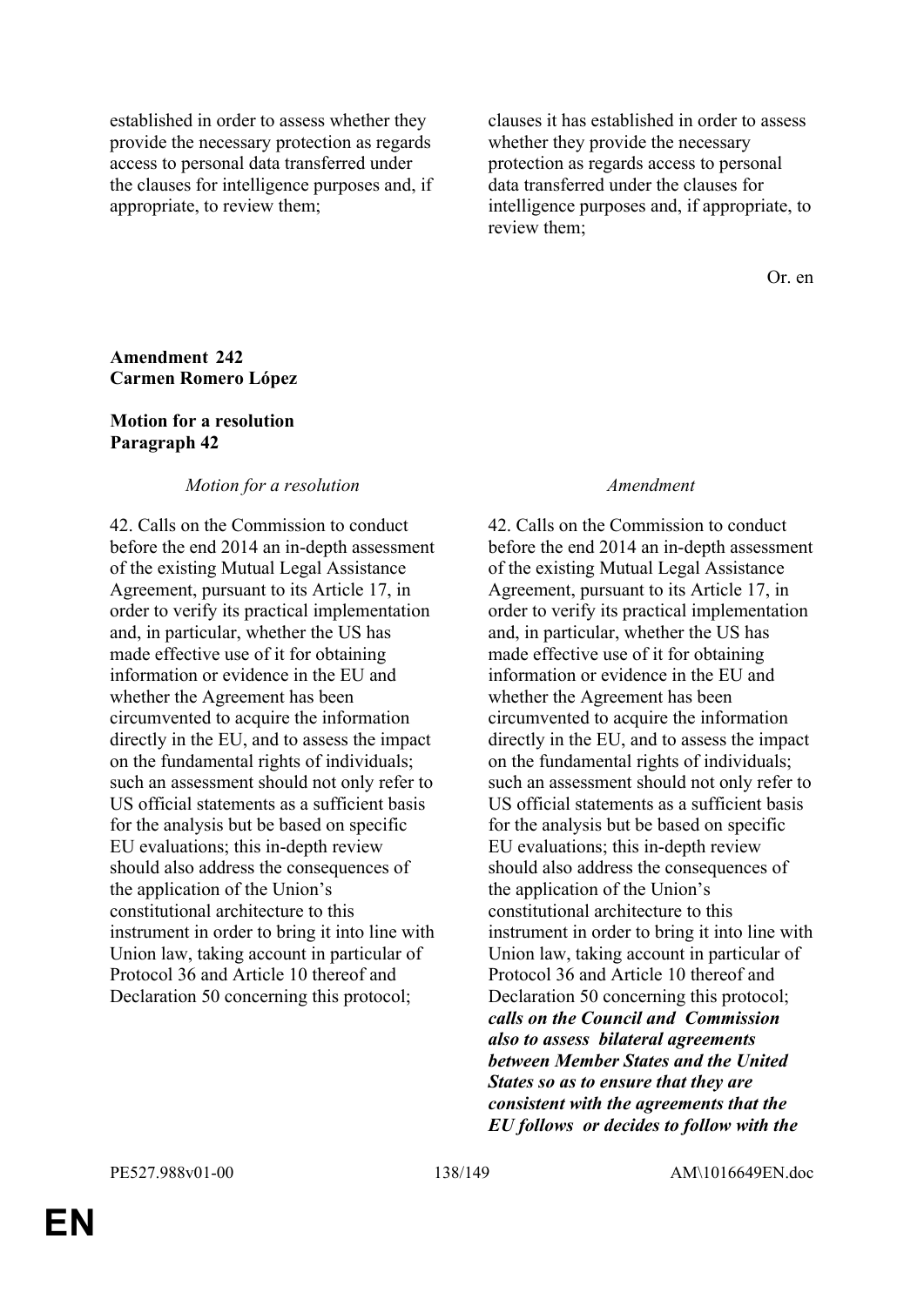| | |
|---|---|
| established in order to assess whether they provide the necessary protection as regards access to personal data transferred under the clauses for intelligence purposes and, if appropriate, to review them; | clauses it has established in order to assess whether they provide the necessary protection as regards access to personal data transferred under the clauses for intelligence purposes and, if appropriate, to review them; |

Or. en

**Amendment 242**
**Carmen Romero López**

**Motion for a resolution**
**Paragraph 42**

| *Motion for a resolution* | *Amendment* |
|---|---|
| 42. Calls on the Commission to conduct before the end 2014 an in-depth assessment of the existing Mutual Legal Assistance Agreement, pursuant to its Article 17, in order to verify its practical implementation and, in particular, whether the US has made effective use of it for obtaining information or evidence in the EU and whether the Agreement has been circumvented to acquire the information directly in the EU, and to assess the impact on the fundamental rights of individuals; such an assessment should not only refer to US official statements as a sufficient basis for the analysis but be based on specific EU evaluations; this in-depth review should also address the consequences of the application of the Union's constitutional architecture to this instrument in order to bring it into line with Union law, taking account in particular of Protocol 36 and Article 10 thereof and Declaration 50 concerning this protocol; | 42. Calls on the Commission to conduct before the end 2014 an in-depth assessment of the existing Mutual Legal Assistance Agreement, pursuant to its Article 17, in order to verify its practical implementation and, in particular, whether the US has made effective use of it for obtaining information or evidence in the EU and whether the Agreement has been circumvented to acquire the information directly in the EU, and to assess the impact on the fundamental rights of individuals; such an assessment should not only refer to US official statements as a sufficient basis for the analysis but be based on specific EU evaluations; this in-depth review should also address the consequences of the application of the Union's constitutional architecture to this instrument in order to bring it into line with Union law, taking account in particular of Protocol 36 and Article 10 thereof and Declaration 50 concerning this protocol; ***calls on the Council and Commission also to assess bilateral agreements between Member States and the United States so as to ensure that they are consistent with the agreements that the EU follows or decides to follow with the*** |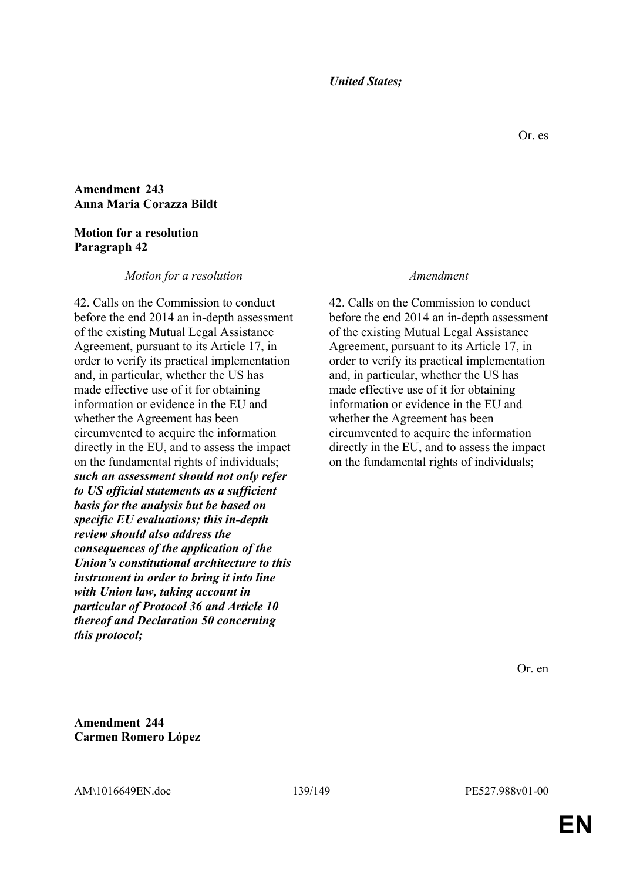*United States;*

Or. es

**Amendment 243**
**Anna Maria Corazza Bildt**

**Motion for a resolution**
**Paragraph 42**

| *Motion for a resolution* | *Amendment* |
|---|---|
| 42. Calls on the Commission to conduct before the end 2014 an in-depth assessment of the existing Mutual Legal Assistance Agreement, pursuant to its Article 17, in order to verify its practical implementation and, in particular, whether the US has made effective use of it for obtaining information or evidence in the EU and whether the Agreement has been circumvented to acquire the information directly in the EU, and to assess the impact on the fundamental rights of individuals; ***such an assessment should not only refer to US official statements as a sufficient basis for the analysis but be based on specific EU evaluations; this in-depth review should also address the consequences of the application of the Union's constitutional architecture to this instrument in order to bring it into line with Union law, taking account in particular of Protocol 36 and Article 10 thereof and Declaration 50 concerning this protocol;*** | 42. Calls on the Commission to conduct before the end 2014 an in-depth assessment of the existing Mutual Legal Assistance Agreement, pursuant to its Article 17, in order to verify its practical implementation and, in particular, whether the US has made effective use of it for obtaining information or evidence in the EU and whether the Agreement has been circumvented to acquire the information directly in the EU, and to assess the impact on the fundamental rights of individuals; |

Or. en

**Amendment 244**
**Carmen Romero López**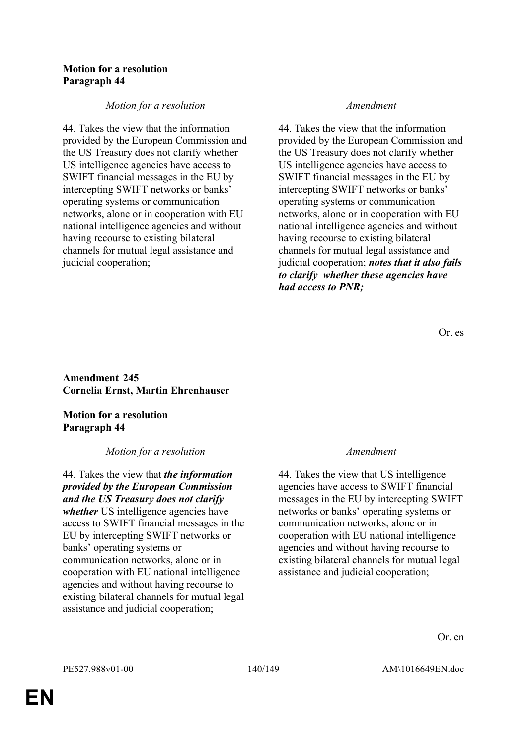**Motion for a resolution**
**Paragraph 44**

| *Motion for a resolution* | *Amendment* |
|---|---|
| 44. Takes the view that the information provided by the European Commission and the US Treasury does not clarify whether US intelligence agencies have access to SWIFT financial messages in the EU by intercepting SWIFT networks or banks' operating systems or communication networks, alone or in cooperation with EU national intelligence agencies and without having recourse to existing bilateral channels for mutual legal assistance and judicial cooperation; | 44. Takes the view that the information provided by the European Commission and the US Treasury does not clarify whether US intelligence agencies have access to SWIFT financial messages in the EU by intercepting SWIFT networks or banks' operating systems or communication networks, alone or in cooperation with EU national intelligence agencies and without having recourse to existing bilateral channels for mutual legal assistance and judicial cooperation; ***notes that it also fails to clarify  whether these agencies have had access to PNR;*** |

Or. es

**Amendment 245**
**Cornelia Ernst, Martin Ehrenhauser**

**Motion for a resolution**
**Paragraph 44**

| *Motion for a resolution* | *Amendment* |
|---|---|
| 44. Takes the view that ***the information provided by the European Commission and the US Treasury does not clarify whether*** US intelligence agencies have access to SWIFT financial messages in the EU by intercepting SWIFT networks or banks' operating systems or communication networks, alone or in cooperation with EU national intelligence agencies and without having recourse to existing bilateral channels for mutual legal assistance and judicial cooperation; | 44. Takes the view that US intelligence agencies have access to SWIFT financial messages in the EU by intercepting SWIFT networks or banks' operating systems or communication networks, alone or in cooperation with EU national intelligence agencies and without having recourse to existing bilateral channels for mutual legal assistance and judicial cooperation; |

Or. en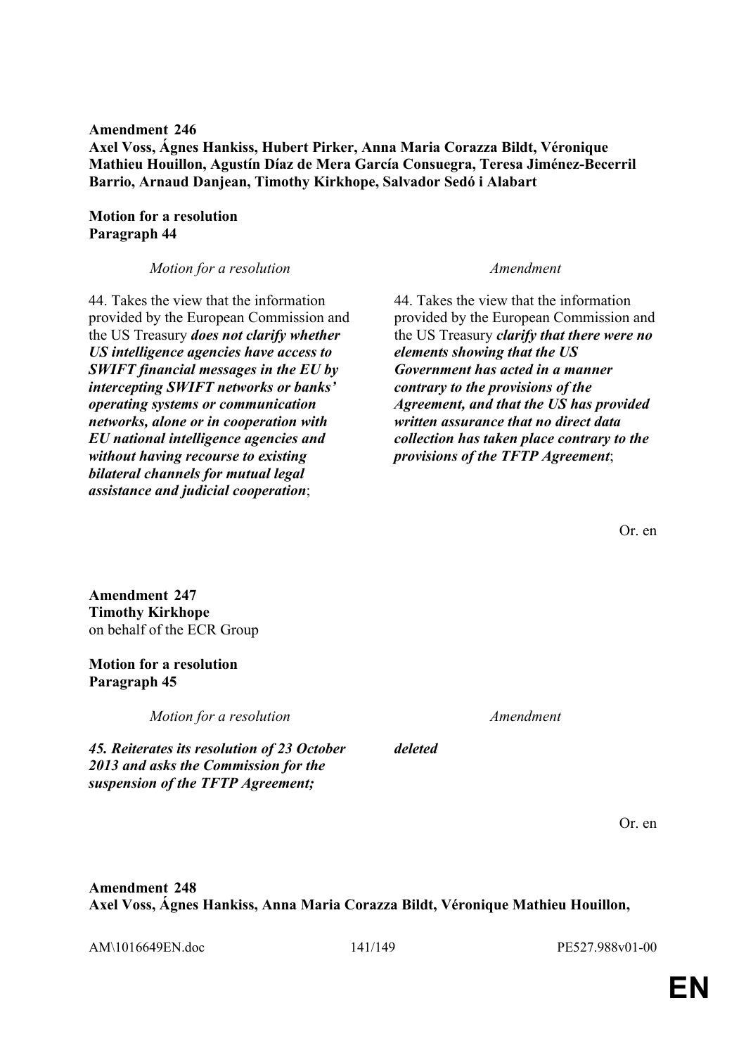**Amendment 246**
**Axel Voss, Ágnes Hankiss, Hubert Pirker, Anna Maria Corazza Bildt, Véronique Mathieu Houillon, Agustín Díaz de Mera García Consuegra, Teresa Jiménez-Becerril Barrio, Arnaud Danjean, Timothy Kirkhope, Salvador Sedó i Alabart**

**Motion for a resolution**
**Paragraph 44**

| *Motion for a resolution* | *Amendment* |
| --- | --- |
| 44. Takes the view that the information provided by the European Commission and the US Treasury ***does not clarify whether US intelligence agencies have access to SWIFT financial messages in the EU by intercepting SWIFT networks or banks' operating systems or communication networks, alone or in cooperation with EU national intelligence agencies and without having recourse to existing bilateral channels for mutual legal assistance and judicial cooperation***; | 44. Takes the view that the information provided by the European Commission and the US Treasury ***clarify that there were no elements showing that the US Government has acted in a manner contrary to the provisions of the Agreement, and that the US has provided written assurance that no direct data collection has taken place contrary to the provisions of the TFTP Agreement***; |

Or. en

**Amendment 247**
**Timothy Kirkhope**
on behalf of the ECR Group

**Motion for a resolution**
**Paragraph 45**

| *Motion for a resolution* | *Amendment* |
| --- | --- |
| ***45. Reiterates its resolution of 23 October 2013 and asks the Commission for the suspension of the TFTP Agreement;*** | ***deleted*** |

Or. en

**Amendment 248**
**Axel Voss, Ágnes Hankiss, Anna Maria Corazza Bildt, Véronique Mathieu Houillon,**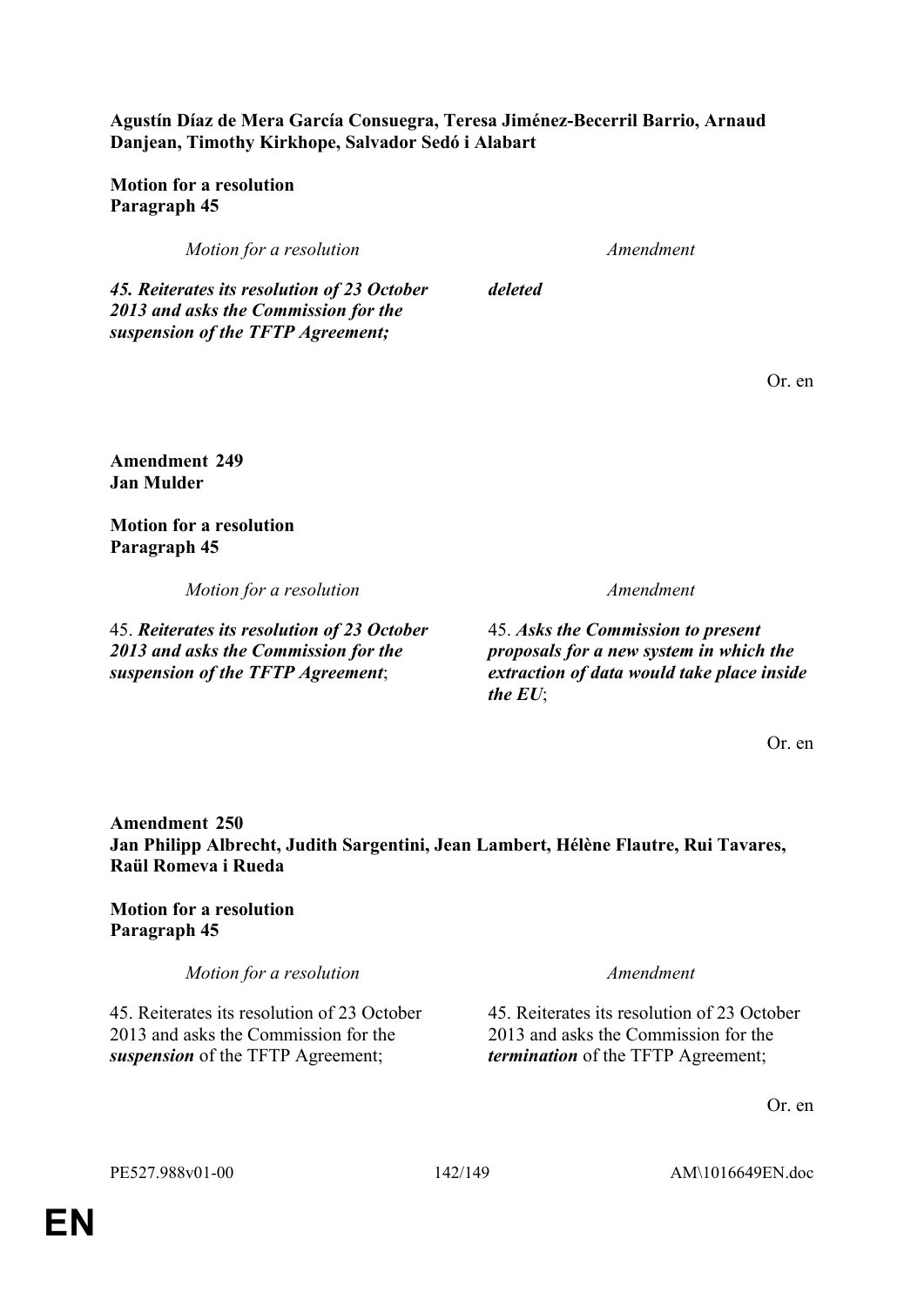**Agustín Díaz de Mera García Consuegra, Teresa Jiménez-Becerril Barrio, Arnaud Danjean, Timothy Kirkhope, Salvador Sedó i Alabart**

**Motion for a resolution**
**Paragraph 45**

| *Motion for a resolution* | *Amendment* |
|---|---|
| ***45. Reiterates its resolution of 23 October 2013 and asks the Commission for the suspension of the TFTP Agreement;*** | ***deleted*** |

Or. en

**Amendment 249**
**Jan Mulder**

**Motion for a resolution**
**Paragraph 45**

| *Motion for a resolution* | *Amendment* |
|---|---|
| 45. ***Reiterates its resolution of 23 October 2013 and asks the Commission for the suspension of the TFTP Agreement***; | 45. ***Asks the Commission to present proposals for a new system in which the extraction of data would take place inside the EU***; |

Or. en

**Amendment 250**
**Jan Philipp Albrecht, Judith Sargentini, Jean Lambert, Hélène Flautre, Rui Tavares, Raül Romeva i Rueda**

**Motion for a resolution**
**Paragraph 45**

| *Motion for a resolution* | *Amendment* |
|---|---|
| 45. Reiterates its resolution of 23 October 2013 and asks the Commission for the ***suspension*** of the TFTP Agreement; | 45. Reiterates its resolution of 23 October 2013 and asks the Commission for the ***termination*** of the TFTP Agreement; |

Or. en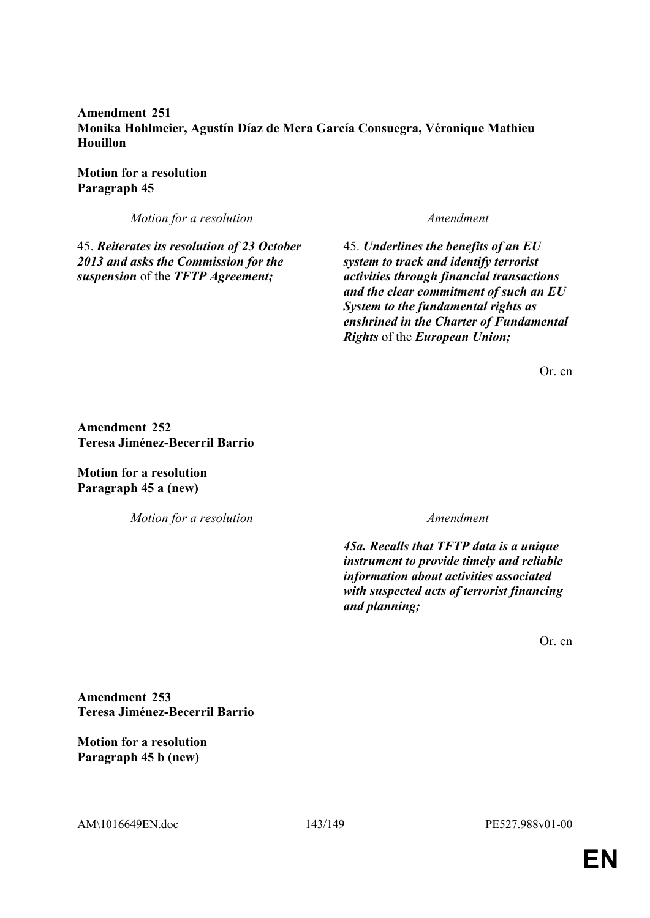**Amendment 251**
**Monika Hohlmeier, Agustín Díaz de Mera García Consuegra, Véronique Mathieu Houillon**

**Motion for a resolution**
**Paragraph 45**

| *Motion for a resolution* | *Amendment* |
|---|---|
| 45. ***Reiterates its resolution of 23 October 2013 and asks the Commission for the suspension*** of the ***TFTP Agreement;*** | 45. ***Underlines the benefits of an EU system to track and identify terrorist activities through financial transactions and the clear commitment of such an EU System to the fundamental rights as enshrined in the Charter of Fundamental Rights*** of the ***European Union;*** |

Or. en

**Amendment 252**
**Teresa Jiménez-Becerril Barrio**

**Motion for a resolution**
**Paragraph 45 a (new)**

| *Motion for a resolution* | *Amendment* |
|---|---|
| | ***45a. Recalls that TFTP data is a unique instrument to provide timely and reliable information about activities associated with suspected acts of terrorist financing and planning;*** |

Or. en

**Amendment 253**
**Teresa Jiménez-Becerril Barrio**

**Motion for a resolution**
**Paragraph 45 b (new)**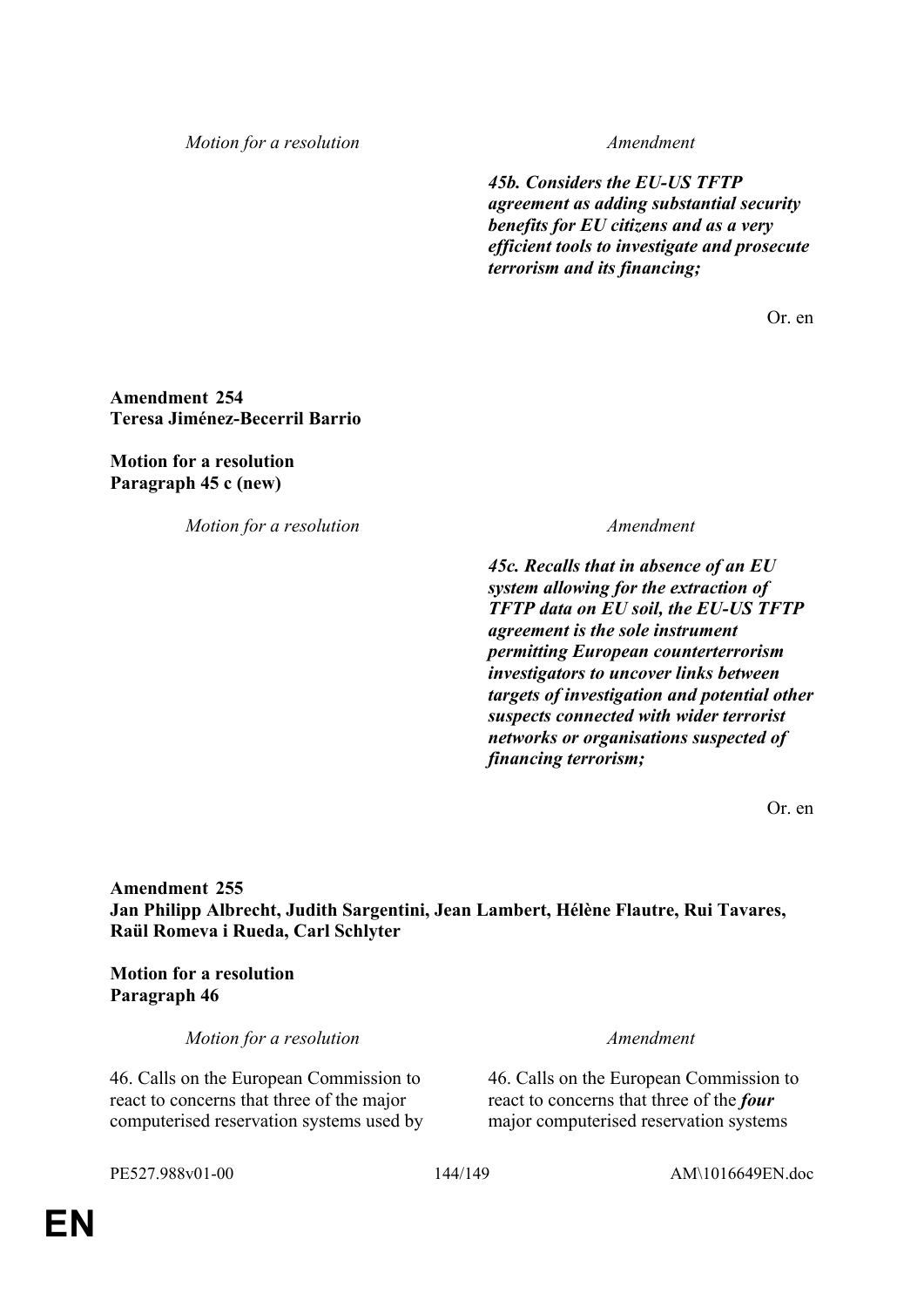| Motion for a resolution | Amendment |
|---|---|
| | ***45b. Considers the EU-US TFTP agreement as adding substantial security benefits for EU citizens and as a very efficient tools to investigate and prosecute terrorism and its financing;*** |

Or. en

**Amendment 254**
**Teresa Jiménez-Becerril Barrio**

**Motion for a resolution**
**Paragraph 45 c (new)**

| Motion for a resolution | Amendment |
|---|---|
| | ***45c. Recalls that in absence of an EU system allowing for the extraction of TFTP data on EU soil, the EU-US TFTP agreement is the sole instrument permitting European counterterrorism investigators to uncover links between targets of investigation and potential other suspects connected with wider terrorist networks or organisations suspected of financing terrorism;*** |

Or. en

**Amendment 255**
**Jan Philipp Albrecht, Judith Sargentini, Jean Lambert, Hélène Flautre, Rui Tavares, Raül Romeva i Rueda, Carl Schlyter**

**Motion for a resolution**
**Paragraph 46**

| Motion for a resolution | Amendment |
|---|---|
| 46. Calls on the European Commission to react to concerns that three of the major computerised reservation systems used by | 46. Calls on the European Commission to react to concerns that three of the ***four*** major computerised reservation systems |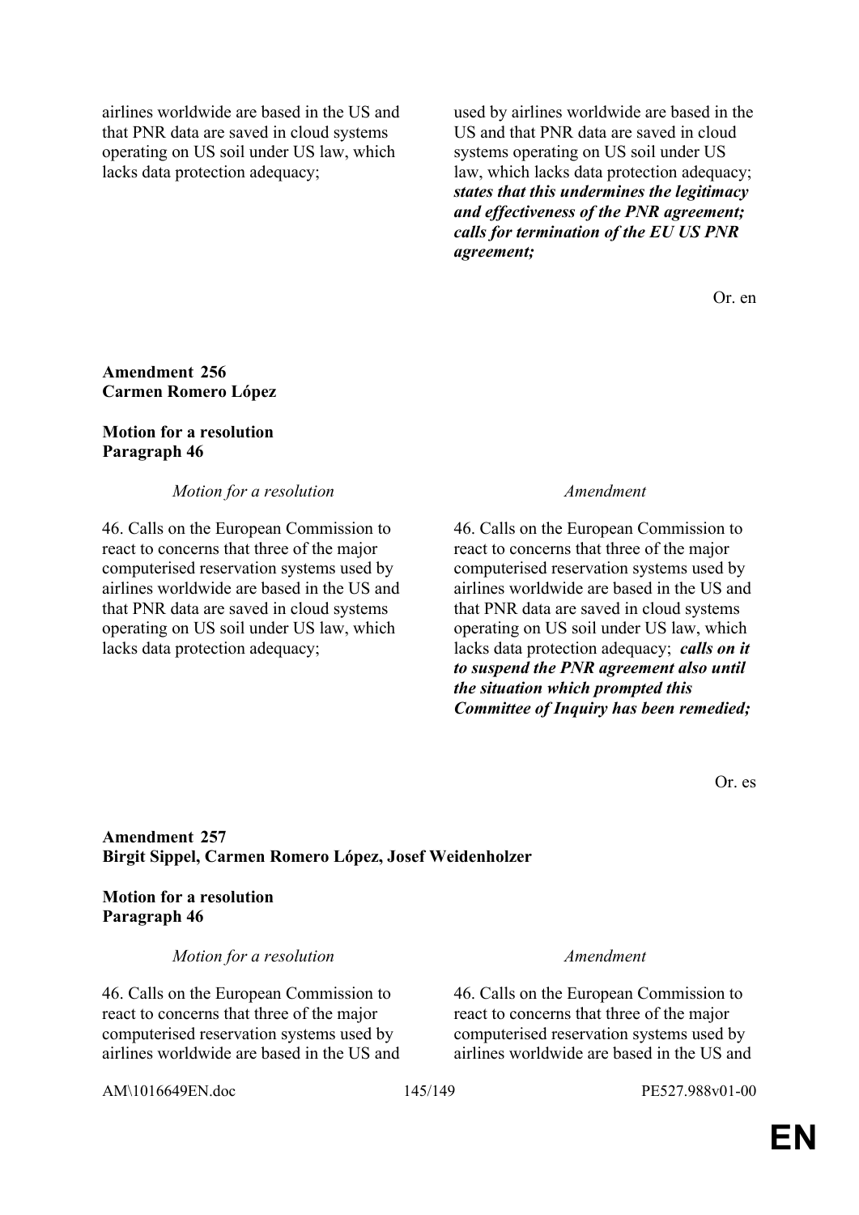| | |
|---|---|
| airlines worldwide are based in the US and that PNR data are saved in cloud systems operating on US soil under US law, which lacks data protection adequacy; | used by airlines worldwide are based in the US and that PNR data are saved in cloud systems operating on US soil under US law, which lacks data protection adequacy; ***states that this undermines the legitimacy and effectiveness of the PNR agreement; calls for termination of the EU US PNR agreement;*** |

Or. en

**Amendment 256**
**Carmen Romero López**

**Motion for a resolution**
**Paragraph 46**

| *Motion for a resolution* | *Amendment* |
|---|---|
| 46. Calls on the European Commission to react to concerns that three of the major computerised reservation systems used by airlines worldwide are based in the US and that PNR data are saved in cloud systems operating on US soil under US law, which lacks data protection adequacy; | 46. Calls on the European Commission to react to concerns that three of the major computerised reservation systems used by airlines worldwide are based in the US and that PNR data are saved in cloud systems operating on US soil under US law, which lacks data protection adequacy; ***calls on it to suspend the PNR agreement also until the situation which prompted this Committee of Inquiry has been remedied;*** |

Or. es

**Amendment 257**
**Birgit Sippel, Carmen Romero López, Josef Weidenholzer**

**Motion for a resolution**
**Paragraph 46**

| *Motion for a resolution* | *Amendment* |
|---|---|
| 46. Calls on the European Commission to react to concerns that three of the major computerised reservation systems used by airlines worldwide are based in the US and | 46. Calls on the European Commission to react to concerns that three of the major computerised reservation systems used by airlines worldwide are based in the US and |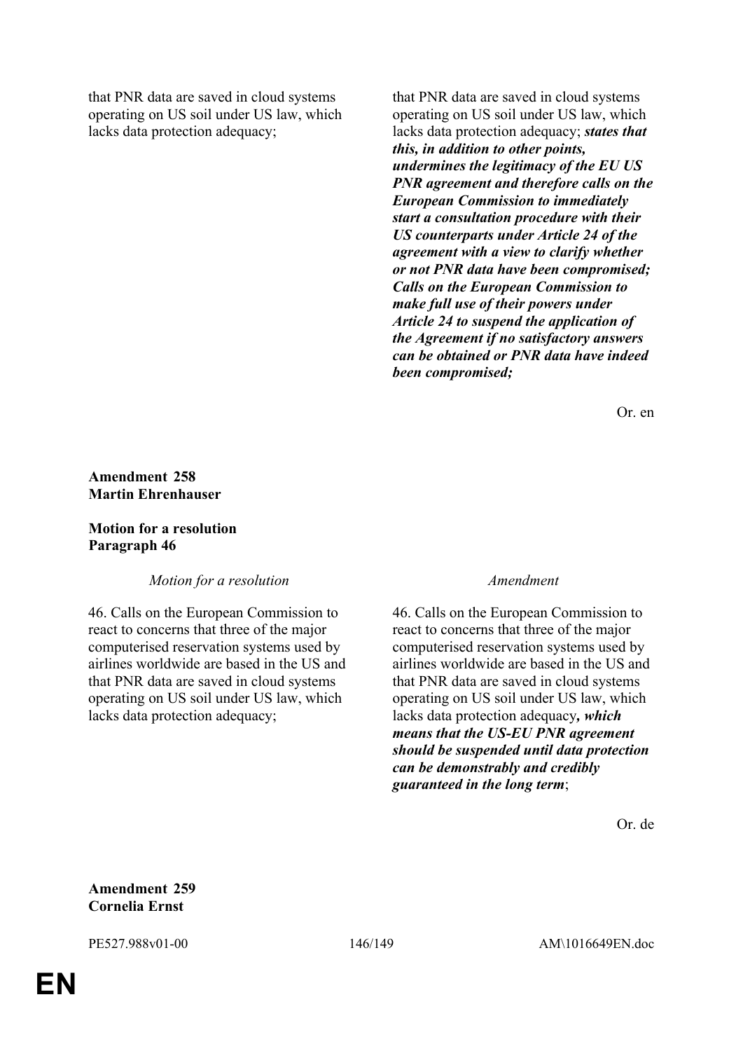| | |
|---|---|
| that PNR data are saved in cloud systems operating on US soil under US law, which lacks data protection adequacy; | that PNR data are saved in cloud systems operating on US soil under US law, which lacks data protection adequacy; ***states that this, in addition to other points, undermines the legitimacy of the EU US PNR agreement and therefore calls on the European Commission to immediately start a consultation procedure with their US counterparts under Article 24 of the agreement with a view to clarify whether or not PNR data have been compromised; Calls on the European Commission to make full use of their powers under Article 24 to suspend the application of the Agreement if no satisfactory answers can be obtained or PNR data have indeed been compromised;*** |

Or. en

**Amendment 258**
**Martin Ehrenhauser**

**Motion for a resolution**
**Paragraph 46**

| *Motion for a resolution* | *Amendment* |
|---|---|
| 46. Calls on the European Commission to react to concerns that three of the major computerised reservation systems used by airlines worldwide are based in the US and that PNR data are saved in cloud systems operating on US soil under US law, which lacks data protection adequacy; | 46. Calls on the European Commission to react to concerns that three of the major computerised reservation systems used by airlines worldwide are based in the US and that PNR data are saved in cloud systems operating on US soil under US law, which lacks data protection adequacy***, which means that the US-EU PNR agreement should be suspended until data protection can be demonstrably and credibly guaranteed in the long term***; |

Or. de

**Amendment 259**
**Cornelia Ernst**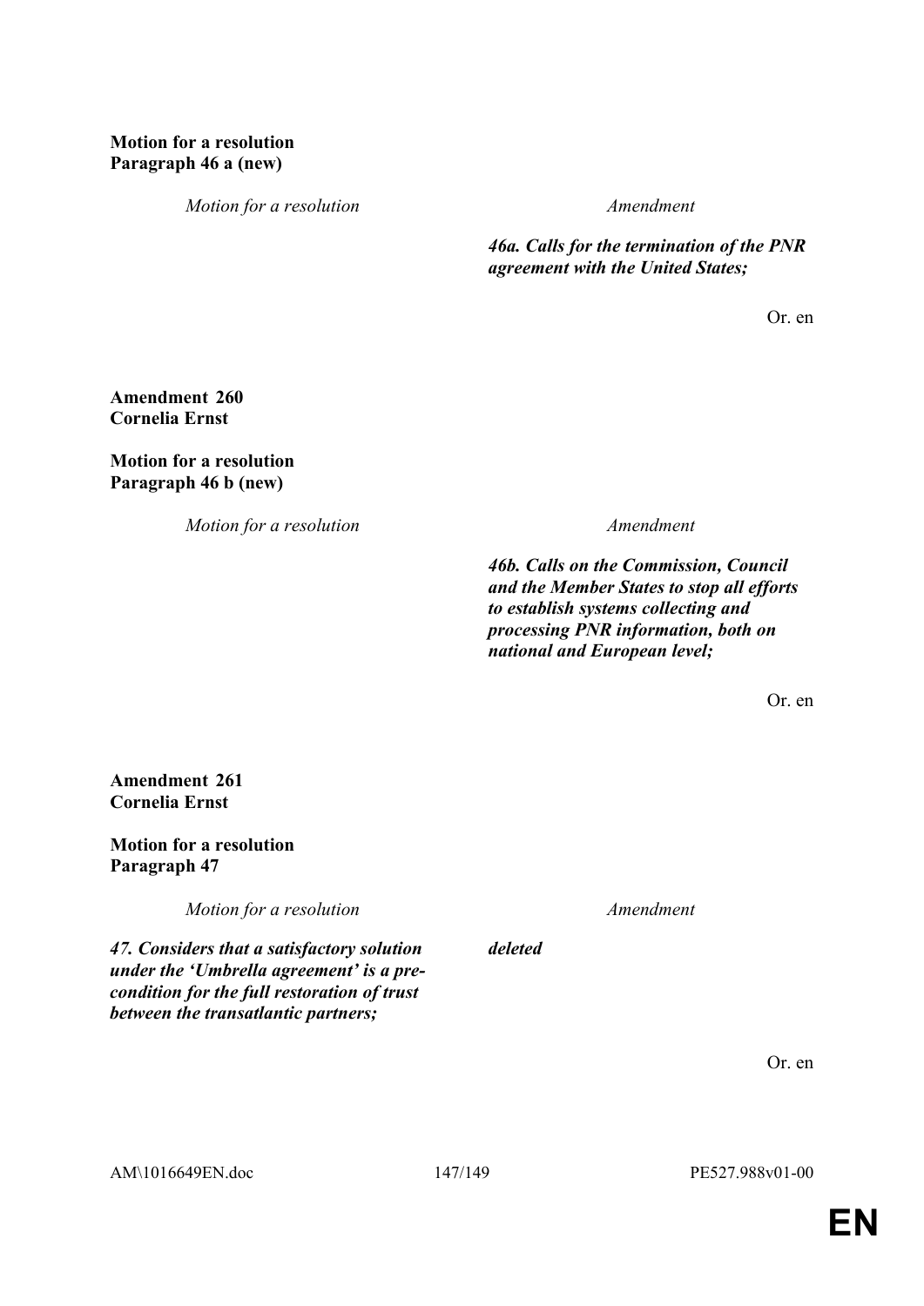**Motion for a resolution**
**Paragraph 46 a (new)**

| *Motion for a resolution* | *Amendment* |
|---|---|
| | ***46a. Calls for the termination of the PNR agreement with the United States;*** |

Or. en

**Amendment 260**
**Cornelia Ernst**

**Motion for a resolution**
**Paragraph 46 b (new)**

| *Motion for a resolution* | *Amendment* |
|---|---|
| | ***46b. Calls on the Commission, Council and the Member States to stop all efforts to establish systems collecting and processing PNR information, both on national and European level;*** |

Or. en

**Amendment 261**
**Cornelia Ernst**

**Motion for a resolution**
**Paragraph 47**

| *Motion for a resolution* | *Amendment* |
|---|---|
| ***47. Considers that a satisfactory solution under the 'Umbrella agreement' is a pre-condition for the full restoration of trust between the transatlantic partners;*** | ***deleted*** |

Or. en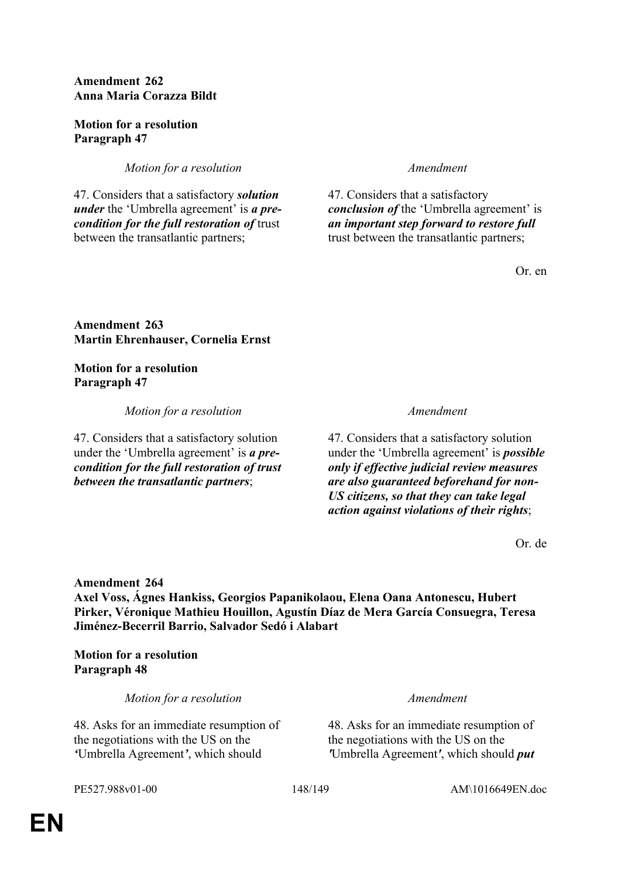**Amendment 262**
**Anna Maria Corazza Bildt**

**Motion for a resolution**
**Paragraph 47**

| *Motion for a resolution* | *Amendment* |
| --- | --- |
| 47. Considers that a satisfactory ***solution under*** the 'Umbrella agreement' is ***a pre-condition for the full restoration of*** trust between the transatlantic partners; | 47. Considers that a satisfactory ***conclusion of*** the 'Umbrella agreement' is ***an important step forward to restore full*** trust between the transatlantic partners; |

Or. en

**Amendment 263**
**Martin Ehrenhauser, Cornelia Ernst**

**Motion for a resolution**
**Paragraph 47**

| *Motion for a resolution* | *Amendment* |
| --- | --- |
| 47. Considers that a satisfactory solution under the 'Umbrella agreement' is ***a pre-condition for the full restoration of trust between the transatlantic partners***; | 47. Considers that a satisfactory solution under the 'Umbrella agreement' is ***possible only if effective judicial review measures are also guaranteed beforehand for non-US citizens, so that they can take legal action against violations of their rights***; |

Or. de

**Amendment 264**
**Axel Voss, Ágnes Hankiss, Georgios Papanikolaou, Elena Oana Antonescu, Hubert Pirker, Véronique Mathieu Houillon, Agustín Díaz de Mera García Consuegra, Teresa Jiménez-Becerril Barrio, Salvador Sedó i Alabart**

**Motion for a resolution**
**Paragraph 48**

| *Motion for a resolution* | *Amendment* |
| --- | --- |
| 48. Asks for an immediate resumption of the negotiations with the US on the *'*Umbrella Agreement*'*, which should | 48. Asks for an immediate resumption of the negotiations with the US on the *'*Umbrella Agreement*'*, which should ***put*** |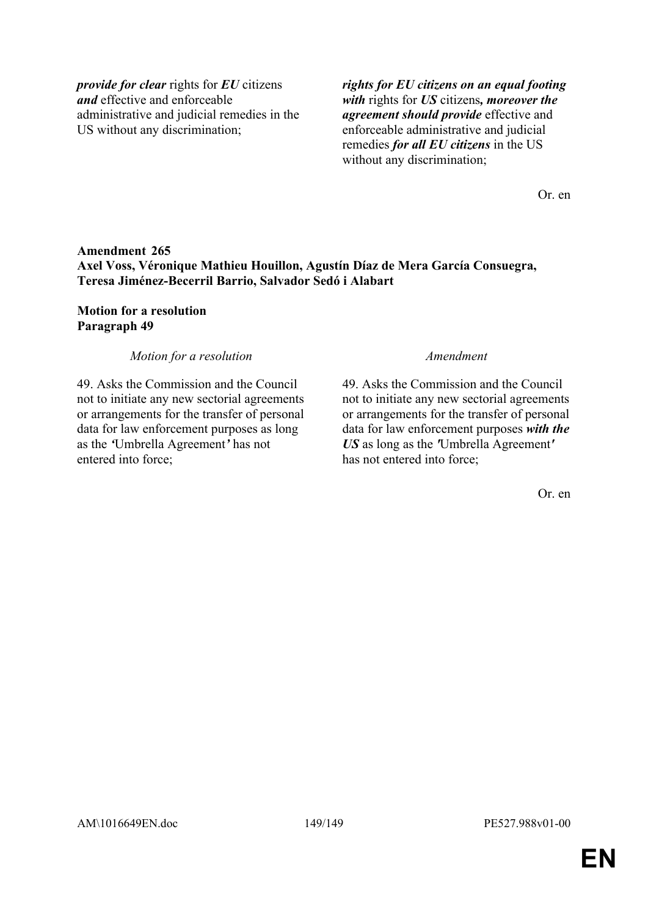| | |
|---|---|
| ***provide for clear*** rights for ***EU*** citizens ***and*** effective and enforceable administrative and judicial remedies in the US without any discrimination; | ***rights for EU citizens on an equal footing with*** rights for ***US*** citizens***, moreover the agreement should provide*** effective and enforceable administrative and judicial remedies ***for all EU citizens*** in the US without any discrimination; |

Or. en

**Amendment 265**
**Axel Voss, Véronique Mathieu Houillon, Agustín Díaz de Mera García Consuegra, Teresa Jiménez-Becerril Barrio, Salvador Sedó i Alabart**

**Motion for a resolution**
**Paragraph 49**

| *Motion for a resolution* | *Amendment* |
|---|---|
| 49. Asks the Commission and the Council not to initiate any new sectorial agreements or arrangements for the transfer of personal data for law enforcement purposes as long as the ***'***Umbrella Agreement***'*** has not entered into force; | 49. Asks the Commission and the Council not to initiate any new sectorial agreements or arrangements for the transfer of personal data for law enforcement purposes ***with the US*** as long as the ***'***Umbrella Agreement***'*** has not entered into force; |

Or. en